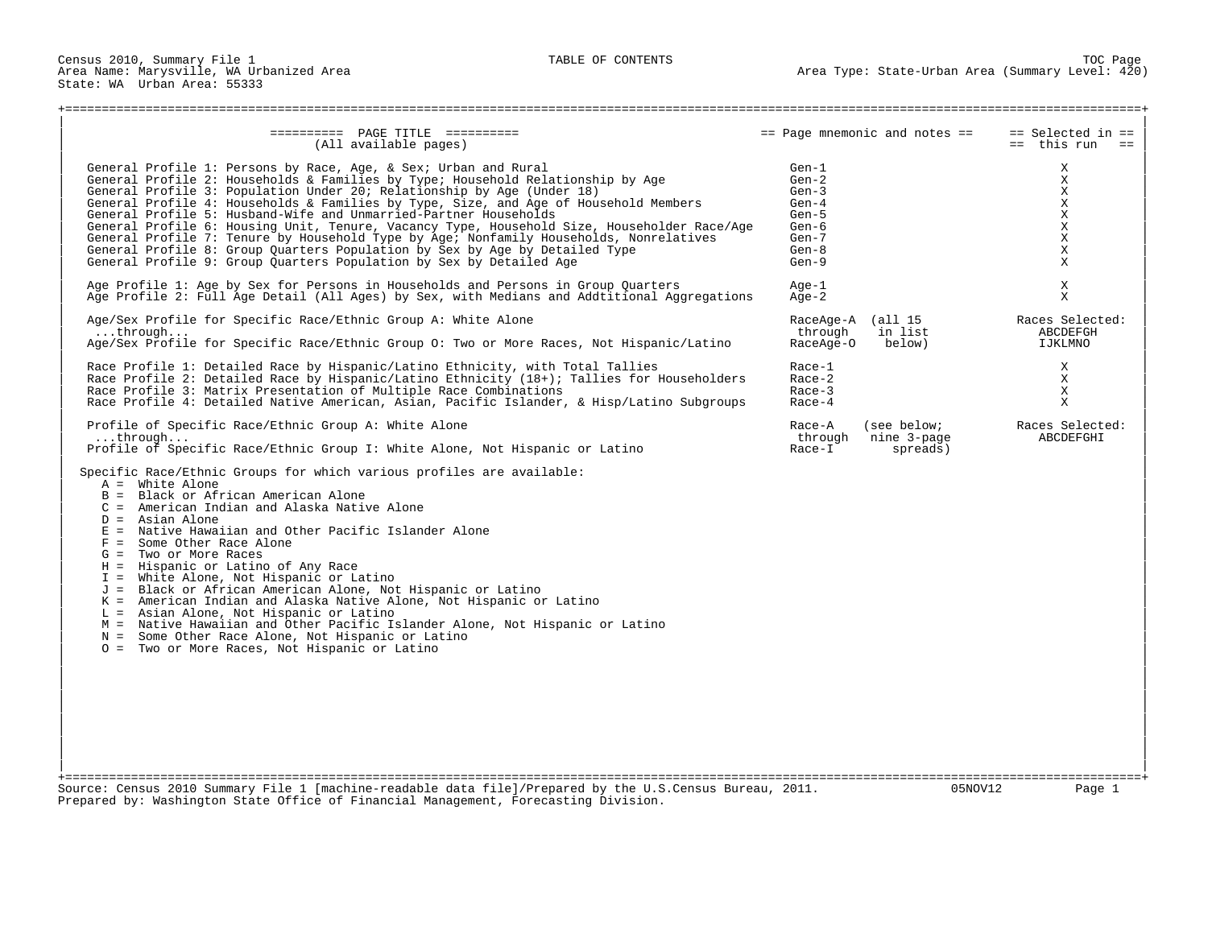Census 2010, Summary File 1
Area Name: Marysville, WA Urbanized Area
State: WA Urban Area: 55333

# TABLE OF CONTENTS

Area Type: State-Urban Area (Summary Level: 420)

| PAGE TITLE (All available pages) | Page mnemonic and notes | Selected in this run |
|---|---|---|
| General Profile 1: Persons by Race, Age, & Sex; Urban and Rural | Gen-1 | X |
| General Profile 2: Households & Families by Type; Household Relationship by Age | Gen-2 | X |
| General Profile 3: Population Under 20; Relationship by Age (Under 18) | Gen-3 | X |
| General Profile 4: Households & Families by Type, Size, and Age of Household Members | Gen-4 | X |
| General Profile 5: Husband-Wife and Unmarried-Partner Households | Gen-5 | X |
| General Profile 6: Housing Unit, Tenure, Vacancy Type, Household Size, Householder Race/Age | Gen-6 | X |
| General Profile 7: Tenure by Household Type by Age; Nonfamily Households, Nonrelatives | Gen-7 | X |
| General Profile 8: Group Quarters Population by Sex by Age by Detailed Type | Gen-8 | X |
| General Profile 9: Group Quarters Population by Sex by Detailed Age | Gen-9 | X |
| Age Profile 1: Age by Sex for Persons in Households and Persons in Group Quarters | Age-1 | X |
| Age Profile 2: Full Age Detail (All Ages) by Sex, with Medians and Addtitional Aggregations | Age-2 | X |
| Age/Sex Profile for Specific Race/Ethnic Group A: White Alone ...through... Age/Sex Profile for Specific Race/Ethnic Group O: Two or More Races, Not Hispanic/Latino | RaceAge-A through RaceAge-O (all 15 in list below) | Races Selected: ABCDEFGH IJKLMNO |
| Race Profile 1: Detailed Race by Hispanic/Latino Ethnicity, with Total Tallies | Race-1 | X |
| Race Profile 2: Detailed Race by Hispanic/Latino Ethnicity (18+); Tallies for Householders | Race-2 | X |
| Race Profile 3: Matrix Presentation of Multiple Race Combinations | Race-3 | X |
| Race Profile 4: Detailed Native American, Asian, Pacific Islander, & Hisp/Latino Subgroups | Race-4 | X |
| Profile of Specific Race/Ethnic Group A: White Alone ...through... Profile of Specific Race/Ethnic Group I: White Alone, Not Hispanic or Latino | Race-A through Race-I (see below; nine 3-page spreads) | Races Selected: ABCDEFGHI |

Specific Race/Ethnic Groups for which various profiles are available:

- A = White Alone
- B = Black or African American Alone
- C = American Indian and Alaska Native Alone
- D = Asian Alone
- E = Native Hawaiian and Other Pacific Islander Alone
- F = Some Other Race Alone
- G = Two or More Races
- H = Hispanic or Latino of Any Race
- I = White Alone, Not Hispanic or Latino
- J = Black or African American Alone, Not Hispanic or Latino
- K = American Indian and Alaska Native Alone, Not Hispanic or Latino
- L = Asian Alone, Not Hispanic or Latino
- M = Native Hawaiian and Other Pacific Islander Alone, Not Hispanic or Latino
- N = Some Other Race Alone, Not Hispanic or Latino
- O = Two or More Races, Not Hispanic or Latino

Source: Census 2010 Summary File 1 [machine-readable data file]/Prepared by the U.S.Census Bureau, 2011. 05NOV12
Prepared by: Washington State Office of Financial Management, Forecasting Division.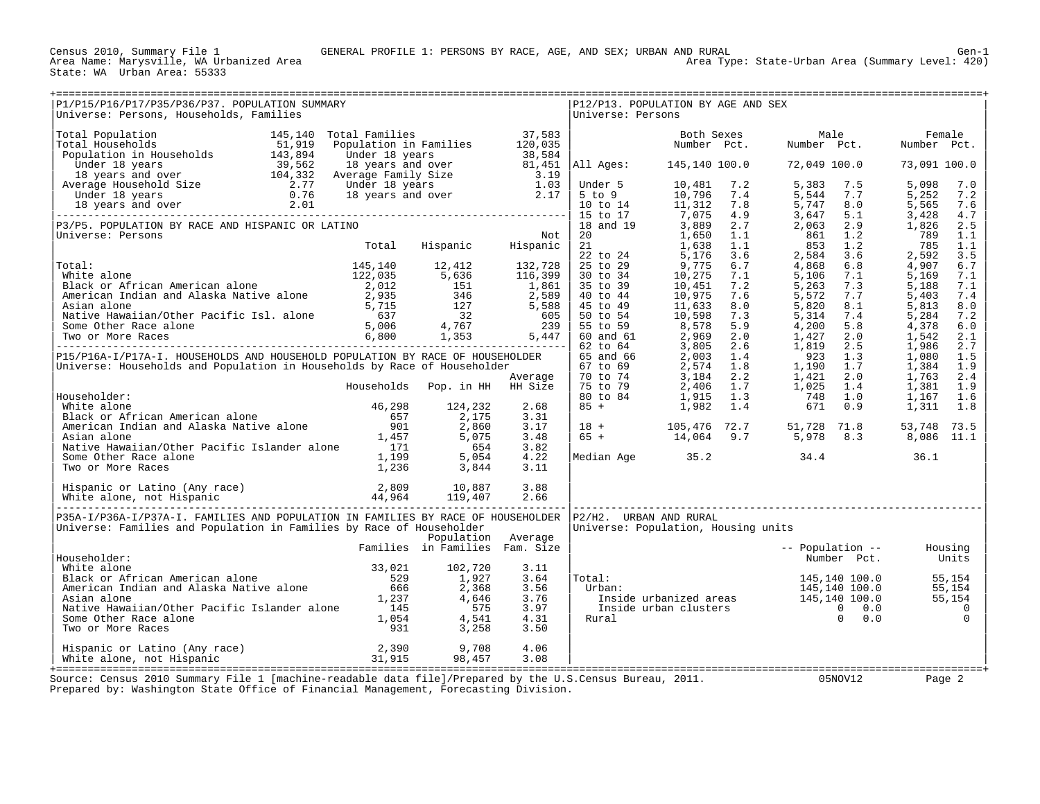Census 2010, Summary File 1 — GENERAL PROFILE 1: PERSONS BY RACE, AGE, AND SEX; URBAN AND RURAL — Gen-1

Area Name: Marysville, WA Urbanized Area — Area Type: State-Urban Area (Summary Level: 420)

State: WA Urban Area: 55333

## P1/P15/P16/P17/P35/P36/P37. POPULATION SUMMARY

Universe: Persons, Households, Families

| Item | Value | Item | Value |
|---|---|---|---|
| Total Population | 145,140 | Total Families | 37,583 |
| Total Households | 51,919 | Population in Families | 120,035 |
| Population in Households | 143,894 | Under 18 years | 38,584 |
| Under 18 years | 39,562 | 18 years and over | 81,451 |
| 18 years and over | 104,332 | Average Family Size | 3.19 |
| Average Household Size | 2.77 | Under 18 years | 1.03 |
| Under 18 years | 0.76 | 18 years and over | 2.17 |
| 18 years and over | 2.01 | | |

## P3/P5. POPULATION BY RACE AND HISPANIC OR LATINO

Universe: Persons

| | Total | Hispanic | Not Hispanic |
|---|---|---|---|
| Total: | 145,140 | 12,412 | 132,728 |
| White alone | 122,035 | 5,636 | 116,399 |
| Black or African American alone | 2,012 | 151 | 1,861 |
| American Indian and Alaska Native alone | 2,935 | 346 | 2,589 |
| Asian alone | 5,715 | 127 | 5,588 |
| Native Hawaiian/Other Pacific Isl. alone | 637 | 32 | 605 |
| Some Other Race alone | 5,006 | 4,767 | 239 |
| Two or More Races | 6,800 | 1,353 | 5,447 |

## P15/P16A-I/P17A-I. HOUSEHOLDS AND HOUSEHOLD POPULATION BY RACE OF HOUSEHOLDER

Universe: Households and Population in Households by Race of Householder

| Householder: | Households | Pop. in HH | Average HH Size |
|---|---|---|---|
| White alone | 46,298 | 124,232 | 2.68 |
| Black or African American alone | 657 | 2,175 | 3.31 |
| American Indian and Alaska Native alone | 901 | 2,860 | 3.17 |
| Asian alone | 1,457 | 5,075 | 3.48 |
| Native Hawaiian/Other Pacific Islander alone | 171 | 654 | 3.82 |
| Some Other Race alone | 1,199 | 5,054 | 4.22 |
| Two or More Races | 1,236 | 3,844 | 3.11 |
| Hispanic or Latino (Any race) | 2,809 | 10,887 | 3.88 |
| White alone, not Hispanic | 44,964 | 119,407 | 2.66 |

## P35A-I/P36A-I/P37A-I. FAMILIES AND POPULATION IN FAMILIES BY RACE OF HOUSEHOLDER

Universe: Families and Population in Families by Race of Householder

| Householder: | Families | Population in Families | Average Fam. Size |
|---|---|---|---|
| White alone | 33,021 | 102,720 | 3.11 |
| Black or African American alone | 529 | 1,927 | 3.64 |
| American Indian and Alaska Native alone | 666 | 2,368 | 3.56 |
| Asian alone | 1,237 | 4,646 | 3.76 |
| Native Hawaiian/Other Pacific Islander alone | 145 | 575 | 3.97 |
| Some Other Race alone | 1,054 | 4,541 | 4.31 |
| Two or More Races | 931 | 3,258 | 3.50 |
| Hispanic or Latino (Any race) | 2,390 | 9,708 | 4.06 |
| White alone, not Hispanic | 31,915 | 98,457 | 3.08 |

## P12/P13. POPULATION BY AGE AND SEX

Universe: Persons

| | Both Sexes Number | Both Sexes Pct. | Male Number | Male Pct. | Female Number | Female Pct. |
|---|---|---|---|---|---|---|
| All Ages: | 145,140 | 100.0 | 72,049 | 100.0 | 73,091 | 100.0 |
| Under 5 | 10,481 | 7.2 | 5,383 | 7.5 | 5,098 | 7.0 |
| 5 to 9 | 10,796 | 7.4 | 5,544 | 7.7 | 5,252 | 7.2 |
| 10 to 14 | 11,312 | 7.8 | 5,747 | 8.0 | 5,565 | 7.6 |
| 15 to 17 | 7,075 | 4.9 | 3,647 | 5.1 | 3,428 | 4.7 |
| 18 and 19 | 3,889 | 2.7 | 2,063 | 2.9 | 1,826 | 2.5 |
| 20 | 1,650 | 1.1 | 861 | 1.2 | 789 | 1.1 |
| 21 | 1,638 | 1.1 | 853 | 1.2 | 785 | 1.1 |
| 22 to 24 | 5,176 | 3.6 | 2,584 | 3.6 | 2,592 | 3.5 |
| 25 to 29 | 9,775 | 6.7 | 4,868 | 6.8 | 4,907 | 6.7 |
| 30 to 34 | 10,275 | 7.1 | 5,106 | 7.1 | 5,169 | 7.1 |
| 35 to 39 | 10,451 | 7.2 | 5,263 | 7.3 | 5,188 | 7.1 |
| 40 to 44 | 10,975 | 7.6 | 5,572 | 7.7 | 5,403 | 7.4 |
| 45 to 49 | 11,633 | 8.0 | 5,820 | 8.1 | 5,813 | 8.0 |
| 50 to 54 | 10,598 | 7.3 | 5,314 | 7.4 | 5,284 | 7.2 |
| 55 to 59 | 8,578 | 5.9 | 4,200 | 5.8 | 4,378 | 6.0 |
| 60 and 61 | 2,969 | 2.0 | 1,427 | 2.0 | 1,542 | 2.1 |
| 62 to 64 | 3,805 | 2.6 | 1,819 | 2.5 | 1,986 | 2.7 |
| 65 and 66 | 2,003 | 1.4 | 923 | 1.3 | 1,080 | 1.5 |
| 67 to 69 | 2,574 | 1.8 | 1,190 | 1.7 | 1,384 | 1.9 |
| 70 to 74 | 3,184 | 2.2 | 1,421 | 2.0 | 1,763 | 2.4 |
| 75 to 79 | 2,406 | 1.7 | 1,025 | 1.4 | 1,381 | 1.9 |
| 80 to 84 | 1,915 | 1.3 | 748 | 1.0 | 1,167 | 1.6 |
| 85 + | 1,982 | 1.4 | 671 | 0.9 | 1,311 | 1.8 |
| 18 + | 105,476 | 72.7 | 51,728 | 71.8 | 53,748 | 73.5 |
| 65 + | 14,064 | 9.7 | 5,978 | 8.3 | 8,086 | 11.1 |
| Median Age | 35.2 | | 34.4 | | 36.1 | |

## P2/H2. URBAN AND RURAL

Universe: Population, Housing units

| | Population Number | Population Pct. | Housing Units |
|---|---|---|---|
| Total: | 145,140 | 100.0 | 55,154 |
| Urban: | 145,140 | 100.0 | 55,154 |
| Inside urbanized areas | 145,140 | 100.0 | 55,154 |
| Inside urban clusters | 0 | 0.0 | 0 |
| Rural | 0 | 0.0 | 0 |

Source: Census 2010 Summary File 1 [machine-readable data file]/Prepared by the U.S.Census Bureau, 2011. 05NOV12

Prepared by: Washington State Office of Financial Management, Forecasting Division.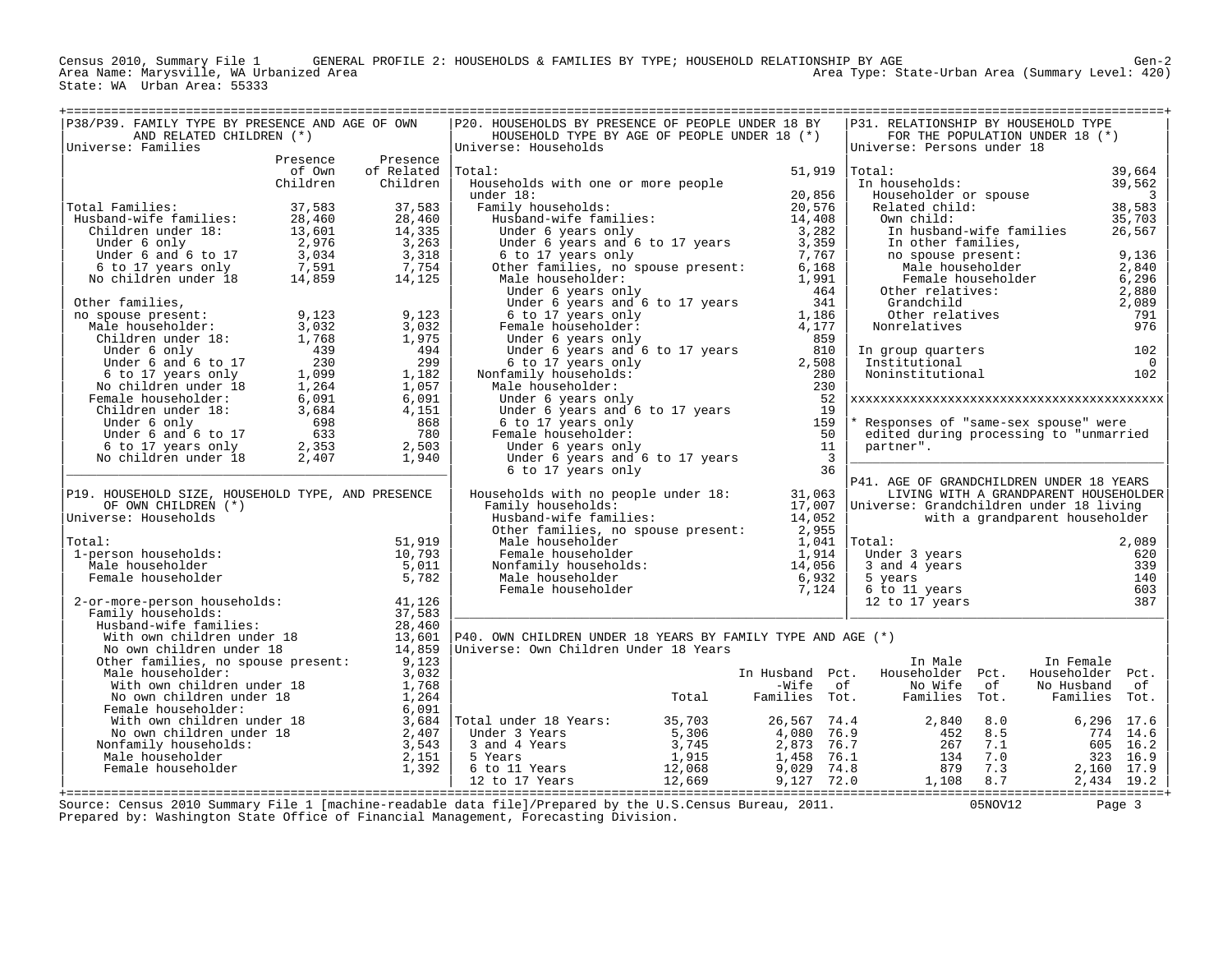Census 2010, Summary File 1 GENERAL PROFILE 2: HOUSEHOLDS & FAMILIES BY TYPE; HOUSEHOLD RELATIONSHIP BY AGE Gen-2
Area Name: Marysville, WA Urbanized Area Area Type: State-Urban Area (Summary Level: 420)
State: WA Urban Area: 55333

## P38/P39. FAMILY TYPE BY PRESENCE AND AGE OF OWN AND RELATED CHILDREN (*)

Universe: Families

| | Presence of Own Children | Presence of Related Children |
|---|---|---|
| Total Families: | 37,583 | 37,583 |
| Husband-wife families: | 28,460 | 28,460 |
| Children under 18: | 13,601 | 14,335 |
| Under 6 only | 2,976 | 3,263 |
| Under 6 and 6 to 17 | 3,034 | 3,318 |
| 6 to 17 years only | 7,591 | 7,754 |
| No children under 18 | 14,859 | 14,125 |
| Other families, no spouse present: | 9,123 | 9,123 |
| Male householder: | 3,032 | 3,032 |
| Children under 18: | 1,768 | 1,975 |
| Under 6 only | 439 | 494 |
| Under 6 and 6 to 17 | 230 | 299 |
| 6 to 17 years only | 1,099 | 1,182 |
| No children under 18 | 1,264 | 1,057 |
| Female householder: | 6,091 | 6,091 |
| Children under 18: | 3,684 | 4,151 |
| Under 6 only | 698 | 868 |
| Under 6 and 6 to 17 | 633 | 780 |
| 6 to 17 years only | 2,353 | 2,503 |
| No children under 18 | 2,407 | 1,940 |

## P19. HOUSEHOLD SIZE, HOUSEHOLD TYPE, AND PRESENCE OF OWN CHILDREN (*)

Universe: Households

| | |
|---|---|
| Total: | 51,919 |
| 1-person households: | 10,793 |
| Male householder | 5,011 |
| Female householder | 5,782 |
| 2-or-more-person households: | 41,126 |
| Family households: | 37,583 |
| Husband-wife families: | 28,460 |
| With own children under 18 | 13,601 |
| No own children under 18 | 14,859 |
| Other families, no spouse present: | 9,123 |
| Male householder: | 3,032 |
| With own children under 18 | 1,768 |
| No own children under 18 | 1,264 |
| Female householder: | 6,091 |
| With own children under 18 | 3,684 |
| No own children under 18 | 2,407 |
| Nonfamily households: | 3,543 |
| Male householder | 2,151 |
| Female householder | 1,392 |

## P20. HOUSEHOLDS BY PRESENCE OF PEOPLE UNDER 18 BY HOUSEHOLD TYPE BY AGE OF PEOPLE UNDER 18 (*)

Universe: Households

| | |
|---|---|
| Total: | 51,919 |
| Households with one or more people under 18: | 20,856 |
| Family households: | 20,576 |
| Husband-wife families: | 14,408 |
| Under 6 years only | 3,282 |
| Under 6 years and 6 to 17 years | 3,359 |
| 6 to 17 years only | 7,767 |
| Other families, no spouse present: | 6,168 |
| Male householder: | 1,991 |
| Under 6 years only | 464 |
| Under 6 years and 6 to 17 years | 341 |
| 6 to 17 years only | 1,186 |
| Female householder: | 4,177 |
| Under 6 years only | 859 |
| Under 6 years and 6 to 17 years | 810 |
| 6 to 17 years only | 2,508 |
| Nonfamily households: | 280 |
| Male householder: | 230 |
| Under 6 years only | 52 |
| Under 6 years and 6 to 17 years | 19 |
| 6 to 17 years only | 159 |
| Female householder: | 50 |
| Under 6 years only | 11 |
| Under 6 years and 6 to 17 years | 3 |
| 6 to 17 years only | 36 |
| Households with no people under 18: | 31,063 |
| Family households: | 17,007 |
| Husband-wife families: | 14,052 |
| Other families, no spouse present: | 2,955 |
| Male householder | 1,041 |
| Female householder | 1,914 |
| Nonfamily households: | 14,056 |
| Male householder | 6,932 |
| Female householder | 7,124 |

## P40. OWN CHILDREN UNDER 18 YEARS BY FAMILY TYPE AND AGE (*)

Universe: Own Children Under 18 Years

| | Total | In Husband-Wife Families | Pct. of Tot. | In Male Householder No Wife Families | Pct. of Tot. | In Female Householder No Husband Families | Pct. of Tot. |
|---|---|---|---|---|---|---|---|
| Total under 18 Years: | 35,703 | 26,567 | 74.4 | 2,840 | 8.0 | 6,296 | 17.6 |
| Under 3 Years | 5,306 | 4,080 | 76.9 | 452 | 8.5 | 774 | 14.6 |
| 3 and 4 Years | 3,745 | 2,873 | 76.7 | 267 | 7.1 | 605 | 16.2 |
| 5 Years | 1,915 | 1,458 | 76.1 | 134 | 7.0 | 323 | 16.9 |
| 6 to 11 Years | 12,068 | 9,029 | 74.8 | 879 | 7.3 | 2,160 | 17.9 |
| 12 to 17 Years | 12,669 | 9,127 | 72.0 | 1,108 | 8.7 | 2,434 | 19.2 |

## P31. RELATIONSHIP BY HOUSEHOLD TYPE FOR THE POPULATION UNDER 18 (*)

Universe: Persons under 18

| | |
|---|---|
| Total: | 39,664 |
| In households: | 39,562 |
| Householder or spouse | 3 |
| Related child: | 38,583 |
| Own child: | 35,703 |
| In husband-wife families | 26,567 |
| In other families, no spouse present: | 9,136 |
| Male householder | 2,840 |
| Female householder | 6,296 |
| Other relatives: | 2,880 |
| Grandchild | 2,089 |
| Other relatives | 791 |
| Nonrelatives | 976 |
| In group quarters | 102 |
| Institutional | 0 |
| Noninstitutional | 102 |

\* Responses of "same-sex spouse" were edited during processing to "unmarried partner".

## P41. AGE OF GRANDCHILDREN UNDER 18 YEARS LIVING WITH A GRANDPARENT HOUSEHOLDER

Universe: Grandchildren under 18 living with a grandparent householder

| | |
|---|---|
| Total: | 2,089 |
| Under 3 years | 620 |
| 3 and 4 years | 339 |
| 5 years | 140 |
| 6 to 11 years | 603 |
| 12 to 17 years | 387 |

Source: Census 2010 Summary File 1 [machine-readable data file]/Prepared by the U.S.Census Bureau, 2011. 05NOV12
Prepared by: Washington State Office of Financial Management, Forecasting Division.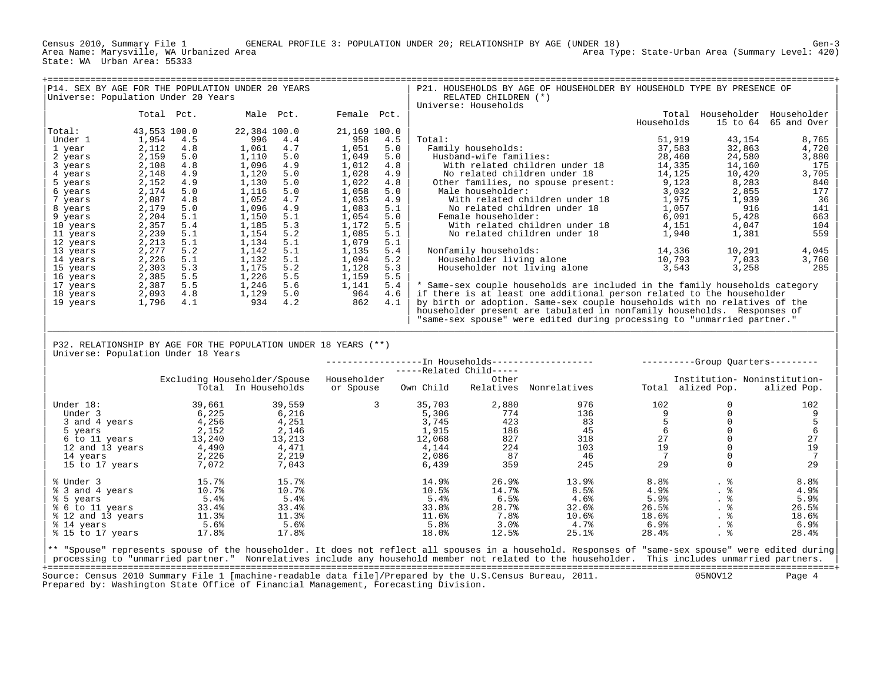Census 2010, Summary File 1 GENERAL PROFILE 3: POPULATION UNDER 20; RELATIONSHIP BY AGE (UNDER 18) Gen-3
Area Name: Marysville, WA Urbanized Area Area Type: State-Urban Area (Summary Level: 420)
State: WA Urban Area: 55333

## P14. SEX BY AGE FOR THE POPULATION UNDER 20 YEARS

Universe: Population Under 20 Years

| | Total | Pct. | Male | Pct. | Female | Pct. |
|---|---|---|---|---|---|---|
| Total: | 43,553 | 100.0 | 22,384 | 100.0 | 21,169 | 100.0 |
| Under 1 | 1,954 | 4.5 | 996 | 4.4 | 958 | 4.5 |
| 1 year | 2,112 | 4.8 | 1,061 | 4.7 | 1,051 | 5.0 |
| 2 years | 2,159 | 5.0 | 1,110 | 5.0 | 1,049 | 5.0 |
| 3 years | 2,108 | 4.8 | 1,096 | 4.9 | 1,012 | 4.8 |
| 4 years | 2,148 | 4.9 | 1,120 | 5.0 | 1,028 | 4.9 |
| 5 years | 2,152 | 4.9 | 1,130 | 5.0 | 1,022 | 4.8 |
| 6 years | 2,174 | 5.0 | 1,116 | 5.0 | 1,058 | 5.0 |
| 7 years | 2,087 | 4.8 | 1,052 | 4.7 | 1,035 | 4.9 |
| 8 years | 2,179 | 5.0 | 1,096 | 4.9 | 1,083 | 5.1 |
| 9 years | 2,204 | 5.1 | 1,150 | 5.1 | 1,054 | 5.0 |
| 10 years | 2,357 | 5.4 | 1,185 | 5.3 | 1,172 | 5.5 |
| 11 years | 2,239 | 5.1 | 1,154 | 5.2 | 1,085 | 5.1 |
| 12 years | 2,213 | 5.1 | 1,134 | 5.1 | 1,079 | 5.1 |
| 13 years | 2,277 | 5.2 | 1,142 | 5.1 | 1,135 | 5.4 |
| 14 years | 2,226 | 5.1 | 1,132 | 5.1 | 1,094 | 5.2 |
| 15 years | 2,303 | 5.3 | 1,175 | 5.2 | 1,128 | 5.3 |
| 16 years | 2,385 | 5.5 | 1,226 | 5.5 | 1,159 | 5.5 |
| 17 years | 2,387 | 5.5 | 1,246 | 5.6 | 1,141 | 5.4 |
| 18 years | 2,093 | 4.8 | 1,129 | 5.0 | 964 | 4.6 |
| 19 years | 1,796 | 4.1 | 934 | 4.2 | 862 | 4.1 |

## P21. HOUSEHOLDS BY AGE OF HOUSEHOLDER BY HOUSEHOLD TYPE BY PRESENCE OF RELATED CHILDREN (*)

Universe: Households

| | Total Households | Householder 15 to 64 | Householder 65 and Over |
|---|---|---|---|
| Total: | 51,919 | 43,154 | 8,765 |
| Family households: | 37,583 | 32,863 | 4,720 |
| Husband-wife families: | 28,460 | 24,580 | 3,880 |
| With related children under 18 | 14,335 | 14,160 | 175 |
| No related children under 18 | 14,125 | 10,420 | 3,705 |
| Other families, no spouse present: | 9,123 | 8,283 | 840 |
| Male householder: | 3,032 | 2,855 | 177 |
| With related children under 18 | 1,975 | 1,939 | 36 |
| No related children under 18 | 1,057 | 916 | 141 |
| Female householder: | 6,091 | 5,428 | 663 |
| With related children under 18 | 4,151 | 4,047 | 104 |
| No related children under 18 | 1,940 | 1,381 | 559 |
| Nonfamily households: | 14,336 | 10,291 | 4,045 |
| Householder living alone | 10,793 | 7,033 | 3,760 |
| Householder not living alone | 3,543 | 3,258 | 285 |

* Same-sex couple households are included in the family households category if there is at least one additional person related to the householder by birth or adoption. Same-sex couple households with no relatives of the householder present are tabulated in nonfamily households. Responses of "same-sex spouse" were edited during processing to "unmarried partner."

## P32. RELATIONSHIP BY AGE FOR THE POPULATION UNDER 18 YEARS (**)

Universe: Population Under 18 Years

| | Excluding Householder/Spouse Total | In Households: In Households | In Households: Householder or Spouse | In Households: Related Child: Own Child | In Households: Related Child: Other Relatives | In Households: Nonrelatives | Group Quarters: Total | Group Quarters: Institutionalized Pop. | Group Quarters: Noninstitutionalized Pop. |
|---|---|---|---|---|---|---|---|---|---|
| Under 18: | 39,661 | 39,559 | 3 | 35,703 | 2,880 | 976 | 102 | 0 | 102 |
| Under 3 | 6,225 | 6,216 | | 5,306 | 774 | 136 | 9 | 0 | 9 |
| 3 and 4 years | 4,256 | 4,251 | | 3,745 | 423 | 83 | 5 | 0 | 5 |
| 5 years | 2,152 | 2,146 | | 1,915 | 186 | 45 | 6 | 0 | 6 |
| 6 to 11 years | 13,240 | 13,213 | | 12,068 | 827 | 318 | 27 | 0 | 27 |
| 12 and 13 years | 4,490 | 4,471 | | 4,144 | 224 | 103 | 19 | 0 | 19 |
| 14 years | 2,226 | 2,219 | | 2,086 | 87 | 46 | 7 | 0 | 7 |
| 15 to 17 years | 7,072 | 7,043 | | 6,439 | 359 | 245 | 29 | 0 | 29 |
| % Under 3 | 15.7% | 15.7% | | 14.9% | 26.9% | 13.9% | 8.8% | . % | 8.8% |
| % 3 and 4 years | 10.7% | 10.7% | | 10.5% | 14.7% | 8.5% | 4.9% | . % | 4.9% |
| % 5 years | 5.4% | 5.4% | | 5.4% | 6.5% | 4.6% | 5.9% | . % | 5.9% |
| % 6 to 11 years | 33.4% | 33.4% | | 33.8% | 28.7% | 32.6% | 26.5% | . % | 26.5% |
| % 12 and 13 years | 11.3% | 11.3% | | 11.6% | 7.8% | 10.6% | 18.6% | . % | 18.6% |
| % 14 years | 5.6% | 5.6% | | 5.8% | 3.0% | 4.7% | 6.9% | . % | 6.9% |
| % 15 to 17 years | 17.8% | 17.8% | | 18.0% | 12.5% | 25.1% | 28.4% | . % | 28.4% |

** "Spouse" represents spouse of the householder. It does not reflect all spouses in a household. Responses of "same-sex spouse" were edited during processing to "unmarried partner." Nonrelatives include any household member not related to the householder. This includes unmarried partners.

Source: Census 2010 Summary File 1 [machine-readable data file]/Prepared by the U.S.Census Bureau, 2011. 05NOV12
Prepared by: Washington State Office of Financial Management, Forecasting Division.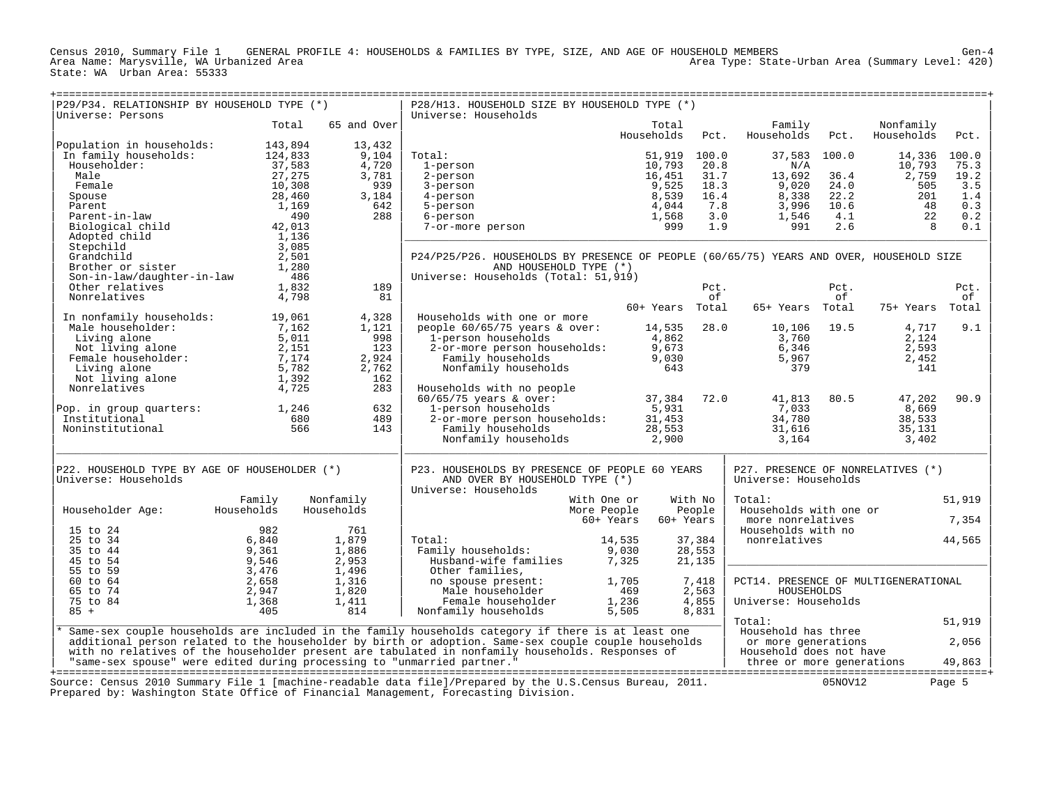Census 2010, Summary File 1 GENERAL PROFILE 4: HOUSEHOLDS & FAMILIES BY TYPE, SIZE, AND AGE OF HOUSEHOLD MEMBERS Gen-4
Area Name: Marysville, WA Urbanized Area Area Type: State-Urban Area (Summary Level: 420)
State: WA Urban Area: 55333

## P29/P34. RELATIONSHIP BY HOUSEHOLD TYPE (*)
Universe: Persons

| | Total | 65 and Over |
|---|---|---|
| Population in households: | 143,894 | 13,432 |
| In family households: | 124,833 | 9,104 |
| Householder: | 37,583 | 4,720 |
| Male | 27,275 | 3,781 |
| Female | 10,308 | 939 |
| Spouse | 28,460 | 3,184 |
| Parent | 1,169 | 642 |
| Parent-in-law | 490 | 288 |
| Biological child | 42,013 | |
| Adopted child | 1,136 | |
| Stepchild | 3,085 | |
| Grandchild | 2,501 | |
| Brother or sister | 1,280 | |
| Son-in-law/daughter-in-law | 486 | |
| Other relatives | 1,832 | 189 |
| Nonrelatives | 4,798 | 81 |
| In nonfamily households: | 19,061 | 4,328 |
| Male householder: | 7,162 | 1,121 |
| Living alone | 5,011 | 998 |
| Not living alone | 2,151 | 123 |
| Female householder: | 7,174 | 2,924 |
| Living alone | 5,782 | 2,762 |
| Not living alone | 1,392 | 162 |
| Nonrelatives | 4,725 | 283 |
| Pop. in group quarters: | 1,246 | 632 |
| Institutional | 680 | 489 |
| Noninstitutional | 566 | 143 |

## P28/H13. HOUSEHOLD SIZE BY HOUSEHOLD TYPE (*)
Universe: Households

| | Total Households | Pct. | Family Households | Pct. | Nonfamily Households | Pct. |
|---|---|---|---|---|---|---|
| Total: | 51,919 | 100.0 | 37,583 | 100.0 | 14,336 | 100.0 |
| 1-person | 10,793 | 20.8 | N/A | | 10,793 | 75.3 |
| 2-person | 16,451 | 31.7 | 13,692 | 36.4 | 2,759 | 19.2 |
| 3-person | 9,525 | 18.3 | 9,020 | 24.0 | 505 | 3.5 |
| 4-person | 8,539 | 16.4 | 8,338 | 22.2 | 201 | 1.4 |
| 5-person | 4,044 | 7.8 | 3,996 | 10.6 | 48 | 0.3 |
| 6-person | 1,568 | 3.0 | 1,546 | 4.1 | 22 | 0.2 |
| 7-or-more person | 999 | 1.9 | 991 | 2.6 | 8 | 0.1 |

## P24/P25/P26. HOUSEHOLDS BY PRESENCE OF PEOPLE (60/65/75) YEARS AND OVER, HOUSEHOLD SIZE AND HOUSEHOLD TYPE (*)
Universe: Households (Total: 51,919)

| | 60+ Years | Pct. of Total | 65+ Years | Pct. of Total | 75+ Years | Pct. of Total |
|---|---|---|---|---|---|---|
| Households with one or more people 60/65/75 years & over: | 14,535 | 28.0 | 10,106 | 19.5 | 4,717 | 9.1 |
| 1-person households | 4,862 | | 3,760 | | 2,124 | |
| 2-or-more person households: | 9,673 | | 6,346 | | 2,593 | |
| Family households | 9,030 | | 5,967 | | 2,452 | |
| Nonfamily households | 643 | | 379 | | 141 | |
| Households with no people 60/65/75 years & over: | 37,384 | 72.0 | 41,813 | 80.5 | 47,202 | 90.9 |
| 1-person households | 5,931 | | 7,033 | | 8,669 | |
| 2-or-more person households: | 31,453 | | 34,780 | | 38,533 | |
| Family households | 28,553 | | 31,616 | | 35,131 | |
| Nonfamily households | 2,900 | | 3,164 | | 3,402 | |

## P22. HOUSEHOLD TYPE BY AGE OF HOUSEHOLDER (*)
Universe: Households

| Householder Age: | Family Households | Nonfamily Households |
|---|---|---|
| 15 to 24 | 982 | 761 |
| 25 to 34 | 6,840 | 1,879 |
| 35 to 44 | 9,361 | 1,886 |
| 45 to 54 | 9,546 | 2,953 |
| 55 to 59 | 3,476 | 1,496 |
| 60 to 64 | 2,658 | 1,316 |
| 65 to 74 | 2,947 | 1,820 |
| 75 to 84 | 1,368 | 1,411 |
| 85 + | 405 | 814 |

## P23. HOUSEHOLDS BY PRESENCE OF PEOPLE 60 YEARS AND OVER BY HOUSEHOLD TYPE (*)
Universe: Households

| | With One or More People 60+ Years | With No People 60+ Years |
|---|---|---|
| Total: | 14,535 | 37,384 |
| Family households: | 9,030 | 28,553 |
| Husband-wife families | 7,325 | 21,135 |
| Other families, no spouse present: | 1,705 | 7,418 |
| Male householder | 469 | 2,563 |
| Female householder | 1,236 | 4,855 |
| Nonfamily households | 5,505 | 8,831 |

## P27. PRESENCE OF NONRELATIVES (*)
Universe: Households

| | |
|---|---|
| Total: | 51,919 |
| Households with one or more nonrelatives | 7,354 |
| Households with no nonrelatives | 44,565 |

## PCT14. PRESENCE OF MULTIGENERATIONAL HOUSEHOLDS
Universe: Households

| | |
|---|---|
| Total: | 51,919 |
| Household has three or more generations | 2,056 |
| Household does not have three or more generations | 49,863 |

* Same-sex couple households are included in the family households category if there is at least one additional person related to the householder by birth or adoption. Same-sex couple couple households with no relatives of the householder present are tabulated in nonfamily households. Responses of "same-sex spouse" were edited during processing to "unmarried partner."

Source: Census 2010 Summary File 1 [machine-readable data file]/Prepared by the U.S.Census Bureau, 2011. 05NOV12
Prepared by: Washington State Office of Financial Management, Forecasting Division.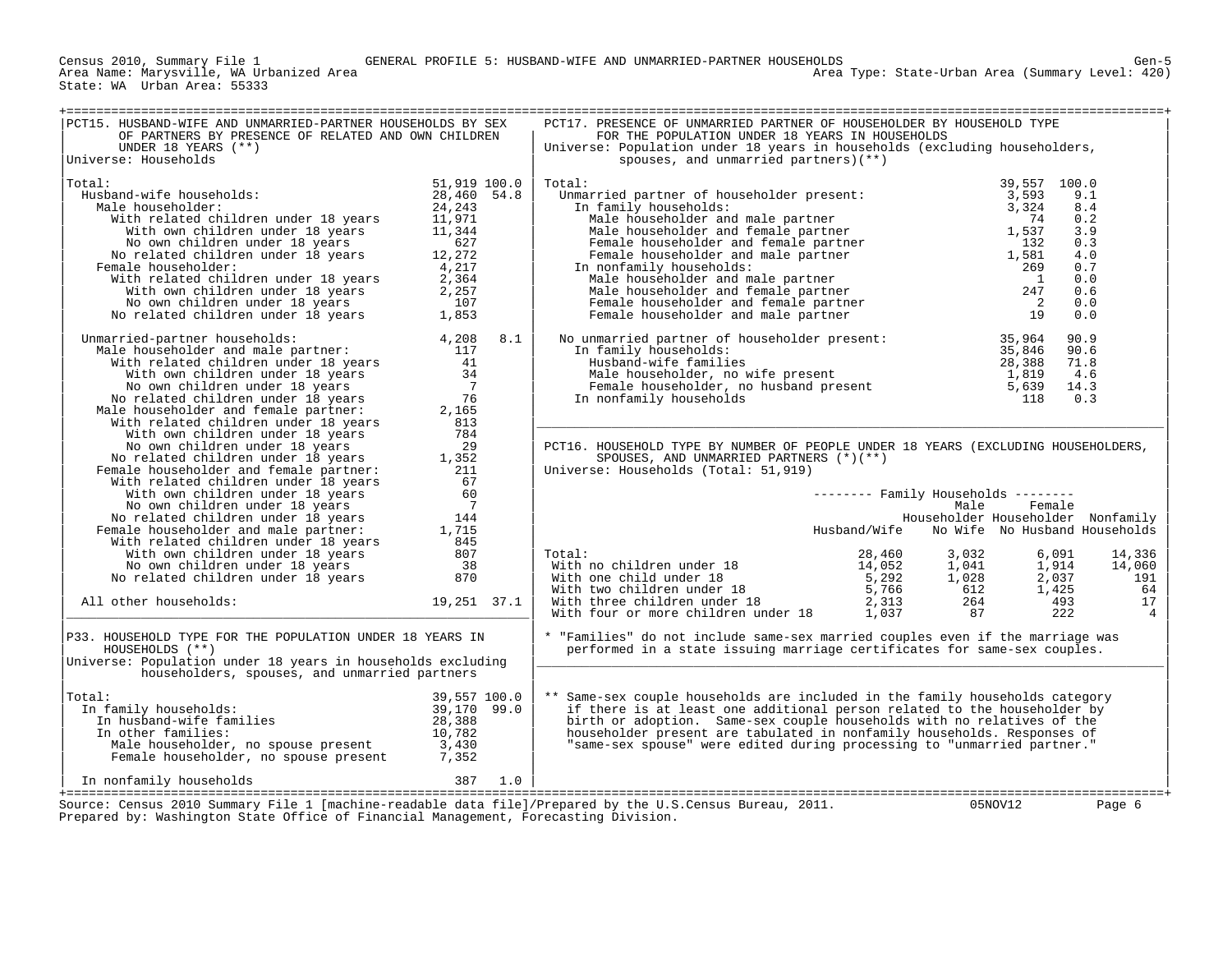Census 2010, Summary File 1 — GENERAL PROFILE 5: HUSBAND-WIFE AND UNMARRIED-PARTNER HOUSEHOLDS — Gen-5

Area Name: Marysville, WA Urbanized Area — Area Type: State-Urban Area (Summary Level: 420)

State: WA Urban Area: 55333

## PCT15. HUSBAND-WIFE AND UNMARRIED-PARTNER HOUSEHOLDS BY SEX OF PARTNERS BY PRESENCE OF RELATED AND OWN CHILDREN UNDER 18 YEARS (**)

Universe: Households

| | Number | Percent |
|---|---|---|
| Total: | 51,919 | 100.0 |
| Husband-wife households: | 28,460 | 54.8 |
| Male householder: | 24,243 | |
| With related children under 18 years | 11,971 | |
| With own children under 18 years | 11,344 | |
| No own children under 18 years | 627 | |
| No related children under 18 years | 12,272 | |
| Female householder: | 4,217 | |
| With related children under 18 years | 2,364 | |
| With own children under 18 years | 2,257 | |
| No own children under 18 years | 107 | |
| No related children under 18 years | 1,853 | |
| Unmarried-partner households: | 4,208 | 8.1 |
| Male householder and male partner: | 117 | |
| With related children under 18 years | 41 | |
| With own children under 18 years | 34 | |
| No own children under 18 years | 7 | |
| No related children under 18 years | 76 | |
| Male householder and female partner: | 2,165 | |
| With related children under 18 years | 813 | |
| With own children under 18 years | 784 | |
| No own children under 18 years | 29 | |
| No related children under 18 years | 1,352 | |
| Female householder and female partner: | 211 | |
| With related children under 18 years | 67 | |
| With own children under 18 years | 60 | |
| No own children under 18 years | 7 | |
| No related children under 18 years | 144 | |
| Female householder and male partner: | 1,715 | |
| With related children under 18 years | 845 | |
| With own children under 18 years | 807 | |
| No own children under 18 years | 38 | |
| No related children under 18 years | 870 | |
| All other households: | 19,251 | 37.1 |

## P33. HOUSEHOLD TYPE FOR THE POPULATION UNDER 18 YEARS IN HOUSEHOLDS (**)

Universe: Population under 18 years in households excluding householders, spouses, and unmarried partners

| | Number | Percent |
|---|---|---|
| Total: | 39,557 | 100.0 |
| In family households: | 39,170 | 99.0 |
| In husband-wife families | 28,388 | |
| In other families: | 10,782 | |
| Male householder, no spouse present | 3,430 | |
| Female householder, no spouse present | 7,352 | |
| In nonfamily households | 387 | 1.0 |

## PCT17. PRESENCE OF UNMARRIED PARTNER OF HOUSEHOLDER BY HOUSEHOLD TYPE FOR THE POPULATION UNDER 18 YEARS IN HOUSEHOLDS

Universe: Population under 18 years in households (excluding householders, spouses, and unmarried partners)(**)

| | Number | Percent |
|---|---|---|
| Total: | 39,557 | 100.0 |
| Unmarried partner of householder present: | 3,593 | 9.1 |
| In family households: | 3,324 | 8.4 |
| Male householder and male partner | 74 | 0.2 |
| Male householder and female partner | 1,537 | 3.9 |
| Female householder and female partner | 132 | 0.3 |
| Female householder and male partner | 1,581 | 4.0 |
| In nonfamily households: | 269 | 0.7 |
| Male householder and male partner | 1 | 0.0 |
| Male householder and female partner | 247 | 0.6 |
| Female householder and female partner | 2 | 0.0 |
| Female householder and male partner | 19 | 0.0 |
| No unmarried partner of householder present: | 35,964 | 90.9 |
| In family households: | 35,846 | 90.6 |
| Husband-wife families | 28,388 | 71.8 |
| Male householder, no wife present | 1,819 | 4.6 |
| Female householder, no husband present | 5,639 | 14.3 |
| In nonfamily households | 118 | 0.3 |

## PCT16. HOUSEHOLD TYPE BY NUMBER OF PEOPLE UNDER 18 YEARS (EXCLUDING HOUSEHOLDERS, SPOUSES, AND UNMARRIED PARTNERS (*)(**)

Universe: Households (Total: 51,919)

| | Family Households | | | |
|---|---|---|---|---|
| | Husband/Wife | Male Householder No Wife | Female Householder No Husband | Nonfamily Households |
| Total: | 28,460 | 3,032 | 6,091 | 14,336 |
| With no children under 18 | 14,052 | 1,041 | 1,914 | 14,060 |
| With one child under 18 | 5,292 | 1,028 | 2,037 | 191 |
| With two children under 18 | 5,766 | 612 | 1,425 | 64 |
| With three children under 18 | 2,313 | 264 | 493 | 17 |
| With four or more children under 18 | 1,037 | 87 | 222 | 4 |

* "Families" do not include same-sex married couples even if the marriage was performed in a state issuing marriage certificates for same-sex couples.

** Same-sex couple households are included in the family households category if there is at least one additional person related to the householder by birth or adoption. Same-sex couple households with no relatives of the householder present are tabulated in nonfamily households. Responses of "same-sex spouse" were edited during processing to "unmarried partner."

Source: Census 2010 Summary File 1 [machine-readable data file]/Prepared by the U.S.Census Bureau, 2011. 05NOV12

Prepared by: Washington State Office of Financial Management, Forecasting Division.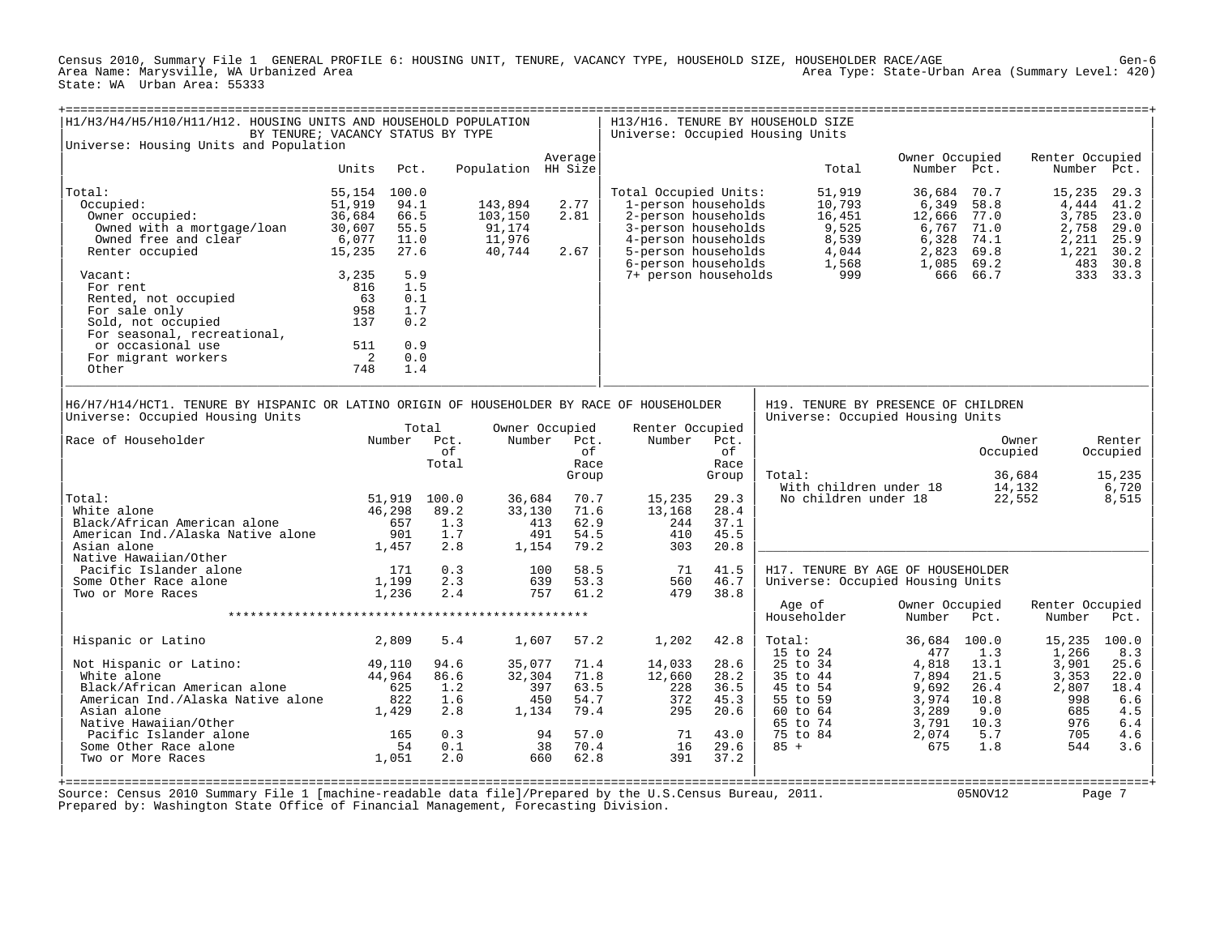Census 2010, Summary File 1 GENERAL PROFILE 6: HOUSING UNIT, TENURE, VACANCY TYPE, HOUSEHOLD SIZE, HOUSEHOLDER RACE/AGE Gen-6
Area Name: Marysville, WA Urbanized Area — Area Type: State-Urban Area (Summary Level: 420)
State: WA Urban Area: 55333

## H1/H3/H4/H5/H10/H11/H12. HOUSING UNITS AND HOUSEHOLD POPULATION BY TENURE; VACANCY STATUS BY TYPE

Universe: Housing Units and Population

| | Units | Pct. | Population | Average HH Size |
|---|---|---|---|---|
| Total: | 55,154 | 100.0 | | |
| Occupied: | 51,919 | 94.1 | 143,894 | 2.77 |
| Owner occupied: | 36,684 | 66.5 | 103,150 | 2.81 |
| Owned with a mortgage/loan | 30,607 | 55.5 | 91,174 | |
| Owned free and clear | 6,077 | 11.0 | 11,976 | |
| Renter occupied | 15,235 | 27.6 | 40,744 | 2.67 |
| Vacant: | 3,235 | 5.9 | | |
| For rent | 816 | 1.5 | | |
| Rented, not occupied | 63 | 0.1 | | |
| For sale only | 958 | 1.7 | | |
| Sold, not occupied | 137 | 0.2 | | |
| For seasonal, recreational, or occasional use | 511 | 0.9 | | |
| For migrant workers | 2 | 0.0 | | |
| Other | 748 | 1.4 | | |

## H13/H16. TENURE BY HOUSEHOLD SIZE

Universe: Occupied Housing Units

| | Total | Owner Occupied Number | Owner Occupied Pct. | Renter Occupied Number | Renter Occupied Pct. |
|---|---|---|---|---|---|
| Total Occupied Units: | 51,919 | 36,684 | 70.7 | 15,235 | 29.3 |
| 1-person households | 10,793 | 6,349 | 58.8 | 4,444 | 41.2 |
| 2-person households | 16,451 | 12,666 | 77.0 | 3,785 | 23.0 |
| 3-person households | 9,525 | 6,767 | 71.0 | 2,758 | 29.0 |
| 4-person households | 8,539 | 6,328 | 74.1 | 2,211 | 25.9 |
| 5-person households | 4,044 | 2,823 | 69.8 | 1,221 | 30.2 |
| 6-person households | 1,568 | 1,085 | 69.2 | 483 | 30.8 |
| 7+ person households | 999 | 666 | 66.7 | 333 | 33.3 |

## H6/H7/H14/HCT1. TENURE BY HISPANIC OR LATINO ORIGIN OF HOUSEHOLDER BY RACE OF HOUSEHOLDER

Universe: Occupied Housing Units

| Race of Householder | Total Number | Total Pct. of Total | Owner Occupied Number | Owner Occupied Pct. of Race Group | Renter Occupied Number | Renter Occupied Pct. of Race Group |
|---|---|---|---|---|---|---|
| Total: | 51,919 | 100.0 | 36,684 | 70.7 | 15,235 | 29.3 |
| White alone | 46,298 | 89.2 | 33,130 | 71.6 | 13,168 | 28.4 |
| Black/African American alone | 657 | 1.3 | 413 | 62.9 | 244 | 37.1 |
| American Ind./Alaska Native alone | 901 | 1.7 | 491 | 54.5 | 410 | 45.5 |
| Asian alone | 1,457 | 2.8 | 1,154 | 79.2 | 303 | 20.8 |
| Native Hawaiian/Other Pacific Islander alone | 171 | 0.3 | 100 | 58.5 | 71 | 41.5 |
| Some Other Race alone | 1,199 | 2.3 | 639 | 53.3 | 560 | 46.7 |
| Two or More Races | 1,236 | 2.4 | 757 | 61.2 | 479 | 38.8 |
| Hispanic or Latino | 2,809 | 5.4 | 1,607 | 57.2 | 1,202 | 42.8 |
| Not Hispanic or Latino: | 49,110 | 94.6 | 35,077 | 71.4 | 14,033 | 28.6 |
| White alone | 44,964 | 86.6 | 32,304 | 71.8 | 12,660 | 28.2 |
| Black/African American alone | 625 | 1.2 | 397 | 63.5 | 228 | 36.5 |
| American Ind./Alaska Native alone | 822 | 1.6 | 450 | 54.7 | 372 | 45.3 |
| Asian alone | 1,429 | 2.8 | 1,134 | 79.4 | 295 | 20.6 |
| Native Hawaiian/Other Pacific Islander alone | 165 | 0.3 | 94 | 57.0 | 71 | 43.0 |
| Some Other Race alone | 54 | 0.1 | 38 | 70.4 | 16 | 29.6 |
| Two or More Races | 1,051 | 2.0 | 660 | 62.8 | 391 | 37.2 |

## H19. TENURE BY PRESENCE OF CHILDREN

Universe: Occupied Housing Units

| | Owner Occupied | Renter Occupied |
|---|---|---|
| Total: | 36,684 | 15,235 |
| With children under 18 | 14,132 | 6,720 |
| No children under 18 | 22,552 | 8,515 |

## H17. TENURE BY AGE OF HOUSEHOLDER

Universe: Occupied Housing Units

| Age of Householder | Owner Occupied Number | Owner Occupied Pct. | Renter Occupied Number | Renter Occupied Pct. |
|---|---|---|---|---|
| Total: | 36,684 | 100.0 | 15,235 | 100.0 |
| 15 to 24 | 477 | 1.3 | 1,266 | 8.3 |
| 25 to 34 | 4,818 | 13.1 | 3,901 | 25.6 |
| 35 to 44 | 7,894 | 21.5 | 3,353 | 22.0 |
| 45 to 54 | 9,692 | 26.4 | 2,807 | 18.4 |
| 55 to 59 | 3,974 | 10.8 | 998 | 6.6 |
| 60 to 64 | 3,289 | 9.0 | 685 | 4.5 |
| 65 to 74 | 3,791 | 10.3 | 976 | 6.4 |
| 75 to 84 | 2,074 | 5.7 | 705 | 4.6 |
| 85 + | 675 | 1.8 | 544 | 3.6 |

Source: Census 2010 Summary File 1 [machine-readable data file]/Prepared by the U.S.Census Bureau, 2011. 05NOV12
Prepared by: Washington State Office of Financial Management, Forecasting Division.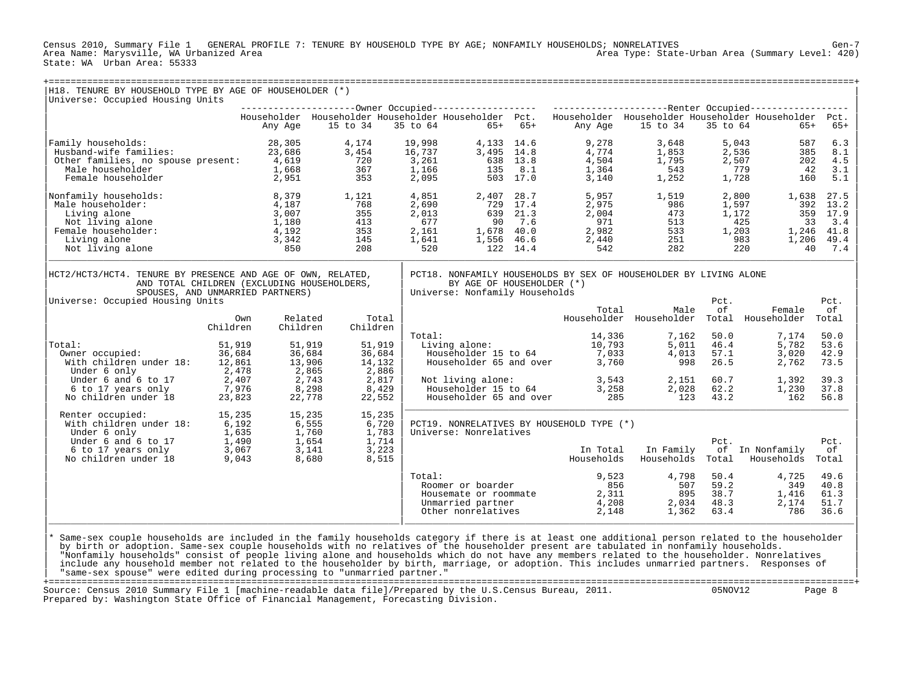Census 2010, Summary File 1 GENERAL PROFILE 7: TENURE BY HOUSEHOLD TYPE BY AGE; NONFAMILY HOUSEHOLDS; NONRELATIVES Gen-7
Area Name: Marysville, WA Urbanized Area Area Type: State-Urban Area (Summary Level: 420)
State: WA Urban Area: 55333

## H18. TENURE BY HOUSEHOLD TYPE BY AGE OF HOUSEHOLDER (*)

Universe: Occupied Housing Units

| | Owner Occupied | | | | | Renter Occupied | | | | |
|---|---|---|---|---|---|---|---|---|---|---|
| | Householder Any Age | Householder 15 to 34 | Householder 35 to 64 | Householder 65+ | Pct. 65+ | Householder Any Age | Householder 15 to 34 | Householder 35 to 64 | Householder 65+ | Pct. 65+ |
| Family households: | 28,305 | 4,174 | 19,998 | 4,133 | 14.6 | 9,278 | 3,648 | 5,043 | 587 | 6.3 |
| Husband-wife families: | 23,686 | 3,454 | 16,737 | 3,495 | 14.8 | 4,774 | 1,853 | 2,536 | 385 | 8.1 |
| Other families, no spouse present: | 4,619 | 720 | 3,261 | 638 | 13.8 | 4,504 | 1,795 | 2,507 | 202 | 4.5 |
| Male householder | 1,668 | 367 | 1,166 | 135 | 8.1 | 1,364 | 543 | 779 | 42 | 3.1 |
| Female householder | 2,951 | 353 | 2,095 | 503 | 17.0 | 3,140 | 1,252 | 1,728 | 160 | 5.1 |
| Nonfamily households: | 8,379 | 1,121 | 4,851 | 2,407 | 28.7 | 5,957 | 1,519 | 2,800 | 1,638 | 27.5 |
| Male householder: | 4,187 | 768 | 2,690 | 729 | 17.4 | 2,975 | 986 | 1,597 | 392 | 13.2 |
| Living alone | 3,007 | 355 | 2,013 | 639 | 21.3 | 2,004 | 473 | 1,172 | 359 | 17.9 |
| Not living alone | 1,180 | 413 | 677 | 90 | 7.6 | 971 | 513 | 425 | 33 | 3.4 |
| Female householder: | 4,192 | 353 | 2,161 | 1,678 | 40.0 | 2,982 | 533 | 1,203 | 1,246 | 41.8 |
| Living alone | 3,342 | 145 | 1,641 | 1,556 | 46.6 | 2,440 | 251 | 983 | 1,206 | 49.4 |
| Not living alone | 850 | 208 | 520 | 122 | 14.4 | 542 | 282 | 220 | 40 | 7.4 |

## HCT2/HCT3/HCT4. TENURE BY PRESENCE AND AGE OF OWN, RELATED, AND TOTAL CHILDREN (EXCLUDING HOUSEHOLDERS, SPOUSES, AND UNMARRIED PARTNERS)

Universe: Occupied Housing Units

| | Own Children | Related Children | Total Children |
|---|---|---|---|
| Total: | 51,919 | 51,919 | 51,919 |
| Owner occupied: | 36,684 | 36,684 | 36,684 |
| With children under 18: | 12,861 | 13,906 | 14,132 |
| Under 6 only | 2,478 | 2,865 | 2,886 |
| Under 6 and 6 to 17 | 2,407 | 2,743 | 2,817 |
| 6 to 17 years only | 7,976 | 8,298 | 8,429 |
| No children under 18 | 23,823 | 22,778 | 22,552 |
| Renter occupied: | 15,235 | 15,235 | 15,235 |
| With children under 18: | 6,192 | 6,555 | 6,720 |
| Under 6 only | 1,635 | 1,760 | 1,783 |
| Under 6 and 6 to 17 | 1,490 | 1,654 | 1,714 |
| 6 to 17 years only | 3,067 | 3,141 | 3,223 |
| No children under 18 | 9,043 | 8,680 | 8,515 |

## PCT18. NONFAMILY HOUSEHOLDS BY SEX OF HOUSEHOLDER BY LIVING ALONE BY AGE OF HOUSEHOLDER (*)

Universe: Nonfamily Households

| | Total Householder | Male Householder | Pct. of Total | Female Householder | Pct. of Total |
|---|---|---|---|---|---|
| Total: | 14,336 | 7,162 | 50.0 | 7,174 | 50.0 |
| Living alone: | 10,793 | 5,011 | 46.4 | 5,782 | 53.6 |
| Householder 15 to 64 | 7,033 | 4,013 | 57.1 | 3,020 | 42.9 |
| Householder 65 and over | 3,760 | 998 | 26.5 | 2,762 | 73.5 |
| Not living alone: | 3,543 | 2,151 | 60.7 | 1,392 | 39.3 |
| Householder 15 to 64 | 3,258 | 2,028 | 62.2 | 1,230 | 37.8 |
| Householder 65 and over | 285 | 123 | 43.2 | 162 | 56.8 |

## PCT19. NONRELATIVES BY HOUSEHOLD TYPE (*)

Universe: Nonrelatives

| | In Total Households | In Family Households | Pct. of Total | In Nonfamily Households | Pct. of Total |
|---|---|---|---|---|---|
| Total: | 9,523 | 4,798 | 50.4 | 4,725 | 49.6 |
| Roomer or boarder | 856 | 507 | 59.2 | 349 | 40.8 |
| Housemate or roommate | 2,311 | 895 | 38.7 | 1,416 | 61.3 |
| Unmarried partner | 4,208 | 2,034 | 48.3 | 2,174 | 51.7 |
| Other nonrelatives | 2,148 | 1,362 | 63.4 | 786 | 36.6 |

* Same-sex couple households are included in the family households category if there is at least one additional person related to the householder by birth or adoption. Same-sex couple households with no relatives of the householder present are tabulated in nonfamily households. "Nonfamily households" consist of people living alone and households which do not have any members related to the householder. Nonrelatives include any household member not related to the householder by birth, marriage, or adoption. This includes unmarried partners. Responses of "same-sex spouse" were edited during processing to "unmarried partner."

Source: Census 2010 Summary File 1 [machine-readable data file]/Prepared by the U.S.Census Bureau, 2011. 05NOV12
Prepared by: Washington State Office of Financial Management, Forecasting Division.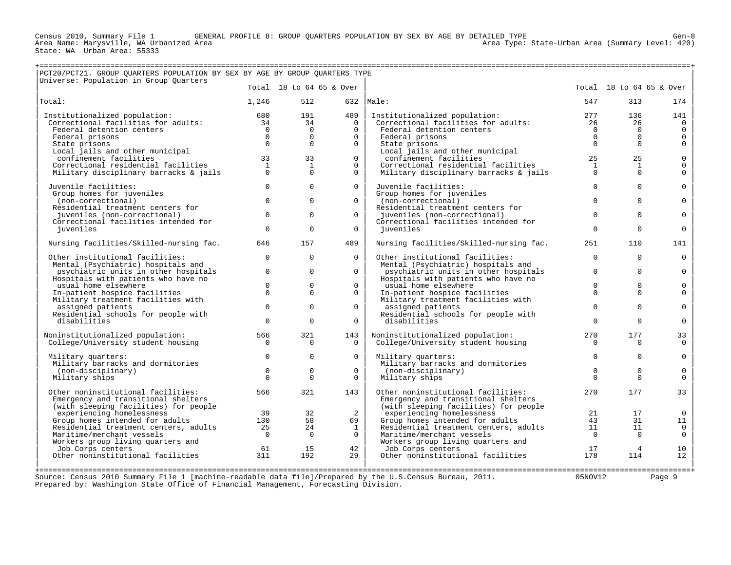Census 2010, Summary File 1 GENERAL PROFILE 8: GROUP QUARTERS POPULATION BY SEX BY AGE BY DETAILED TYPE

Area Name: Marysville, WA Urbanized Area

Area Type: State-Urban Area (Summary Level: 420)

State: WA Urban Area: 55333

## PCT20/PCT21. GROUP QUARTERS POPULATION BY SEX BY AGE BY GROUP QUARTERS TYPE

Universe: Population in Group Quarters

| | Total | 18 to 64 | 65 & Over | | Total | 18 to 64 | 65 & Over |
|---|---|---|---|---|---|---|---|
| Total: | 1,246 | 512 | 632 | Male: | 547 | 313 | 174 |
| Institutionalized population: | 680 | 191 | 489 | Institutionalized population: | 277 | 136 | 141 |
| Correctional facilities for adults: | 34 | 34 | 0 | Correctional facilities for adults: | 26 | 26 | 0 |
| Federal detention centers | 0 | 0 | 0 | Federal detention centers | 0 | 0 | 0 |
| Federal prisons | 0 | 0 | 0 | Federal prisons | 0 | 0 | 0 |
| State prisons | 0 | 0 | 0 | State prisons | 0 | 0 | 0 |
| Local jails and other municipal confinement facilities | 33 | 33 | 0 | Local jails and other municipal confinement facilities | 25 | 25 | 0 |
| Correctional residential facilities | 1 | 1 | 0 | Correctional residential facilities | 1 | 1 | 0 |
| Military disciplinary barracks & jails | 0 | 0 | 0 | Military disciplinary barracks & jails | 0 | 0 | 0 |
| Juvenile facilities: | 0 | 0 | 0 | Juvenile facilities: | 0 | 0 | 0 |
| Group homes for juveniles (non-correctional) | 0 | 0 | 0 | Group homes for juveniles (non-correctional) | 0 | 0 | 0 |
| Residential treatment centers for juveniles (non-correctional) | 0 | 0 | 0 | Residential treatment centers for juveniles (non-correctional) | 0 | 0 | 0 |
| Correctional facilities intended for juveniles | 0 | 0 | 0 | Correctional facilities intended for juveniles | 0 | 0 | 0 |
| Nursing facilities/Skilled-nursing fac. | 646 | 157 | 489 | Nursing facilities/Skilled-nursing fac. | 251 | 110 | 141 |
| Other institutional facilities: | 0 | 0 | 0 | Other institutional facilities: | 0 | 0 | 0 |
| Mental (Psychiatric) hospitals and psychiatric units in other hospitals | 0 | 0 | 0 | Mental (Psychiatric) hospitals and psychiatric units in other hospitals | 0 | 0 | 0 |
| Hospitals with patients who have no usual home elsewhere | 0 | 0 | 0 | Hospitals with patients who have no usual home elsewhere | 0 | 0 | 0 |
| In-patient hospice facilities | 0 | 0 | 0 | In-patient hospice facilities | 0 | 0 | 0 |
| Military treatment facilities with assigned patients | 0 | 0 | 0 | Military treatment facilities with assigned patients | 0 | 0 | 0 |
| Residential schools for people with disabilities | 0 | 0 | 0 | Residential schools for people with disabilities | 0 | 0 | 0 |
| Noninstitutionalized population: | 566 | 321 | 143 | Noninstitutionalized population: | 270 | 177 | 33 |
| College/University student housing | 0 | 0 | 0 | College/University student housing | 0 | 0 | 0 |
| Military quarters: | 0 | 0 | 0 | Military quarters: | 0 | 0 | 0 |
| Military barracks and dormitories (non-disciplinary) | 0 | 0 | 0 | Military barracks and dormitories (non-disciplinary) | 0 | 0 | 0 |
| Military ships | 0 | 0 | 0 | Military ships | 0 | 0 | 0 |
| Other noninstitutional facilities: | 566 | 321 | 143 | Other noninstitutional facilities: | 270 | 177 | 33 |
| Emergency and transitional shelters (with sleeping facilities) for people experiencing homelessness | 39 | 32 | 2 | Emergency and transitional shelters (with sleeping facilities) for people experiencing homelessness | 21 | 17 | 0 |
| Group homes intended for adults | 130 | 58 | 69 | Group homes intended for adults | 43 | 31 | 11 |
| Residential treatment centers, adults | 25 | 24 | 1 | Residential treatment centers, adults | 11 | 11 | 0 |
| Maritime/merchant vessels | 0 | 0 | 0 | Maritime/merchant vessels | 0 | 0 | 0 |
| Workers group living quarters and Job Corps centers | 61 | 15 | 42 | Workers group living quarters and Job Corps centers | 17 | 4 | 10 |
| Other noninstitutional facilities | 311 | 192 | 29 | Other noninstitutional facilities | 178 | 114 | 12 |

Source: Census 2010 Summary File 1 [machine-readable data file]/Prepared by the U.S.Census Bureau, 2011. 05NOV12

Prepared by: Washington State Office of Financial Management, Forecasting Division.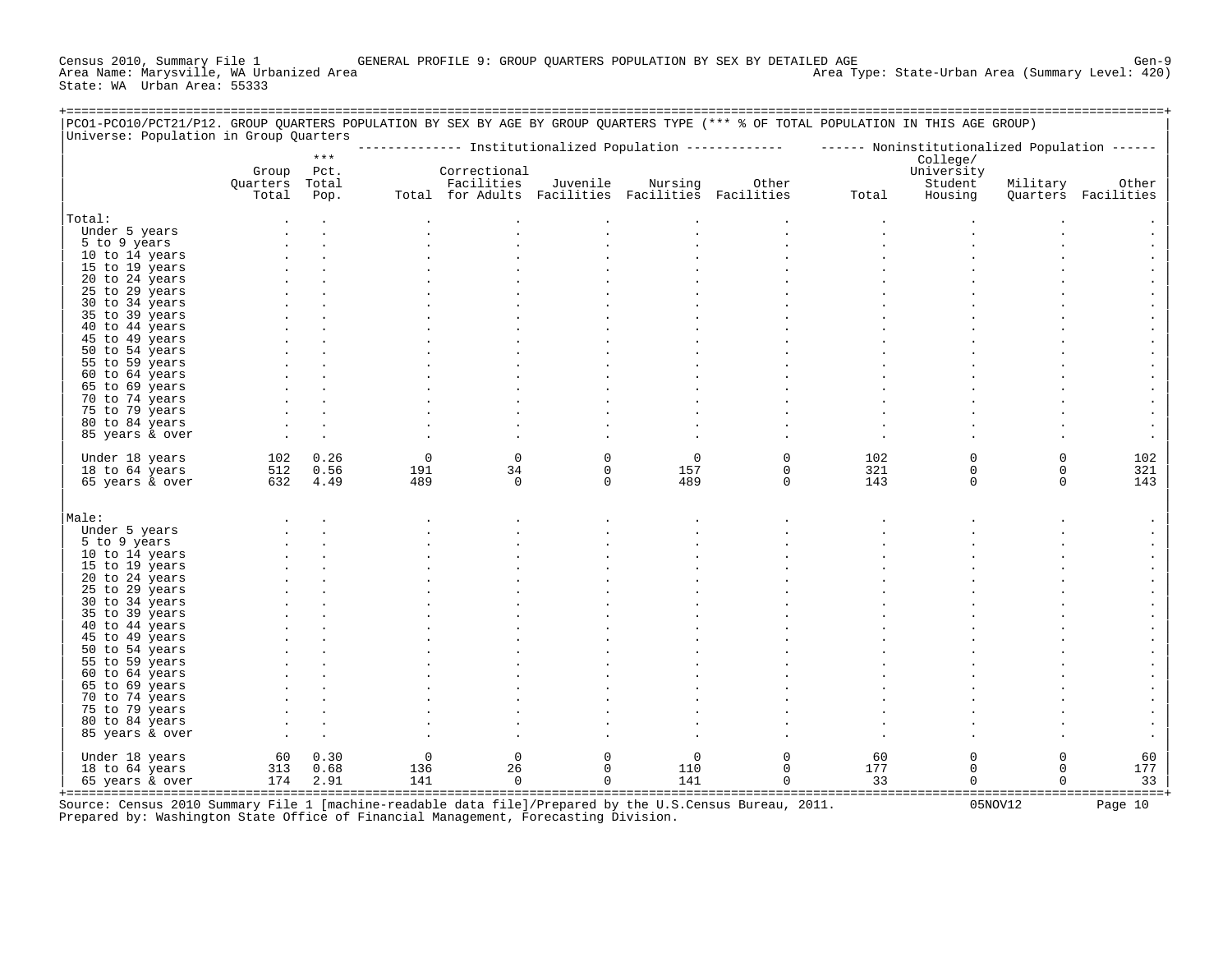Census 2010, Summary File 1 GENERAL PROFILE 9: GROUP QUARTERS POPULATION BY SEX BY DETAILED AGE Gen-9
Area Name: Marysville, WA Urbanized Area Area Type: State-Urban Area (Summary Level: 420)
State: WA Urban Area: 55333

PCO1-PCO10/PCT21/P12. GROUP QUARTERS POPULATION BY SEX BY AGE BY GROUP QUARTERS TYPE (*** % OF TOTAL POPULATION IN THIS AGE GROUP)
Universe: Population in Group Quarters

| | Group Quarters Total | *** Pct. Total Pop. | Institutionalized Population: Total | Correctional Facilities for Adults | Juvenile Facilities | Nursing Facilities | Other Facilities | Noninstitutionalized Population: Total | College/ University Student Housing | Military Quarters | Other Facilities |
|---|---|---|---|---|---|---|---|---|---|---|---|
| **Total:** | . | . | . | . | . | . | . | . | . | . | . |
| Under 5 years | . | . | . | . | . | . | . | . | . | . | . |
| 5 to 9 years | . | . | . | . | . | . | . | . | . | . | . |
| 10 to 14 years | . | . | . | . | . | . | . | . | . | . | . |
| 15 to 19 years | . | . | . | . | . | . | . | . | . | . | . |
| 20 to 24 years | . | . | . | . | . | . | . | . | . | . | . |
| 25 to 29 years | . | . | . | . | . | . | . | . | . | . | . |
| 30 to 34 years | . | . | . | . | . | . | . | . | . | . | . |
| 35 to 39 years | . | . | . | . | . | . | . | . | . | . | . |
| 40 to 44 years | . | . | . | . | . | . | . | . | . | . | . |
| 45 to 49 years | . | . | . | . | . | . | . | . | . | . | . |
| 50 to 54 years | . | . | . | . | . | . | . | . | . | . | . |
| 55 to 59 years | . | . | . | . | . | . | . | . | . | . | . |
| 60 to 64 years | . | . | . | . | . | . | . | . | . | . | . |
| 65 to 69 years | . | . | . | . | . | . | . | . | . | . | . |
| 70 to 74 years | . | . | . | . | . | . | . | . | . | . | . |
| 75 to 79 years | . | . | . | . | . | . | . | . | . | . | . |
| 80 to 84 years | . | . | . | . | . | . | . | . | . | . | . |
| 85 years & over | . | . | . | . | . | . | . | . | . | . | . |
| Under 18 years | 102 | 0.26 | 0 | 0 | 0 | 0 | 0 | 102 | 0 | 0 | 102 |
| 18 to 64 years | 512 | 0.56 | 191 | 34 | 0 | 157 | 0 | 321 | 0 | 0 | 321 |
| 65 years & over | 632 | 4.49 | 489 | 0 | 0 | 489 | 0 | 143 | 0 | 0 | 143 |
| **Male:** | . | . | . | . | . | . | . | . | . | . | . |
| Under 5 years | . | . | . | . | . | . | . | . | . | . | . |
| 5 to 9 years | . | . | . | . | . | . | . | . | . | . | . |
| 10 to 14 years | . | . | . | . | . | . | . | . | . | . | . |
| 15 to 19 years | . | . | . | . | . | . | . | . | . | . | . |
| 20 to 24 years | . | . | . | . | . | . | . | . | . | . | . |
| 25 to 29 years | . | . | . | . | . | . | . | . | . | . | . |
| 30 to 34 years | . | . | . | . | . | . | . | . | . | . | . |
| 35 to 39 years | . | . | . | . | . | . | . | . | . | . | . |
| 40 to 44 years | . | . | . | . | . | . | . | . | . | . | . |
| 45 to 49 years | . | . | . | . | . | . | . | . | . | . | . |
| 50 to 54 years | . | . | . | . | . | . | . | . | . | . | . |
| 55 to 59 years | . | . | . | . | . | . | . | . | . | . | . |
| 60 to 64 years | . | . | . | . | . | . | . | . | . | . | . |
| 65 to 69 years | . | . | . | . | . | . | . | . | . | . | . |
| 70 to 74 years | . | . | . | . | . | . | . | . | . | . | . |
| 75 to 79 years | . | . | . | . | . | . | . | . | . | . | . |
| 80 to 84 years | . | . | . | . | . | . | . | . | . | . | . |
| 85 years & over | . | . | . | . | . | . | . | . | . | . | . |
| Under 18 years | 60 | 0.30 | 0 | 0 | 0 | 0 | 0 | 60 | 0 | 0 | 60 |
| 18 to 64 years | 313 | 0.68 | 136 | 26 | 0 | 110 | 0 | 177 | 0 | 0 | 177 |
| 65 years & over | 174 | 2.91 | 141 | 0 | 0 | 141 | 0 | 33 | 0 | 0 | 33 |

Source: Census 2010 Summary File 1 [machine-readable data file]/Prepared by the U.S.Census Bureau, 2011. 05NOV12
Prepared by: Washington State Office of Financial Management, Forecasting Division.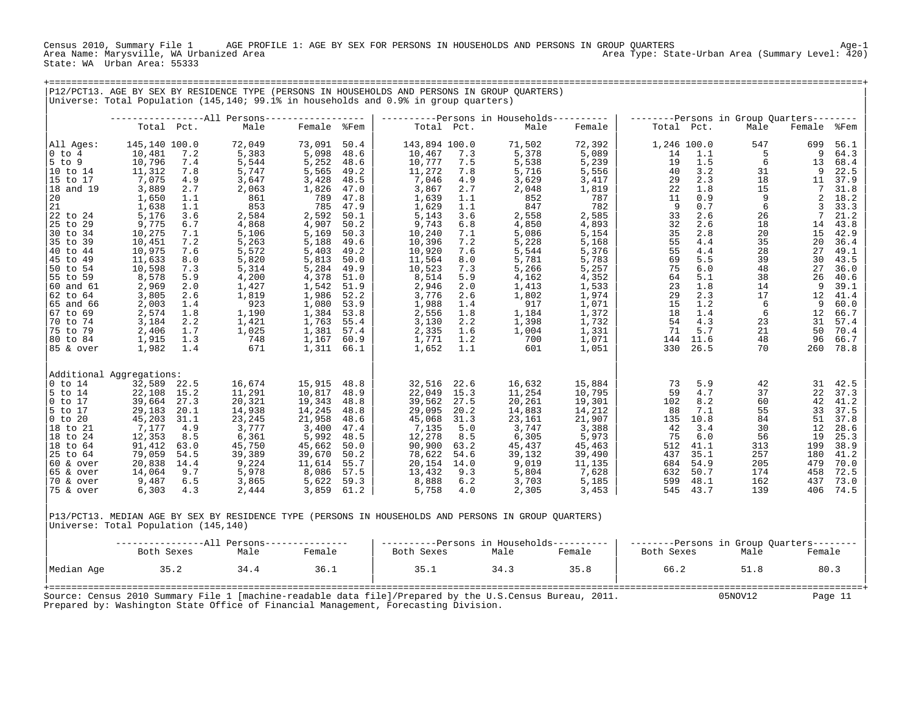Census 2010, Summary File 1 AGE PROFILE 1: AGE BY SEX FOR PERSONS IN HOUSEHOLDS AND PERSONS IN GROUP QUARTERS Age-1
Area Name: Marysville, WA Urbanized Area Area Type: State-Urban Area (Summary Level: 420)
State: WA Urban Area: 55333

## P12/PCT13. AGE BY SEX BY RESIDENCE TYPE (PERSONS IN HOUSEHOLDS AND PERSONS IN GROUP QUARTERS)

Universe: Total Population (145,140; 99.1% in households and 0.9% in group quarters)

| | All Persons | | | | | Persons in Households | | | | Persons in Group Quarters | | | | |
|---|---|---|---|---|---|---|---|---|---|---|---|---|---|---|
| | Total | Pct. | Male | Female | %Fem | Total | Pct. | Male | Female | Total | Pct. | Male | Female | %Fem |
| All Ages: | 145,140 | 100.0 | 72,049 | 73,091 | 50.4 | 143,894 | 100.0 | 71,502 | 72,392 | 1,246 | 100.0 | 547 | 699 | 56.1 |
| 0 to 4 | 10,481 | 7.2 | 5,383 | 5,098 | 48.6 | 10,467 | 7.3 | 5,378 | 5,089 | 14 | 1.1 | 5 | 9 | 64.3 |
| 5 to 9 | 10,796 | 7.4 | 5,544 | 5,252 | 48.6 | 10,777 | 7.5 | 5,538 | 5,239 | 19 | 1.5 | 6 | 13 | 68.4 |
| 10 to 14 | 11,312 | 7.8 | 5,747 | 5,565 | 49.2 | 11,272 | 7.8 | 5,716 | 5,556 | 40 | 3.2 | 31 | 9 | 22.5 |
| 15 to 17 | 7,075 | 4.9 | 3,647 | 3,428 | 48.5 | 7,046 | 4.9 | 3,629 | 3,417 | 29 | 2.3 | 18 | 11 | 37.9 |
| 18 and 19 | 3,889 | 2.7 | 2,063 | 1,826 | 47.0 | 3,867 | 2.7 | 2,048 | 1,819 | 22 | 1.8 | 15 | 7 | 31.8 |
| 20 | 1,650 | 1.1 | 861 | 789 | 47.8 | 1,639 | 1.1 | 852 | 787 | 11 | 0.9 | 9 | 2 | 18.2 |
| 21 | 1,638 | 1.1 | 853 | 785 | 47.9 | 1,629 | 1.1 | 847 | 782 | 9 | 0.7 | 6 | 3 | 33.3 |
| 22 to 24 | 5,176 | 3.6 | 2,584 | 2,592 | 50.1 | 5,143 | 3.6 | 2,558 | 2,585 | 33 | 2.6 | 26 | 7 | 21.2 |
| 25 to 29 | 9,775 | 6.7 | 4,868 | 4,907 | 50.2 | 9,743 | 6.8 | 4,850 | 4,893 | 32 | 2.6 | 18 | 14 | 43.8 |
| 30 to 34 | 10,275 | 7.1 | 5,106 | 5,169 | 50.3 | 10,240 | 7.1 | 5,086 | 5,154 | 35 | 2.8 | 20 | 15 | 42.9 |
| 35 to 39 | 10,451 | 7.2 | 5,263 | 5,188 | 49.6 | 10,396 | 7.2 | 5,228 | 5,168 | 55 | 4.4 | 35 | 20 | 36.4 |
| 40 to 44 | 10,975 | 7.6 | 5,572 | 5,403 | 49.2 | 10,920 | 7.6 | 5,544 | 5,376 | 55 | 4.4 | 28 | 27 | 49.1 |
| 45 to 49 | 11,633 | 8.0 | 5,820 | 5,813 | 50.0 | 11,564 | 8.0 | 5,781 | 5,783 | 69 | 5.5 | 39 | 30 | 43.5 |
| 50 to 54 | 10,598 | 7.3 | 5,314 | 5,284 | 49.9 | 10,523 | 7.3 | 5,266 | 5,257 | 75 | 6.0 | 48 | 27 | 36.0 |
| 55 to 59 | 8,578 | 5.9 | 4,200 | 4,378 | 51.0 | 8,514 | 5.9 | 4,162 | 4,352 | 64 | 5.1 | 38 | 26 | 40.6 |
| 60 and 61 | 2,969 | 2.0 | 1,427 | 1,542 | 51.9 | 2,946 | 2.0 | 1,413 | 1,533 | 23 | 1.8 | 14 | 9 | 39.1 |
| 62 to 64 | 3,805 | 2.6 | 1,819 | 1,986 | 52.2 | 3,776 | 2.6 | 1,802 | 1,974 | 29 | 2.3 | 17 | 12 | 41.4 |
| 65 and 66 | 2,003 | 1.4 | 923 | 1,080 | 53.9 | 1,988 | 1.4 | 917 | 1,071 | 15 | 1.2 | 6 | 9 | 60.0 |
| 67 to 69 | 2,574 | 1.8 | 1,190 | 1,384 | 53.8 | 2,556 | 1.8 | 1,184 | 1,372 | 18 | 1.4 | 6 | 12 | 66.7 |
| 70 to 74 | 3,184 | 2.2 | 1,421 | 1,763 | 55.4 | 3,130 | 2.2 | 1,398 | 1,732 | 54 | 4.3 | 23 | 31 | 57.4 |
| 75 to 79 | 2,406 | 1.7 | 1,025 | 1,381 | 57.4 | 2,335 | 1.6 | 1,004 | 1,331 | 71 | 5.7 | 21 | 50 | 70.4 |
| 80 to 84 | 1,915 | 1.3 | 748 | 1,167 | 60.9 | 1,771 | 1.2 | 700 | 1,071 | 144 | 11.6 | 48 | 96 | 66.7 |
| 85 & over | 1,982 | 1.4 | 671 | 1,311 | 66.1 | 1,652 | 1.1 | 601 | 1,051 | 330 | 26.5 | 70 | 260 | 78.8 |
| **Additional Aggregations:** | | | | | | | | | | | | | | |
| 0 to 14 | 32,589 | 22.5 | 16,674 | 15,915 | 48.8 | 32,516 | 22.6 | 16,632 | 15,884 | 73 | 5.9 | 42 | 31 | 42.5 |
| 5 to 14 | 22,108 | 15.2 | 11,291 | 10,817 | 48.9 | 22,049 | 15.3 | 11,254 | 10,795 | 59 | 4.7 | 37 | 22 | 37.3 |
| 0 to 17 | 39,664 | 27.3 | 20,321 | 19,343 | 48.8 | 39,562 | 27.5 | 20,261 | 19,301 | 102 | 8.2 | 60 | 42 | 41.2 |
| 5 to 17 | 29,183 | 20.1 | 14,938 | 14,245 | 48.8 | 29,095 | 20.2 | 14,883 | 14,212 | 88 | 7.1 | 55 | 33 | 37.5 |
| 0 to 20 | 45,203 | 31.1 | 23,245 | 21,958 | 48.6 | 45,068 | 31.3 | 23,161 | 21,907 | 135 | 10.8 | 84 | 51 | 37.8 |
| 18 to 21 | 7,177 | 4.9 | 3,777 | 3,400 | 47.4 | 7,135 | 5.0 | 3,747 | 3,388 | 42 | 3.4 | 30 | 12 | 28.6 |
| 18 to 24 | 12,353 | 8.5 | 6,361 | 5,992 | 48.5 | 12,278 | 8.5 | 6,305 | 5,973 | 75 | 6.0 | 56 | 19 | 25.3 |
| 18 to 64 | 91,412 | 63.0 | 45,750 | 45,662 | 50.0 | 90,900 | 63.2 | 45,437 | 45,463 | 512 | 41.1 | 313 | 199 | 38.9 |
| 25 to 64 | 79,059 | 54.5 | 39,389 | 39,670 | 50.2 | 78,622 | 54.6 | 39,132 | 39,490 | 437 | 35.1 | 257 | 180 | 41.2 |
| 60 & over | 20,838 | 14.4 | 9,224 | 11,614 | 55.7 | 20,154 | 14.0 | 9,019 | 11,135 | 684 | 54.9 | 205 | 479 | 70.0 |
| 65 & over | 14,064 | 9.7 | 5,978 | 8,086 | 57.5 | 13,432 | 9.3 | 5,804 | 7,628 | 632 | 50.7 | 174 | 458 | 72.5 |
| 70 & over | 9,487 | 6.5 | 3,865 | 5,622 | 59.3 | 8,888 | 6.2 | 3,703 | 5,185 | 599 | 48.1 | 162 | 437 | 73.0 |
| 75 & over | 6,303 | 4.3 | 2,444 | 3,859 | 61.2 | 5,758 | 4.0 | 2,305 | 3,453 | 545 | 43.7 | 139 | 406 | 74.5 |

## P13/PCT13. MEDIAN AGE BY SEX BY RESIDENCE TYPE (PERSONS IN HOUSEHOLDS AND PERSONS IN GROUP QUARTERS)

Universe: Total Population (145,140)

| | All Persons | | | Persons in Households | | | Persons in Group Quarters | | |
|---|---|---|---|---|---|---|---|---|---|
| | Both Sexes | Male | Female | Both Sexes | Male | Female | Both Sexes | Male | Female |
| Median Age | 35.2 | 34.4 | 36.1 | 35.1 | 34.3 | 35.8 | 66.2 | 51.8 | 80.3 |

Source: Census 2010 Summary File 1 [machine-readable data file]/Prepared by the U.S.Census Bureau, 2011. 05NOV12
Prepared by: Washington State Office of Financial Management, Forecasting Division.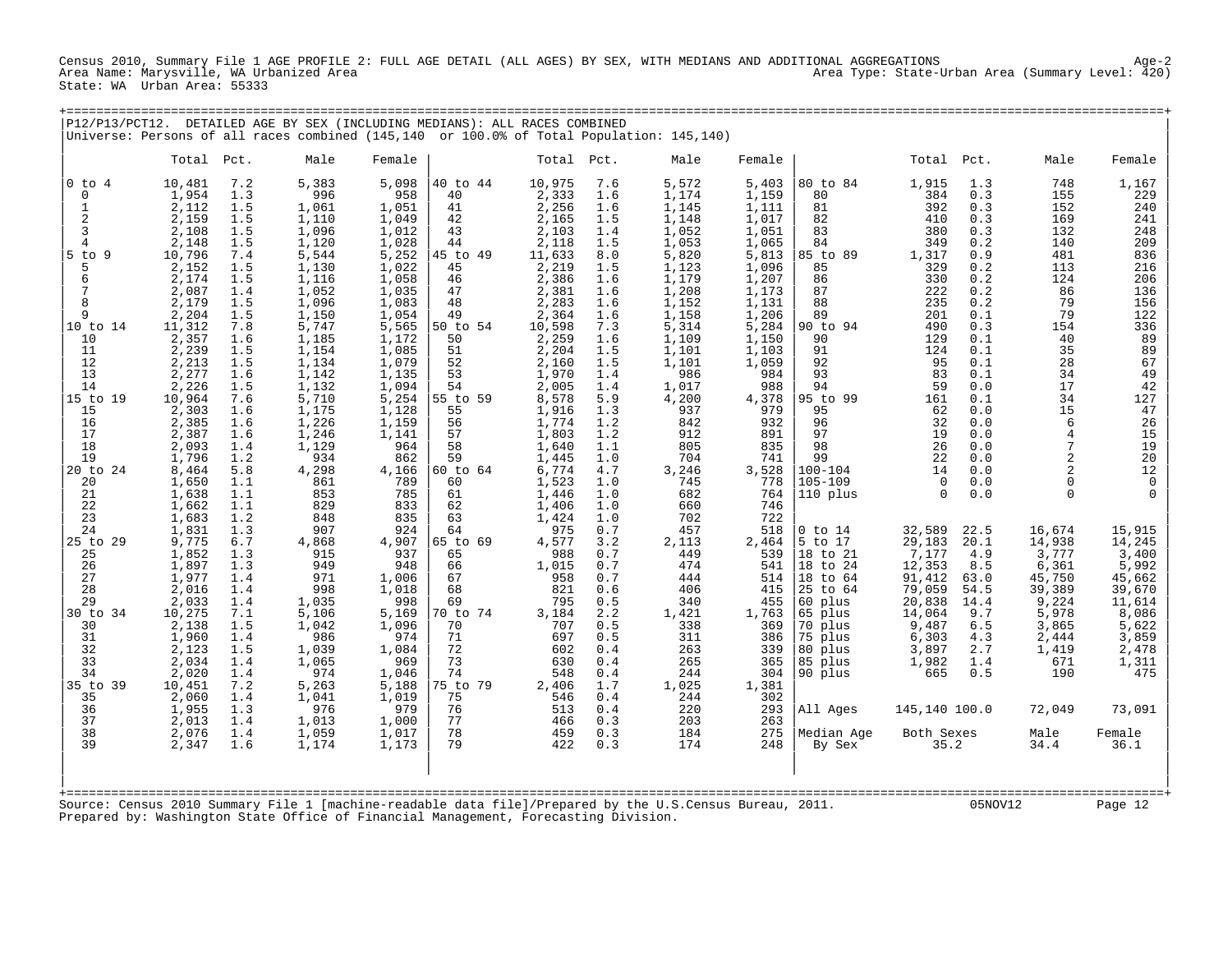Census 2010, Summary File 1 AGE PROFILE 2: FULL AGE DETAIL (ALL AGES) BY SEX, WITH MEDIANS AND ADDITIONAL AGGREGATIONS

Area Name: Marysville, WA Urbanized Area
Area Type: State-Urban Area (Summary Level: 420)
State: WA Urban Area: 55333

P12/P13/PCT12. DETAILED AGE BY SEX (INCLUDING MEDIANS): ALL RACES COMBINED
Universe: Persons of all races combined (145,140 or 100.0% of Total Population: 145,140)

| | Total | Pct. | Male | Female | | Total | Pct. | Male | Female | | Total | Pct. | Male | Female |
|---|---|---|---|---|---|---|---|---|---|---|---|---|---|---|
| 0 to 4 | 10,481 | 7.2 | 5,383 | 5,098 | 40 to 44 | 10,975 | 7.6 | 5,572 | 5,403 | 80 to 84 | 1,915 | 1.3 | 748 | 1,167 |
| 0 | 1,954 | 1.3 | 996 | 958 | 40 | 2,333 | 1.6 | 1,174 | 1,159 | 80 | 384 | 0.3 | 155 | 229 |
| 1 | 2,112 | 1.5 | 1,061 | 1,051 | 41 | 2,256 | 1.6 | 1,145 | 1,111 | 81 | 392 | 0.3 | 152 | 240 |
| 2 | 2,159 | 1.5 | 1,110 | 1,049 | 42 | 2,165 | 1.5 | 1,148 | 1,017 | 82 | 410 | 0.3 | 169 | 241 |
| 3 | 2,108 | 1.5 | 1,096 | 1,012 | 43 | 2,103 | 1.4 | 1,052 | 1,051 | 83 | 380 | 0.3 | 132 | 248 |
| 4 | 2,148 | 1.5 | 1,120 | 1,028 | 44 | 2,118 | 1.5 | 1,053 | 1,065 | 84 | 349 | 0.2 | 140 | 209 |
| 5 to 9 | 10,796 | 7.4 | 5,544 | 5,252 | 45 to 49 | 11,633 | 8.0 | 5,820 | 5,813 | 85 to 89 | 1,317 | 0.9 | 481 | 836 |
| 5 | 2,152 | 1.5 | 1,130 | 1,022 | 45 | 2,219 | 1.5 | 1,123 | 1,096 | 85 | 329 | 0.2 | 113 | 216 |
| 6 | 2,174 | 1.5 | 1,116 | 1,058 | 46 | 2,386 | 1.6 | 1,179 | 1,207 | 86 | 330 | 0.2 | 124 | 206 |
| 7 | 2,087 | 1.4 | 1,052 | 1,035 | 47 | 2,381 | 1.6 | 1,208 | 1,173 | 87 | 222 | 0.2 | 86 | 136 |
| 8 | 2,179 | 1.5 | 1,096 | 1,083 | 48 | 2,283 | 1.6 | 1,152 | 1,131 | 88 | 235 | 0.2 | 79 | 156 |
| 9 | 2,204 | 1.5 | 1,150 | 1,054 | 49 | 2,364 | 1.6 | 1,158 | 1,206 | 89 | 201 | 0.1 | 79 | 122 |
| 10 to 14 | 11,312 | 7.8 | 5,747 | 5,565 | 50 to 54 | 10,598 | 7.3 | 5,314 | 5,284 | 90 to 94 | 490 | 0.3 | 154 | 336 |
| 10 | 2,357 | 1.6 | 1,185 | 1,172 | 50 | 2,259 | 1.6 | 1,109 | 1,150 | 90 | 129 | 0.1 | 40 | 89 |
| 11 | 2,239 | 1.5 | 1,154 | 1,085 | 51 | 2,204 | 1.5 | 1,101 | 1,103 | 91 | 124 | 0.1 | 35 | 89 |
| 12 | 2,213 | 1.5 | 1,134 | 1,079 | 52 | 2,160 | 1.5 | 1,101 | 1,059 | 92 | 95 | 0.1 | 28 | 67 |
| 13 | 2,277 | 1.6 | 1,142 | 1,135 | 53 | 1,970 | 1.4 | 986 | 984 | 93 | 83 | 0.1 | 34 | 49 |
| 14 | 2,226 | 1.5 | 1,132 | 1,094 | 54 | 2,005 | 1.4 | 1,017 | 988 | 94 | 59 | 0.0 | 17 | 42 |
| 15 to 19 | 10,964 | 7.6 | 5,710 | 5,254 | 55 to 59 | 8,578 | 5.9 | 4,200 | 4,378 | 95 to 99 | 161 | 0.1 | 34 | 127 |
| 15 | 2,303 | 1.6 | 1,175 | 1,128 | 55 | 1,916 | 1.3 | 937 | 979 | 95 | 62 | 0.0 | 15 | 47 |
| 16 | 2,385 | 1.6 | 1,226 | 1,159 | 56 | 1,774 | 1.2 | 842 | 932 | 96 | 32 | 0.0 | 6 | 26 |
| 17 | 2,387 | 1.6 | 1,246 | 1,141 | 57 | 1,803 | 1.2 | 912 | 891 | 97 | 19 | 0.0 | 4 | 15 |
| 18 | 2,093 | 1.4 | 1,129 | 964 | 58 | 1,640 | 1.1 | 805 | 835 | 98 | 26 | 0.0 | 7 | 19 |
| 19 | 1,796 | 1.2 | 934 | 862 | 59 | 1,445 | 1.0 | 704 | 741 | 99 | 22 | 0.0 | 2 | 20 |
| 20 to 24 | 8,464 | 5.8 | 4,298 | 4,166 | 60 to 64 | 6,774 | 4.7 | 3,246 | 3,528 | 100-104 | 14 | 0.0 | 2 | 12 |
| 20 | 1,650 | 1.1 | 861 | 789 | 60 | 1,523 | 1.0 | 745 | 778 | 105-109 | 0 | 0.0 | 0 | 0 |
| 21 | 1,638 | 1.1 | 853 | 785 | 61 | 1,446 | 1.0 | 682 | 764 | 110 plus | 0 | 0.0 | 0 | 0 |
| 22 | 1,662 | 1.1 | 829 | 833 | 62 | 1,406 | 1.0 | 660 | 746 | | | | | |
| 23 | 1,683 | 1.2 | 848 | 835 | 63 | 1,424 | 1.0 | 702 | 722 | | | | | |
| 24 | 1,831 | 1.3 | 907 | 924 | 64 | 975 | 0.7 | 457 | 518 | 0 to 14 | 32,589 | 22.5 | 16,674 | 15,915 |
| 25 to 29 | 9,775 | 6.7 | 4,868 | 4,907 | 65 to 69 | 4,577 | 3.2 | 2,113 | 2,464 | 5 to 17 | 29,183 | 20.1 | 14,938 | 14,245 |
| 25 | 1,852 | 1.3 | 915 | 937 | 65 | 988 | 0.7 | 449 | 539 | 18 to 21 | 7,177 | 4.9 | 3,777 | 3,400 |
| 26 | 1,897 | 1.3 | 949 | 948 | 66 | 1,015 | 0.7 | 474 | 541 | 18 to 24 | 12,353 | 8.5 | 6,361 | 5,992 |
| 27 | 1,977 | 1.4 | 971 | 1,006 | 67 | 958 | 0.7 | 444 | 514 | 18 to 64 | 91,412 | 63.0 | 45,750 | 45,662 |
| 28 | 2,016 | 1.4 | 998 | 1,018 | 68 | 821 | 0.6 | 406 | 415 | 25 to 64 | 79,059 | 54.5 | 39,389 | 39,670 |
| 29 | 2,033 | 1.4 | 1,035 | 998 | 69 | 795 | 0.5 | 340 | 455 | 60 plus | 20,838 | 14.4 | 9,224 | 11,614 |
| 30 to 34 | 10,275 | 7.1 | 5,106 | 5,169 | 70 to 74 | 3,184 | 2.2 | 1,421 | 1,763 | 65 plus | 14,064 | 9.7 | 5,978 | 8,086 |
| 30 | 2,138 | 1.5 | 1,042 | 1,096 | 70 | 707 | 0.5 | 338 | 369 | 70 plus | 9,487 | 6.5 | 3,865 | 5,622 |
| 31 | 1,960 | 1.4 | 986 | 974 | 71 | 697 | 0.5 | 311 | 386 | 75 plus | 6,303 | 4.3 | 2,444 | 3,859 |
| 32 | 2,123 | 1.5 | 1,039 | 1,084 | 72 | 602 | 0.4 | 263 | 339 | 80 plus | 3,897 | 2.7 | 1,419 | 2,478 |
| 33 | 2,034 | 1.4 | 1,065 | 969 | 73 | 630 | 0.4 | 265 | 365 | 85 plus | 1,982 | 1.4 | 671 | 1,311 |
| 34 | 2,020 | 1.4 | 974 | 1,046 | 74 | 548 | 0.4 | 244 | 304 | 90 plus | 665 | 0.5 | 190 | 475 |
| 35 to 39 | 10,451 | 7.2 | 5,263 | 5,188 | 75 to 79 | 2,406 | 1.7 | 1,025 | 1,381 | | | | | |
| 35 | 2,060 | 1.4 | 1,041 | 1,019 | 75 | 546 | 0.4 | 244 | 302 | | | | | |
| 36 | 1,955 | 1.3 | 976 | 979 | 76 | 513 | 0.4 | 220 | 293 | All Ages | 145,140 | 100.0 | 72,049 | 73,091 |
| 37 | 2,013 | 1.4 | 1,013 | 1,000 | 77 | 466 | 0.3 | 203 | 263 | | | | | |
| 38 | 2,076 | 1.4 | 1,059 | 1,017 | 78 | 459 | 0.3 | 184 | 275 | Median Age | Both Sexes | | Male | Female |
| 39 | 2,347 | 1.6 | 1,174 | 1,173 | 79 | 422 | 0.3 | 174 | 248 | By Sex | 35.2 | | 34.4 | 36.1 |

Source: Census 2010 Summary File 1 [machine-readable data file]/Prepared by the U.S.Census Bureau, 2011. 05NOV12

Prepared by: Washington State Office of Financial Management, Forecasting Division.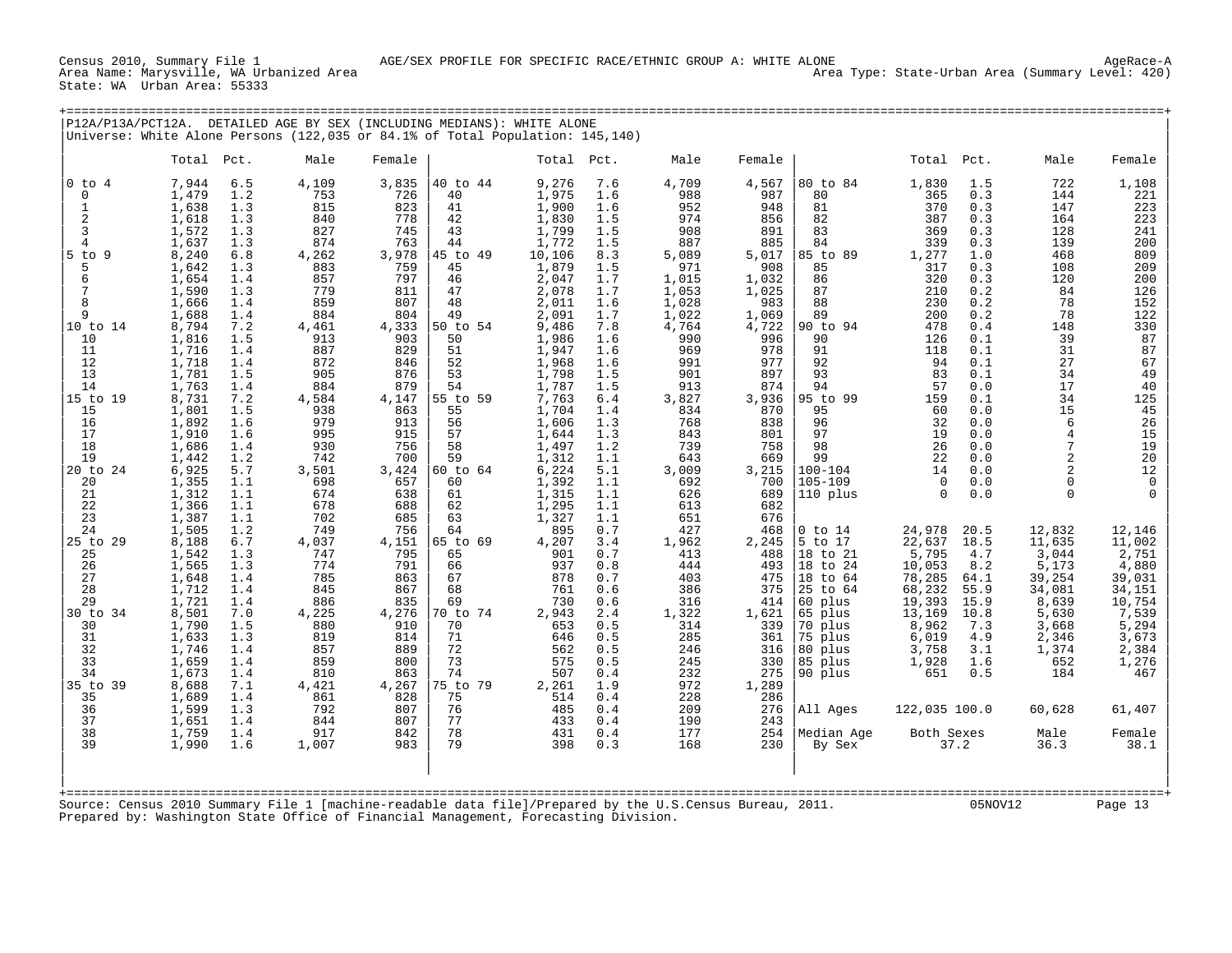Census 2010, Summary File 1 AGE/SEX PROFILE FOR SPECIFIC RACE/ETHNIC GROUP A: WHITE ALONE AgeRace-A
Area Name: Marysville, WA Urbanized Area Area Type: State-Urban Area (Summary Level: 420)
State: WA Urban Area: 55333

## P12A/P13A/PCT12A. DETAILED AGE BY SEX (INCLUDING MEDIANS): WHITE ALONE

Universe: White Alone Persons (122,035 or 84.1% of Total Population: 145,140)

| | Total | Pct. | Male | Female | | Total | Pct. | Male | Female | | Total | Pct. | Male | Female |
|---|---|---|---|---|---|---|---|---|---|---|---|---|---|---|
| 0 to 4 | 7,944 | 6.5 | 4,109 | 3,835 | 40 to 44 | 9,276 | 7.6 | 4,709 | 4,567 | 80 to 84 | 1,830 | 1.5 | 722 | 1,108 |
| 0 | 1,479 | 1.2 | 753 | 726 | 40 | 1,975 | 1.6 | 988 | 987 | 80 | 365 | 0.3 | 144 | 221 |
| 1 | 1,638 | 1.3 | 815 | 823 | 41 | 1,900 | 1.6 | 952 | 948 | 81 | 370 | 0.3 | 147 | 223 |
| 2 | 1,618 | 1.3 | 840 | 778 | 42 | 1,830 | 1.5 | 974 | 856 | 82 | 387 | 0.3 | 164 | 223 |
| 3 | 1,572 | 1.3 | 827 | 745 | 43 | 1,799 | 1.5 | 908 | 891 | 83 | 369 | 0.3 | 128 | 241 |
| 4 | 1,637 | 1.3 | 874 | 763 | 44 | 1,772 | 1.5 | 887 | 885 | 84 | 339 | 0.3 | 139 | 200 |
| 5 to 9 | 8,240 | 6.8 | 4,262 | 3,978 | 45 to 49 | 10,106 | 8.3 | 5,089 | 5,017 | 85 to 89 | 1,277 | 1.0 | 468 | 809 |
| 5 | 1,642 | 1.3 | 883 | 759 | 45 | 1,879 | 1.5 | 971 | 908 | 85 | 317 | 0.3 | 108 | 209 |
| 6 | 1,654 | 1.4 | 857 | 797 | 46 | 2,047 | 1.7 | 1,015 | 1,032 | 86 | 320 | 0.3 | 120 | 200 |
| 7 | 1,590 | 1.3 | 779 | 811 | 47 | 2,078 | 1.7 | 1,053 | 1,025 | 87 | 210 | 0.2 | 84 | 126 |
| 8 | 1,666 | 1.4 | 859 | 807 | 48 | 2,011 | 1.6 | 1,028 | 983 | 88 | 230 | 0.2 | 78 | 152 |
| 9 | 1,688 | 1.4 | 884 | 804 | 49 | 2,091 | 1.7 | 1,022 | 1,069 | 89 | 200 | 0.2 | 78 | 122 |
| 10 to 14 | 8,794 | 7.2 | 4,461 | 4,333 | 50 to 54 | 9,486 | 7.8 | 4,764 | 4,722 | 90 to 94 | 478 | 0.4 | 148 | 330 |
| 10 | 1,816 | 1.5 | 913 | 903 | 50 | 1,986 | 1.6 | 990 | 996 | 90 | 126 | 0.1 | 39 | 87 |
| 11 | 1,716 | 1.4 | 887 | 829 | 51 | 1,947 | 1.6 | 969 | 978 | 91 | 118 | 0.1 | 31 | 87 |
| 12 | 1,718 | 1.4 | 872 | 846 | 52 | 1,968 | 1.6 | 991 | 977 | 92 | 94 | 0.1 | 27 | 67 |
| 13 | 1,781 | 1.5 | 905 | 876 | 53 | 1,798 | 1.5 | 901 | 897 | 93 | 83 | 0.1 | 34 | 49 |
| 14 | 1,763 | 1.4 | 884 | 879 | 54 | 1,787 | 1.5 | 913 | 874 | 94 | 57 | 0.0 | 17 | 40 |
| 15 to 19 | 8,731 | 7.2 | 4,584 | 4,147 | 55 to 59 | 7,763 | 6.4 | 3,827 | 3,936 | 95 to 99 | 159 | 0.1 | 34 | 125 |
| 15 | 1,801 | 1.5 | 938 | 863 | 55 | 1,704 | 1.4 | 834 | 870 | 95 | 60 | 0.0 | 15 | 45 |
| 16 | 1,892 | 1.6 | 979 | 913 | 56 | 1,606 | 1.3 | 768 | 838 | 96 | 32 | 0.0 | 6 | 26 |
| 17 | 1,910 | 1.6 | 995 | 915 | 57 | 1,644 | 1.3 | 843 | 801 | 97 | 19 | 0.0 | 4 | 15 |
| 18 | 1,686 | 1.4 | 930 | 756 | 58 | 1,497 | 1.2 | 739 | 758 | 98 | 26 | 0.0 | 7 | 19 |
| 19 | 1,442 | 1.2 | 742 | 700 | 59 | 1,312 | 1.1 | 643 | 669 | 99 | 22 | 0.0 | 2 | 20 |
| 20 to 24 | 6,925 | 5.7 | 3,501 | 3,424 | 60 to 64 | 6,224 | 5.1 | 3,009 | 3,215 | 100-104 | 14 | 0.0 | 2 | 12 |
| 20 | 1,355 | 1.1 | 698 | 657 | 60 | 1,392 | 1.1 | 692 | 700 | 105-109 | 0 | 0.0 | 0 | 0 |
| 21 | 1,312 | 1.1 | 674 | 638 | 61 | 1,315 | 1.1 | 626 | 689 | 110 plus | 0 | 0.0 | 0 | 0 |
| 22 | 1,366 | 1.1 | 678 | 688 | 62 | 1,295 | 1.1 | 613 | 682 | | | | | |
| 23 | 1,387 | 1.1 | 702 | 685 | 63 | 1,327 | 1.1 | 651 | 676 | | | | | |
| 24 | 1,505 | 1.2 | 749 | 756 | 64 | 895 | 0.7 | 427 | 468 | 0 to 14 | 24,978 | 20.5 | 12,832 | 12,146 |
| 25 to 29 | 8,188 | 6.7 | 4,037 | 4,151 | 65 to 69 | 4,207 | 3.4 | 1,962 | 2,245 | 5 to 17 | 22,637 | 18.5 | 11,635 | 11,002 |
| 25 | 1,542 | 1.3 | 747 | 795 | 65 | 901 | 0.7 | 413 | 488 | 18 to 21 | 5,795 | 4.7 | 3,044 | 2,751 |
| 26 | 1,565 | 1.3 | 774 | 791 | 66 | 937 | 0.8 | 444 | 493 | 18 to 24 | 10,053 | 8.2 | 5,173 | 4,880 |
| 27 | 1,648 | 1.4 | 785 | 863 | 67 | 878 | 0.7 | 403 | 475 | 18 to 64 | 78,285 | 64.1 | 39,254 | 39,031 |
| 28 | 1,712 | 1.4 | 845 | 867 | 68 | 761 | 0.6 | 386 | 375 | 25 to 64 | 68,232 | 55.9 | 34,081 | 34,151 |
| 29 | 1,721 | 1.4 | 886 | 835 | 69 | 730 | 0.6 | 316 | 414 | 60 plus | 19,393 | 15.9 | 8,639 | 10,754 |
| 30 to 34 | 8,501 | 7.0 | 4,225 | 4,276 | 70 to 74 | 2,943 | 2.4 | 1,322 | 1,621 | 65 plus | 13,169 | 10.8 | 5,630 | 7,539 |
| 30 | 1,790 | 1.5 | 880 | 910 | 70 | 653 | 0.5 | 314 | 339 | 70 plus | 8,962 | 7.3 | 3,668 | 5,294 |
| 31 | 1,633 | 1.3 | 819 | 814 | 71 | 646 | 0.5 | 285 | 361 | 75 plus | 6,019 | 4.9 | 2,346 | 3,673 |
| 32 | 1,746 | 1.4 | 857 | 889 | 72 | 562 | 0.5 | 246 | 316 | 80 plus | 3,758 | 3.1 | 1,374 | 2,384 |
| 33 | 1,659 | 1.4 | 859 | 800 | 73 | 575 | 0.5 | 245 | 330 | 85 plus | 1,928 | 1.6 | 652 | 1,276 |
| 34 | 1,673 | 1.4 | 810 | 863 | 74 | 507 | 0.4 | 232 | 275 | 90 plus | 651 | 0.5 | 184 | 467 |
| 35 to 39 | 8,688 | 7.1 | 4,421 | 4,267 | 75 to 79 | 2,261 | 1.9 | 972 | 1,289 | | | | | |
| 35 | 1,689 | 1.4 | 861 | 828 | 75 | 514 | 0.4 | 228 | 286 | | | | | |
| 36 | 1,599 | 1.3 | 792 | 807 | 76 | 485 | 0.4 | 209 | 276 | All Ages | 122,035 | 100.0 | 60,628 | 61,407 |
| 37 | 1,651 | 1.4 | 844 | 807 | 77 | 433 | 0.4 | 190 | 243 | | | | | |
| 38 | 1,759 | 1.4 | 917 | 842 | 78 | 431 | 0.4 | 177 | 254 | Median Age | Both Sexes | | Male | Female |
| 39 | 1,990 | 1.6 | 1,007 | 983 | 79 | 398 | 0.3 | 168 | 230 | By Sex | 37.2 | | 36.3 | 38.1 |

Source: Census 2010 Summary File 1 [machine-readable data file]/Prepared by the U.S.Census Bureau, 2011. 05NOV12
Prepared by: Washington State Office of Financial Management, Forecasting Division.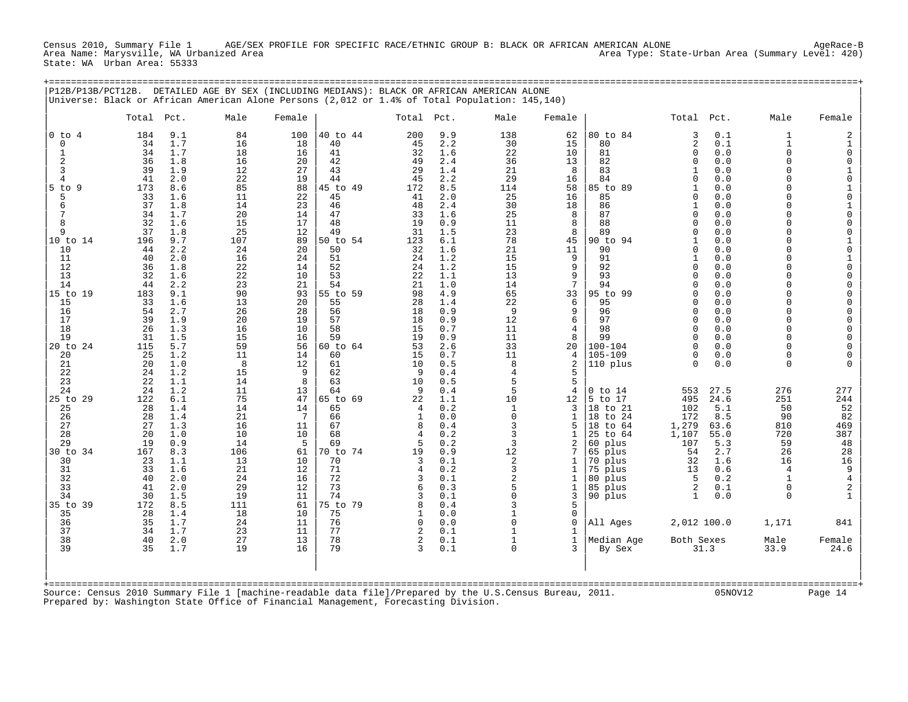Census 2010, Summary File 1 AGE/SEX PROFILE FOR SPECIFIC RACE/ETHNIC GROUP B: BLACK OR AFRICAN AMERICAN ALONE AgeRace-B
Area Name: Marysville, WA Urbanized Area Area Type: State-Urban Area (Summary Level: 420)
State: WA Urban Area: 55333

## P12B/P13B/PCT12B. DETAILED AGE BY SEX (INCLUDING MEDIANS): BLACK OR AFRICAN AMERICAN ALONE

Universe: Black or African American Alone Persons (2,012 or 1.4% of Total Population: 145,140)

| | Total | Pct. | Male | Female | | Total | Pct. | Male | Female | | Total | Pct. | Male | Female |
|---|---|---|---|---|---|---|---|---|---|---|---|---|---|---|
| 0 to 4 | 184 | 9.1 | 84 | 100 | 40 to 44 | 200 | 9.9 | 138 | 62 | 80 to 84 | 3 | 0.1 | 1 | 2 |
| 0 | 34 | 1.7 | 16 | 18 | 40 | 45 | 2.2 | 30 | 15 | 80 | 2 | 0.1 | 1 | 1 |
| 1 | 34 | 1.7 | 18 | 16 | 41 | 32 | 1.6 | 22 | 10 | 81 | 0 | 0.0 | 0 | 0 |
| 2 | 36 | 1.8 | 16 | 20 | 42 | 49 | 2.4 | 36 | 13 | 82 | 0 | 0.0 | 0 | 0 |
| 3 | 39 | 1.9 | 12 | 27 | 43 | 29 | 1.4 | 21 | 8 | 83 | 1 | 0.0 | 0 | 1 |
| 4 | 41 | 2.0 | 22 | 19 | 44 | 45 | 2.2 | 29 | 16 | 84 | 0 | 0.0 | 0 | 0 |
| 5 to 9 | 173 | 8.6 | 85 | 88 | 45 to 49 | 172 | 8.5 | 114 | 58 | 85 to 89 | 1 | 0.0 | 0 | 1 |
| 5 | 33 | 1.6 | 11 | 22 | 45 | 41 | 2.0 | 25 | 16 | 85 | 0 | 0.0 | 0 | 0 |
| 6 | 37 | 1.8 | 14 | 23 | 46 | 48 | 2.4 | 30 | 18 | 86 | 1 | 0.0 | 0 | 1 |
| 7 | 34 | 1.7 | 20 | 14 | 47 | 33 | 1.6 | 25 | 8 | 87 | 0 | 0.0 | 0 | 0 |
| 8 | 32 | 1.6 | 15 | 17 | 48 | 19 | 0.9 | 11 | 8 | 88 | 0 | 0.0 | 0 | 0 |
| 9 | 37 | 1.8 | 25 | 12 | 49 | 31 | 1.5 | 23 | 8 | 89 | 0 | 0.0 | 0 | 0 |
| 10 to 14 | 196 | 9.7 | 107 | 89 | 50 to 54 | 123 | 6.1 | 78 | 45 | 90 to 94 | 1 | 0.0 | 0 | 1 |
| 10 | 44 | 2.2 | 24 | 20 | 50 | 32 | 1.6 | 21 | 11 | 90 | 0 | 0.0 | 0 | 0 |
| 11 | 40 | 2.0 | 16 | 24 | 51 | 24 | 1.2 | 15 | 9 | 91 | 1 | 0.0 | 0 | 1 |
| 12 | 36 | 1.8 | 22 | 14 | 52 | 24 | 1.2 | 15 | 9 | 92 | 0 | 0.0 | 0 | 0 |
| 13 | 32 | 1.6 | 22 | 10 | 53 | 22 | 1.1 | 13 | 9 | 93 | 0 | 0.0 | 0 | 0 |
| 14 | 44 | 2.2 | 23 | 21 | 54 | 21 | 1.0 | 14 | 7 | 94 | 0 | 0.0 | 0 | 0 |
| 15 to 19 | 183 | 9.1 | 90 | 93 | 55 to 59 | 98 | 4.9 | 65 | 33 | 95 to 99 | 0 | 0.0 | 0 | 0 |
| 15 | 33 | 1.6 | 13 | 20 | 55 | 28 | 1.4 | 22 | 6 | 95 | 0 | 0.0 | 0 | 0 |
| 16 | 54 | 2.7 | 26 | 28 | 56 | 18 | 0.9 | 9 | 9 | 96 | 0 | 0.0 | 0 | 0 |
| 17 | 39 | 1.9 | 20 | 19 | 57 | 18 | 0.9 | 12 | 6 | 97 | 0 | 0.0 | 0 | 0 |
| 18 | 26 | 1.3 | 16 | 10 | 58 | 15 | 0.7 | 11 | 4 | 98 | 0 | 0.0 | 0 | 0 |
| 19 | 31 | 1.5 | 15 | 16 | 59 | 19 | 0.9 | 11 | 8 | 99 | 0 | 0.0 | 0 | 0 |
| 20 to 24 | 115 | 5.7 | 59 | 56 | 60 to 64 | 53 | 2.6 | 33 | 20 | 100-104 | 0 | 0.0 | 0 | 0 |
| 20 | 25 | 1.2 | 11 | 14 | 60 | 15 | 0.7 | 11 | 4 | 105-109 | 0 | 0.0 | 0 | 0 |
| 21 | 20 | 1.0 | 8 | 12 | 61 | 10 | 0.5 | 8 | 2 | 110 plus | 0 | 0.0 | 0 | 0 |
| 22 | 24 | 1.2 | 15 | 9 | 62 | 9 | 0.4 | 4 | 5 | | | | | |
| 23 | 22 | 1.1 | 14 | 8 | 63 | 10 | 0.5 | 5 | 5 | | | | | |
| 24 | 24 | 1.2 | 11 | 13 | 64 | 9 | 0.4 | 5 | 4 | 0 to 14 | 553 | 27.5 | 276 | 277 |
| 25 to 29 | 122 | 6.1 | 75 | 47 | 65 to 69 | 22 | 1.1 | 10 | 12 | 5 to 17 | 495 | 24.6 | 251 | 244 |
| 25 | 28 | 1.4 | 14 | 14 | 65 | 4 | 0.2 | 1 | 3 | 18 to 21 | 102 | 5.1 | 50 | 52 |
| 26 | 28 | 1.4 | 21 | 7 | 66 | 1 | 0.0 | 0 | 1 | 18 to 24 | 172 | 8.5 | 90 | 82 |
| 27 | 27 | 1.3 | 16 | 11 | 67 | 8 | 0.4 | 3 | 5 | 18 to 64 | 1,279 | 63.6 | 810 | 469 |
| 28 | 20 | 1.0 | 10 | 10 | 68 | 4 | 0.2 | 3 | 1 | 25 to 64 | 1,107 | 55.0 | 720 | 387 |
| 29 | 19 | 0.9 | 14 | 5 | 69 | 5 | 0.2 | 3 | 2 | 60 plus | 107 | 5.3 | 59 | 48 |
| 30 to 34 | 167 | 8.3 | 106 | 61 | 70 to 74 | 19 | 0.9 | 12 | 7 | 65 plus | 54 | 2.7 | 26 | 28 |
| 30 | 23 | 1.1 | 13 | 10 | 70 | 3 | 0.1 | 2 | 1 | 70 plus | 32 | 1.6 | 16 | 16 |
| 31 | 33 | 1.6 | 21 | 12 | 71 | 4 | 0.2 | 3 | 1 | 75 plus | 13 | 0.6 | 4 | 9 |
| 32 | 40 | 2.0 | 24 | 16 | 72 | 3 | 0.1 | 2 | 1 | 80 plus | 5 | 0.2 | 1 | 4 |
| 33 | 41 | 2.0 | 29 | 12 | 73 | 6 | 0.3 | 5 | 1 | 85 plus | 2 | 0.1 | 0 | 2 |
| 34 | 30 | 1.5 | 19 | 11 | 74 | 3 | 0.1 | 0 | 3 | 90 plus | 1 | 0.0 | 0 | 1 |
| 35 to 39 | 172 | 8.5 | 111 | 61 | 75 to 79 | 8 | 0.4 | 3 | 5 | | | | | |
| 35 | 28 | 1.4 | 18 | 10 | 75 | 1 | 0.0 | 1 | 0 | | | | | |
| 36 | 35 | 1.7 | 24 | 11 | 76 | 0 | 0.0 | 0 | 0 | All Ages | 2,012 | 100.0 | 1,171 | 841 |
| 37 | 34 | 1.7 | 23 | 11 | 77 | 2 | 0.1 | 1 | 1 | | | | | |
| 38 | 40 | 2.0 | 27 | 13 | 78 | 2 | 0.1 | 1 | 1 | Median Age | Both Sexes | | Male | Female |
| 39 | 35 | 1.7 | 19 | 16 | 79 | 3 | 0.1 | 0 | 3 | By Sex | 31.3 | | 33.9 | 24.6 |

Source: Census 2010 Summary File 1 [machine-readable data file]/Prepared by the U.S.Census Bureau, 2011. 05NOV12
Prepared by: Washington State Office of Financial Management, Forecasting Division.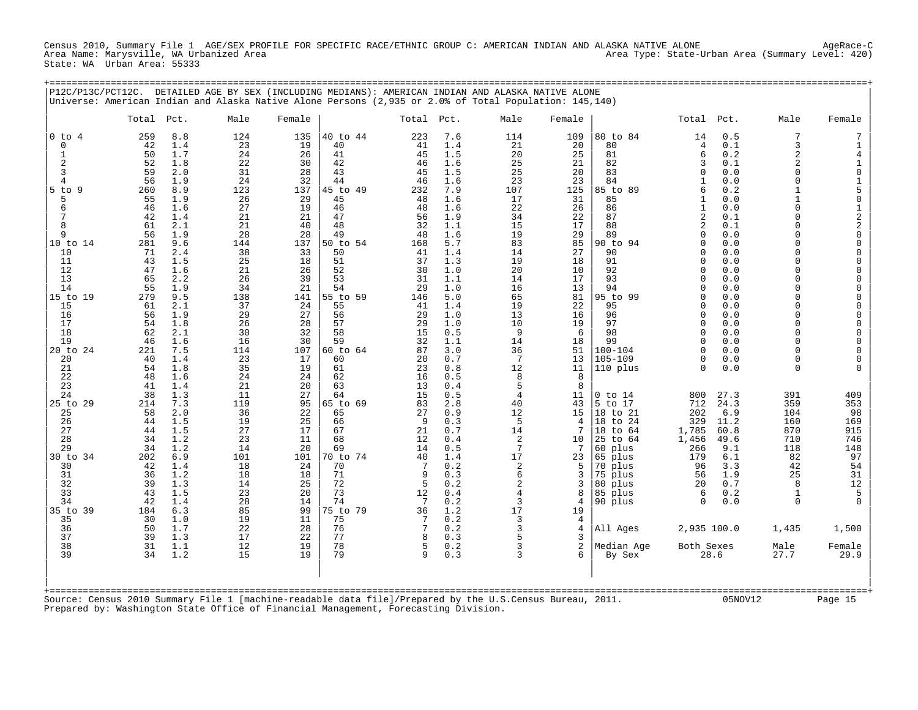Census 2010, Summary File 1 AGE/SEX PROFILE FOR SPECIFIC RACE/ETHNIC GROUP C: AMERICAN INDIAN AND ALASKA NATIVE ALONE AgeRace-C
Area Name: Marysville, WA Urbanized Area Area Type: State-Urban Area (Summary Level: 420)
State: WA Urban Area: 55333

P12C/P13C/PCT12C. DETAILED AGE BY SEX (INCLUDING MEDIANS): AMERICAN INDIAN AND ALASKA NATIVE ALONE
Universe: American Indian and Alaska Native Alone Persons (2,935 or 2.0% of Total Population: 145,140)

| | Total | Pct. | Male | Female | | Total | Pct. | Male | Female | | Total | Pct. | Male | Female |
|---|---|---|---|---|---|---|---|---|---|---|---|---|---|---|
| 0 to 4 | 259 | 8.8 | 124 | 135 | 40 to 44 | 223 | 7.6 | 114 | 109 | 80 to 84 | 14 | 0.5 | 7 | 7 |
| 0 | 42 | 1.4 | 23 | 19 | 40 | 41 | 1.4 | 21 | 20 | 80 | 4 | 0.1 | 3 | 1 |
| 1 | 50 | 1.7 | 24 | 26 | 41 | 45 | 1.5 | 20 | 25 | 81 | 6 | 0.2 | 2 | 4 |
| 2 | 52 | 1.8 | 22 | 30 | 42 | 46 | 1.6 | 25 | 21 | 82 | 3 | 0.1 | 2 | 1 |
| 3 | 59 | 2.0 | 31 | 28 | 43 | 45 | 1.5 | 25 | 20 | 83 | 0 | 0.0 | 0 | 0 |
| 4 | 56 | 1.9 | 24 | 32 | 44 | 46 | 1.6 | 23 | 23 | 84 | 1 | 0.0 | 0 | 1 |
| 5 to 9 | 260 | 8.9 | 123 | 137 | 45 to 49 | 232 | 7.9 | 107 | 125 | 85 to 89 | 6 | 0.2 | 1 | 5 |
| 5 | 55 | 1.9 | 26 | 29 | 45 | 48 | 1.6 | 17 | 31 | 85 | 1 | 0.0 | 1 | 0 |
| 6 | 46 | 1.6 | 27 | 19 | 46 | 48 | 1.6 | 22 | 26 | 86 | 1 | 0.0 | 0 | 1 |
| 7 | 42 | 1.4 | 21 | 21 | 47 | 56 | 1.9 | 34 | 22 | 87 | 2 | 0.1 | 0 | 2 |
| 8 | 61 | 2.1 | 21 | 40 | 48 | 32 | 1.1 | 15 | 17 | 88 | 2 | 0.1 | 0 | 2 |
| 9 | 56 | 1.9 | 28 | 28 | 49 | 48 | 1.6 | 19 | 29 | 89 | 0 | 0.0 | 0 | 0 |
| 10 to 14 | 281 | 9.6 | 144 | 137 | 50 to 54 | 168 | 5.7 | 83 | 85 | 90 to 94 | 0 | 0.0 | 0 | 0 |
| 10 | 71 | 2.4 | 38 | 33 | 50 | 41 | 1.4 | 14 | 27 | 90 | 0 | 0.0 | 0 | 0 |
| 11 | 43 | 1.5 | 25 | 18 | 51 | 37 | 1.3 | 19 | 18 | 91 | 0 | 0.0 | 0 | 0 |
| 12 | 47 | 1.6 | 21 | 26 | 52 | 30 | 1.0 | 20 | 10 | 92 | 0 | 0.0 | 0 | 0 |
| 13 | 65 | 2.2 | 26 | 39 | 53 | 31 | 1.1 | 14 | 17 | 93 | 0 | 0.0 | 0 | 0 |
| 14 | 55 | 1.9 | 34 | 21 | 54 | 29 | 1.0 | 16 | 13 | 94 | 0 | 0.0 | 0 | 0 |
| 15 to 19 | 279 | 9.5 | 138 | 141 | 55 to 59 | 146 | 5.0 | 65 | 81 | 95 to 99 | 0 | 0.0 | 0 | 0 |
| 15 | 61 | 2.1 | 37 | 24 | 55 | 41 | 1.4 | 19 | 22 | 95 | 0 | 0.0 | 0 | 0 |
| 16 | 56 | 1.9 | 29 | 27 | 56 | 29 | 1.0 | 13 | 16 | 96 | 0 | 0.0 | 0 | 0 |
| 17 | 54 | 1.8 | 26 | 28 | 57 | 29 | 1.0 | 10 | 19 | 97 | 0 | 0.0 | 0 | 0 |
| 18 | 62 | 2.1 | 30 | 32 | 58 | 15 | 0.5 | 9 | 6 | 98 | 0 | 0.0 | 0 | 0 |
| 19 | 46 | 1.6 | 16 | 30 | 59 | 32 | 1.1 | 14 | 18 | 99 | 0 | 0.0 | 0 | 0 |
| 20 to 24 | 221 | 7.5 | 114 | 107 | 60 to 64 | 87 | 3.0 | 36 | 51 | 100-104 | 0 | 0.0 | 0 | 0 |
| 20 | 40 | 1.4 | 23 | 17 | 60 | 20 | 0.7 | 7 | 13 | 105-109 | 0 | 0.0 | 0 | 0 |
| 21 | 54 | 1.8 | 35 | 19 | 61 | 23 | 0.8 | 12 | 11 | 110 plus | 0 | 0.0 | 0 | 0 |
| 22 | 48 | 1.6 | 24 | 24 | 62 | 16 | 0.5 | 8 | 8 | | | | | |
| 23 | 41 | 1.4 | 21 | 20 | 63 | 13 | 0.4 | 5 | 8 | | | | | |
| 24 | 38 | 1.3 | 11 | 27 | 64 | 15 | 0.5 | 4 | 11 | 0 to 14 | 800 | 27.3 | 391 | 409 |
| 25 to 29 | 214 | 7.3 | 119 | 95 | 65 to 69 | 83 | 2.8 | 40 | 43 | 5 to 17 | 712 | 24.3 | 359 | 353 |
| 25 | 58 | 2.0 | 36 | 22 | 65 | 27 | 0.9 | 12 | 15 | 18 to 21 | 202 | 6.9 | 104 | 98 |
| 26 | 44 | 1.5 | 19 | 25 | 66 | 9 | 0.3 | 5 | 4 | 18 to 24 | 329 | 11.2 | 160 | 169 |
| 27 | 44 | 1.5 | 27 | 17 | 67 | 21 | 0.7 | 14 | 7 | 18 to 64 | 1,785 | 60.8 | 870 | 915 |
| 28 | 34 | 1.2 | 23 | 11 | 68 | 12 | 0.4 | 2 | 10 | 25 to 64 | 1,456 | 49.6 | 710 | 746 |
| 29 | 34 | 1.2 | 14 | 20 | 69 | 14 | 0.5 | 7 | 7 | 60 plus | 266 | 9.1 | 118 | 148 |
| 30 to 34 | 202 | 6.9 | 101 | 101 | 70 to 74 | 40 | 1.4 | 17 | 23 | 65 plus | 179 | 6.1 | 82 | 97 |
| 30 | 42 | 1.4 | 18 | 24 | 70 | 7 | 0.2 | 2 | 5 | 70 plus | 96 | 3.3 | 42 | 54 |
| 31 | 36 | 1.2 | 18 | 18 | 71 | 9 | 0.3 | 6 | 3 | 75 plus | 56 | 1.9 | 25 | 31 |
| 32 | 39 | 1.3 | 14 | 25 | 72 | 5 | 0.2 | 2 | 3 | 80 plus | 20 | 0.7 | 8 | 12 |
| 33 | 43 | 1.5 | 23 | 20 | 73 | 12 | 0.4 | 4 | 8 | 85 plus | 6 | 0.2 | 1 | 5 |
| 34 | 42 | 1.4 | 28 | 14 | 74 | 7 | 0.2 | 3 | 4 | 90 plus | 0 | 0.0 | 0 | 0 |
| 35 to 39 | 184 | 6.3 | 85 | 99 | 75 to 79 | 36 | 1.2 | 17 | 19 | | | | | |
| 35 | 30 | 1.0 | 19 | 11 | 75 | 7 | 0.2 | 3 | 4 | | | | | |
| 36 | 50 | 1.7 | 22 | 28 | 76 | 7 | 0.2 | 3 | 4 | All Ages | 2,935 | 100.0 | 1,435 | 1,500 |
| 37 | 39 | 1.3 | 17 | 22 | 77 | 8 | 0.3 | 5 | 3 | | | | | |
| 38 | 31 | 1.1 | 12 | 19 | 78 | 5 | 0.2 | 3 | 2 | Median Age | Both Sexes | | Male | Female |
| 39 | 34 | 1.2 | 15 | 19 | 79 | 9 | 0.3 | 3 | 6 | By Sex | 28.6 | | 27.7 | 29.9 |

Source: Census 2010 Summary File 1 [machine-readable data file]/Prepared by the U.S.Census Bureau, 2011. 05NOV12
Prepared by: Washington State Office of Financial Management, Forecasting Division.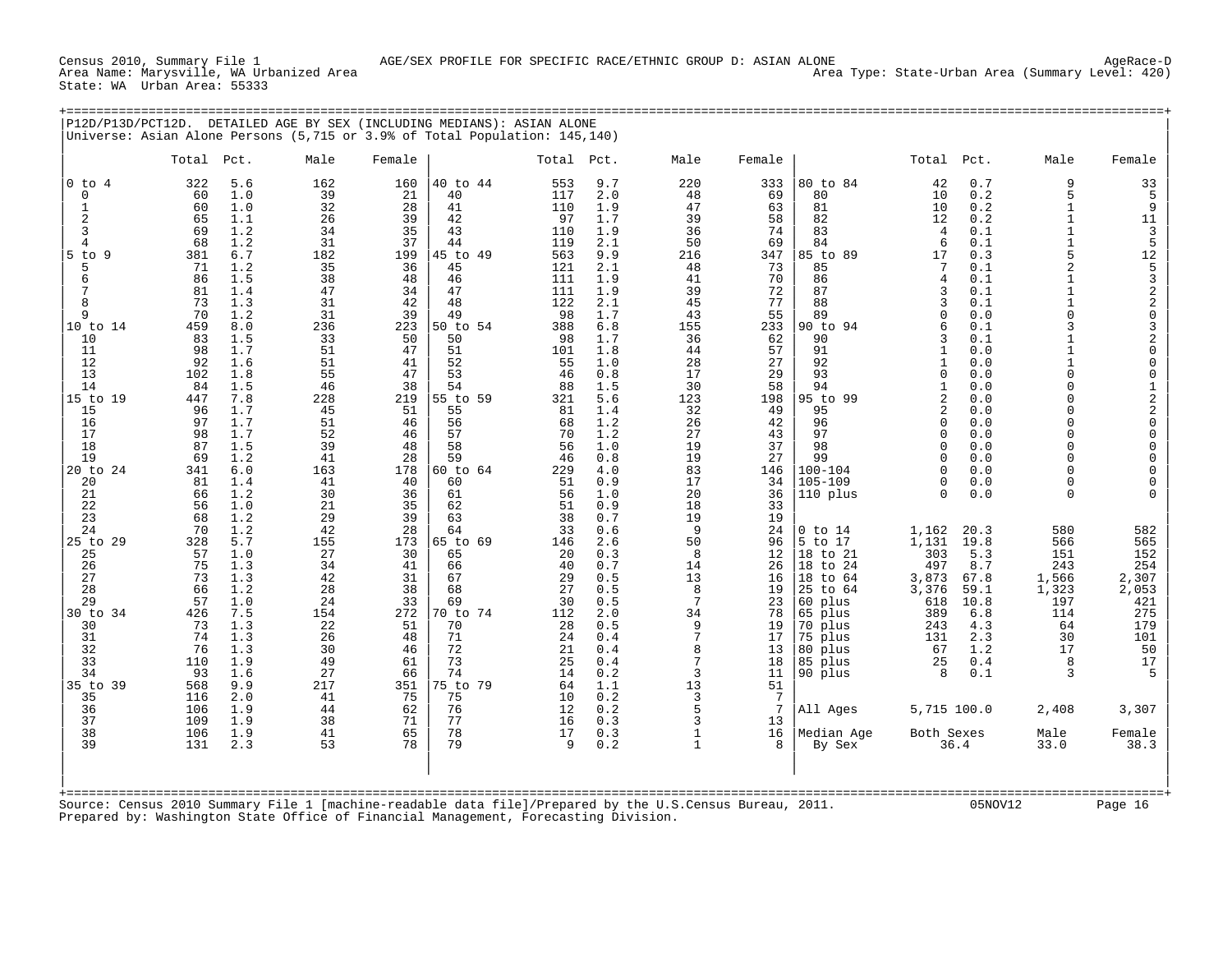Census 2010, Summary File 1 AGE/SEX PROFILE FOR SPECIFIC RACE/ETHNIC GROUP D: ASIAN ALONE AgeRace-D
Area Name: Marysville, WA Urbanized Area Area Type: State-Urban Area (Summary Level: 420)
State: WA Urban Area: 55333

## P12D/P13D/PCT12D. DETAILED AGE BY SEX (INCLUDING MEDIANS): ASIAN ALONE

Universe: Asian Alone Persons (5,715 or 3.9% of Total Population: 145,140)

| | Total | Pct. | Male | Female | | Total | Pct. | Male | Female | | Total | Pct. | Male | Female |
|---|---|---|---|---|---|---|---|---|---|---|---|---|---|---|
| 0 to 4 | 322 | 5.6 | 162 | 160 | 40 to 44 | 553 | 9.7 | 220 | 333 | 80 to 84 | 42 | 0.7 | 9 | 33 |
| 0 | 60 | 1.0 | 39 | 21 | 40 | 117 | 2.0 | 48 | 69 | 80 | 10 | 0.2 | 5 | 5 |
| 1 | 60 | 1.0 | 32 | 28 | 41 | 110 | 1.9 | 47 | 63 | 81 | 10 | 0.2 | 1 | 9 |
| 2 | 65 | 1.1 | 26 | 39 | 42 | 97 | 1.7 | 39 | 58 | 82 | 12 | 0.2 | 1 | 11 |
| 3 | 69 | 1.2 | 34 | 35 | 43 | 110 | 1.9 | 36 | 74 | 83 | 4 | 0.1 | 1 | 3 |
| 4 | 68 | 1.2 | 31 | 37 | 44 | 119 | 2.1 | 50 | 69 | 84 | 6 | 0.1 | 1 | 5 |
| 5 to 9 | 381 | 6.7 | 182 | 199 | 45 to 49 | 563 | 9.9 | 216 | 347 | 85 to 89 | 17 | 0.3 | 5 | 12 |
| 5 | 71 | 1.2 | 35 | 36 | 45 | 121 | 2.1 | 48 | 73 | 85 | 7 | 0.1 | 2 | 5 |
| 6 | 86 | 1.5 | 38 | 48 | 46 | 111 | 1.9 | 41 | 70 | 86 | 4 | 0.1 | 1 | 3 |
| 7 | 81 | 1.4 | 47 | 34 | 47 | 111 | 1.9 | 39 | 72 | 87 | 3 | 0.1 | 1 | 2 |
| 8 | 73 | 1.3 | 31 | 42 | 48 | 122 | 2.1 | 45 | 77 | 88 | 3 | 0.1 | 1 | 2 |
| 9 | 70 | 1.2 | 31 | 39 | 49 | 98 | 1.7 | 43 | 55 | 89 | 0 | 0.0 | 0 | 0 |
| 10 to 14 | 459 | 8.0 | 236 | 223 | 50 to 54 | 388 | 6.8 | 155 | 233 | 90 to 94 | 6 | 0.1 | 3 | 3 |
| 10 | 83 | 1.5 | 33 | 50 | 50 | 98 | 1.7 | 36 | 62 | 90 | 3 | 0.1 | 1 | 2 |
| 11 | 98 | 1.7 | 51 | 47 | 51 | 101 | 1.8 | 44 | 57 | 91 | 1 | 0.0 | 1 | 0 |
| 12 | 92 | 1.6 | 51 | 41 | 52 | 55 | 1.0 | 28 | 27 | 92 | 1 | 0.0 | 1 | 0 |
| 13 | 102 | 1.8 | 55 | 47 | 53 | 46 | 0.8 | 17 | 29 | 93 | 0 | 0.0 | 0 | 0 |
| 14 | 84 | 1.5 | 46 | 38 | 54 | 88 | 1.5 | 30 | 58 | 94 | 1 | 0.0 | 0 | 1 |
| 15 to 19 | 447 | 7.8 | 228 | 219 | 55 to 59 | 321 | 5.6 | 123 | 198 | 95 to 99 | 2 | 0.0 | 0 | 2 |
| 15 | 96 | 1.7 | 45 | 51 | 55 | 81 | 1.4 | 32 | 49 | 95 | 2 | 0.0 | 0 | 2 |
| 16 | 97 | 1.7 | 51 | 46 | 56 | 68 | 1.2 | 26 | 42 | 96 | 0 | 0.0 | 0 | 0 |
| 17 | 98 | 1.7 | 52 | 46 | 57 | 70 | 1.2 | 27 | 43 | 97 | 0 | 0.0 | 0 | 0 |
| 18 | 87 | 1.5 | 39 | 48 | 58 | 56 | 1.0 | 19 | 37 | 98 | 0 | 0.0 | 0 | 0 |
| 19 | 69 | 1.2 | 41 | 28 | 59 | 46 | 0.8 | 19 | 27 | 99 | 0 | 0.0 | 0 | 0 |
| 20 to 24 | 341 | 6.0 | 163 | 178 | 60 to 64 | 229 | 4.0 | 83 | 146 | 100-104 | 0 | 0.0 | 0 | 0 |
| 20 | 81 | 1.4 | 41 | 40 | 60 | 51 | 0.9 | 17 | 34 | 105-109 | 0 | 0.0 | 0 | 0 |
| 21 | 66 | 1.2 | 30 | 36 | 61 | 56 | 1.0 | 20 | 36 | 110 plus | 0 | 0.0 | 0 | 0 |
| 22 | 56 | 1.0 | 21 | 35 | 62 | 51 | 0.9 | 18 | 33 | | | | | |
| 23 | 68 | 1.2 | 29 | 39 | 63 | 38 | 0.7 | 19 | 19 | | | | | |
| 24 | 70 | 1.2 | 42 | 28 | 64 | 33 | 0.6 | 9 | 24 | 0 to 14 | 1,162 | 20.3 | 580 | 582 |
| 25 to 29 | 328 | 5.7 | 155 | 173 | 65 to 69 | 146 | 2.6 | 50 | 96 | 5 to 17 | 1,131 | 19.8 | 566 | 565 |
| 25 | 57 | 1.0 | 27 | 30 | 65 | 20 | 0.3 | 8 | 12 | 18 to 21 | 303 | 5.3 | 151 | 152 |
| 26 | 75 | 1.3 | 34 | 41 | 66 | 40 | 0.7 | 14 | 26 | 18 to 24 | 497 | 8.7 | 243 | 254 |
| 27 | 73 | 1.3 | 42 | 31 | 67 | 29 | 0.5 | 13 | 16 | 18 to 64 | 3,873 | 67.8 | 1,566 | 2,307 |
| 28 | 66 | 1.2 | 28 | 38 | 68 | 27 | 0.5 | 8 | 19 | 25 to 64 | 3,376 | 59.1 | 1,323 | 2,053 |
| 29 | 57 | 1.0 | 24 | 33 | 69 | 30 | 0.5 | 7 | 23 | 60 plus | 618 | 10.8 | 197 | 421 |
| 30 to 34 | 426 | 7.5 | 154 | 272 | 70 to 74 | 112 | 2.0 | 34 | 78 | 65 plus | 389 | 6.8 | 114 | 275 |
| 30 | 73 | 1.3 | 22 | 51 | 70 | 28 | 0.5 | 9 | 19 | 70 plus | 243 | 4.3 | 64 | 179 |
| 31 | 74 | 1.3 | 26 | 48 | 71 | 24 | 0.4 | 7 | 17 | 75 plus | 131 | 2.3 | 30 | 101 |
| 32 | 76 | 1.3 | 30 | 46 | 72 | 21 | 0.4 | 8 | 13 | 80 plus | 67 | 1.2 | 17 | 50 |
| 33 | 110 | 1.9 | 49 | 61 | 73 | 25 | 0.4 | 7 | 18 | 85 plus | 25 | 0.4 | 8 | 17 |
| 34 | 93 | 1.6 | 27 | 66 | 74 | 14 | 0.2 | 3 | 11 | 90 plus | 8 | 0.1 | 3 | 5 |
| 35 to 39 | 568 | 9.9 | 217 | 351 | 75 to 79 | 64 | 1.1 | 13 | 51 | | | | | |
| 35 | 116 | 2.0 | 41 | 75 | 75 | 10 | 0.2 | 3 | 7 | | | | | |
| 36 | 106 | 1.9 | 44 | 62 | 76 | 12 | 0.2 | 5 | 7 | All Ages | 5,715 | 100.0 | 2,408 | 3,307 |
| 37 | 109 | 1.9 | 38 | 71 | 77 | 16 | 0.3 | 3 | 13 | | | | | |
| 38 | 106 | 1.9 | 41 | 65 | 78 | 17 | 0.3 | 1 | 16 | Median Age | Both Sexes | | Male | Female |
| 39 | 131 | 2.3 | 53 | 78 | 79 | 9 | 0.2 | 1 | 8 | By Sex | 36.4 | | 33.0 | 38.3 |

Source: Census 2010 Summary File 1 [machine-readable data file]/Prepared by the U.S.Census Bureau, 2011. 05NOV12
Prepared by: Washington State Office of Financial Management, Forecasting Division.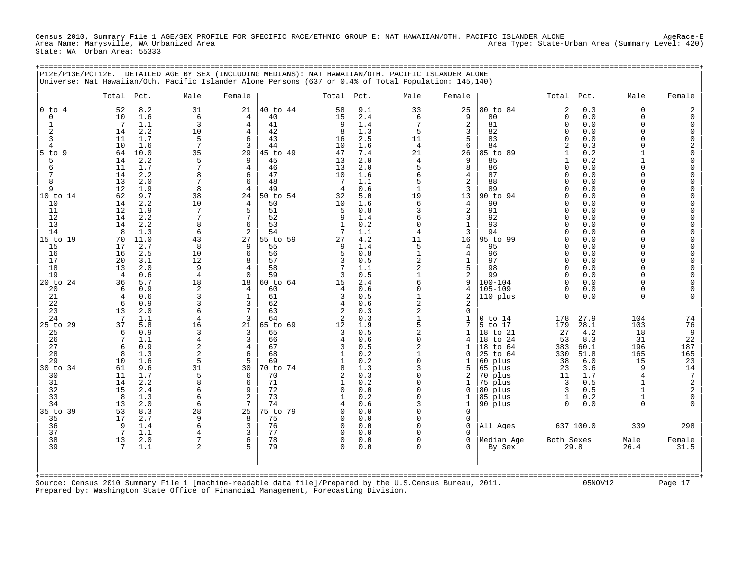Census 2010, Summary File 1 AGE/SEX PROFILE FOR SPECIFIC RACE/ETHNIC GROUP E: NAT HAWAIIAN/OTH. PACIFIC ISLANDER ALONE — AgeRace-E
Area Name: Marysville, WA Urbanized Area — Area Type: State-Urban Area (Summary Level: 420)
State: WA Urban Area: 55333

## P12E/P13E/PCT12E. DETAILED AGE BY SEX (INCLUDING MEDIANS): NAT HAWAIIAN/OTH. PACIFIC ISLANDER ALONE

Universe: Nat Hawaiian/Oth. Pacific Islander Alone Persons (637 or 0.4% of Total Population: 145,140)

| | Total | Pct. | Male | Female | | Total | Pct. | Male | Female | | Total | Pct. | Male | Female |
|---|---|---|---|---|---|---|---|---|---|---|---|---|---|---|
| 0 to 4 | 52 | 8.2 | 31 | 21 | 40 to 44 | 58 | 9.1 | 33 | 25 | 80 to 84 | 2 | 0.3 | 0 | 2 |
| 0 | 10 | 1.6 | 6 | 4 | 40 | 15 | 2.4 | 6 | 9 | 80 | 0 | 0.0 | 0 | 0 |
| 1 | 7 | 1.1 | 3 | 4 | 41 | 9 | 1.4 | 7 | 2 | 81 | 0 | 0.0 | 0 | 0 |
| 2 | 14 | 2.2 | 10 | 4 | 42 | 8 | 1.3 | 5 | 3 | 82 | 0 | 0.0 | 0 | 0 |
| 3 | 11 | 1.7 | 5 | 6 | 43 | 16 | 2.5 | 11 | 5 | 83 | 0 | 0.0 | 0 | 0 |
| 4 | 10 | 1.6 | 7 | 3 | 44 | 10 | 1.6 | 4 | 6 | 84 | 2 | 0.3 | 0 | 2 |
| 5 to 9 | 64 | 10.0 | 35 | 29 | 45 to 49 | 47 | 7.4 | 21 | 26 | 85 to 89 | 1 | 0.2 | 1 | 0 |
| 5 | 14 | 2.2 | 5 | 9 | 45 | 13 | 2.0 | 4 | 9 | 85 | 1 | 0.2 | 1 | 0 |
| 6 | 11 | 1.7 | 7 | 4 | 46 | 13 | 2.0 | 5 | 8 | 86 | 0 | 0.0 | 0 | 0 |
| 7 | 14 | 2.2 | 8 | 6 | 47 | 10 | 1.6 | 6 | 4 | 87 | 0 | 0.0 | 0 | 0 |
| 8 | 13 | 2.0 | 7 | 6 | 48 | 7 | 1.1 | 5 | 2 | 88 | 0 | 0.0 | 0 | 0 |
| 9 | 12 | 1.9 | 8 | 4 | 49 | 4 | 0.6 | 1 | 3 | 89 | 0 | 0.0 | 0 | 0 |
| 10 to 14 | 62 | 9.7 | 38 | 24 | 50 to 54 | 32 | 5.0 | 19 | 13 | 90 to 94 | 0 | 0.0 | 0 | 0 |
| 10 | 14 | 2.2 | 10 | 4 | 50 | 10 | 1.6 | 6 | 4 | 90 | 0 | 0.0 | 0 | 0 |
| 11 | 12 | 1.9 | 7 | 5 | 51 | 5 | 0.8 | 3 | 2 | 91 | 0 | 0.0 | 0 | 0 |
| 12 | 14 | 2.2 | 7 | 7 | 52 | 9 | 1.4 | 6 | 3 | 92 | 0 | 0.0 | 0 | 0 |
| 13 | 14 | 2.2 | 8 | 6 | 53 | 1 | 0.2 | 0 | 1 | 93 | 0 | 0.0 | 0 | 0 |
| 14 | 8 | 1.3 | 6 | 2 | 54 | 7 | 1.1 | 4 | 3 | 94 | 0 | 0.0 | 0 | 0 |
| 15 to 19 | 70 | 11.0 | 43 | 27 | 55 to 59 | 27 | 4.2 | 11 | 16 | 95 to 99 | 0 | 0.0 | 0 | 0 |
| 15 | 17 | 2.7 | 8 | 9 | 55 | 9 | 1.4 | 5 | 4 | 95 | 0 | 0.0 | 0 | 0 |
| 16 | 16 | 2.5 | 10 | 6 | 56 | 5 | 0.8 | 1 | 4 | 96 | 0 | 0.0 | 0 | 0 |
| 17 | 20 | 3.1 | 12 | 8 | 57 | 3 | 0.5 | 2 | 1 | 97 | 0 | 0.0 | 0 | 0 |
| 18 | 13 | 2.0 | 9 | 4 | 58 | 7 | 1.1 | 2 | 5 | 98 | 0 | 0.0 | 0 | 0 |
| 19 | 4 | 0.6 | 4 | 0 | 59 | 3 | 0.5 | 1 | 2 | 99 | 0 | 0.0 | 0 | 0 |
| 20 to 24 | 36 | 5.7 | 18 | 18 | 60 to 64 | 15 | 2.4 | 6 | 9 | 100-104 | 0 | 0.0 | 0 | 0 |
| 20 | 6 | 0.9 | 2 | 4 | 60 | 4 | 0.6 | 0 | 4 | 105-109 | 0 | 0.0 | 0 | 0 |
| 21 | 4 | 0.6 | 3 | 1 | 61 | 3 | 0.5 | 1 | 2 | 110 plus | 0 | 0.0 | 0 | 0 |
| 22 | 6 | 0.9 | 3 | 3 | 62 | 4 | 0.6 | 2 | 2 | | | | | |
| 23 | 13 | 2.0 | 6 | 7 | 63 | 2 | 0.3 | 2 | 0 | | | | | |
| 24 | 7 | 1.1 | 4 | 3 | 64 | 2 | 0.3 | 1 | 1 | 0 to 14 | 178 | 27.9 | 104 | 74 |
| 25 to 29 | 37 | 5.8 | 16 | 21 | 65 to 69 | 12 | 1.9 | 5 | 7 | 5 to 17 | 179 | 28.1 | 103 | 76 |
| 25 | 6 | 0.9 | 3 | 3 | 65 | 3 | 0.5 | 2 | 1 | 18 to 21 | 27 | 4.2 | 18 | 9 |
| 26 | 7 | 1.1 | 4 | 3 | 66 | 4 | 0.6 | 0 | 4 | 18 to 24 | 53 | 8.3 | 31 | 22 |
| 27 | 6 | 0.9 | 2 | 4 | 67 | 3 | 0.5 | 2 | 1 | 18 to 64 | 383 | 60.1 | 196 | 187 |
| 28 | 8 | 1.3 | 2 | 6 | 68 | 1 | 0.2 | 1 | 0 | 25 to 64 | 330 | 51.8 | 165 | 165 |
| 29 | 10 | 1.6 | 5 | 5 | 69 | 1 | 0.2 | 0 | 1 | 60 plus | 38 | 6.0 | 15 | 23 |
| 30 to 34 | 61 | 9.6 | 31 | 30 | 70 to 74 | 8 | 1.3 | 3 | 5 | 65 plus | 23 | 3.6 | 9 | 14 |
| 30 | 11 | 1.7 | 5 | 6 | 70 | 2 | 0.3 | 0 | 2 | 70 plus | 11 | 1.7 | 4 | 7 |
| 31 | 14 | 2.2 | 8 | 6 | 71 | 1 | 0.2 | 0 | 1 | 75 plus | 3 | 0.5 | 1 | 2 |
| 32 | 15 | 2.4 | 6 | 9 | 72 | 0 | 0.0 | 0 | 0 | 80 plus | 3 | 0.5 | 1 | 2 |
| 33 | 8 | 1.3 | 6 | 2 | 73 | 1 | 0.2 | 0 | 1 | 85 plus | 1 | 0.2 | 1 | 0 |
| 34 | 13 | 2.0 | 6 | 7 | 74 | 4 | 0.6 | 3 | 1 | 90 plus | 0 | 0.0 | 0 | 0 |
| 35 to 39 | 53 | 8.3 | 28 | 25 | 75 to 79 | 0 | 0.0 | 0 | 0 | | | | | |
| 35 | 17 | 2.7 | 9 | 8 | 75 | 0 | 0.0 | 0 | 0 | | | | | |
| 36 | 9 | 1.4 | 6 | 3 | 76 | 0 | 0.0 | 0 | 0 | All Ages | 637 | 100.0 | 339 | 298 |
| 37 | 7 | 1.1 | 4 | 3 | 77 | 0 | 0.0 | 0 | 0 | | | | | |
| 38 | 13 | 2.0 | 7 | 6 | 78 | 0 | 0.0 | 0 | 0 | Median Age | Both Sexes | | Male | Female |
| 39 | 7 | 1.1 | 2 | 5 | 79 | 0 | 0.0 | 0 | 0 | By Sex | 29.8 | | 26.4 | 31.5 |

Source: Census 2010 Summary File 1 [machine-readable data file]/Prepared by the U.S.Census Bureau, 2011. 05NOV12
Prepared by: Washington State Office of Financial Management, Forecasting Division.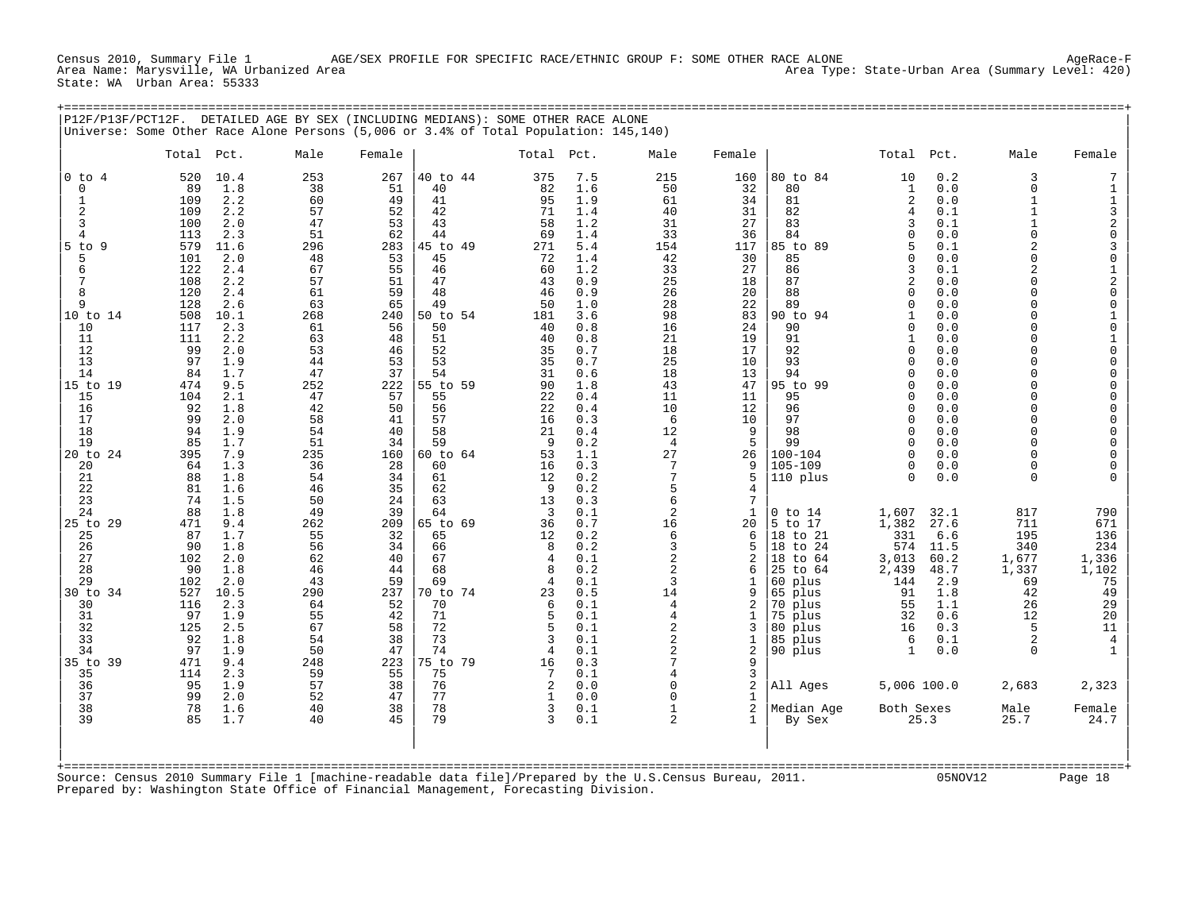Census 2010, Summary File 1 AGE/SEX PROFILE FOR SPECIFIC RACE/ETHNIC GROUP F: SOME OTHER RACE ALONE AgeRace-F
Area Name: Marysville, WA Urbanized Area Area Type: State-Urban Area (Summary Level: 420)
State: WA Urban Area: 55333

## P12F/P13F/PCT12F. DETAILED AGE BY SEX (INCLUDING MEDIANS): SOME OTHER RACE ALONE

Universe: Some Other Race Alone Persons (5,006 or 3.4% of Total Population: 145,140)

| | Total | Pct. | Male | Female | | Total | Pct. | Male | Female | | Total | Pct. | Male | Female |
|---|---|---|---|---|---|---|---|---|---|---|---|---|---|---|
| 0 to 4 | 520 | 10.4 | 253 | 267 | 40 to 44 | 375 | 7.5 | 215 | 160 | 80 to 84 | 10 | 0.2 | 3 | 7 |
| 0 | 89 | 1.8 | 38 | 51 | 40 | 82 | 1.6 | 50 | 32 | 80 | 1 | 0.0 | 0 | 1 |
| 1 | 109 | 2.2 | 60 | 49 | 41 | 95 | 1.9 | 61 | 34 | 81 | 2 | 0.0 | 1 | 1 |
| 2 | 109 | 2.2 | 57 | 52 | 42 | 71 | 1.4 | 40 | 31 | 82 | 4 | 0.1 | 1 | 3 |
| 3 | 100 | 2.0 | 47 | 53 | 43 | 58 | 1.2 | 31 | 27 | 83 | 3 | 0.1 | 1 | 2 |
| 4 | 113 | 2.3 | 51 | 62 | 44 | 69 | 1.4 | 33 | 36 | 84 | 0 | 0.0 | 0 | 0 |
| 5 to 9 | 579 | 11.6 | 296 | 283 | 45 to 49 | 271 | 5.4 | 154 | 117 | 85 to 89 | 5 | 0.1 | 2 | 3 |
| 5 | 101 | 2.0 | 48 | 53 | 45 | 72 | 1.4 | 42 | 30 | 85 | 0 | 0.0 | 0 | 0 |
| 6 | 122 | 2.4 | 67 | 55 | 46 | 60 | 1.2 | 33 | 27 | 86 | 3 | 0.1 | 2 | 1 |
| 7 | 108 | 2.2 | 57 | 51 | 47 | 43 | 0.9 | 25 | 18 | 87 | 2 | 0.0 | 0 | 2 |
| 8 | 120 | 2.4 | 61 | 59 | 48 | 46 | 0.9 | 26 | 20 | 88 | 0 | 0.0 | 0 | 0 |
| 9 | 128 | 2.6 | 63 | 65 | 49 | 50 | 1.0 | 28 | 22 | 89 | 0 | 0.0 | 0 | 0 |
| 10 to 14 | 508 | 10.1 | 268 | 240 | 50 to 54 | 181 | 3.6 | 98 | 83 | 90 to 94 | 1 | 0.0 | 0 | 1 |
| 10 | 117 | 2.3 | 61 | 56 | 50 | 40 | 0.8 | 16 | 24 | 90 | 0 | 0.0 | 0 | 0 |
| 11 | 111 | 2.2 | 63 | 48 | 51 | 40 | 0.8 | 21 | 19 | 91 | 1 | 0.0 | 0 | 1 |
| 12 | 99 | 2.0 | 53 | 46 | 52 | 35 | 0.7 | 18 | 17 | 92 | 0 | 0.0 | 0 | 0 |
| 13 | 97 | 1.9 | 44 | 53 | 53 | 35 | 0.7 | 25 | 10 | 93 | 0 | 0.0 | 0 | 0 |
| 14 | 84 | 1.7 | 47 | 37 | 54 | 31 | 0.6 | 18 | 13 | 94 | 0 | 0.0 | 0 | 0 |
| 15 to 19 | 474 | 9.5 | 252 | 222 | 55 to 59 | 90 | 1.8 | 43 | 47 | 95 to 99 | 0 | 0.0 | 0 | 0 |
| 15 | 104 | 2.1 | 47 | 57 | 55 | 22 | 0.4 | 11 | 11 | 95 | 0 | 0.0 | 0 | 0 |
| 16 | 92 | 1.8 | 42 | 50 | 56 | 22 | 0.4 | 10 | 12 | 96 | 0 | 0.0 | 0 | 0 |
| 17 | 99 | 2.0 | 58 | 41 | 57 | 16 | 0.3 | 6 | 10 | 97 | 0 | 0.0 | 0 | 0 |
| 18 | 94 | 1.9 | 54 | 40 | 58 | 21 | 0.4 | 12 | 9 | 98 | 0 | 0.0 | 0 | 0 |
| 19 | 85 | 1.7 | 51 | 34 | 59 | 9 | 0.2 | 4 | 5 | 99 | 0 | 0.0 | 0 | 0 |
| 20 to 24 | 395 | 7.9 | 235 | 160 | 60 to 64 | 53 | 1.1 | 27 | 26 | 100-104 | 0 | 0.0 | 0 | 0 |
| 20 | 64 | 1.3 | 36 | 28 | 60 | 16 | 0.3 | 7 | 9 | 105-109 | 0 | 0.0 | 0 | 0 |
| 21 | 88 | 1.8 | 54 | 34 | 61 | 12 | 0.2 | 7 | 5 | 110 plus | 0 | 0.0 | 0 | 0 |
| 22 | 81 | 1.6 | 46 | 35 | 62 | 9 | 0.2 | 5 | 4 | | | | | |
| 23 | 74 | 1.5 | 50 | 24 | 63 | 13 | 0.3 | 6 | 7 | | | | | |
| 24 | 88 | 1.8 | 49 | 39 | 64 | 3 | 0.1 | 2 | 1 | 0 to 14 | 1,607 | 32.1 | 817 | 790 |
| 25 to 29 | 471 | 9.4 | 262 | 209 | 65 to 69 | 36 | 0.7 | 16 | 20 | 5 to 17 | 1,382 | 27.6 | 711 | 671 |
| 25 | 87 | 1.7 | 55 | 32 | 65 | 12 | 0.2 | 6 | 6 | 18 to 21 | 331 | 6.6 | 195 | 136 |
| 26 | 90 | 1.8 | 56 | 34 | 66 | 8 | 0.2 | 3 | 5 | 18 to 24 | 574 | 11.5 | 340 | 234 |
| 27 | 102 | 2.0 | 62 | 40 | 67 | 4 | 0.1 | 2 | 2 | 18 to 64 | 3,013 | 60.2 | 1,677 | 1,336 |
| 28 | 90 | 1.8 | 46 | 44 | 68 | 8 | 0.2 | 2 | 6 | 25 to 64 | 2,439 | 48.7 | 1,337 | 1,102 |
| 29 | 102 | 2.0 | 43 | 59 | 69 | 4 | 0.1 | 3 | 1 | 60 plus | 144 | 2.9 | 69 | 75 |
| 30 to 34 | 527 | 10.5 | 290 | 237 | 70 to 74 | 23 | 0.5 | 14 | 9 | 65 plus | 91 | 1.8 | 42 | 49 |
| 30 | 116 | 2.3 | 64 | 52 | 70 | 6 | 0.1 | 4 | 2 | 70 plus | 55 | 1.1 | 26 | 29 |
| 31 | 97 | 1.9 | 55 | 42 | 71 | 5 | 0.1 | 4 | 1 | 75 plus | 32 | 0.6 | 12 | 20 |
| 32 | 125 | 2.5 | 67 | 58 | 72 | 5 | 0.1 | 2 | 3 | 80 plus | 16 | 0.3 | 5 | 11 |
| 33 | 92 | 1.8 | 54 | 38 | 73 | 3 | 0.1 | 2 | 1 | 85 plus | 6 | 0.1 | 2 | 4 |
| 34 | 97 | 1.9 | 50 | 47 | 74 | 4 | 0.1 | 2 | 2 | 90 plus | 1 | 0.0 | 0 | 1 |
| 35 to 39 | 471 | 9.4 | 248 | 223 | 75 to 79 | 16 | 0.3 | 7 | 9 | | | | | |
| 35 | 114 | 2.3 | 59 | 55 | 75 | 7 | 0.1 | 4 | 3 | | | | | |
| 36 | 95 | 1.9 | 57 | 38 | 76 | 2 | 0.0 | 0 | 2 | All Ages | 5,006 | 100.0 | 2,683 | 2,323 |
| 37 | 99 | 2.0 | 52 | 47 | 77 | 1 | 0.0 | 0 | 1 | | | | | |
| 38 | 78 | 1.6 | 40 | 38 | 78 | 3 | 0.1 | 1 | 2 | Median Age | Both Sexes | | Male | Female |
| 39 | 85 | 1.7 | 40 | 45 | 79 | 3 | 0.1 | 2 | 1 | By Sex | 25.3 | | 25.7 | 24.7 |

Source: Census 2010 Summary File 1 [machine-readable data file]/Prepared by the U.S.Census Bureau, 2011. 05NOV12
Prepared by: Washington State Office of Financial Management, Forecasting Division.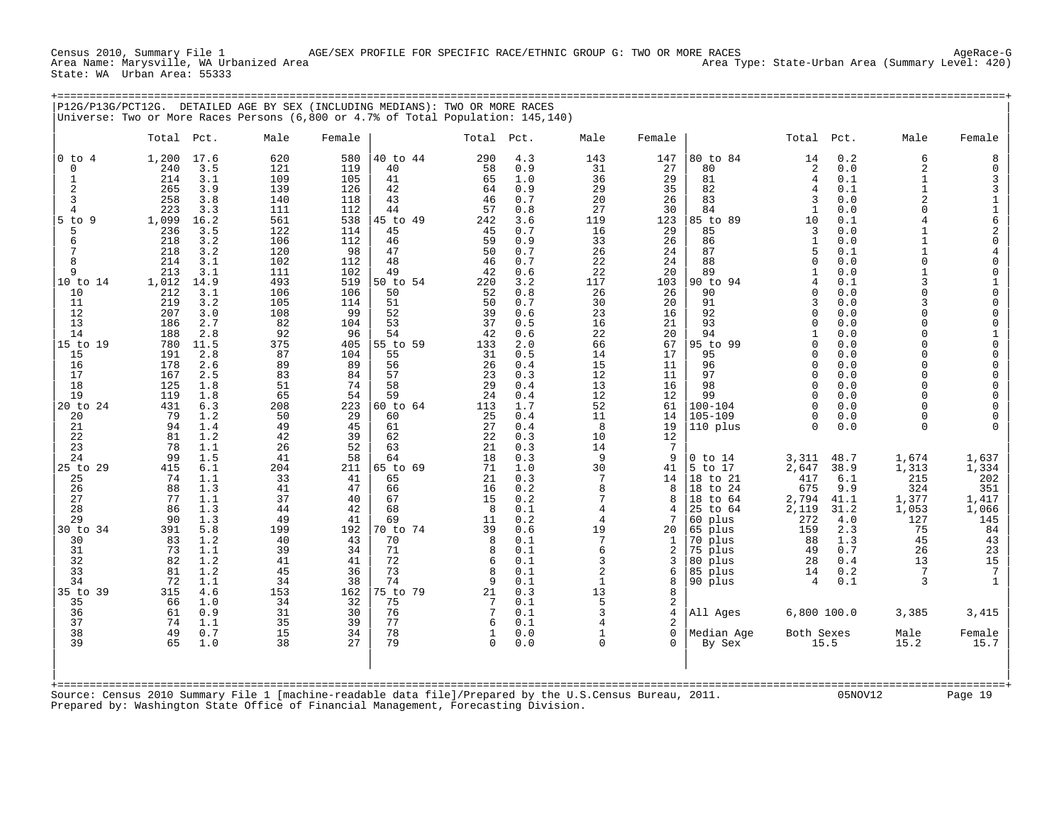Census 2010, Summary File 1 — AGE/SEX PROFILE FOR SPECIFIC RACE/ETHNIC GROUP G: TWO OR MORE RACES — AgeRace-G

Area Name: Marysville, WA Urbanized Area — Area Type: State-Urban Area (Summary Level: 420)

State: WA Urban Area: 55333

## P12G/P13G/PCT12G. DETAILED AGE BY SEX (INCLUDING MEDIANS): TWO OR MORE RACES

Universe: Two or More Races Persons (6,800 or 4.7% of Total Population: 145,140)

| | Total | Pct. | Male | Female | | Total | Pct. | Male | Female | | Total | Pct. | Male | Female |
|---|---|---|---|---|---|---|---|---|---|---|---|---|---|---|
| 0 to 4 | 1,200 | 17.6 | 620 | 580 | 40 to 44 | 290 | 4.3 | 143 | 147 | 80 to 84 | 14 | 0.2 | 6 | 8 |
| 0 | 240 | 3.5 | 121 | 119 | 40 | 58 | 0.9 | 31 | 27 | 80 | 2 | 0.0 | 2 | 0 |
| 1 | 214 | 3.1 | 109 | 105 | 41 | 65 | 1.0 | 36 | 29 | 81 | 4 | 0.1 | 1 | 3 |
| 2 | 265 | 3.9 | 139 | 126 | 42 | 64 | 0.9 | 29 | 35 | 82 | 4 | 0.1 | 1 | 3 |
| 3 | 258 | 3.8 | 140 | 118 | 43 | 46 | 0.7 | 20 | 26 | 83 | 3 | 0.0 | 2 | 1 |
| 4 | 223 | 3.3 | 111 | 112 | 44 | 57 | 0.8 | 27 | 30 | 84 | 1 | 0.0 | 0 | 1 |
| 5 to 9 | 1,099 | 16.2 | 561 | 538 | 45 to 49 | 242 | 3.6 | 119 | 123 | 85 to 89 | 10 | 0.1 | 4 | 6 |
| 5 | 236 | 3.5 | 122 | 114 | 45 | 45 | 0.7 | 16 | 29 | 85 | 3 | 0.0 | 1 | 2 |
| 6 | 218 | 3.2 | 106 | 112 | 46 | 59 | 0.9 | 33 | 26 | 86 | 1 | 0.0 | 1 | 0 |
| 7 | 218 | 3.2 | 120 | 98 | 47 | 50 | 0.7 | 26 | 24 | 87 | 5 | 0.1 | 1 | 4 |
| 8 | 214 | 3.1 | 102 | 112 | 48 | 46 | 0.7 | 22 | 24 | 88 | 0 | 0.0 | 0 | 0 |
| 9 | 213 | 3.1 | 111 | 102 | 49 | 42 | 0.6 | 22 | 20 | 89 | 1 | 0.0 | 1 | 0 |
| 10 to 14 | 1,012 | 14.9 | 493 | 519 | 50 to 54 | 220 | 3.2 | 117 | 103 | 90 to 94 | 4 | 0.1 | 3 | 1 |
| 10 | 212 | 3.1 | 106 | 106 | 50 | 52 | 0.8 | 26 | 26 | 90 | 0 | 0.0 | 0 | 0 |
| 11 | 219 | 3.2 | 105 | 114 | 51 | 50 | 0.7 | 30 | 20 | 91 | 3 | 0.0 | 3 | 0 |
| 12 | 207 | 3.0 | 108 | 99 | 52 | 39 | 0.6 | 23 | 16 | 92 | 0 | 0.0 | 0 | 0 |
| 13 | 186 | 2.7 | 82 | 104 | 53 | 37 | 0.5 | 16 | 21 | 93 | 0 | 0.0 | 0 | 0 |
| 14 | 188 | 2.8 | 92 | 96 | 54 | 42 | 0.6 | 22 | 20 | 94 | 1 | 0.0 | 0 | 1 |
| 15 to 19 | 780 | 11.5 | 375 | 405 | 55 to 59 | 133 | 2.0 | 66 | 67 | 95 to 99 | 0 | 0.0 | 0 | 0 |
| 15 | 191 | 2.8 | 87 | 104 | 55 | 31 | 0.5 | 14 | 17 | 95 | 0 | 0.0 | 0 | 0 |
| 16 | 178 | 2.6 | 89 | 89 | 56 | 26 | 0.4 | 15 | 11 | 96 | 0 | 0.0 | 0 | 0 |
| 17 | 167 | 2.5 | 83 | 84 | 57 | 23 | 0.3 | 12 | 11 | 97 | 0 | 0.0 | 0 | 0 |
| 18 | 125 | 1.8 | 51 | 74 | 58 | 29 | 0.4 | 13 | 16 | 98 | 0 | 0.0 | 0 | 0 |
| 19 | 119 | 1.8 | 65 | 54 | 59 | 24 | 0.4 | 12 | 12 | 99 | 0 | 0.0 | 0 | 0 |
| 20 to 24 | 431 | 6.3 | 208 | 223 | 60 to 64 | 113 | 1.7 | 52 | 61 | 100-104 | 0 | 0.0 | 0 | 0 |
| 20 | 79 | 1.2 | 50 | 29 | 60 | 25 | 0.4 | 11 | 14 | 105-109 | 0 | 0.0 | 0 | 0 |
| 21 | 94 | 1.4 | 49 | 45 | 61 | 27 | 0.4 | 8 | 19 | 110 plus | 0 | 0.0 | 0 | 0 |
| 22 | 81 | 1.2 | 42 | 39 | 62 | 22 | 0.3 | 10 | 12 | | | | | |
| 23 | 78 | 1.1 | 26 | 52 | 63 | 21 | 0.3 | 14 | 7 | | | | | |
| 24 | 99 | 1.5 | 41 | 58 | 64 | 18 | 0.3 | 9 | 9 | 0 to 14 | 3,311 | 48.7 | 1,674 | 1,637 |
| 25 to 29 | 415 | 6.1 | 204 | 211 | 65 to 69 | 71 | 1.0 | 30 | 41 | 5 to 17 | 2,647 | 38.9 | 1,313 | 1,334 |
| 25 | 74 | 1.1 | 33 | 41 | 65 | 21 | 0.3 | 7 | 14 | 18 to 21 | 417 | 6.1 | 215 | 202 |
| 26 | 88 | 1.3 | 41 | 47 | 66 | 16 | 0.2 | 8 | 8 | 18 to 24 | 675 | 9.9 | 324 | 351 |
| 27 | 77 | 1.1 | 37 | 40 | 67 | 15 | 0.2 | 7 | 8 | 18 to 64 | 2,794 | 41.1 | 1,377 | 1,417 |
| 28 | 86 | 1.3 | 44 | 42 | 68 | 8 | 0.1 | 4 | 4 | 25 to 64 | 2,119 | 31.2 | 1,053 | 1,066 |
| 29 | 90 | 1.3 | 49 | 41 | 69 | 11 | 0.2 | 4 | 7 | 60 plus | 272 | 4.0 | 127 | 145 |
| 30 to 34 | 391 | 5.8 | 199 | 192 | 70 to 74 | 39 | 0.6 | 19 | 20 | 65 plus | 159 | 2.3 | 75 | 84 |
| 30 | 83 | 1.2 | 40 | 43 | 70 | 8 | 0.1 | 7 | 1 | 70 plus | 88 | 1.3 | 45 | 43 |
| 31 | 73 | 1.1 | 39 | 34 | 71 | 8 | 0.1 | 6 | 2 | 75 plus | 49 | 0.7 | 26 | 23 |
| 32 | 82 | 1.2 | 41 | 41 | 72 | 6 | 0.1 | 3 | 3 | 80 plus | 28 | 0.4 | 13 | 15 |
| 33 | 81 | 1.2 | 45 | 36 | 73 | 8 | 0.1 | 2 | 6 | 85 plus | 14 | 0.2 | 7 | 7 |
| 34 | 72 | 1.1 | 34 | 38 | 74 | 9 | 0.1 | 1 | 8 | 90 plus | 4 | 0.1 | 3 | 1 |
| 35 to 39 | 315 | 4.6 | 153 | 162 | 75 to 79 | 21 | 0.3 | 13 | 8 | | | | | |
| 35 | 66 | 1.0 | 34 | 32 | 75 | 7 | 0.1 | 5 | 2 | | | | | |
| 36 | 61 | 0.9 | 31 | 30 | 76 | 7 | 0.1 | 3 | 4 | All Ages | 6,800 | 100.0 | 3,385 | 3,415 |
| 37 | 74 | 1.1 | 35 | 39 | 77 | 6 | 0.1 | 4 | 2 | | | | | |
| 38 | 49 | 0.7 | 15 | 34 | 78 | 1 | 0.0 | 1 | 0 | Median Age | Both Sexes | | Male | Female |
| 39 | 65 | 1.0 | 38 | 27 | 79 | 0 | 0.0 | 0 | 0 | By Sex | 15.5 | | 15.2 | 15.7 |

Source: Census 2010 Summary File 1 [machine-readable data file]/Prepared by the U.S.Census Bureau, 2011. 05NOV12

Prepared by: Washington State Office of Financial Management, Forecasting Division.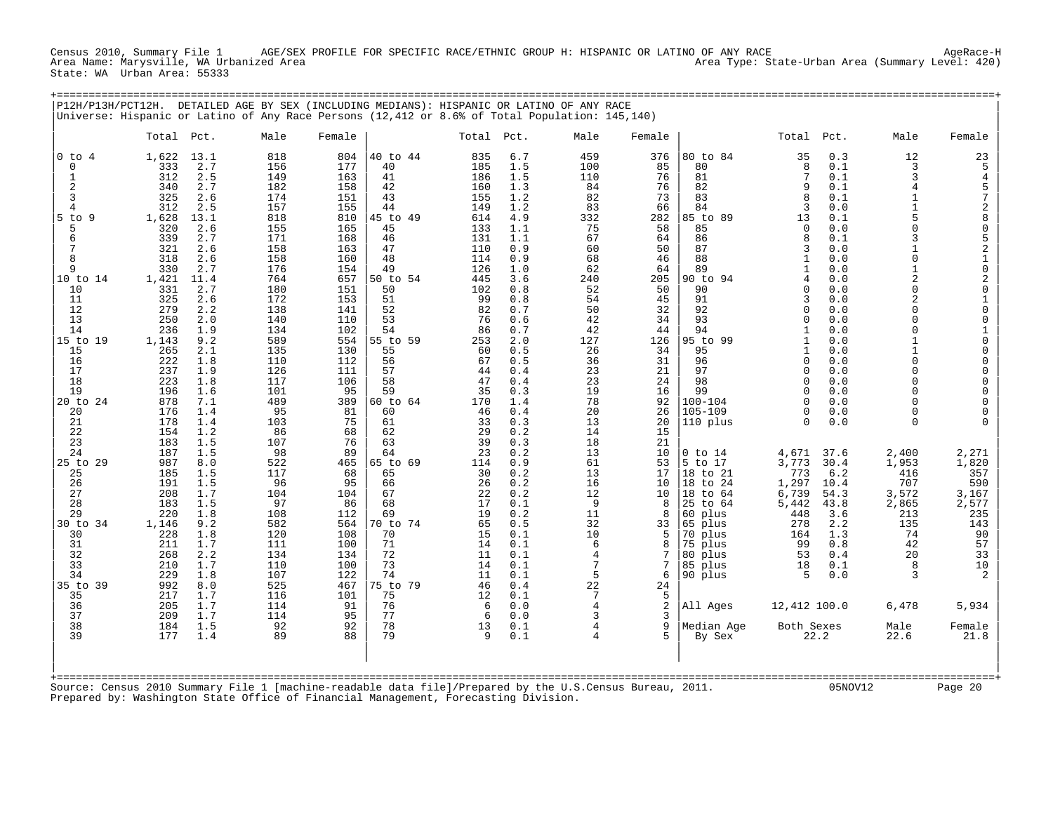Census 2010, Summary File 1 AGE/SEX PROFILE FOR SPECIFIC RACE/ETHNIC GROUP H: HISPANIC OR LATINO OF ANY RACE AgeRace-H
Area Name: Marysville, WA Urbanized Area Area Type: State-Urban Area (Summary Level: 420)
State: WA Urban Area: 55333

## P12H/P13H/PCT12H. DETAILED AGE BY SEX (INCLUDING MEDIANS): HISPANIC OR LATINO OF ANY RACE

Universe: Hispanic or Latino of Any Race Persons (12,412 or 8.6% of Total Population: 145,140)

| | Total | Pct. | Male | Female | | Total | Pct. | Male | Female | | Total | Pct. | Male | Female |
|---|---|---|---|---|---|---|---|---|---|---|---|---|---|---|
| 0 to 4 | 1,622 | 13.1 | 818 | 804 | 40 to 44 | 835 | 6.7 | 459 | 376 | 80 to 84 | 35 | 0.3 | 12 | 23 |
| 0 | 333 | 2.7 | 156 | 177 | 40 | 185 | 1.5 | 100 | 85 | 80 | 8 | 0.1 | 3 | 5 |
| 1 | 312 | 2.5 | 149 | 163 | 41 | 186 | 1.5 | 110 | 76 | 81 | 7 | 0.1 | 3 | 4 |
| 2 | 340 | 2.7 | 182 | 158 | 42 | 160 | 1.3 | 84 | 76 | 82 | 9 | 0.1 | 4 | 5 |
| 3 | 325 | 2.6 | 174 | 151 | 43 | 155 | 1.2 | 82 | 73 | 83 | 8 | 0.1 | 1 | 7 |
| 4 | 312 | 2.5 | 157 | 155 | 44 | 149 | 1.2 | 83 | 66 | 84 | 3 | 0.0 | 1 | 2 |
| 5 to 9 | 1,628 | 13.1 | 818 | 810 | 45 to 49 | 614 | 4.9 | 332 | 282 | 85 to 89 | 13 | 0.1 | 5 | 8 |
| 5 | 320 | 2.6 | 155 | 165 | 45 | 133 | 1.1 | 75 | 58 | 85 | 0 | 0.0 | 0 | 0 |
| 6 | 339 | 2.7 | 171 | 168 | 46 | 131 | 1.1 | 67 | 64 | 86 | 8 | 0.1 | 3 | 5 |
| 7 | 321 | 2.6 | 158 | 163 | 47 | 110 | 0.9 | 60 | 50 | 87 | 3 | 0.0 | 1 | 2 |
| 8 | 318 | 2.6 | 158 | 160 | 48 | 114 | 0.9 | 68 | 46 | 88 | 1 | 0.0 | 0 | 1 |
| 9 | 330 | 2.7 | 176 | 154 | 49 | 126 | 1.0 | 62 | 64 | 89 | 1 | 0.0 | 1 | 0 |
| 10 to 14 | 1,421 | 11.4 | 764 | 657 | 50 to 54 | 445 | 3.6 | 240 | 205 | 90 to 94 | 4 | 0.0 | 2 | 2 |
| 10 | 331 | 2.7 | 180 | 151 | 50 | 102 | 0.8 | 52 | 50 | 90 | 0 | 0.0 | 0 | 0 |
| 11 | 325 | 2.6 | 172 | 153 | 51 | 99 | 0.8 | 54 | 45 | 91 | 3 | 0.0 | 2 | 1 |
| 12 | 279 | 2.2 | 138 | 141 | 52 | 82 | 0.7 | 50 | 32 | 92 | 0 | 0.0 | 0 | 0 |
| 13 | 250 | 2.0 | 140 | 110 | 53 | 76 | 0.6 | 42 | 34 | 93 | 0 | 0.0 | 0 | 0 |
| 14 | 236 | 1.9 | 134 | 102 | 54 | 86 | 0.7 | 42 | 44 | 94 | 1 | 0.0 | 0 | 1 |
| 15 to 19 | 1,143 | 9.2 | 589 | 554 | 55 to 59 | 253 | 2.0 | 127 | 126 | 95 to 99 | 1 | 0.0 | 1 | 0 |
| 15 | 265 | 2.1 | 135 | 130 | 55 | 60 | 0.5 | 26 | 34 | 95 | 1 | 0.0 | 1 | 0 |
| 16 | 222 | 1.8 | 110 | 112 | 56 | 67 | 0.5 | 36 | 31 | 96 | 0 | 0.0 | 0 | 0 |
| 17 | 237 | 1.9 | 126 | 111 | 57 | 44 | 0.4 | 23 | 21 | 97 | 0 | 0.0 | 0 | 0 |
| 18 | 223 | 1.8 | 117 | 106 | 58 | 47 | 0.4 | 23 | 24 | 98 | 0 | 0.0 | 0 | 0 |
| 19 | 196 | 1.6 | 101 | 95 | 59 | 35 | 0.3 | 19 | 16 | 99 | 0 | 0.0 | 0 | 0 |
| 20 to 24 | 878 | 7.1 | 489 | 389 | 60 to 64 | 170 | 1.4 | 78 | 92 | 100-104 | 0 | 0.0 | 0 | 0 |
| 20 | 176 | 1.4 | 95 | 81 | 60 | 46 | 0.4 | 20 | 26 | 105-109 | 0 | 0.0 | 0 | 0 |
| 21 | 178 | 1.4 | 103 | 75 | 61 | 33 | 0.3 | 13 | 20 | 110 plus | 0 | 0.0 | 0 | 0 |
| 22 | 154 | 1.2 | 86 | 68 | 62 | 29 | 0.2 | 14 | 15 | | | | | |
| 23 | 183 | 1.5 | 107 | 76 | 63 | 39 | 0.3 | 18 | 21 | | | | | |
| 24 | 187 | 1.5 | 98 | 89 | 64 | 23 | 0.2 | 13 | 10 | 0 to 14 | 4,671 | 37.6 | 2,400 | 2,271 |
| 25 to 29 | 987 | 8.0 | 522 | 465 | 65 to 69 | 114 | 0.9 | 61 | 53 | 5 to 17 | 3,773 | 30.4 | 1,953 | 1,820 |
| 25 | 185 | 1.5 | 117 | 68 | 65 | 30 | 0.2 | 13 | 17 | 18 to 21 | 773 | 6.2 | 416 | 357 |
| 26 | 191 | 1.5 | 96 | 95 | 66 | 26 | 0.2 | 16 | 10 | 18 to 24 | 1,297 | 10.4 | 707 | 590 |
| 27 | 208 | 1.7 | 104 | 104 | 67 | 22 | 0.2 | 12 | 10 | 18 to 64 | 6,739 | 54.3 | 3,572 | 3,167 |
| 28 | 183 | 1.5 | 97 | 86 | 68 | 17 | 0.1 | 9 | 8 | 25 to 64 | 5,442 | 43.8 | 2,865 | 2,577 |
| 29 | 220 | 1.8 | 108 | 112 | 69 | 19 | 0.2 | 11 | 8 | 60 plus | 448 | 3.6 | 213 | 235 |
| 30 to 34 | 1,146 | 9.2 | 582 | 564 | 70 to 74 | 65 | 0.5 | 32 | 33 | 65 plus | 278 | 2.2 | 135 | 143 |
| 30 | 228 | 1.8 | 120 | 108 | 70 | 15 | 0.1 | 10 | 5 | 70 plus | 164 | 1.3 | 74 | 90 |
| 31 | 211 | 1.7 | 111 | 100 | 71 | 14 | 0.1 | 6 | 8 | 75 plus | 99 | 0.8 | 42 | 57 |
| 32 | 268 | 2.2 | 134 | 134 | 72 | 11 | 0.1 | 4 | 7 | 80 plus | 53 | 0.4 | 20 | 33 |
| 33 | 210 | 1.7 | 110 | 100 | 73 | 14 | 0.1 | 7 | 7 | 85 plus | 18 | 0.1 | 8 | 10 |
| 34 | 229 | 1.8 | 107 | 122 | 74 | 11 | 0.1 | 5 | 6 | 90 plus | 5 | 0.0 | 3 | 2 |
| 35 to 39 | 992 | 8.0 | 525 | 467 | 75 to 79 | 46 | 0.4 | 22 | 24 | | | | | |
| 35 | 217 | 1.7 | 116 | 101 | 75 | 12 | 0.1 | 7 | 5 | | | | | |
| 36 | 205 | 1.7 | 114 | 91 | 76 | 6 | 0.0 | 4 | 2 | All Ages | 12,412 | 100.0 | 6,478 | 5,934 |
| 37 | 209 | 1.7 | 114 | 95 | 77 | 6 | 0.0 | 3 | 3 | | | | | |
| 38 | 184 | 1.5 | 92 | 92 | 78 | 13 | 0.1 | 4 | 9 | Median Age | Both Sexes | | Male | Female |
| 39 | 177 | 1.4 | 89 | 88 | 79 | 9 | 0.1 | 4 | 5 | By Sex | 22.2 | | 22.6 | 21.8 |

Source: Census 2010 Summary File 1 [machine-readable data file]/Prepared by the U.S.Census Bureau, 2011. 05NOV12
Prepared by: Washington State Office of Financial Management, Forecasting Division.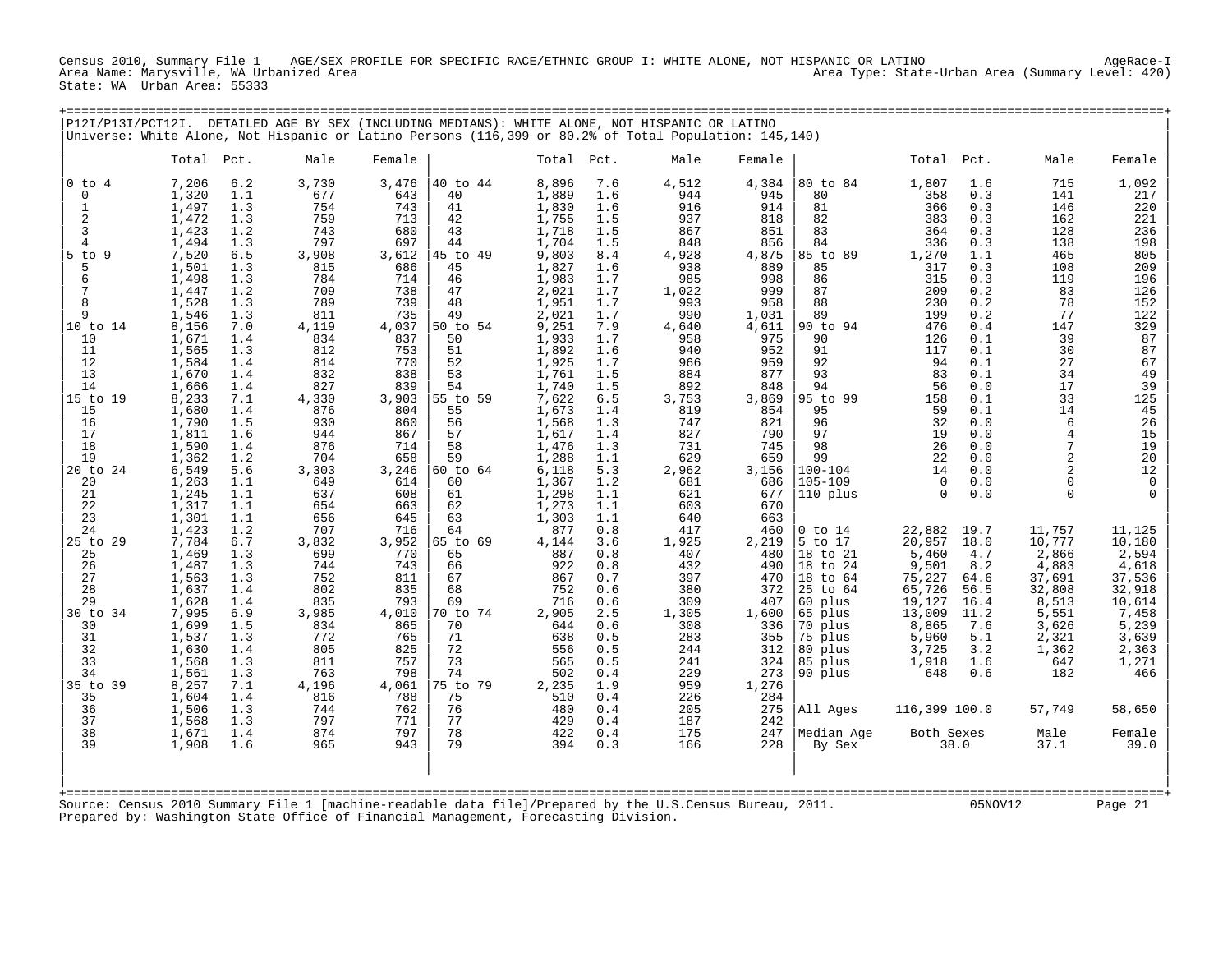Census 2010, Summary File 1 AGE/SEX PROFILE FOR SPECIFIC RACE/ETHNIC GROUP I: WHITE ALONE, NOT HISPANIC OR LATINO AgeRace-I
Area Name: Marysville, WA Urbanized Area Area Type: State-Urban Area (Summary Level: 420)
State: WA Urban Area: 55333

## P12I/P13I/PCT12I. DETAILED AGE BY SEX (INCLUDING MEDIANS): WHITE ALONE, NOT HISPANIC OR LATINO

Universe: White Alone, Not Hispanic or Latino Persons (116,399 or 80.2% of Total Population: 145,140)

| | Total | Pct. | Male | Female | | Total | Pct. | Male | Female | | Total | Pct. | Male | Female |
|---|---|---|---|---|---|---|---|---|---|---|---|---|---|---|
| 0 to 4 | 7,206 | 6.2 | 3,730 | 3,476 | 40 to 44 | 8,896 | 7.6 | 4,512 | 4,384 | 80 to 84 | 1,807 | 1.6 | 715 | 1,092 |
| 0 | 1,320 | 1.1 | 677 | 643 | 40 | 1,889 | 1.6 | 944 | 945 | 80 | 358 | 0.3 | 141 | 217 |
| 1 | 1,497 | 1.3 | 754 | 743 | 41 | 1,830 | 1.6 | 916 | 914 | 81 | 366 | 0.3 | 146 | 220 |
| 2 | 1,472 | 1.3 | 759 | 713 | 42 | 1,755 | 1.5 | 937 | 818 | 82 | 383 | 0.3 | 162 | 221 |
| 3 | 1,423 | 1.2 | 743 | 680 | 43 | 1,718 | 1.5 | 867 | 851 | 83 | 364 | 0.3 | 128 | 236 |
| 4 | 1,494 | 1.3 | 797 | 697 | 44 | 1,704 | 1.5 | 848 | 856 | 84 | 336 | 0.3 | 138 | 198 |
| 5 to 9 | 7,520 | 6.5 | 3,908 | 3,612 | 45 to 49 | 9,803 | 8.4 | 4,928 | 4,875 | 85 to 89 | 1,270 | 1.1 | 465 | 805 |
| 5 | 1,501 | 1.3 | 815 | 686 | 45 | 1,827 | 1.6 | 938 | 889 | 85 | 317 | 0.3 | 108 | 209 |
| 6 | 1,498 | 1.3 | 784 | 714 | 46 | 1,983 | 1.7 | 985 | 998 | 86 | 315 | 0.3 | 119 | 196 |
| 7 | 1,447 | 1.2 | 709 | 738 | 47 | 2,021 | 1.7 | 1,022 | 999 | 87 | 209 | 0.2 | 83 | 126 |
| 8 | 1,528 | 1.3 | 789 | 739 | 48 | 1,951 | 1.7 | 993 | 958 | 88 | 230 | 0.2 | 78 | 152 |
| 9 | 1,546 | 1.3 | 811 | 735 | 49 | 2,021 | 1.7 | 990 | 1,031 | 89 | 199 | 0.2 | 77 | 122 |
| 10 to 14 | 8,156 | 7.0 | 4,119 | 4,037 | 50 to 54 | 9,251 | 7.9 | 4,640 | 4,611 | 90 to 94 | 476 | 0.4 | 147 | 329 |
| 10 | 1,671 | 1.4 | 834 | 837 | 50 | 1,933 | 1.7 | 958 | 975 | 90 | 126 | 0.1 | 39 | 87 |
| 11 | 1,565 | 1.3 | 812 | 753 | 51 | 1,892 | 1.6 | 940 | 952 | 91 | 117 | 0.1 | 30 | 87 |
| 12 | 1,584 | 1.4 | 814 | 770 | 52 | 1,925 | 1.7 | 966 | 959 | 92 | 94 | 0.1 | 27 | 67 |
| 13 | 1,670 | 1.4 | 832 | 838 | 53 | 1,761 | 1.5 | 884 | 877 | 93 | 83 | 0.1 | 34 | 49 |
| 14 | 1,666 | 1.4 | 827 | 839 | 54 | 1,740 | 1.5 | 892 | 848 | 94 | 56 | 0.0 | 17 | 39 |
| 15 to 19 | 8,233 | 7.1 | 4,330 | 3,903 | 55 to 59 | 7,622 | 6.5 | 3,753 | 3,869 | 95 to 99 | 158 | 0.1 | 33 | 125 |
| 15 | 1,680 | 1.4 | 876 | 804 | 55 | 1,673 | 1.4 | 819 | 854 | 95 | 59 | 0.1 | 14 | 45 |
| 16 | 1,790 | 1.5 | 930 | 860 | 56 | 1,568 | 1.3 | 747 | 821 | 96 | 32 | 0.0 | 6 | 26 |
| 17 | 1,811 | 1.6 | 944 | 867 | 57 | 1,617 | 1.4 | 827 | 790 | 97 | 19 | 0.0 | 4 | 15 |
| 18 | 1,590 | 1.4 | 876 | 714 | 58 | 1,476 | 1.3 | 731 | 745 | 98 | 26 | 0.0 | 7 | 19 |
| 19 | 1,362 | 1.2 | 704 | 658 | 59 | 1,288 | 1.1 | 629 | 659 | 99 | 22 | 0.0 | 2 | 20 |
| 20 to 24 | 6,549 | 5.6 | 3,303 | 3,246 | 60 to 64 | 6,118 | 5.3 | 2,962 | 3,156 | 100-104 | 14 | 0.0 | 2 | 12 |
| 20 | 1,263 | 1.1 | 649 | 614 | 60 | 1,367 | 1.2 | 681 | 686 | 105-109 | 0 | 0.0 | 0 | 0 |
| 21 | 1,245 | 1.1 | 637 | 608 | 61 | 1,298 | 1.1 | 621 | 677 | 110 plus | 0 | 0.0 | 0 | 0 |
| 22 | 1,317 | 1.1 | 654 | 663 | 62 | 1,273 | 1.1 | 603 | 670 | | | | | |
| 23 | 1,301 | 1.1 | 656 | 645 | 63 | 1,303 | 1.1 | 640 | 663 | | | | | |
| 24 | 1,423 | 1.2 | 707 | 716 | 64 | 877 | 0.8 | 417 | 460 | 0 to 14 | 22,882 | 19.7 | 11,757 | 11,125 |
| 25 to 29 | 7,784 | 6.7 | 3,832 | 3,952 | 65 to 69 | 4,144 | 3.6 | 1,925 | 2,219 | 5 to 17 | 20,957 | 18.0 | 10,777 | 10,180 |
| 25 | 1,469 | 1.3 | 699 | 770 | 65 | 887 | 0.8 | 407 | 480 | 18 to 21 | 5,460 | 4.7 | 2,866 | 2,594 |
| 26 | 1,487 | 1.3 | 744 | 743 | 66 | 922 | 0.8 | 432 | 490 | 18 to 24 | 9,501 | 8.2 | 4,883 | 4,618 |
| 27 | 1,563 | 1.3 | 752 | 811 | 67 | 867 | 0.7 | 397 | 470 | 18 to 64 | 75,227 | 64.6 | 37,691 | 37,536 |
| 28 | 1,637 | 1.4 | 802 | 835 | 68 | 752 | 0.6 | 380 | 372 | 25 to 64 | 65,726 | 56.5 | 32,808 | 32,918 |
| 29 | 1,628 | 1.4 | 835 | 793 | 69 | 716 | 0.6 | 309 | 407 | 60 plus | 19,127 | 16.4 | 8,513 | 10,614 |
| 30 to 34 | 7,995 | 6.9 | 3,985 | 4,010 | 70 to 74 | 2,905 | 2.5 | 1,305 | 1,600 | 65 plus | 13,009 | 11.2 | 5,551 | 7,458 |
| 30 | 1,699 | 1.5 | 834 | 865 | 70 | 644 | 0.6 | 308 | 336 | 70 plus | 8,865 | 7.6 | 3,626 | 5,239 |
| 31 | 1,537 | 1.3 | 772 | 765 | 71 | 638 | 0.5 | 283 | 355 | 75 plus | 5,960 | 5.1 | 2,321 | 3,639 |
| 32 | 1,630 | 1.4 | 805 | 825 | 72 | 556 | 0.5 | 244 | 312 | 80 plus | 3,725 | 3.2 | 1,362 | 2,363 |
| 33 | 1,568 | 1.3 | 811 | 757 | 73 | 565 | 0.5 | 241 | 324 | 85 plus | 1,918 | 1.6 | 647 | 1,271 |
| 34 | 1,561 | 1.3 | 763 | 798 | 74 | 502 | 0.4 | 229 | 273 | 90 plus | 648 | 0.6 | 182 | 466 |
| 35 to 39 | 8,257 | 7.1 | 4,196 | 4,061 | 75 to 79 | 2,235 | 1.9 | 959 | 1,276 | | | | | |
| 35 | 1,604 | 1.4 | 816 | 788 | 75 | 510 | 0.4 | 226 | 284 | | | | | |
| 36 | 1,506 | 1.3 | 744 | 762 | 76 | 480 | 0.4 | 205 | 275 | All Ages | 116,399 | 100.0 | 57,749 | 58,650 |
| 37 | 1,568 | 1.3 | 797 | 771 | 77 | 429 | 0.4 | 187 | 242 | | | | | |
| 38 | 1,671 | 1.4 | 874 | 797 | 78 | 422 | 0.4 | 175 | 247 | Median Age | Both Sexes | | Male | Female |
| 39 | 1,908 | 1.6 | 965 | 943 | 79 | 394 | 0.3 | 166 | 228 | By Sex | 38.0 | | 37.1 | 39.0 |

Source: Census 2010 Summary File 1 [machine-readable data file]/Prepared by the U.S.Census Bureau, 2011. 05NOV12
Prepared by: Washington State Office of Financial Management, Forecasting Division.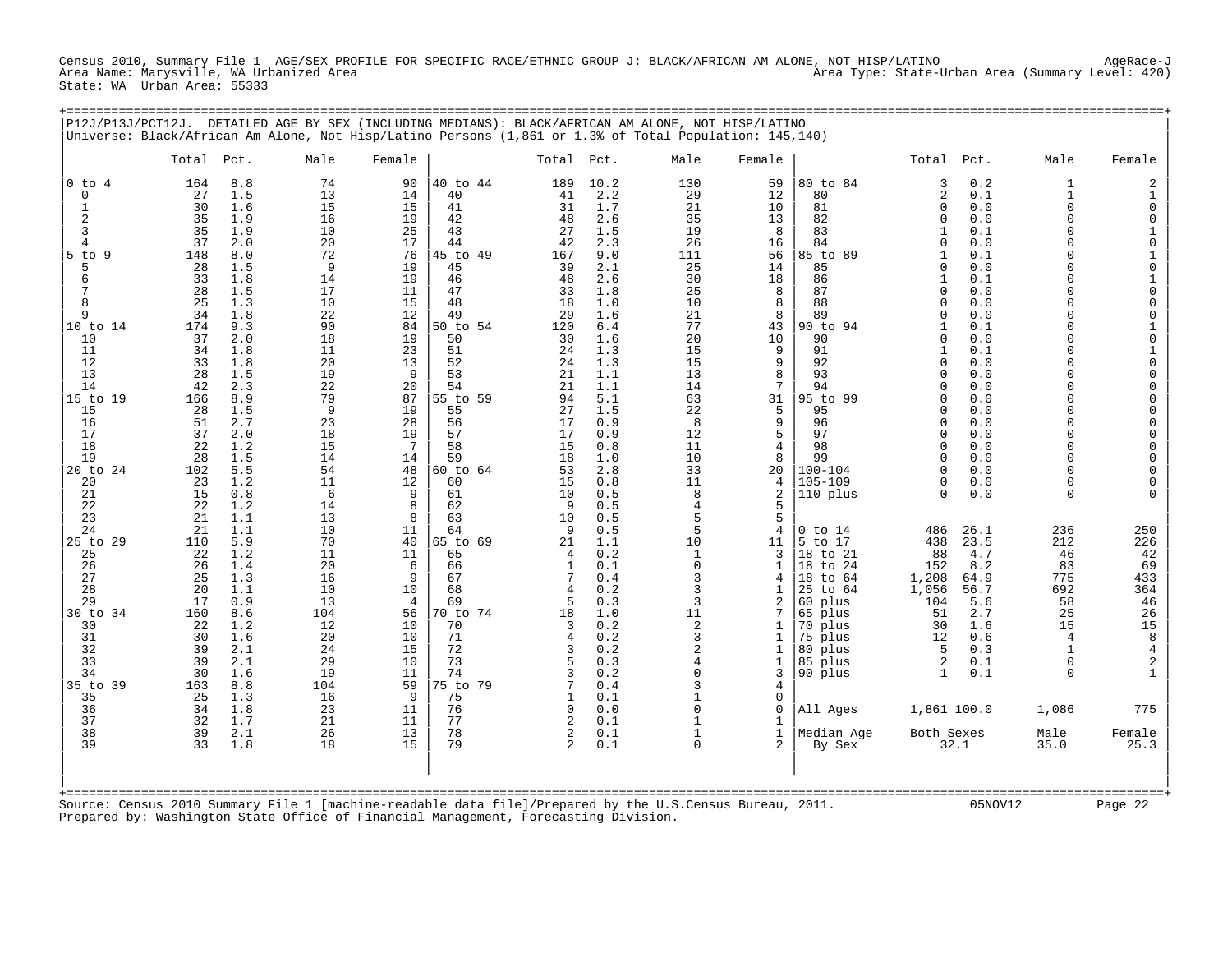Census 2010, Summary File 1 AGE/SEX PROFILE FOR SPECIFIC RACE/ETHNIC GROUP J: BLACK/AFRICAN AM ALONE, NOT HISP/LATINO AgeRace-J
Area Name: Marysville, WA Urbanized Area Area Type: State-Urban Area (Summary Level: 420)
State: WA Urban Area: 55333

P12J/P13J/PCT12J. DETAILED AGE BY SEX (INCLUDING MEDIANS): BLACK/AFRICAN AM ALONE, NOT HISP/LATINO
Universe: Black/African Am Alone, Not Hisp/Latino Persons (1,861 or 1.3% of Total Population: 145,140)

| | Total | Pct. | Male | Female | | Total | Pct. | Male | Female | | Total | Pct. | Male | Female |
|---|---|---|---|---|---|---|---|---|---|---|---|---|---|---|
| 0 to 4 | 164 | 8.8 | 74 | 90 | 40 to 44 | 189 | 10.2 | 130 | 59 | 80 to 84 | 3 | 0.2 | 1 | 2 |
| 0 | 27 | 1.5 | 13 | 14 | 40 | 41 | 2.2 | 29 | 12 | 80 | 2 | 0.1 | 1 | 1 |
| 1 | 30 | 1.6 | 15 | 15 | 41 | 31 | 1.7 | 21 | 10 | 81 | 0 | 0.0 | 0 | 0 |
| 2 | 35 | 1.9 | 16 | 19 | 42 | 48 | 2.6 | 35 | 13 | 82 | 0 | 0.0 | 0 | 0 |
| 3 | 35 | 1.9 | 10 | 25 | 43 | 27 | 1.5 | 19 | 8 | 83 | 1 | 0.1 | 0 | 1 |
| 4 | 37 | 2.0 | 20 | 17 | 44 | 42 | 2.3 | 26 | 16 | 84 | 0 | 0.0 | 0 | 0 |
| 5 to 9 | 148 | 8.0 | 72 | 76 | 45 to 49 | 167 | 9.0 | 111 | 56 | 85 to 89 | 1 | 0.1 | 0 | 1 |
| 5 | 28 | 1.5 | 9 | 19 | 45 | 39 | 2.1 | 25 | 14 | 85 | 0 | 0.0 | 0 | 0 |
| 6 | 33 | 1.8 | 14 | 19 | 46 | 48 | 2.6 | 30 | 18 | 86 | 1 | 0.1 | 0 | 1 |
| 7 | 28 | 1.5 | 17 | 11 | 47 | 33 | 1.8 | 25 | 8 | 87 | 0 | 0.0 | 0 | 0 |
| 8 | 25 | 1.3 | 10 | 15 | 48 | 18 | 1.0 | 10 | 8 | 88 | 0 | 0.0 | 0 | 0 |
| 9 | 34 | 1.8 | 22 | 12 | 49 | 29 | 1.6 | 21 | 8 | 89 | 0 | 0.0 | 0 | 0 |
| 10 to 14 | 174 | 9.3 | 90 | 84 | 50 to 54 | 120 | 6.4 | 77 | 43 | 90 to 94 | 1 | 0.1 | 0 | 1 |
| 10 | 37 | 2.0 | 18 | 19 | 50 | 30 | 1.6 | 20 | 10 | 90 | 0 | 0.0 | 0 | 0 |
| 11 | 34 | 1.8 | 11 | 23 | 51 | 24 | 1.3 | 15 | 9 | 91 | 1 | 0.1 | 0 | 1 |
| 12 | 33 | 1.8 | 20 | 13 | 52 | 24 | 1.3 | 15 | 9 | 92 | 0 | 0.0 | 0 | 0 |
| 13 | 28 | 1.5 | 19 | 9 | 53 | 21 | 1.1 | 13 | 8 | 93 | 0 | 0.0 | 0 | 0 |
| 14 | 42 | 2.3 | 22 | 20 | 54 | 21 | 1.1 | 14 | 7 | 94 | 0 | 0.0 | 0 | 0 |
| 15 to 19 | 166 | 8.9 | 79 | 87 | 55 to 59 | 94 | 5.1 | 63 | 31 | 95 to 99 | 0 | 0.0 | 0 | 0 |
| 15 | 28 | 1.5 | 9 | 19 | 55 | 27 | 1.5 | 22 | 5 | 95 | 0 | 0.0 | 0 | 0 |
| 16 | 51 | 2.7 | 23 | 28 | 56 | 17 | 0.9 | 8 | 9 | 96 | 0 | 0.0 | 0 | 0 |
| 17 | 37 | 2.0 | 18 | 19 | 57 | 17 | 0.9 | 12 | 5 | 97 | 0 | 0.0 | 0 | 0 |
| 18 | 22 | 1.2 | 15 | 7 | 58 | 15 | 0.8 | 11 | 4 | 98 | 0 | 0.0 | 0 | 0 |
| 19 | 28 | 1.5 | 14 | 14 | 59 | 18 | 1.0 | 10 | 8 | 99 | 0 | 0.0 | 0 | 0 |
| 20 to 24 | 102 | 5.5 | 54 | 48 | 60 to 64 | 53 | 2.8 | 33 | 20 | 100-104 | 0 | 0.0 | 0 | 0 |
| 20 | 23 | 1.2 | 11 | 12 | 60 | 15 | 0.8 | 11 | 4 | 105-109 | 0 | 0.0 | 0 | 0 |
| 21 | 15 | 0.8 | 6 | 9 | 61 | 10 | 0.5 | 8 | 2 | 110 plus | 0 | 0.0 | 0 | 0 |
| 22 | 22 | 1.2 | 14 | 8 | 62 | 9 | 0.5 | 4 | 5 | | | | | |
| 23 | 21 | 1.1 | 13 | 8 | 63 | 10 | 0.5 | 5 | 5 | | | | | |
| 24 | 21 | 1.1 | 10 | 11 | 64 | 9 | 0.5 | 5 | 4 | 0 to 14 | 486 | 26.1 | 236 | 250 |
| 25 to 29 | 110 | 5.9 | 70 | 40 | 65 to 69 | 21 | 1.1 | 10 | 11 | 5 to 17 | 438 | 23.5 | 212 | 226 |
| 25 | 22 | 1.2 | 11 | 11 | 65 | 4 | 0.2 | 1 | 3 | 18 to 21 | 88 | 4.7 | 46 | 42 |
| 26 | 26 | 1.4 | 20 | 6 | 66 | 1 | 0.1 | 0 | 1 | 18 to 24 | 152 | 8.2 | 83 | 69 |
| 27 | 25 | 1.3 | 16 | 9 | 67 | 7 | 0.4 | 3 | 4 | 18 to 64 | 1,208 | 64.9 | 775 | 433 |
| 28 | 20 | 1.1 | 10 | 10 | 68 | 4 | 0.2 | 3 | 1 | 25 to 64 | 1,056 | 56.7 | 692 | 364 |
| 29 | 17 | 0.9 | 13 | 4 | 69 | 5 | 0.3 | 3 | 2 | 60 plus | 104 | 5.6 | 58 | 46 |
| 30 to 34 | 160 | 8.6 | 104 | 56 | 70 to 74 | 18 | 1.0 | 11 | 7 | 65 plus | 51 | 2.7 | 25 | 26 |
| 30 | 22 | 1.2 | 12 | 10 | 70 | 3 | 0.2 | 2 | 1 | 70 plus | 30 | 1.6 | 15 | 15 |
| 31 | 30 | 1.6 | 20 | 10 | 71 | 4 | 0.2 | 3 | 1 | 75 plus | 12 | 0.6 | 4 | 8 |
| 32 | 39 | 2.1 | 24 | 15 | 72 | 3 | 0.2 | 2 | 1 | 80 plus | 5 | 0.3 | 1 | 4 |
| 33 | 39 | 2.1 | 29 | 10 | 73 | 5 | 0.3 | 4 | 1 | 85 plus | 2 | 0.1 | 0 | 2 |
| 34 | 30 | 1.6 | 19 | 11 | 74 | 3 | 0.2 | 0 | 3 | 90 plus | 1 | 0.1 | 0 | 1 |
| 35 to 39 | 163 | 8.8 | 104 | 59 | 75 to 79 | 7 | 0.4 | 3 | 4 | | | | | |
| 35 | 25 | 1.3 | 16 | 9 | 75 | 1 | 0.1 | 1 | 0 | | | | | |
| 36 | 34 | 1.8 | 23 | 11 | 76 | 0 | 0.0 | 0 | 0 | All Ages | 1,861 | 100.0 | 1,086 | 775 |
| 37 | 32 | 1.7 | 21 | 11 | 77 | 2 | 0.1 | 1 | 1 | | | | | |
| 38 | 39 | 2.1 | 26 | 13 | 78 | 2 | 0.1 | 1 | 1 | Median Age | Both Sexes | | Male | Female |
| 39 | 33 | 1.8 | 18 | 15 | 79 | 2 | 0.1 | 0 | 2 | By Sex | 32.1 | | 35.0 | 25.3 |

Source: Census 2010 Summary File 1 [machine-readable data file]/Prepared by the U.S.Census Bureau, 2011. 05NOV12
Prepared by: Washington State Office of Financial Management, Forecasting Division.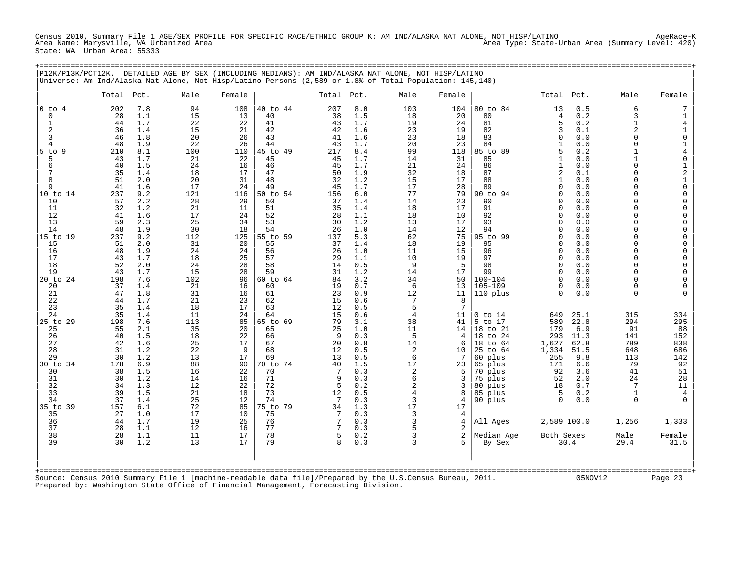Census 2010, Summary File 1 AGE/SEX PROFILE FOR SPECIFIC RACE/ETHNIC GROUP K: AM IND/ALASKA NAT ALONE, NOT HISP/LATINO — AgeRace-K
Area Name: Marysville, WA Urbanized Area — Area Type: State-Urban Area (Summary Level: 420)
State: WA Urban Area: 55333

## P12K/P13K/PCT12K. DETAILED AGE BY SEX (INCLUDING MEDIANS): AM IND/ALASKA NAT ALONE, NOT HISP/LATINO

Universe: Am Ind/Alaska Nat Alone, Not Hisp/Latino Persons (2,589 or 1.8% of Total Population: 145,140)

| Age | Total | Pct. | Male | Female | Age | Total | Pct. | Male | Female | Age | Total | Pct. | Male | Female |
|---|---|---|---|---|---|---|---|---|---|---|---|---|---|---|
| 0 to 4 | 202 | 7.8 | 94 | 108 | 40 to 44 | 207 | 8.0 | 103 | 104 | 80 to 84 | 13 | 0.5 | 6 | 7 |
| 0 | 28 | 1.1 | 15 | 13 | 40 | 38 | 1.5 | 18 | 20 | 80 | 4 | 0.2 | 3 | 1 |
| 1 | 44 | 1.7 | 22 | 22 | 41 | 43 | 1.7 | 19 | 24 | 81 | 5 | 0.2 | 1 | 4 |
| 2 | 36 | 1.4 | 15 | 21 | 42 | 42 | 1.6 | 23 | 19 | 82 | 3 | 0.1 | 2 | 1 |
| 3 | 46 | 1.8 | 20 | 26 | 43 | 41 | 1.6 | 23 | 18 | 83 | 0 | 0.0 | 0 | 0 |
| 4 | 48 | 1.9 | 22 | 26 | 44 | 43 | 1.7 | 20 | 23 | 84 | 1 | 0.0 | 0 | 1 |
| 5 to 9 | 210 | 8.1 | 100 | 110 | 45 to 49 | 217 | 8.4 | 99 | 118 | 85 to 89 | 5 | 0.2 | 1 | 4 |
| 5 | 43 | 1.7 | 21 | 22 | 45 | 45 | 1.7 | 14 | 31 | 85 | 1 | 0.0 | 1 | 0 |
| 6 | 40 | 1.5 | 24 | 16 | 46 | 45 | 1.7 | 21 | 24 | 86 | 1 | 0.0 | 0 | 1 |
| 7 | 35 | 1.4 | 18 | 17 | 47 | 50 | 1.9 | 32 | 18 | 87 | 2 | 0.1 | 0 | 2 |
| 8 | 51 | 2.0 | 20 | 31 | 48 | 32 | 1.2 | 15 | 17 | 88 | 1 | 0.0 | 0 | 1 |
| 9 | 41 | 1.6 | 17 | 24 | 49 | 45 | 1.7 | 17 | 28 | 89 | 0 | 0.0 | 0 | 0 |
| 10 to 14 | 237 | 9.2 | 121 | 116 | 50 to 54 | 156 | 6.0 | 77 | 79 | 90 to 94 | 0 | 0.0 | 0 | 0 |
| 10 | 57 | 2.2 | 28 | 29 | 50 | 37 | 1.4 | 14 | 23 | 90 | 0 | 0.0 | 0 | 0 |
| 11 | 32 | 1.2 | 21 | 11 | 51 | 35 | 1.4 | 18 | 17 | 91 | 0 | 0.0 | 0 | 0 |
| 12 | 41 | 1.6 | 17 | 24 | 52 | 28 | 1.1 | 18 | 10 | 92 | 0 | 0.0 | 0 | 0 |
| 13 | 59 | 2.3 | 25 | 34 | 53 | 30 | 1.2 | 13 | 17 | 93 | 0 | 0.0 | 0 | 0 |
| 14 | 48 | 1.9 | 30 | 18 | 54 | 26 | 1.0 | 14 | 12 | 94 | 0 | 0.0 | 0 | 0 |
| 15 to 19 | 237 | 9.2 | 112 | 125 | 55 to 59 | 137 | 5.3 | 62 | 75 | 95 to 99 | 0 | 0.0 | 0 | 0 |
| 15 | 51 | 2.0 | 31 | 20 | 55 | 37 | 1.4 | 18 | 19 | 95 | 0 | 0.0 | 0 | 0 |
| 16 | 48 | 1.9 | 24 | 24 | 56 | 26 | 1.0 | 11 | 15 | 96 | 0 | 0.0 | 0 | 0 |
| 17 | 43 | 1.7 | 18 | 25 | 57 | 29 | 1.1 | 10 | 19 | 97 | 0 | 0.0 | 0 | 0 |
| 18 | 52 | 2.0 | 24 | 28 | 58 | 14 | 0.5 | 9 | 5 | 98 | 0 | 0.0 | 0 | 0 |
| 19 | 43 | 1.7 | 15 | 28 | 59 | 31 | 1.2 | 14 | 17 | 99 | 0 | 0.0 | 0 | 0 |
| 20 to 24 | 198 | 7.6 | 102 | 96 | 60 to 64 | 84 | 3.2 | 34 | 50 | 100-104 | 0 | 0.0 | 0 | 0 |
| 20 | 37 | 1.4 | 21 | 16 | 60 | 19 | 0.7 | 6 | 13 | 105-109 | 0 | 0.0 | 0 | 0 |
| 21 | 47 | 1.8 | 31 | 16 | 61 | 23 | 0.9 | 12 | 11 | 110 plus | 0 | 0.0 | 0 | 0 |
| 22 | 44 | 1.7 | 21 | 23 | 62 | 15 | 0.6 | 7 | 8 | | | | | |
| 23 | 35 | 1.4 | 18 | 17 | 63 | 12 | 0.5 | 5 | 7 | | | | | |
| 24 | 35 | 1.4 | 11 | 24 | 64 | 15 | 0.6 | 4 | 11 | 0 to 14 | 649 | 25.1 | 315 | 334 |
| 25 to 29 | 198 | 7.6 | 113 | 85 | 65 to 69 | 79 | 3.1 | 38 | 41 | 5 to 17 | 589 | 22.8 | 294 | 295 |
| 25 | 55 | 2.1 | 35 | 20 | 65 | 25 | 1.0 | 11 | 14 | 18 to 21 | 179 | 6.9 | 91 | 88 |
| 26 | 40 | 1.5 | 18 | 22 | 66 | 9 | 0.3 | 5 | 4 | 18 to 24 | 293 | 11.3 | 141 | 152 |
| 27 | 42 | 1.6 | 25 | 17 | 67 | 20 | 0.8 | 14 | 6 | 18 to 64 | 1,627 | 62.8 | 789 | 838 |
| 28 | 31 | 1.2 | 22 | 9 | 68 | 12 | 0.5 | 2 | 10 | 25 to 64 | 1,334 | 51.5 | 648 | 686 |
| 29 | 30 | 1.2 | 13 | 17 | 69 | 13 | 0.5 | 6 | 7 | 60 plus | 255 | 9.8 | 113 | 142 |
| 30 to 34 | 178 | 6.9 | 88 | 90 | 70 to 74 | 40 | 1.5 | 17 | 23 | 65 plus | 171 | 6.6 | 79 | 92 |
| 30 | 38 | 1.5 | 16 | 22 | 70 | 7 | 0.3 | 2 | 5 | 70 plus | 92 | 3.6 | 41 | 51 |
| 31 | 30 | 1.2 | 14 | 16 | 71 | 9 | 0.3 | 6 | 3 | 75 plus | 52 | 2.0 | 24 | 28 |
| 32 | 34 | 1.3 | 12 | 22 | 72 | 5 | 0.2 | 2 | 3 | 80 plus | 18 | 0.7 | 7 | 11 |
| 33 | 39 | 1.5 | 21 | 18 | 73 | 12 | 0.5 | 4 | 8 | 85 plus | 5 | 0.2 | 1 | 4 |
| 34 | 37 | 1.4 | 25 | 12 | 74 | 7 | 0.3 | 3 | 4 | 90 plus | 0 | 0.0 | 0 | 0 |
| 35 to 39 | 157 | 6.1 | 72 | 85 | 75 to 79 | 34 | 1.3 | 17 | 17 | | | | | |
| 35 | 27 | 1.0 | 17 | 10 | 75 | 7 | 0.3 | 3 | 4 | | | | | |
| 36 | 44 | 1.7 | 19 | 25 | 76 | 7 | 0.3 | 3 | 4 | All Ages | 2,589 | 100.0 | 1,256 | 1,333 |
| 37 | 28 | 1.1 | 12 | 16 | 77 | 7 | 0.3 | 5 | 2 | | | | | |
| 38 | 28 | 1.1 | 11 | 17 | 78 | 5 | 0.2 | 3 | 2 | Median Age | Both Sexes | | Male | Female |
| 39 | 30 | 1.2 | 13 | 17 | 79 | 8 | 0.3 | 3 | 5 | By Sex | 30.4 | | 29.4 | 31.5 |

Source: Census 2010 Summary File 1 [machine-readable data file]/Prepared by the U.S.Census Bureau, 2011. 05NOV12
Prepared by: Washington State Office of Financial Management, Forecasting Division.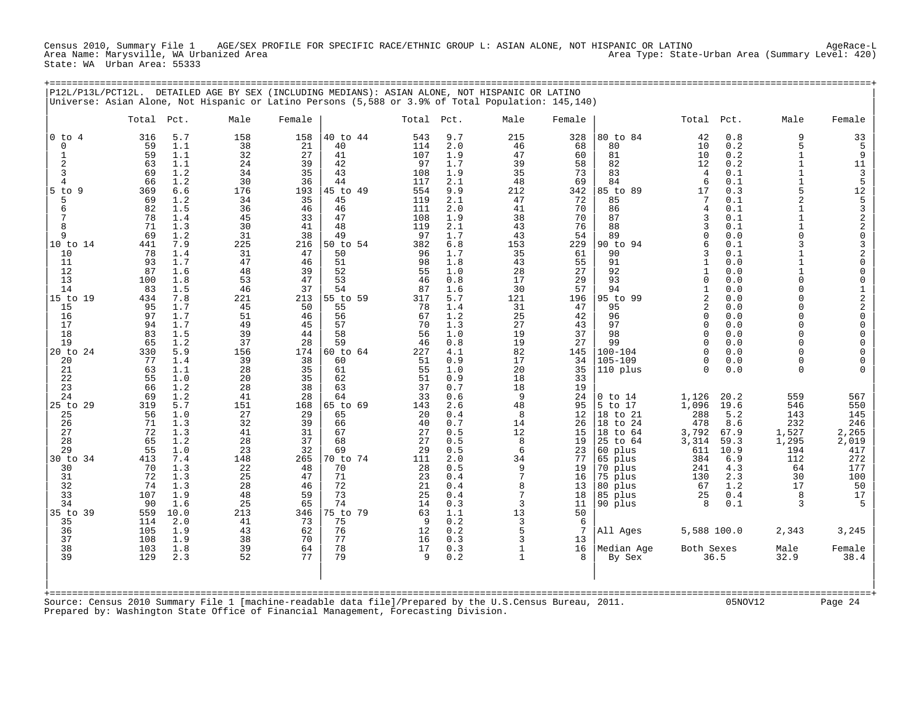Census 2010, Summary File 1 AGE/SEX PROFILE FOR SPECIFIC RACE/ETHNIC GROUP L: ASIAN ALONE, NOT HISPANIC OR LATINO AgeRace-L
Area Name: Marysville, WA Urbanized Area Area Type: State-Urban Area (Summary Level: 420)
State: WA Urban Area: 55333

## P12L/P13L/PCT12L. DETAILED AGE BY SEX (INCLUDING MEDIANS): ASIAN ALONE, NOT HISPANIC OR LATINO

Universe: Asian Alone, Not Hispanic or Latino Persons (5,588 or 3.9% of Total Population: 145,140)

| | Total | Pct. | Male | Female | | Total | Pct. | Male | Female | | Total | Pct. | Male | Female |
|---|---|---|---|---|---|---|---|---|---|---|---|---|---|---|
| 0 to 4 | 316 | 5.7 | 158 | 158 | 40 to 44 | 543 | 9.7 | 215 | 328 | 80 to 84 | 42 | 0.8 | 9 | 33 |
| 0 | 59 | 1.1 | 38 | 21 | 40 | 114 | 2.0 | 46 | 68 | 80 | 10 | 0.2 | 5 | 5 |
| 1 | 59 | 1.1 | 32 | 27 | 41 | 107 | 1.9 | 47 | 60 | 81 | 10 | 0.2 | 1 | 9 |
| 2 | 63 | 1.1 | 24 | 39 | 42 | 97 | 1.7 | 39 | 58 | 82 | 12 | 0.2 | 1 | 11 |
| 3 | 69 | 1.2 | 34 | 35 | 43 | 108 | 1.9 | 35 | 73 | 83 | 4 | 0.1 | 1 | 3 |
| 4 | 66 | 1.2 | 30 | 36 | 44 | 117 | 2.1 | 48 | 69 | 84 | 6 | 0.1 | 1 | 5 |
| 5 to 9 | 369 | 6.6 | 176 | 193 | 45 to 49 | 554 | 9.9 | 212 | 342 | 85 to 89 | 17 | 0.3 | 5 | 12 |
| 5 | 69 | 1.2 | 34 | 35 | 45 | 119 | 2.1 | 47 | 72 | 85 | 7 | 0.1 | 2 | 5 |
| 6 | 82 | 1.5 | 36 | 46 | 46 | 111 | 2.0 | 41 | 70 | 86 | 4 | 0.1 | 1 | 3 |
| 7 | 78 | 1.4 | 45 | 33 | 47 | 108 | 1.9 | 38 | 70 | 87 | 3 | 0.1 | 1 | 2 |
| 8 | 71 | 1.3 | 30 | 41 | 48 | 119 | 2.1 | 43 | 76 | 88 | 3 | 0.1 | 1 | 2 |
| 9 | 69 | 1.2 | 31 | 38 | 49 | 97 | 1.7 | 43 | 54 | 89 | 0 | 0.0 | 0 | 0 |
| 10 to 14 | 441 | 7.9 | 225 | 216 | 50 to 54 | 382 | 6.8 | 153 | 229 | 90 to 94 | 6 | 0.1 | 3 | 3 |
| 10 | 78 | 1.4 | 31 | 47 | 50 | 96 | 1.7 | 35 | 61 | 90 | 3 | 0.1 | 1 | 2 |
| 11 | 93 | 1.7 | 47 | 46 | 51 | 98 | 1.8 | 43 | 55 | 91 | 1 | 0.0 | 1 | 0 |
| 12 | 87 | 1.6 | 48 | 39 | 52 | 55 | 1.0 | 28 | 27 | 92 | 1 | 0.0 | 1 | 0 |
| 13 | 100 | 1.8 | 53 | 47 | 53 | 46 | 0.8 | 17 | 29 | 93 | 0 | 0.0 | 0 | 0 |
| 14 | 83 | 1.5 | 46 | 37 | 54 | 87 | 1.6 | 30 | 57 | 94 | 1 | 0.0 | 0 | 1 |
| 15 to 19 | 434 | 7.8 | 221 | 213 | 55 to 59 | 317 | 5.7 | 121 | 196 | 95 to 99 | 2 | 0.0 | 0 | 2 |
| 15 | 95 | 1.7 | 45 | 50 | 55 | 78 | 1.4 | 31 | 47 | 95 | 2 | 0.0 | 0 | 2 |
| 16 | 97 | 1.7 | 51 | 46 | 56 | 67 | 1.2 | 25 | 42 | 96 | 0 | 0.0 | 0 | 0 |
| 17 | 94 | 1.7 | 49 | 45 | 57 | 70 | 1.3 | 27 | 43 | 97 | 0 | 0.0 | 0 | 0 |
| 18 | 83 | 1.5 | 39 | 44 | 58 | 56 | 1.0 | 19 | 37 | 98 | 0 | 0.0 | 0 | 0 |
| 19 | 65 | 1.2 | 37 | 28 | 59 | 46 | 0.8 | 19 | 27 | 99 | 0 | 0.0 | 0 | 0 |
| 20 to 24 | 330 | 5.9 | 156 | 174 | 60 to 64 | 227 | 4.1 | 82 | 145 | 100-104 | 0 | 0.0 | 0 | 0 |
| 20 | 77 | 1.4 | 39 | 38 | 60 | 51 | 0.9 | 17 | 34 | 105-109 | 0 | 0.0 | 0 | 0 |
| 21 | 63 | 1.1 | 28 | 35 | 61 | 55 | 1.0 | 20 | 35 | 110 plus | 0 | 0.0 | 0 | 0 |
| 22 | 55 | 1.0 | 20 | 35 | 62 | 51 | 0.9 | 18 | 33 | | | | | |
| 23 | 66 | 1.2 | 28 | 38 | 63 | 37 | 0.7 | 18 | 19 | | | | | |
| 24 | 69 | 1.2 | 41 | 28 | 64 | 33 | 0.6 | 9 | 24 | 0 to 14 | 1,126 | 20.2 | 559 | 567 |
| 25 to 29 | 319 | 5.7 | 151 | 168 | 65 to 69 | 143 | 2.6 | 48 | 95 | 5 to 17 | 1,096 | 19.6 | 546 | 550 |
| 25 | 56 | 1.0 | 27 | 29 | 65 | 20 | 0.4 | 8 | 12 | 18 to 21 | 288 | 5.2 | 143 | 145 |
| 26 | 71 | 1.3 | 32 | 39 | 66 | 40 | 0.7 | 14 | 26 | 18 to 24 | 478 | 8.6 | 232 | 246 |
| 27 | 72 | 1.3 | 41 | 31 | 67 | 27 | 0.5 | 12 | 15 | 18 to 64 | 3,792 | 67.9 | 1,527 | 2,265 |
| 28 | 65 | 1.2 | 28 | 37 | 68 | 27 | 0.5 | 8 | 19 | 25 to 64 | 3,314 | 59.3 | 1,295 | 2,019 |
| 29 | 55 | 1.0 | 23 | 32 | 69 | 29 | 0.5 | 6 | 23 | 60 plus | 611 | 10.9 | 194 | 417 |
| 30 to 34 | 413 | 7.4 | 148 | 265 | 70 to 74 | 111 | 2.0 | 34 | 77 | 65 plus | 384 | 6.9 | 112 | 272 |
| 30 | 70 | 1.3 | 22 | 48 | 70 | 28 | 0.5 | 9 | 19 | 70 plus | 241 | 4.3 | 64 | 177 |
| 31 | 72 | 1.3 | 25 | 47 | 71 | 23 | 0.4 | 7 | 16 | 75 plus | 130 | 2.3 | 30 | 100 |
| 32 | 74 | 1.3 | 28 | 46 | 72 | 21 | 0.4 | 8 | 13 | 80 plus | 67 | 1.2 | 17 | 50 |
| 33 | 107 | 1.9 | 48 | 59 | 73 | 25 | 0.4 | 7 | 18 | 85 plus | 25 | 0.4 | 8 | 17 |
| 34 | 90 | 1.6 | 25 | 65 | 74 | 14 | 0.3 | 3 | 11 | 90 plus | 8 | 0.1 | 3 | 5 |
| 35 to 39 | 559 | 10.0 | 213 | 346 | 75 to 79 | 63 | 1.1 | 13 | 50 | | | | | |
| 35 | 114 | 2.0 | 41 | 73 | 75 | 9 | 0.2 | 3 | 6 | | | | | |
| 36 | 105 | 1.9 | 43 | 62 | 76 | 12 | 0.2 | 5 | 7 | All Ages | 5,588 | 100.0 | 2,343 | 3,245 |
| 37 | 108 | 1.9 | 38 | 70 | 77 | 16 | 0.3 | 3 | 13 | | | | | |
| 38 | 103 | 1.8 | 39 | 64 | 78 | 17 | 0.3 | 1 | 16 | Median Age | Both Sexes | | Male | Female |
| 39 | 129 | 2.3 | 52 | 77 | 79 | 9 | 0.2 | 1 | 8 | By Sex | 36.5 | | 32.9 | 38.4 |

Source: Census 2010 Summary File 1 [machine-readable data file]/Prepared by the U.S.Census Bureau, 2011. 05NOV12
Prepared by: Washington State Office of Financial Management, Forecasting Division.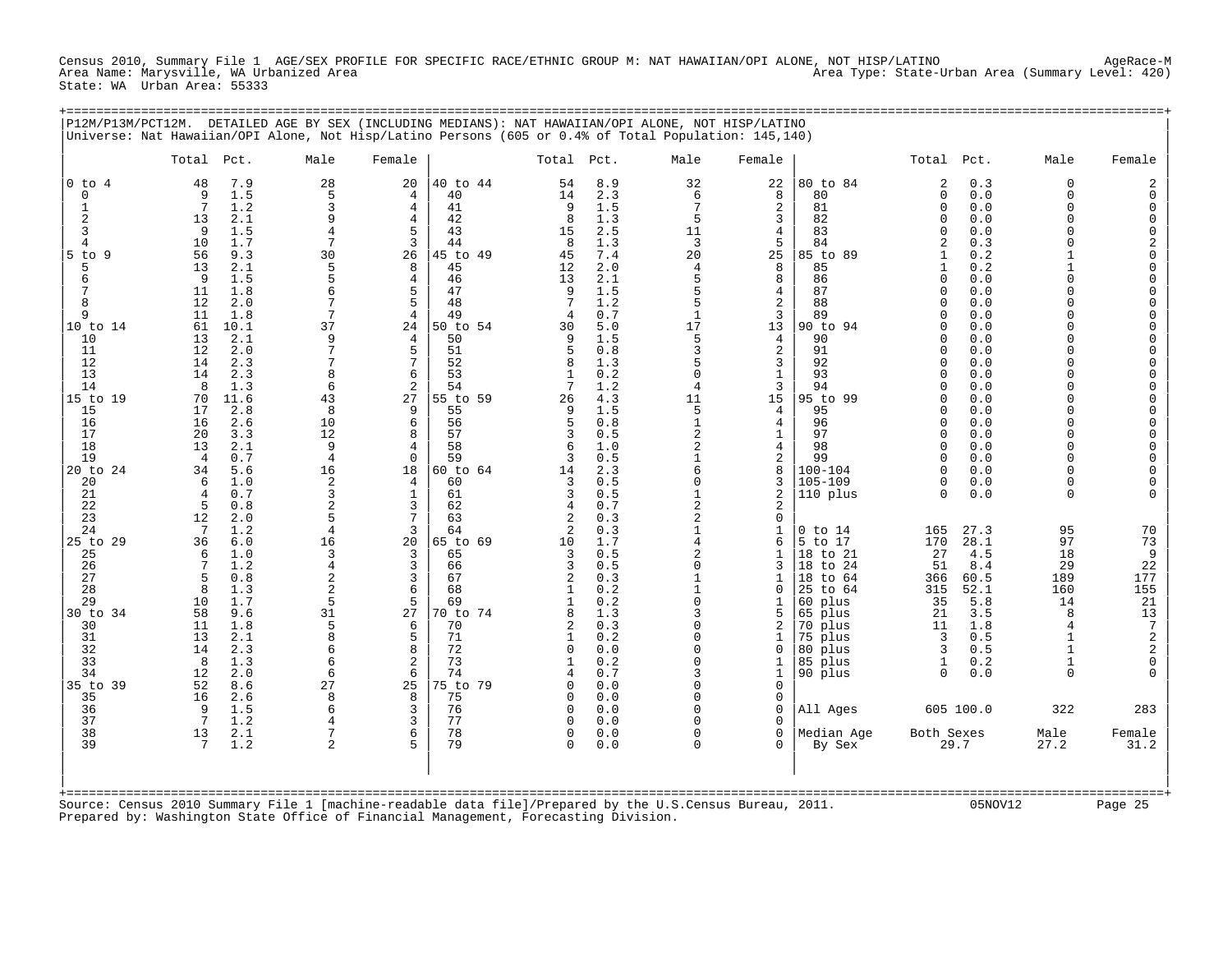Census 2010, Summary File 1 AGE/SEX PROFILE FOR SPECIFIC RACE/ETHNIC GROUP M: NAT HAWAIIAN/OPI ALONE, NOT HISP/LATINO AgeRace-M
Area Name: Marysville, WA Urbanized Area Area Type: State-Urban Area (Summary Level: 420)
State: WA Urban Area: 55333

P12M/P13M/PCT12M. DETAILED AGE BY SEX (INCLUDING MEDIANS): NAT HAWAIIAN/OPI ALONE, NOT HISP/LATINO
Universe: Nat Hawaiian/OPI Alone, Not Hisp/Latino Persons (605 or 0.4% of Total Population: 145,140)

| | Total | Pct. | Male | Female | | Total | Pct. | Male | Female | | Total | Pct. | Male | Female |
|---|---|---|---|---|---|---|---|---|---|---|---|---|---|---|
| 0 to 4 | 48 | 7.9 | 28 | 20 | 40 to 44 | 54 | 8.9 | 32 | 22 | 80 to 84 | 2 | 0.3 | 0 | 2 |
| 0 | 9 | 1.5 | 5 | 4 | 40 | 14 | 2.3 | 6 | 8 | 80 | 0 | 0.0 | 0 | 0 |
| 1 | 7 | 1.2 | 3 | 4 | 41 | 9 | 1.5 | 7 | 2 | 81 | 0 | 0.0 | 0 | 0 |
| 2 | 13 | 2.1 | 9 | 4 | 42 | 8 | 1.3 | 5 | 3 | 82 | 0 | 0.0 | 0 | 0 |
| 3 | 9 | 1.5 | 4 | 5 | 43 | 15 | 2.5 | 11 | 4 | 83 | 0 | 0.0 | 0 | 0 |
| 4 | 10 | 1.7 | 7 | 3 | 44 | 8 | 1.3 | 3 | 5 | 84 | 2 | 0.3 | 0 | 2 |
| 5 to 9 | 56 | 9.3 | 30 | 26 | 45 to 49 | 45 | 7.4 | 20 | 25 | 85 to 89 | 1 | 0.2 | 1 | 0 |
| 5 | 13 | 2.1 | 5 | 8 | 45 | 12 | 2.0 | 4 | 8 | 85 | 1 | 0.2 | 1 | 0 |
| 6 | 9 | 1.5 | 5 | 4 | 46 | 13 | 2.1 | 5 | 8 | 86 | 0 | 0.0 | 0 | 0 |
| 7 | 11 | 1.8 | 6 | 5 | 47 | 9 | 1.5 | 5 | 4 | 87 | 0 | 0.0 | 0 | 0 |
| 8 | 12 | 2.0 | 7 | 5 | 48 | 7 | 1.2 | 5 | 2 | 88 | 0 | 0.0 | 0 | 0 |
| 9 | 11 | 1.8 | 7 | 4 | 49 | 4 | 0.7 | 1 | 3 | 89 | 0 | 0.0 | 0 | 0 |
| 10 to 14 | 61 | 10.1 | 37 | 24 | 50 to 54 | 30 | 5.0 | 17 | 13 | 90 to 94 | 0 | 0.0 | 0 | 0 |
| 10 | 13 | 2.1 | 9 | 4 | 50 | 9 | 1.5 | 5 | 4 | 90 | 0 | 0.0 | 0 | 0 |
| 11 | 12 | 2.0 | 7 | 5 | 51 | 5 | 0.8 | 3 | 2 | 91 | 0 | 0.0 | 0 | 0 |
| 12 | 14 | 2.3 | 7 | 7 | 52 | 8 | 1.3 | 5 | 3 | 92 | 0 | 0.0 | 0 | 0 |
| 13 | 14 | 2.3 | 8 | 6 | 53 | 1 | 0.2 | 0 | 1 | 93 | 0 | 0.0 | 0 | 0 |
| 14 | 8 | 1.3 | 6 | 2 | 54 | 7 | 1.2 | 4 | 3 | 94 | 0 | 0.0 | 0 | 0 |
| 15 to 19 | 70 | 11.6 | 43 | 27 | 55 to 59 | 26 | 4.3 | 11 | 15 | 95 to 99 | 0 | 0.0 | 0 | 0 |
| 15 | 17 | 2.8 | 8 | 9 | 55 | 9 | 1.5 | 5 | 4 | 95 | 0 | 0.0 | 0 | 0 |
| 16 | 16 | 2.6 | 10 | 6 | 56 | 5 | 0.8 | 1 | 4 | 96 | 0 | 0.0 | 0 | 0 |
| 17 | 20 | 3.3 | 12 | 8 | 57 | 3 | 0.5 | 2 | 1 | 97 | 0 | 0.0 | 0 | 0 |
| 18 | 13 | 2.1 | 9 | 4 | 58 | 6 | 1.0 | 2 | 4 | 98 | 0 | 0.0 | 0 | 0 |
| 19 | 4 | 0.7 | 4 | 0 | 59 | 3 | 0.5 | 1 | 2 | 99 | 0 | 0.0 | 0 | 0 |
| 20 to 24 | 34 | 5.6 | 16 | 18 | 60 to 64 | 14 | 2.3 | 6 | 8 | 100-104 | 0 | 0.0 | 0 | 0 |
| 20 | 6 | 1.0 | 2 | 4 | 60 | 3 | 0.5 | 0 | 3 | 105-109 | 0 | 0.0 | 0 | 0 |
| 21 | 4 | 0.7 | 3 | 1 | 61 | 3 | 0.5 | 1 | 2 | 110 plus | 0 | 0.0 | 0 | 0 |
| 22 | 5 | 0.8 | 2 | 3 | 62 | 4 | 0.7 | 2 | 2 | | | | | |
| 23 | 12 | 2.0 | 5 | 7 | 63 | 2 | 0.3 | 2 | 0 | | | | | |
| 24 | 7 | 1.2 | 4 | 3 | 64 | 2 | 0.3 | 1 | 1 | 0 to 14 | 165 | 27.3 | 95 | 70 |
| 25 to 29 | 36 | 6.0 | 16 | 20 | 65 to 69 | 10 | 1.7 | 4 | 6 | 5 to 17 | 170 | 28.1 | 97 | 73 |
| 25 | 6 | 1.0 | 3 | 3 | 65 | 3 | 0.5 | 2 | 1 | 18 to 21 | 27 | 4.5 | 18 | 9 |
| 26 | 7 | 1.2 | 4 | 3 | 66 | 3 | 0.5 | 0 | 3 | 18 to 24 | 51 | 8.4 | 29 | 22 |
| 27 | 5 | 0.8 | 2 | 3 | 67 | 2 | 0.3 | 1 | 1 | 18 to 64 | 366 | 60.5 | 189 | 177 |
| 28 | 8 | 1.3 | 2 | 6 | 68 | 1 | 0.2 | 1 | 0 | 25 to 64 | 315 | 52.1 | 160 | 155 |
| 29 | 10 | 1.7 | 5 | 5 | 69 | 1 | 0.2 | 0 | 1 | 60 plus | 35 | 5.8 | 14 | 21 |
| 30 to 34 | 58 | 9.6 | 31 | 27 | 70 to 74 | 8 | 1.3 | 3 | 5 | 65 plus | 21 | 3.5 | 8 | 13 |
| 30 | 11 | 1.8 | 5 | 6 | 70 | 2 | 0.3 | 0 | 2 | 70 plus | 11 | 1.8 | 4 | 7 |
| 31 | 13 | 2.1 | 8 | 5 | 71 | 1 | 0.2 | 0 | 1 | 75 plus | 3 | 0.5 | 1 | 2 |
| 32 | 14 | 2.3 | 6 | 8 | 72 | 0 | 0.0 | 0 | 0 | 80 plus | 3 | 0.5 | 1 | 2 |
| 33 | 8 | 1.3 | 6 | 2 | 73 | 1 | 0.2 | 0 | 1 | 85 plus | 1 | 0.2 | 1 | 0 |
| 34 | 12 | 2.0 | 6 | 6 | 74 | 4 | 0.7 | 3 | 1 | 90 plus | 0 | 0.0 | 0 | 0 |
| 35 to 39 | 52 | 8.6 | 27 | 25 | 75 to 79 | 0 | 0.0 | 0 | 0 | | | | | |
| 35 | 16 | 2.6 | 8 | 8 | 75 | 0 | 0.0 | 0 | 0 | | | | | |
| 36 | 9 | 1.5 | 6 | 3 | 76 | 0 | 0.0 | 0 | 0 | All Ages | 605 | 100.0 | 322 | 283 |
| 37 | 7 | 1.2 | 4 | 3 | 77 | 0 | 0.0 | 0 | 0 | | | | | |
| 38 | 13 | 2.1 | 7 | 6 | 78 | 0 | 0.0 | 0 | 0 | Median Age | Both Sexes | | Male | Female |
| 39 | 7 | 1.2 | 2 | 5 | 79 | 0 | 0.0 | 0 | 0 | By Sex | 29.7 | | 27.2 | 31.2 |

Source: Census 2010 Summary File 1 [machine-readable data file]/Prepared by the U.S.Census Bureau, 2011. 05NOV12
Prepared by: Washington State Office of Financial Management, Forecasting Division.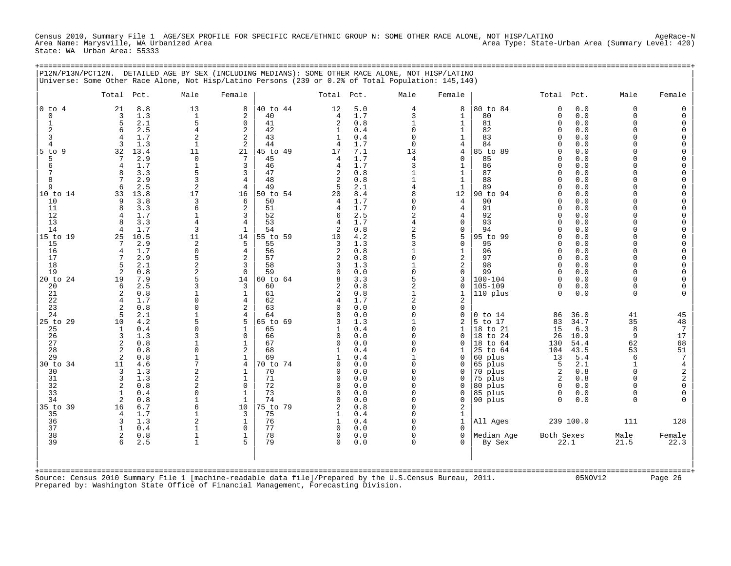Census 2010, Summary File 1 AGE/SEX PROFILE FOR SPECIFIC RACE/ETHNIC GROUP N: SOME OTHER RACE ALONE, NOT HISP/LATINO AgeRace-N
Area Name: Marysville, WA Urbanized Area Area Type: State-Urban Area (Summary Level: 420)
State: WA Urban Area: 55333

## P12N/P13N/PCT12N. DETAILED AGE BY SEX (INCLUDING MEDIANS): SOME OTHER RACE ALONE, NOT HISP/LATINO

Universe: Some Other Race Alone, Not Hisp/Latino Persons (239 or 0.2% of Total Population: 145,140)

| | Total | Pct. | Male | Female | | Total | Pct. | Male | Female | | Total | Pct. | Male | Female |
|---|---|---|---|---|---|---|---|---|---|---|---|---|---|---|
| 0 to 4 | 21 | 8.8 | 13 | 8 | 40 to 44 | 12 | 5.0 | 4 | 8 | 80 to 84 | 0 | 0.0 | 0 | 0 |
| 0 | 3 | 1.3 | 1 | 2 | 40 | 4 | 1.7 | 3 | 1 | 80 | 0 | 0.0 | 0 | 0 |
| 1 | 5 | 2.1 | 5 | 0 | 41 | 2 | 0.8 | 1 | 1 | 81 | 0 | 0.0 | 0 | 0 |
| 2 | 6 | 2.5 | 4 | 2 | 42 | 1 | 0.4 | 0 | 1 | 82 | 0 | 0.0 | 0 | 0 |
| 3 | 4 | 1.7 | 2 | 2 | 43 | 1 | 0.4 | 0 | 1 | 83 | 0 | 0.0 | 0 | 0 |
| 4 | 3 | 1.3 | 1 | 2 | 44 | 4 | 1.7 | 0 | 4 | 84 | 0 | 0.0 | 0 | 0 |
| 5 to 9 | 32 | 13.4 | 11 | 21 | 45 to 49 | 17 | 7.1 | 13 | 4 | 85 to 89 | 0 | 0.0 | 0 | 0 |
| 5 | 7 | 2.9 | 0 | 7 | 45 | 4 | 1.7 | 4 | 0 | 85 | 0 | 0.0 | 0 | 0 |
| 6 | 4 | 1.7 | 1 | 3 | 46 | 4 | 1.7 | 3 | 1 | 86 | 0 | 0.0 | 0 | 0 |
| 7 | 8 | 3.3 | 5 | 3 | 47 | 2 | 0.8 | 1 | 1 | 87 | 0 | 0.0 | 0 | 0 |
| 8 | 7 | 2.9 | 3 | 4 | 48 | 2 | 0.8 | 1 | 1 | 88 | 0 | 0.0 | 0 | 0 |
| 9 | 6 | 2.5 | 2 | 4 | 49 | 5 | 2.1 | 4 | 1 | 89 | 0 | 0.0 | 0 | 0 |
| 10 to 14 | 33 | 13.8 | 17 | 16 | 50 to 54 | 20 | 8.4 | 8 | 12 | 90 to 94 | 0 | 0.0 | 0 | 0 |
| 10 | 9 | 3.8 | 3 | 6 | 50 | 4 | 1.7 | 0 | 4 | 90 | 0 | 0.0 | 0 | 0 |
| 11 | 8 | 3.3 | 6 | 2 | 51 | 4 | 1.7 | 0 | 4 | 91 | 0 | 0.0 | 0 | 0 |
| 12 | 4 | 1.7 | 1 | 3 | 52 | 6 | 2.5 | 2 | 4 | 92 | 0 | 0.0 | 0 | 0 |
| 13 | 8 | 3.3 | 4 | 4 | 53 | 4 | 1.7 | 4 | 0 | 93 | 0 | 0.0 | 0 | 0 |
| 14 | 4 | 1.7 | 3 | 1 | 54 | 2 | 0.8 | 2 | 0 | 94 | 0 | 0.0 | 0 | 0 |
| 15 to 19 | 25 | 10.5 | 11 | 14 | 55 to 59 | 10 | 4.2 | 5 | 5 | 95 to 99 | 0 | 0.0 | 0 | 0 |
| 15 | 7 | 2.9 | 2 | 5 | 55 | 3 | 1.3 | 3 | 0 | 95 | 0 | 0.0 | 0 | 0 |
| 16 | 4 | 1.7 | 0 | 4 | 56 | 2 | 0.8 | 1 | 1 | 96 | 0 | 0.0 | 0 | 0 |
| 17 | 7 | 2.9 | 5 | 2 | 57 | 2 | 0.8 | 0 | 2 | 97 | 0 | 0.0 | 0 | 0 |
| 18 | 5 | 2.1 | 2 | 3 | 58 | 3 | 1.3 | 1 | 2 | 98 | 0 | 0.0 | 0 | 0 |
| 19 | 2 | 0.8 | 2 | 0 | 59 | 0 | 0.0 | 0 | 0 | 99 | 0 | 0.0 | 0 | 0 |
| 20 to 24 | 19 | 7.9 | 5 | 14 | 60 to 64 | 8 | 3.3 | 5 | 3 | 100-104 | 0 | 0.0 | 0 | 0 |
| 20 | 6 | 2.5 | 3 | 3 | 60 | 2 | 0.8 | 2 | 0 | 105-109 | 0 | 0.0 | 0 | 0 |
| 21 | 2 | 0.8 | 1 | 1 | 61 | 2 | 0.8 | 1 | 1 | 110 plus | 0 | 0.0 | 0 | 0 |
| 22 | 4 | 1.7 | 0 | 4 | 62 | 4 | 1.7 | 2 | 2 | | | | | |
| 23 | 2 | 0.8 | 0 | 2 | 63 | 0 | 0.0 | 0 | 0 | | | | | |
| 24 | 5 | 2.1 | 1 | 4 | 64 | 0 | 0.0 | 0 | 0 | 0 to 14 | 86 | 36.0 | 41 | 45 |
| 25 to 29 | 10 | 4.2 | 5 | 5 | 65 to 69 | 3 | 1.3 | 1 | 2 | 5 to 17 | 83 | 34.7 | 35 | 48 |
| 25 | 1 | 0.4 | 0 | 1 | 65 | 1 | 0.4 | 0 | 1 | 18 to 21 | 15 | 6.3 | 8 | 7 |
| 26 | 3 | 1.3 | 3 | 0 | 66 | 0 | 0.0 | 0 | 0 | 18 to 24 | 26 | 10.9 | 9 | 17 |
| 27 | 2 | 0.8 | 1 | 1 | 67 | 0 | 0.0 | 0 | 0 | 18 to 64 | 130 | 54.4 | 62 | 68 |
| 28 | 2 | 0.8 | 0 | 2 | 68 | 1 | 0.4 | 0 | 1 | 25 to 64 | 104 | 43.5 | 53 | 51 |
| 29 | 2 | 0.8 | 1 | 1 | 69 | 1 | 0.4 | 1 | 0 | 60 plus | 13 | 5.4 | 6 | 7 |
| 30 to 34 | 11 | 4.6 | 7 | 4 | 70 to 74 | 0 | 0.0 | 0 | 0 | 65 plus | 5 | 2.1 | 1 | 4 |
| 30 | 3 | 1.3 | 2 | 1 | 70 | 0 | 0.0 | 0 | 0 | 70 plus | 2 | 0.8 | 0 | 2 |
| 31 | 3 | 1.3 | 2 | 1 | 71 | 0 | 0.0 | 0 | 0 | 75 plus | 2 | 0.8 | 0 | 2 |
| 32 | 2 | 0.8 | 2 | 0 | 72 | 0 | 0.0 | 0 | 0 | 80 plus | 0 | 0.0 | 0 | 0 |
| 33 | 1 | 0.4 | 0 | 1 | 73 | 0 | 0.0 | 0 | 0 | 85 plus | 0 | 0.0 | 0 | 0 |
| 34 | 2 | 0.8 | 1 | 1 | 74 | 0 | 0.0 | 0 | 0 | 90 plus | 0 | 0.0 | 0 | 0 |
| 35 to 39 | 16 | 6.7 | 6 | 10 | 75 to 79 | 2 | 0.8 | 0 | 2 | | | | | |
| 35 | 4 | 1.7 | 1 | 3 | 75 | 1 | 0.4 | 0 | 1 | | | | | |
| 36 | 3 | 1.3 | 2 | 1 | 76 | 1 | 0.4 | 0 | 1 | All Ages | 239 | 100.0 | 111 | 128 |
| 37 | 1 | 0.4 | 1 | 0 | 77 | 0 | 0.0 | 0 | 0 | | | | | |
| 38 | 2 | 0.8 | 1 | 1 | 78 | 0 | 0.0 | 0 | 0 | Median Age | Both Sexes | | Male | Female |
| 39 | 6 | 2.5 | 1 | 5 | 79 | 0 | 0.0 | 0 | 0 | By Sex | 22.1 | | 21.5 | 22.3 |

Source: Census 2010 Summary File 1 [machine-readable data file]/Prepared by the U.S.Census Bureau, 2011. 05NOV12
Prepared by: Washington State Office of Financial Management, Forecasting Division.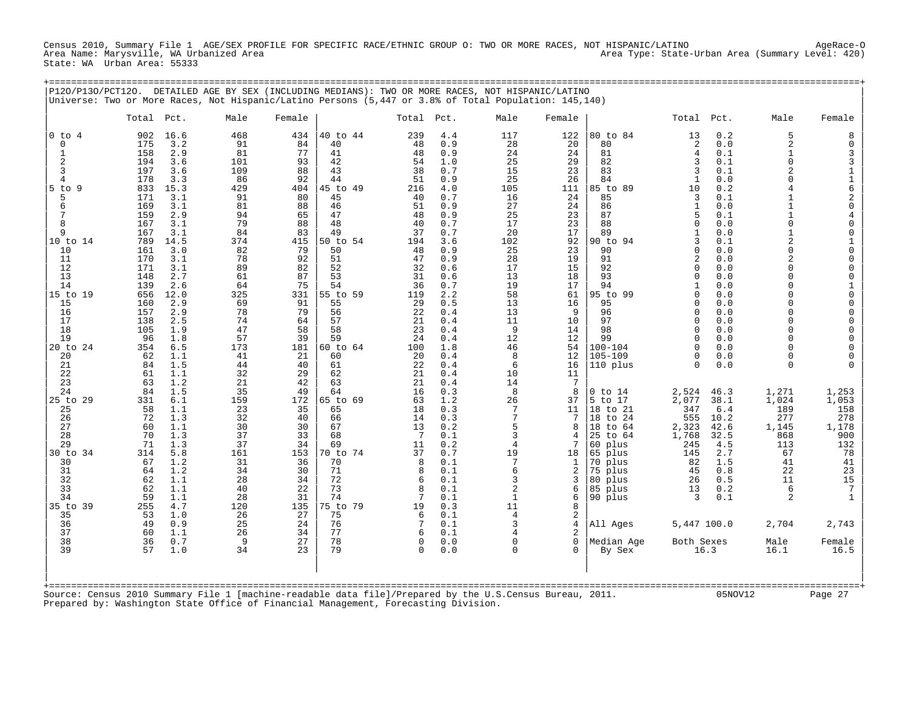Census 2010, Summary File 1 AGE/SEX PROFILE FOR SPECIFIC RACE/ETHNIC GROUP O: TWO OR MORE RACES, NOT HISPANIC/LATINO AgeRace-O
Area Name: Marysville, WA Urbanized Area Area Type: State-Urban Area (Summary Level: 420)
State: WA Urban Area: 55333

P12O/P13O/PCT12O. DETAILED AGE BY SEX (INCLUDING MEDIANS): TWO OR MORE RACES, NOT HISPANIC/LATINO
Universe: Two or More Races, Not Hispanic/Latino Persons (5,447 or 3.8% of Total Population: 145,140)

| | Total | Pct. | Male | Female | | Total | Pct. | Male | Female | | Total | Pct. | Male | Female |
|---|---|---|---|---|---|---|---|---|---|---|---|---|---|---|
| 0 to 4 | 902 | 16.6 | 468 | 434 | 40 to 44 | 239 | 4.4 | 117 | 122 | 80 to 84 | 13 | 0.2 | 5 | 8 |
| 0 | 175 | 3.2 | 91 | 84 | 40 | 48 | 0.9 | 28 | 20 | 80 | 2 | 0.0 | 2 | 0 |
| 1 | 158 | 2.9 | 81 | 77 | 41 | 48 | 0.9 | 24 | 24 | 81 | 4 | 0.1 | 1 | 3 |
| 2 | 194 | 3.6 | 101 | 93 | 42 | 54 | 1.0 | 25 | 29 | 82 | 3 | 0.1 | 0 | 3 |
| 3 | 197 | 3.6 | 109 | 88 | 43 | 38 | 0.7 | 15 | 23 | 83 | 3 | 0.1 | 2 | 1 |
| 4 | 178 | 3.3 | 86 | 92 | 44 | 51 | 0.9 | 25 | 26 | 84 | 1 | 0.0 | 0 | 1 |
| 5 to 9 | 833 | 15.3 | 429 | 404 | 45 to 49 | 216 | 4.0 | 105 | 111 | 85 to 89 | 10 | 0.2 | 4 | 6 |
| 5 | 171 | 3.1 | 91 | 80 | 45 | 40 | 0.7 | 16 | 24 | 85 | 3 | 0.1 | 1 | 2 |
| 6 | 169 | 3.1 | 81 | 88 | 46 | 51 | 0.9 | 27 | 24 | 86 | 1 | 0.0 | 1 | 0 |
| 7 | 159 | 2.9 | 94 | 65 | 47 | 48 | 0.9 | 25 | 23 | 87 | 5 | 0.1 | 1 | 4 |
| 8 | 167 | 3.1 | 79 | 88 | 48 | 40 | 0.7 | 17 | 23 | 88 | 0 | 0.0 | 0 | 0 |
| 9 | 167 | 3.1 | 84 | 83 | 49 | 37 | 0.7 | 20 | 17 | 89 | 1 | 0.0 | 1 | 0 |
| 10 to 14 | 789 | 14.5 | 374 | 415 | 50 to 54 | 194 | 3.6 | 102 | 92 | 90 to 94 | 3 | 0.1 | 2 | 1 |
| 10 | 161 | 3.0 | 82 | 79 | 50 | 48 | 0.9 | 25 | 23 | 90 | 0 | 0.0 | 0 | 0 |
| 11 | 170 | 3.1 | 78 | 92 | 51 | 47 | 0.9 | 28 | 19 | 91 | 2 | 0.0 | 2 | 0 |
| 12 | 171 | 3.1 | 89 | 82 | 52 | 32 | 0.6 | 17 | 15 | 92 | 0 | 0.0 | 0 | 0 |
| 13 | 148 | 2.7 | 61 | 87 | 53 | 31 | 0.6 | 13 | 18 | 93 | 0 | 0.0 | 0 | 0 |
| 14 | 139 | 2.6 | 64 | 75 | 54 | 36 | 0.7 | 19 | 17 | 94 | 1 | 0.0 | 0 | 1 |
| 15 to 19 | 656 | 12.0 | 325 | 331 | 55 to 59 | 119 | 2.2 | 58 | 61 | 95 to 99 | 0 | 0.0 | 0 | 0 |
| 15 | 160 | 2.9 | 69 | 91 | 55 | 29 | 0.5 | 13 | 16 | 95 | 0 | 0.0 | 0 | 0 |
| 16 | 157 | 2.9 | 78 | 79 | 56 | 22 | 0.4 | 13 | 9 | 96 | 0 | 0.0 | 0 | 0 |
| 17 | 138 | 2.5 | 74 | 64 | 57 | 21 | 0.4 | 11 | 10 | 97 | 0 | 0.0 | 0 | 0 |
| 18 | 105 | 1.9 | 47 | 58 | 58 | 23 | 0.4 | 9 | 14 | 98 | 0 | 0.0 | 0 | 0 |
| 19 | 96 | 1.8 | 57 | 39 | 59 | 24 | 0.4 | 12 | 12 | 99 | 0 | 0.0 | 0 | 0 |
| 20 to 24 | 354 | 6.5 | 173 | 181 | 60 to 64 | 100 | 1.8 | 46 | 54 | 100-104 | 0 | 0.0 | 0 | 0 |
| 20 | 62 | 1.1 | 41 | 21 | 60 | 20 | 0.4 | 8 | 12 | 105-109 | 0 | 0.0 | 0 | 0 |
| 21 | 84 | 1.5 | 44 | 40 | 61 | 22 | 0.4 | 6 | 16 | 110 plus | 0 | 0.0 | 0 | 0 |
| 22 | 61 | 1.1 | 32 | 29 | 62 | 21 | 0.4 | 10 | 11 | | | | | |
| 23 | 63 | 1.2 | 21 | 42 | 63 | 21 | 0.4 | 14 | 7 | | | | | |
| 24 | 84 | 1.5 | 35 | 49 | 64 | 16 | 0.3 | 8 | 8 | 0 to 14 | 2,524 | 46.3 | 1,271 | 1,253 |
| 25 to 29 | 331 | 6.1 | 159 | 172 | 65 to 69 | 63 | 1.2 | 26 | 37 | 5 to 17 | 2,077 | 38.1 | 1,024 | 1,053 |
| 25 | 58 | 1.1 | 23 | 35 | 65 | 18 | 0.3 | 7 | 11 | 18 to 21 | 347 | 6.4 | 189 | 158 |
| 26 | 72 | 1.3 | 32 | 40 | 66 | 14 | 0.3 | 7 | 7 | 18 to 24 | 555 | 10.2 | 277 | 278 |
| 27 | 60 | 1.1 | 30 | 30 | 67 | 13 | 0.2 | 5 | 8 | 18 to 64 | 2,323 | 42.6 | 1,145 | 1,178 |
| 28 | 70 | 1.3 | 37 | 33 | 68 | 7 | 0.1 | 3 | 4 | 25 to 64 | 1,768 | 32.5 | 868 | 900 |
| 29 | 71 | 1.3 | 37 | 34 | 69 | 11 | 0.2 | 4 | 7 | 60 plus | 245 | 4.5 | 113 | 132 |
| 30 to 34 | 314 | 5.8 | 161 | 153 | 70 to 74 | 37 | 0.7 | 19 | 18 | 65 plus | 145 | 2.7 | 67 | 78 |
| 30 | 67 | 1.2 | 31 | 36 | 70 | 8 | 0.1 | 7 | 1 | 70 plus | 82 | 1.5 | 41 | 41 |
| 31 | 64 | 1.2 | 34 | 30 | 71 | 8 | 0.1 | 6 | 2 | 75 plus | 45 | 0.8 | 22 | 23 |
| 32 | 62 | 1.1 | 28 | 34 | 72 | 6 | 0.1 | 3 | 3 | 80 plus | 26 | 0.5 | 11 | 15 |
| 33 | 62 | 1.1 | 40 | 22 | 73 | 8 | 0.1 | 2 | 6 | 85 plus | 13 | 0.2 | 6 | 7 |
| 34 | 59 | 1.1 | 28 | 31 | 74 | 7 | 0.1 | 1 | 6 | 90 plus | 3 | 0.1 | 2 | 1 |
| 35 to 39 | 255 | 4.7 | 120 | 135 | 75 to 79 | 19 | 0.3 | 11 | 8 | | | | | |
| 35 | 53 | 1.0 | 26 | 27 | 75 | 6 | 0.1 | 4 | 2 | | | | | |
| 36 | 49 | 0.9 | 25 | 24 | 76 | 7 | 0.1 | 3 | 4 | All Ages | 5,447 | 100.0 | 2,704 | 2,743 |
| 37 | 60 | 1.1 | 26 | 34 | 77 | 6 | 0.1 | 4 | 2 | | | | | |
| 38 | 36 | 0.7 | 9 | 27 | 78 | 0 | 0.0 | 0 | 0 | Median Age | Both Sexes | | Male | Female |
| 39 | 57 | 1.0 | 34 | 23 | 79 | 0 | 0.0 | 0 | 0 | By Sex | 16.3 | | 16.1 | 16.5 |

Source: Census 2010 Summary File 1 [machine-readable data file]/Prepared by the U.S.Census Bureau, 2011. 05NOV12
Prepared by: Washington State Office of Financial Management, Forecasting Division.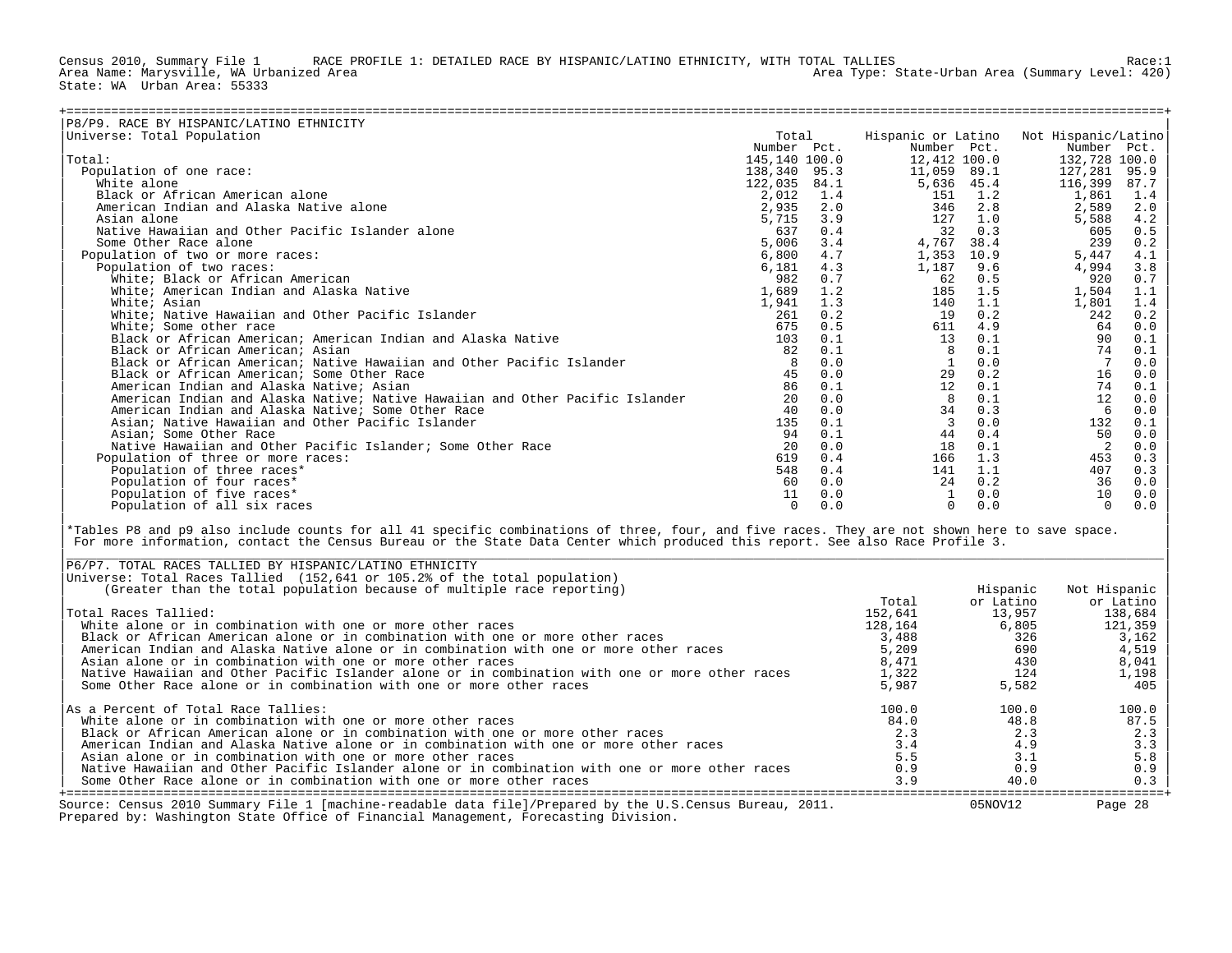Census 2010, Summary File 1 RACE PROFILE 1: DETAILED RACE BY HISPANIC/LATINO ETHNICITY, WITH TOTAL TALLIES Race:1
Area Name: Marysville, WA Urbanized Area Area Type: State-Urban Area (Summary Level: 420)
State: WA Urban Area: 55333

## P8/P9. RACE BY HISPANIC/LATINO ETHNICITY

Universe: Total Population

| | Total Number | Total Pct. | Hispanic or Latino Number | Hispanic or Latino Pct. | Not Hispanic/Latino Number | Not Hispanic/Latino Pct. |
|---|---|---|---|---|---|---|
| Total: | 145,140 | 100.0 | 12,412 | 100.0 | 132,728 | 100.0 |
| Population of one race: | 138,340 | 95.3 | 11,059 | 89.1 | 127,281 | 95.9 |
| White alone | 122,035 | 84.1 | 5,636 | 45.4 | 116,399 | 87.7 |
| Black or African American alone | 2,012 | 1.4 | 151 | 1.2 | 1,861 | 1.4 |
| American Indian and Alaska Native alone | 2,935 | 2.0 | 346 | 2.8 | 2,589 | 2.0 |
| Asian alone | 5,715 | 3.9 | 127 | 1.0 | 5,588 | 4.2 |
| Native Hawaiian and Other Pacific Islander alone | 637 | 0.4 | 32 | 0.3 | 605 | 0.5 |
| Some Other Race alone | 5,006 | 3.4 | 4,767 | 38.4 | 239 | 0.2 |
| Population of two or more races: | 6,800 | 4.7 | 1,353 | 10.9 | 5,447 | 4.1 |
| Population of two races: | 6,181 | 4.3 | 1,187 | 9.6 | 4,994 | 3.8 |
| White; Black or African American | 982 | 0.7 | 62 | 0.5 | 920 | 0.7 |
| White; American Indian and Alaska Native | 1,689 | 1.2 | 185 | 1.5 | 1,504 | 1.1 |
| White; Asian | 1,941 | 1.3 | 140 | 1.1 | 1,801 | 1.4 |
| White; Native Hawaiian and Other Pacific Islander | 261 | 0.2 | 19 | 0.2 | 242 | 0.2 |
| White; Some other race | 675 | 0.5 | 611 | 4.9 | 64 | 0.0 |
| Black or African American; American Indian and Alaska Native | 103 | 0.1 | 13 | 0.1 | 90 | 0.1 |
| Black or African American; Asian | 82 | 0.1 | 8 | 0.1 | 74 | 0.1 |
| Black or African American; Native Hawaiian and Other Pacific Islander | 8 | 0.0 | 1 | 0.0 | 7 | 0.0 |
| Black or African American; Some Other Race | 45 | 0.0 | 29 | 0.2 | 16 | 0.0 |
| American Indian and Alaska Native; Asian | 86 | 0.1 | 12 | 0.1 | 74 | 0.1 |
| American Indian and Alaska Native; Native Hawaiian and Other Pacific Islander | 20 | 0.0 | 8 | 0.1 | 12 | 0.0 |
| American Indian and Alaska Native; Some Other Race | 40 | 0.0 | 34 | 0.3 | 6 | 0.0 |
| Asian; Native Hawaiian and Other Pacific Islander | 135 | 0.1 | 3 | 0.0 | 132 | 0.1 |
| Asian; Some Other Race | 94 | 0.1 | 44 | 0.4 | 50 | 0.0 |
| Native Hawaiian and Other Pacific Islander; Some Other Race | 20 | 0.0 | 18 | 0.1 | 2 | 0.0 |
| Population of three or more races: | 619 | 0.4 | 166 | 1.3 | 453 | 0.3 |
| Population of three races* | 548 | 0.4 | 141 | 1.1 | 407 | 0.3 |
| Population of four races* | 60 | 0.0 | 24 | 0.2 | 36 | 0.0 |
| Population of five races* | 11 | 0.0 | 1 | 0.0 | 10 | 0.0 |
| Population of all six races | 0 | 0.0 | 0 | 0.0 | 0 | 0.0 |

*Tables P8 and p9 also include counts for all 41 specific combinations of three, four, and five races. They are not shown here to save space. For more information, contact the Census Bureau or the State Data Center which produced this report. See also Race Profile 3.

## P6/P7. TOTAL RACES TALLIED BY HISPANIC/LATINO ETHNICITY

Universe: Total Races Tallied (152,641 or 105.2% of the total population)
(Greater than the total population because of multiple race reporting)

| | Total | Hispanic or Latino | Not Hispanic or Latino |
|---|---|---|---|
| Total Races Tallied: | 152,641 | 13,957 | 138,684 |
| White alone or in combination with one or more other races | 128,164 | 6,805 | 121,359 |
| Black or African American alone or in combination with one or more other races | 3,488 | 326 | 3,162 |
| American Indian and Alaska Native alone or in combination with one or more other races | 5,209 | 690 | 4,519 |
| Asian alone or in combination with one or more other races | 8,471 | 430 | 8,041 |
| Native Hawaiian and Other Pacific Islander alone or in combination with one or more other races | 1,322 | 124 | 1,198 |
| Some Other Race alone or in combination with one or more other races | 5,987 | 5,582 | 405 |
| As a Percent of Total Race Tallies: | 100.0 | 100.0 | 100.0 |
| White alone or in combination with one or more other races | 84.0 | 48.8 | 87.5 |
| Black or African American alone or in combination with one or more other races | 2.3 | 2.3 | 2.3 |
| American Indian and Alaska Native alone or in combination with one or more other races | 3.4 | 4.9 | 3.3 |
| Asian alone or in combination with one or more other races | 5.5 | 3.1 | 5.8 |
| Native Hawaiian and Other Pacific Islander alone or in combination with one or more other races | 0.9 | 0.9 | 0.9 |
| Some Other Race alone or in combination with one or more other races | 3.9 | 40.0 | 0.3 |

Source: Census 2010 Summary File 1 [machine-readable data file]/Prepared by the U.S.Census Bureau, 2011. 05NOV12
Prepared by: Washington State Office of Financial Management, Forecasting Division.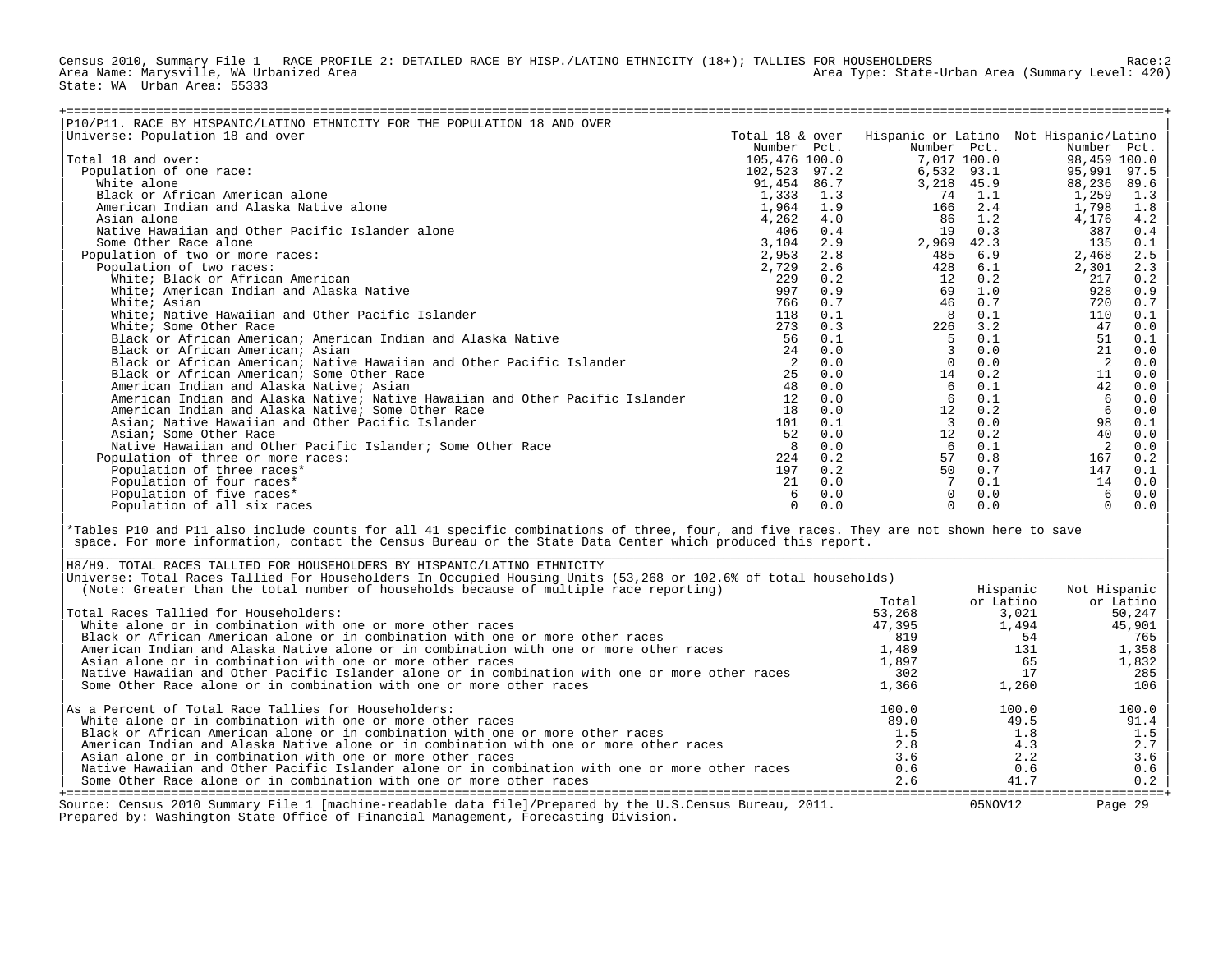Census 2010, Summary File 1 RACE PROFILE 2: DETAILED RACE BY HISP./LATINO ETHNICITY (18+); TALLIES FOR HOUSEHOLDERS Race:2
Area Name: Marysville, WA Urbanized Area Area Type: State-Urban Area (Summary Level: 420)
State: WA Urban Area: 55333

## P10/P11. RACE BY HISPANIC/LATINO ETHNICITY FOR THE POPULATION 18 AND OVER

Universe: Population 18 and over

| | Total 18 & over | | Hispanic or Latino | | Not Hispanic/Latino | |
|---|---|---|---|---|---|---|
| | Number | Pct. | Number | Pct. | Number | Pct. |
| Total 18 and over: | 105,476 | 100.0 | 7,017 | 100.0 | 98,459 | 100.0 |
| Population of one race: | 102,523 | 97.2 | 6,532 | 93.1 | 95,991 | 97.5 |
| White alone | 91,454 | 86.7 | 3,218 | 45.9 | 88,236 | 89.6 |
| Black or African American alone | 1,333 | 1.3 | 74 | 1.1 | 1,259 | 1.3 |
| American Indian and Alaska Native alone | 1,964 | 1.9 | 166 | 2.4 | 1,798 | 1.8 |
| Asian alone | 4,262 | 4.0 | 86 | 1.2 | 4,176 | 4.2 |
| Native Hawaiian and Other Pacific Islander alone | 406 | 0.4 | 19 | 0.3 | 387 | 0.4 |
| Some Other Race alone | 3,104 | 2.9 | 2,969 | 42.3 | 135 | 0.1 |
| Population of two or more races: | 2,953 | 2.8 | 485 | 6.9 | 2,468 | 2.5 |
| Population of two races: | 2,729 | 2.6 | 428 | 6.1 | 2,301 | 2.3 |
| White; Black or African American | 229 | 0.2 | 12 | 0.2 | 217 | 0.2 |
| White; American Indian and Alaska Native | 997 | 0.9 | 69 | 1.0 | 928 | 0.9 |
| White; Asian | 766 | 0.7 | 46 | 0.7 | 720 | 0.7 |
| White; Native Hawaiian and Other Pacific Islander | 118 | 0.1 | 8 | 0.1 | 110 | 0.1 |
| White; Some Other Race | 273 | 0.3 | 226 | 3.2 | 47 | 0.0 |
| Black or African American; American Indian and Alaska Native | 56 | 0.1 | 5 | 0.1 | 51 | 0.1 |
| Black or African American; Asian | 24 | 0.0 | 3 | 0.0 | 21 | 0.0 |
| Black or African American; Native Hawaiian and Other Pacific Islander | 2 | 0.0 | 0 | 0.0 | 2 | 0.0 |
| Black or African American; Some Other Race | 25 | 0.0 | 14 | 0.2 | 11 | 0.0 |
| American Indian and Alaska Native; Asian | 48 | 0.0 | 6 | 0.1 | 42 | 0.0 |
| American Indian and Alaska Native; Native Hawaiian and Other Pacific Islander | 12 | 0.0 | 6 | 0.1 | 6 | 0.0 |
| American Indian and Alaska Native; Some Other Race | 18 | 0.0 | 12 | 0.2 | 6 | 0.0 |
| Asian; Native Hawaiian and Other Pacific Islander | 101 | 0.1 | 3 | 0.0 | 98 | 0.1 |
| Asian; Some Other Race | 52 | 0.0 | 12 | 0.2 | 40 | 0.0 |
| Native Hawaiian and Other Pacific Islander; Some Other Race | 8 | 0.0 | 6 | 0.1 | 2 | 0.0 |
| Population of three or more races: | 224 | 0.2 | 57 | 0.8 | 167 | 0.2 |
| Population of three races* | 197 | 0.2 | 50 | 0.7 | 147 | 0.1 |
| Population of four races* | 21 | 0.0 | 7 | 0.1 | 14 | 0.0 |
| Population of five races* | 6 | 0.0 | 0 | 0.0 | 6 | 0.0 |
| Population of all six races | 0 | 0.0 | 0 | 0.0 | 0 | 0.0 |

*Tables P10 and P11 also include counts for all 41 specific combinations of three, four, and five races. They are not shown here to save space. For more information, contact the Census Bureau or the State Data Center which produced this report.

## H8/H9. TOTAL RACES TALLIED FOR HOUSEHOLDERS BY HISPANIC/LATINO ETHNICITY

Universe: Total Races Tallied For Householders In Occupied Housing Units (53,268 or 102.6% of total households)
(Note: Greater than the total number of households because of multiple race reporting)

| | Total | Hispanic or Latino | Not Hispanic or Latino |
|---|---|---|---|
| Total Races Tallied for Householders: | 53,268 | 3,021 | 50,247 |
| White alone or in combination with one or more other races | 47,395 | 1,494 | 45,901 |
| Black or African American alone or in combination with one or more other races | 819 | 54 | 765 |
| American Indian and Alaska Native alone or in combination with one or more other races | 1,489 | 131 | 1,358 |
| Asian alone or in combination with one or more other races | 1,897 | 65 | 1,832 |
| Native Hawaiian and Other Pacific Islander alone or in combination with one or more other races | 302 | 17 | 285 |
| Some Other Race alone or in combination with one or more other races | 1,366 | 1,260 | 106 |
| As a Percent of Total Race Tallies for Householders: | 100.0 | 100.0 | 100.0 |
| White alone or in combination with one or more other races | 89.0 | 49.5 | 91.4 |
| Black or African American alone or in combination with one or more other races | 1.5 | 1.8 | 1.5 |
| American Indian and Alaska Native alone or in combination with one or more other races | 2.8 | 4.3 | 2.7 |
| Asian alone or in combination with one or more other races | 3.6 | 2.2 | 3.6 |
| Native Hawaiian and Other Pacific Islander alone or in combination with one or more other races | 0.6 | 0.6 | 0.6 |
| Some Other Race alone or in combination with one or more other races | 2.6 | 41.7 | 0.2 |

Source: Census 2010 Summary File 1 [machine-readable data file]/Prepared by the U.S.Census Bureau, 2011. 05NOV12
Prepared by: Washington State Office of Financial Management, Forecasting Division.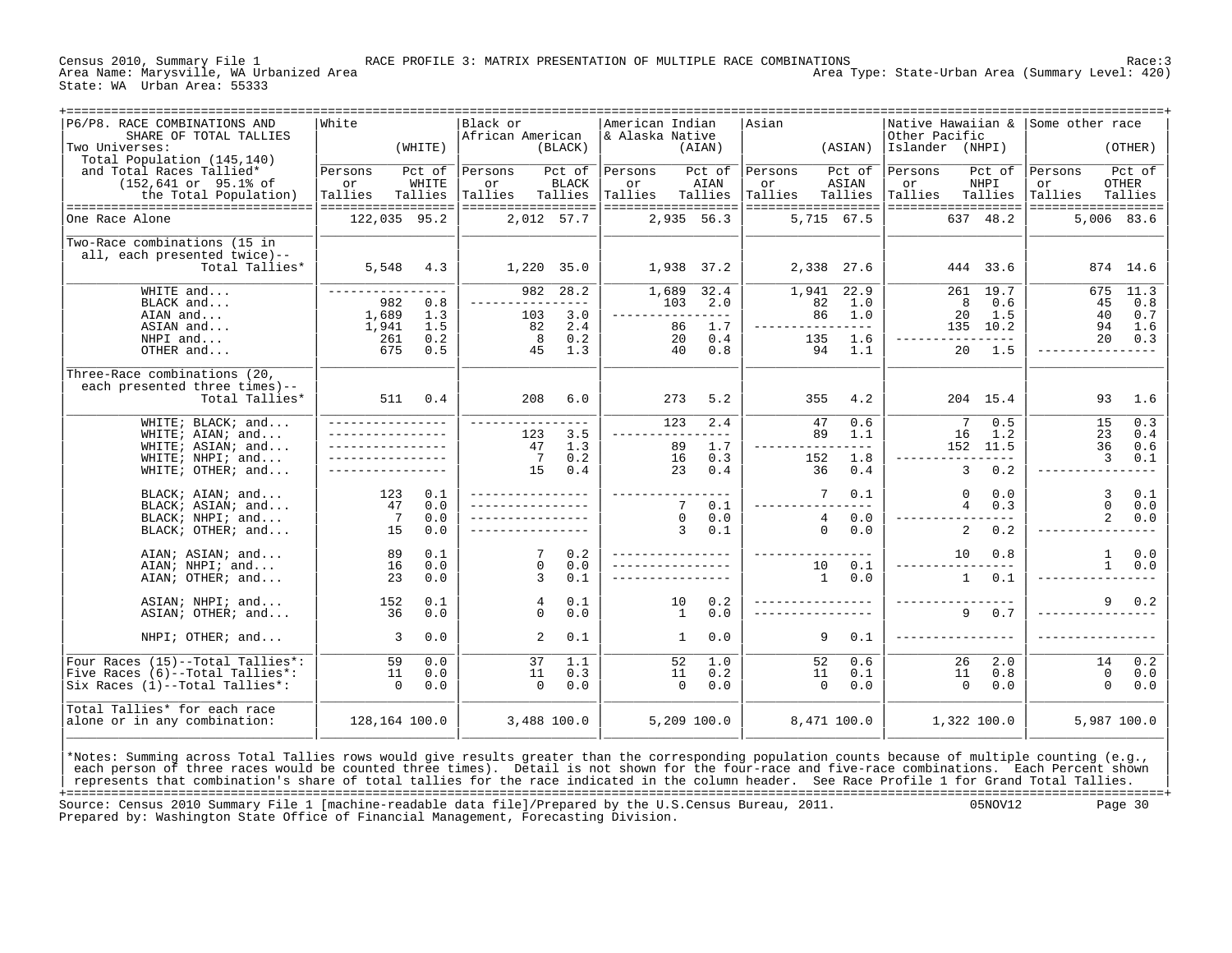Census 2010, Summary File 1 — RACE PROFILE 3: MATRIX PRESENTATION OF MULTIPLE RACE COMBINATIONS — Race:3

Area Name: Marysville, WA Urbanized Area — Area Type: State-Urban Area (Summary Level: 420)

State: WA Urban Area: 55333

| P6/P8. RACE COMBINATIONS AND SHARE OF TOTAL TALLIES<br>Two Universes:<br>Total Population (145,140)<br>and Total Races Tallied* (152,641 or 95.1% of the Total Population) | White (WHITE) Persons or Tallies | Pct of WHITE Tallies | Black or African American (BLACK) Persons or Tallies | Pct of BLACK Tallies | American Indian & Alaska Native (AIAN) Persons or Tallies | Pct of AIAN Tallies | Asian (ASIAN) Persons or Tallies | Pct of ASIAN Tallies | Native Hawaiian & Other Pacific Islander (NHPI) Persons or Tallies | Pct of NHPI Tallies | Some other race (OTHER) Persons or Tallies | Pct of OTHER Tallies |
|---|---|---|---|---|---|---|---|---|---|---|---|---|
| One Race Alone | 122,035 | 95.2 | 2,012 | 57.7 | 2,935 | 56.3 | 5,715 | 67.5 | 637 | 48.2 | 5,006 | 83.6 |
| Two-Race combinations (15 in all, each presented twice)-- Total Tallies* | 5,548 | 4.3 | 1,220 | 35.0 | 1,938 | 37.2 | 2,338 | 27.6 | 444 | 33.6 | 874 | 14.6 |
| WHITE and... | ---- | ---- | 982 | 28.2 | 1,689 | 32.4 | 1,941 | 22.9 | 261 | 19.7 | 675 | 11.3 |
| BLACK and... | 982 | 0.8 | ---- | ---- | 103 | 2.0 | 82 | 1.0 | 8 | 0.6 | 45 | 0.8 |
| AIAN and... | 1,689 | 1.3 | 103 | 3.0 | ---- | ---- | 86 | 1.0 | 20 | 1.5 | 40 | 0.7 |
| ASIAN and... | 1,941 | 1.5 | 82 | 2.4 | 86 | 1.7 | ---- | ---- | 135 | 10.2 | 94 | 1.6 |
| NHPI and... | 261 | 0.2 | 8 | 0.2 | 20 | 0.4 | 135 | 1.6 | ---- | ---- | 20 | 0.3 |
| OTHER and... | 675 | 0.5 | 45 | 1.3 | 40 | 0.8 | 94 | 1.1 | 20 | 1.5 | ---- | ---- |
| Three-Race combinations (20, each presented three times)-- Total Tallies* | 511 | 0.4 | 208 | 6.0 | 273 | 5.2 | 355 | 4.2 | 204 | 15.4 | 93 | 1.6 |
| WHITE; BLACK; and... | ---- | ---- | ---- | ---- | 123 | 2.4 | 47 | 0.6 | 7 | 0.5 | 15 | 0.3 |
| WHITE; AIAN; and... | ---- | ---- | 123 | 3.5 | ---- | ---- | 89 | 1.1 | 16 | 1.2 | 23 | 0.4 |
| WHITE; ASIAN; and... | ---- | ---- | 47 | 1.3 | 89 | 1.7 | ---- | ---- | 152 | 11.5 | 36 | 0.6 |
| WHITE; NHPI; and... | ---- | ---- | 7 | 0.2 | 16 | 0.3 | 152 | 1.8 | ---- | ---- | 3 | 0.1 |
| WHITE; OTHER; and... | ---- | ---- | 15 | 0.4 | 23 | 0.4 | 36 | 0.4 | 3 | 0.2 | ---- | ---- |
| BLACK; AIAN; and... | 123 | 0.1 | ---- | ---- | ---- | ---- | 7 | 0.1 | 0 | 0.0 | 3 | 0.1 |
| BLACK; ASIAN; and... | 47 | 0.0 | ---- | ---- | 7 | 0.1 | ---- | ---- | 4 | 0.3 | 0 | 0.0 |
| BLACK; NHPI; and... | 7 | 0.0 | ---- | ---- | 0 | 0.0 | 4 | 0.0 | ---- | ---- | 2 | 0.0 |
| BLACK; OTHER; and... | 15 | 0.0 | ---- | ---- | 3 | 0.1 | 0 | 0.0 | 2 | 0.2 | ---- | ---- |
| AIAN; ASIAN; and... | 89 | 0.1 | 7 | 0.2 | ---- | ---- | ---- | ---- | 10 | 0.8 | 1 | 0.0 |
| AIAN; NHPI; and... | 16 | 0.0 | 0 | 0.0 | ---- | ---- | 10 | 0.1 | ---- | ---- | 1 | 0.0 |
| AIAN; OTHER; and... | 23 | 0.0 | 3 | 0.1 | ---- | ---- | 1 | 0.0 | 1 | 0.1 | ---- | ---- |
| ASIAN; NHPI; and... | 152 | 0.1 | 4 | 0.1 | 10 | 0.2 | ---- | ---- | ---- | ---- | 9 | 0.2 |
| ASIAN; OTHER; and... | 36 | 0.0 | 0 | 0.0 | 1 | 0.0 | ---- | ---- | 9 | 0.7 | ---- | ---- |
| NHPI; OTHER; and... | 3 | 0.0 | 2 | 0.1 | 1 | 0.0 | 9 | 0.1 | ---- | ---- | ---- | ---- |
| Four Races (15)--Total Tallies*: | 59 | 0.0 | 37 | 1.1 | 52 | 1.0 | 52 | 0.6 | 26 | 2.0 | 14 | 0.2 |
| Five Races (6)--Total Tallies*: | 11 | 0.0 | 11 | 0.3 | 11 | 0.2 | 11 | 0.1 | 11 | 0.8 | 0 | 0.0 |
| Six Races (1)--Total Tallies*: | 0 | 0.0 | 0 | 0.0 | 0 | 0.0 | 0 | 0.0 | 0 | 0.0 | 0 | 0.0 |
| Total Tallies* for each race alone or in any combination: | 128,164 | 100.0 | 3,488 | 100.0 | 5,209 | 100.0 | 8,471 | 100.0 | 1,322 | 100.0 | 5,987 | 100.0 |

*Notes: Summing across Total Tallies rows would give results greater than the corresponding population counts because of multiple counting (e.g., each person of three races would be counted three times). Detail is not shown for the four-race and five-race combinations. Each Percent shown represents that combination's share of total tallies for the race indicated in the column header. See Race Profile 1 for Grand Total Tallies.

Source: Census 2010 Summary File 1 [machine-readable data file]/Prepared by the U.S.Census Bureau, 2011. 05NOV12

Prepared by: Washington State Office of Financial Management, Forecasting Division.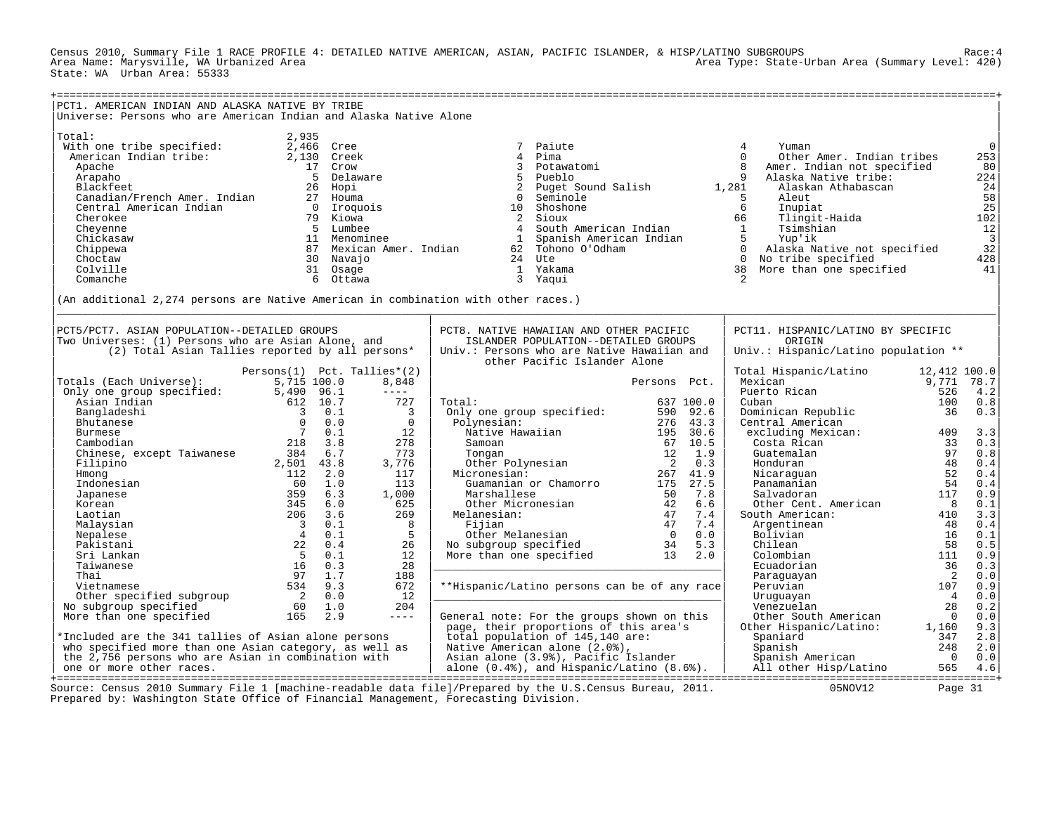Census 2010, Summary File 1 RACE PROFILE 4: DETAILED NATIVE AMERICAN, ASIAN, PACIFIC ISLANDER, & HISP/LATINO SUBGROUPS — Race:4
Area Name: Marysville, WA Urbanized Area — Area Type: State-Urban Area (Summary Level: 420)
State: WA Urban Area: 55333

## PCT1. AMERICAN INDIAN AND ALASKA NATIVE BY TRIBE

Universe: Persons who are American Indian and Alaska Native Alone

| Category | Count | Category | Count | Category | Count | Category | Count |
|---|---|---|---|---|---|---|---|
| Total: | 2,935 | | | | | | |
| With one tribe specified: | 2,466 | Cree | 7 | Paiute | 4 | Yuman | 0 |
| American Indian tribe: | 2,130 | Creek | 4 | Pima | 0 | Other Amer. Indian tribes | 253 |
| Apache | 17 | Crow | 3 | Potawatomi | 8 | Amer. Indian not specified | 80 |
| Arapaho | 5 | Delaware | 5 | Pueblo | 9 | Alaska Native tribe: | 224 |
| Blackfeet | 26 | Hopi | 2 | Puget Sound Salish | 1,281 | Alaskan Athabascan | 24 |
| Canadian/French Amer. Indian | 27 | Houma | 0 | Seminole | 5 | Aleut | 58 |
| Central American Indian | 0 | Iroquois | 10 | Shoshone | 6 | Inupiat | 25 |
| Cherokee | 79 | Kiowa | 2 | Sioux | 66 | Tlingit-Haida | 102 |
| Cheyenne | 5 | Lumbee | 4 | South American Indian | 1 | Tsimshian | 12 |
| Chickasaw | 11 | Menominee | 1 | Spanish American Indian | 5 | Yup'ik | 3 |
| Chippewa | 87 | Mexican Amer. Indian | 62 | Tohono O'Odham | 0 | Alaska Native not specified | 32 |
| Choctaw | 30 | Navajo | 24 | Ute | 0 | No tribe specified | 428 |
| Colville | 31 | Osage | 1 | Yakama | 38 | More than one specified | 41 |
| Comanche | 6 | Ottawa | 3 | Yaqui | 2 | | |

(An additional 2,274 persons are Native American in combination with other races.)

## PCT5/PCT7. ASIAN POPULATION--DETAILED GROUPS

Two Universes: (1) Persons who are Asian Alone, and (2) Total Asian Tallies reported by all persons*

| | Persons(1) | Pct. | Tallies*(2) |
|---|---|---|---|
| Totals (Each Universe): | 5,715 | 100.0 | 8,848 |
| Only one group specified: | 5,490 | 96.1 | ---- |
| Asian Indian | 612 | 10.7 | 727 |
| Bangladeshi | 3 | 0.1 | 3 |
| Bhutanese | 0 | 0.0 | 0 |
| Burmese | 7 | 0.1 | 12 |
| Cambodian | 218 | 3.8 | 278 |
| Chinese, except Taiwanese | 384 | 6.7 | 773 |
| Filipino | 2,501 | 43.8 | 3,776 |
| Hmong | 112 | 2.0 | 117 |
| Indonesian | 60 | 1.0 | 113 |
| Japanese | 359 | 6.3 | 1,000 |
| Korean | 345 | 6.0 | 625 |
| Laotian | 206 | 3.6 | 269 |
| Malaysian | 3 | 0.1 | 8 |
| Nepalese | 4 | 0.1 | 5 |
| Pakistani | 22 | 0.4 | 26 |
| Sri Lankan | 5 | 0.1 | 12 |
| Taiwanese | 16 | 0.3 | 28 |
| Thai | 97 | 1.7 | 188 |
| Vietnamese | 534 | 9.3 | 672 |
| Other specified subgroup | 2 | 0.0 | 12 |
| No subgroup specified | 60 | 1.0 | 204 |
| More than one specified | 165 | 2.9 | ---- |

*Included are the 341 tallies of Asian alone persons who specified more than one Asian category, as well as the 2,756 persons who are Asian in combination with one or more other races.

## PCT8. NATIVE HAWAIIAN AND OTHER PACIFIC ISLANDER POPULATION--DETAILED GROUPS

Univ.: Persons who are Native Hawaiian and other Pacific Islander Alone

| | Persons | Pct. |
|---|---|---|
| Total: | 637 | 100.0 |
| Only one group specified: | 590 | 92.6 |
| Polynesian: | 276 | 43.3 |
| Native Hawaiian | 195 | 30.6 |
| Samoan | 67 | 10.5 |
| Tongan | 12 | 1.9 |
| Other Polynesian | 2 | 0.3 |
| Micronesian: | 267 | 41.9 |
| Guamanian or Chamorro | 175 | 27.5 |
| Marshallese | 50 | 7.8 |
| Other Micronesian | 42 | 6.6 |
| Melanesian: | 47 | 7.4 |
| Fijian | 47 | 7.4 |
| Other Melanesian | 0 | 0.0 |
| No subgroup specified | 34 | 5.3 |
| More than one specified | 13 | 2.0 |

**Hispanic/Latino persons can be of any race

General note: For the groups shown on this page, their proportions of this area's total population of 145,140 are: Native American alone (2.0%), Asian alone (3.9%), Pacific Islander alone (0.4%), and Hispanic/Latino (8.6%).

## PCT11. HISPANIC/LATINO BY SPECIFIC ORIGIN

Univ.: Hispanic/Latino population **

| | Persons | Pct. |
|---|---|---|
| Total Hispanic/Latino | 12,412 | 100.0 |
| Mexican | 9,771 | 78.7 |
| Puerto Rican | 526 | 4.2 |
| Cuban | 100 | 0.8 |
| Dominican Republic | 36 | 0.3 |
| Central American excluding Mexican: | 409 | 3.3 |
| Costa Rican | 33 | 0.3 |
| Guatemalan | 97 | 0.8 |
| Honduran | 48 | 0.4 |
| Nicaraguan | 52 | 0.4 |
| Panamanian | 54 | 0.4 |
| Salvadoran | 117 | 0.9 |
| Other Cent. American | 8 | 0.1 |
| South American: | 410 | 3.3 |
| Argentinean | 48 | 0.4 |
| Bolivian | 16 | 0.1 |
| Chilean | 58 | 0.5 |
| Colombian | 111 | 0.9 |
| Ecuadorian | 36 | 0.3 |
| Paraguayan | 2 | 0.0 |
| Peruvian | 107 | 0.9 |
| Uruguayan | 4 | 0.0 |
| Venezuelan | 28 | 0.2 |
| Other South American | 0 | 0.0 |
| Other Hispanic/Latino: | 1,160 | 9.3 |
| Spaniard | 347 | 2.8 |
| Spanish | 248 | 2.0 |
| Spanish American | 0 | 0.0 |
| All other Hisp/Latino | 565 | 4.6 |

Source: Census 2010 Summary File 1 [machine-readable data file]/Prepared by the U.S.Census Bureau, 2011. 05NOV12
Prepared by: Washington State Office of Financial Management, Forecasting Division.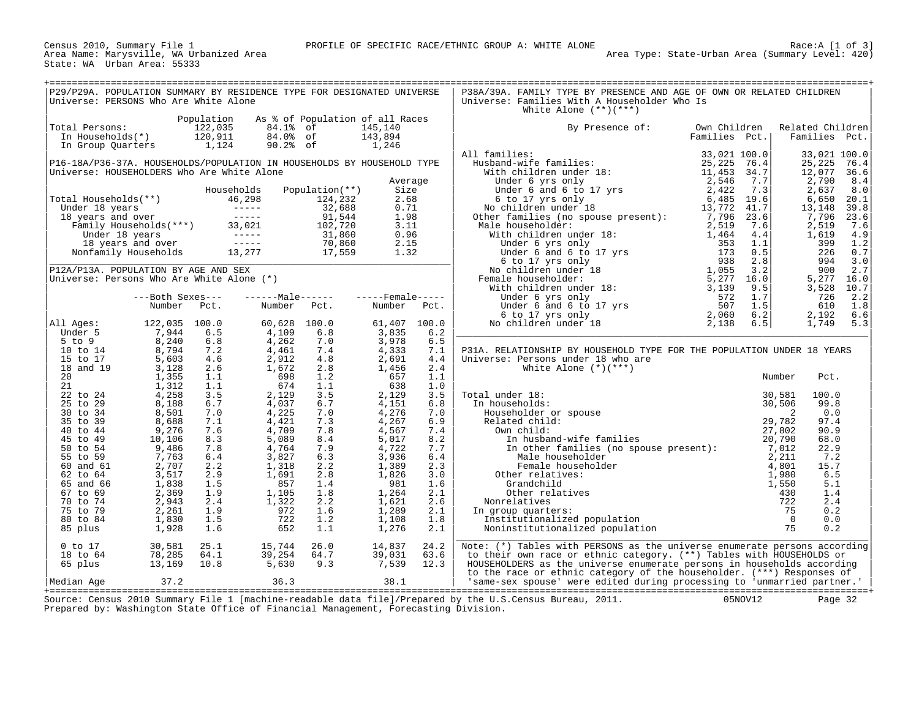Census 2010, Summary File 1 — PROFILE OF SPECIFIC RACE/ETHNIC GROUP A: WHITE ALONE — Race:A [1 of 3]
Area Name: Marysville, WA Urbanized Area — Area Type: State-Urban Area (Summary Level: 420)
State: WA Urban Area: 55333

## P29/P29A. POPULATION SUMMARY BY RESIDENCE TYPE FOR DESIGNATED UNIVERSE
Universe: PERSONS Who Are White Alone

| | Population | As % of Population of all Races | |
|---|---|---|---|
| Total Persons: | 122,035 | 84.1% of | 145,140 |
| In Households(*) | 120,911 | 84.0% of | 143,894 |
| In Group Quarters | 1,124 | 90.2% of | 1,246 |

## P16-18A/P36-37A. HOUSEHOLDS/POPULATION IN HOUSEHOLDS BY HOUSEHOLD TYPE
Universe: HOUSEHOLDERS Who Are White Alone

| | Households | Population(**) | Average Size |
|---|---|---|---|
| Total Households(**) | 46,298 | 124,232 | 2.68 |
| Under 18 years | ----- | 32,688 | 0.71 |
| 18 years and over | ----- | 91,544 | 1.98 |
| Family Households(***) | 33,021 | 102,720 | 3.11 |
| Under 18 years | ----- | 31,860 | 0.96 |
| 18 years and over | ----- | 70,860 | 2.15 |
| Nonfamily Households | 13,277 | 17,559 | 1.32 |

## P12A/P13A. POPULATION BY AGE AND SEX
Universe: Persons Who Are White Alone (*)

| | Both Sexes Number | Pct. | Male Number | Pct. | Female Number | Pct. |
|---|---|---|---|---|---|---|
| All Ages: | 122,035 | 100.0 | 60,628 | 100.0 | 61,407 | 100.0 |
| Under 5 | 7,944 | 6.5 | 4,109 | 6.8 | 3,835 | 6.2 |
| 5 to 9 | 8,240 | 6.8 | 4,262 | 7.0 | 3,978 | 6.5 |
| 10 to 14 | 8,794 | 7.2 | 4,461 | 7.4 | 4,333 | 7.1 |
| 15 to 17 | 5,603 | 4.6 | 2,912 | 4.8 | 2,691 | 4.4 |
| 18 and 19 | 3,128 | 2.6 | 1,672 | 2.8 | 1,456 | 2.4 |
| 20 | 1,355 | 1.1 | 698 | 1.2 | 657 | 1.1 |
| 21 | 1,312 | 1.1 | 674 | 1.1 | 638 | 1.0 |
| 22 to 24 | 4,258 | 3.5 | 2,129 | 3.5 | 2,129 | 3.5 |
| 25 to 29 | 8,188 | 6.7 | 4,037 | 6.7 | 4,151 | 6.8 |
| 30 to 34 | 8,501 | 7.0 | 4,225 | 7.0 | 4,276 | 7.0 |
| 35 to 39 | 8,688 | 7.1 | 4,421 | 7.3 | 4,267 | 6.9 |
| 40 to 44 | 9,276 | 7.6 | 4,709 | 7.8 | 4,567 | 7.4 |
| 45 to 49 | 10,106 | 8.3 | 5,089 | 8.4 | 5,017 | 8.2 |
| 50 to 54 | 9,486 | 7.8 | 4,764 | 7.9 | 4,722 | 7.7 |
| 55 to 59 | 7,763 | 6.4 | 3,827 | 6.3 | 3,936 | 6.4 |
| 60 and 61 | 2,707 | 2.2 | 1,318 | 2.2 | 1,389 | 2.3 |
| 62 to 64 | 3,517 | 2.9 | 1,691 | 2.8 | 1,826 | 3.0 |
| 65 and 66 | 1,838 | 1.5 | 857 | 1.4 | 981 | 1.6 |
| 67 to 69 | 2,369 | 1.9 | 1,105 | 1.8 | 1,264 | 2.1 |
| 70 to 74 | 2,943 | 2.4 | 1,322 | 2.2 | 1,621 | 2.6 |
| 75 to 79 | 2,261 | 1.9 | 972 | 1.6 | 1,289 | 2.1 |
| 80 to 84 | 1,830 | 1.5 | 722 | 1.2 | 1,108 | 1.8 |
| 85 plus | 1,928 | 1.6 | 652 | 1.1 | 1,276 | 2.1 |
| 0 to 17 | 30,581 | 25.1 | 15,744 | 26.0 | 14,837 | 24.2 |
| 18 to 64 | 78,285 | 64.1 | 39,254 | 64.7 | 39,031 | 63.6 |
| 65 plus | 13,169 | 10.8 | 5,630 | 9.3 | 7,539 | 12.3 |
| Median Age | 37.2 | | 36.3 | | 38.1 | |

## P38A/39A. FAMILY TYPE BY PRESENCE AND AGE OF OWN OR RELATED CHILDREN
Universe: Families With A Householder Who Is White Alone (**)(***)

| By Presence of: | Own Children Families | Pct. | Related Children Families | Pct. |
|---|---|---|---|---|
| All families: | 33,021 | 100.0 | 33,021 | 100.0 |
| Husband-wife families: | 25,225 | 76.4 | 25,225 | 76.4 |
| With children under 18: | 11,453 | 34.7 | 12,077 | 36.6 |
| Under 6 yrs only | 2,546 | 7.7 | 2,790 | 8.4 |
| Under 6 and 6 to 17 yrs | 2,422 | 7.3 | 2,637 | 8.0 |
| 6 to 17 yrs only | 6,485 | 19.6 | 6,650 | 20.1 |
| No children under 18 | 13,772 | 41.7 | 13,148 | 39.8 |
| Other families (no spouse present): | 7,796 | 23.6 | 7,796 | 23.6 |
| Male householder: | 2,519 | 7.6 | 2,519 | 7.6 |
| With children under 18: | 1,464 | 4.4 | 1,619 | 4.9 |
| Under 6 yrs only | 353 | 1.1 | 399 | 1.2 |
| Under 6 and 6 to 17 yrs | 173 | 0.5 | 226 | 0.7 |
| 6 to 17 yrs only | 938 | 2.8 | 994 | 3.0 |
| No children under 18 | 1,055 | 3.2 | 900 | 2.7 |
| Female householder: | 5,277 | 16.0 | 5,277 | 16.0 |
| With children under 18: | 3,139 | 9.5 | 3,528 | 10.7 |
| Under 6 yrs only | 572 | 1.7 | 726 | 2.2 |
| Under 6 and 6 to 17 yrs | 507 | 1.5 | 610 | 1.8 |
| 6 to 17 yrs only | 2,060 | 6.2 | 2,192 | 6.6 |
| No children under 18 | 2,138 | 6.5 | 1,749 | 5.3 |

## P31A. RELATIONSHIP BY HOUSEHOLD TYPE FOR THE POPULATION UNDER 18 YEARS
Universe: Persons under 18 who are White Alone (*)(***)

| | Number | Pct. |
|---|---|---|
| Total under 18: | 30,581 | 100.0 |
| In households: | 30,506 | 99.8 |
| Householder or spouse | 2 | 0.0 |
| Related child: | 29,782 | 97.4 |
| Own child: | 27,802 | 90.9 |
| In husband-wife families | 20,790 | 68.0 |
| In other families (no spouse present): | 7,012 | 22.9 |
| Male householder | 2,211 | 7.2 |
| Female householder | 4,801 | 15.7 |
| Other relatives: | 1,980 | 6.5 |
| Grandchild | 1,550 | 5.1 |
| Other relatives | 430 | 1.4 |
| Nonrelatives | 722 | 2.4 |
| In group quarters: | 75 | 0.2 |
| Institutionalized population | 0 | 0.0 |
| Noninstitutionalized population | 75 | 0.2 |

Note: (*) Tables with PERSONS as the universe enumerate persons according to their own race or ethnic category. (**) Tables with HOUSEHOLDS or HOUSEHOLDERS as the universe enumerate persons in households according to the race or ethnic category of the householder. (***) Responses of 'same-sex spouse' were edited during processing to 'unmarried partner.'

Source: Census 2010 Summary File 1 [machine-readable data file]/Prepared by the U.S.Census Bureau, 2011. 05NOV12
Prepared by: Washington State Office of Financial Management, Forecasting Division.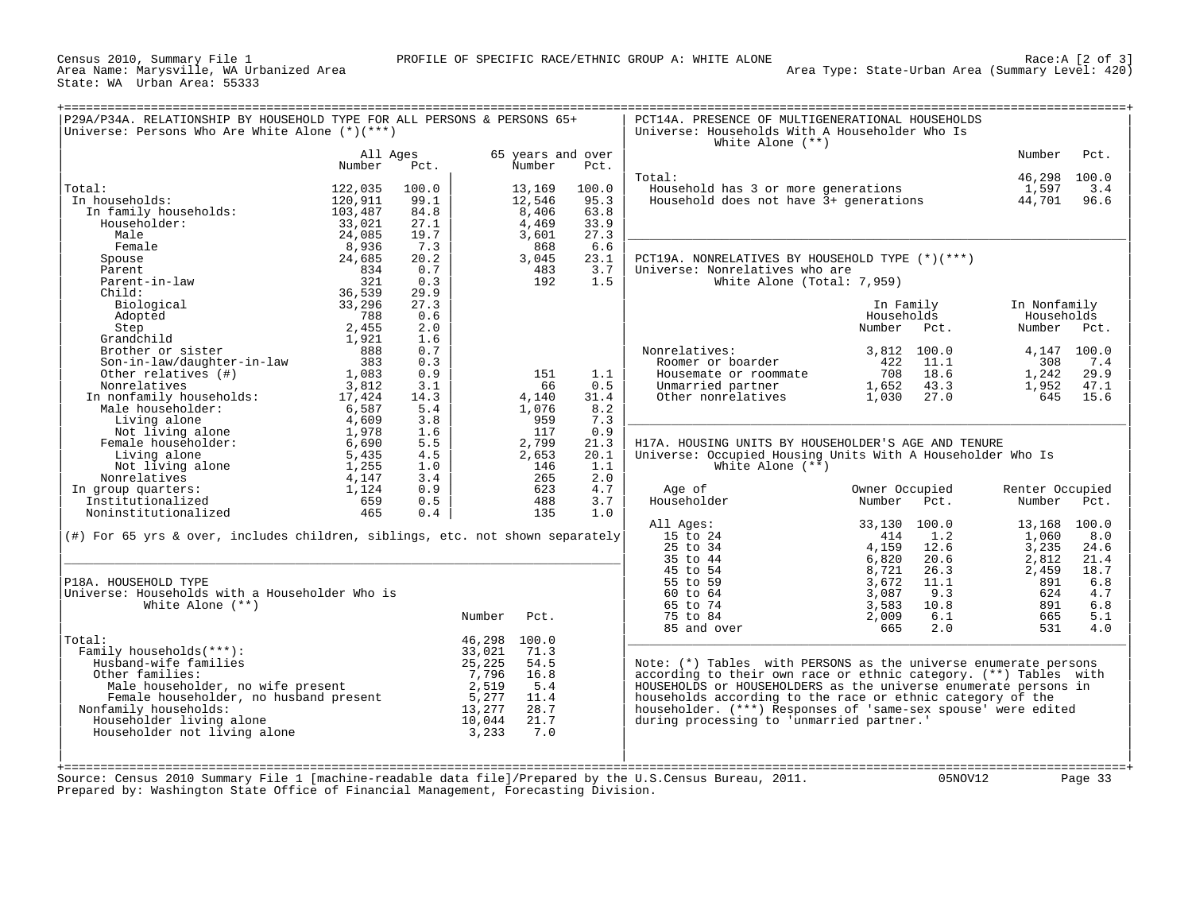Census 2010, Summary File 1 — PROFILE OF SPECIFIC RACE/ETHNIC GROUP A: WHITE ALONE — Race:A [2 of 3]
Area Name: Marysville, WA Urbanized Area — Area Type: State-Urban Area (Summary Level: 420)
State: WA Urban Area: 55333

## P29A/P34A. RELATIONSHIP BY HOUSEHOLD TYPE FOR ALL PERSONS & PERSONS 65+

Universe: Persons Who Are White Alone (*)(***)

| | All Ages Number | All Ages Pct. | 65 years and over Number | 65 years and over Pct. |
|---|---|---|---|---|
| Total: | 122,035 | 100.0 | 13,169 | 100.0 |
| In households: | 120,911 | 99.1 | 12,546 | 95.3 |
| In family households: | 103,487 | 84.8 | 8,406 | 63.8 |
| Householder: | 33,021 | 27.1 | 4,469 | 33.9 |
| Male | 24,085 | 19.7 | 3,601 | 27.3 |
| Female | 8,936 | 7.3 | 868 | 6.6 |
| Spouse | 24,685 | 20.2 | 3,045 | 23.1 |
| Parent | 834 | 0.7 | 483 | 3.7 |
| Parent-in-law | 321 | 0.3 | 192 | 1.5 |
| Child: | 36,539 | 29.9 | | |
| Biological | 33,296 | 27.3 | | |
| Adopted | 788 | 0.6 | | |
| Step | 2,455 | 2.0 | | |
| Grandchild | 1,921 | 1.6 | | |
| Brother or sister | 888 | 0.7 | | |
| Son-in-law/daughter-in-law | 383 | 0.3 | | |
| Other relatives (#) | 1,083 | 0.9 | 151 | 1.1 |
| Nonrelatives | 3,812 | 3.1 | 66 | 0.5 |
| In nonfamily households: | 17,424 | 14.3 | 4,140 | 31.4 |
| Male householder: | 6,587 | 5.4 | 1,076 | 8.2 |
| Living alone | 4,609 | 3.8 | 959 | 7.3 |
| Not living alone | 1,978 | 1.6 | 117 | 0.9 |
| Female householder: | 6,690 | 5.5 | 2,799 | 21.3 |
| Living alone | 5,435 | 4.5 | 2,653 | 20.1 |
| Not living alone | 1,255 | 1.0 | 146 | 1.1 |
| Nonrelatives | 4,147 | 3.4 | 265 | 2.0 |
| In group quarters: | 1,124 | 0.9 | 623 | 4.7 |
| Institutionalized | 659 | 0.5 | 488 | 3.7 |
| Noninstitutionalized | 465 | 0.4 | 135 | 1.0 |

(#) For 65 yrs & over, includes children, siblings, etc. not shown separately

## P18A. HOUSEHOLD TYPE

Universe: Households with a Householder Who is White Alone (**)

| | Number | Pct. |
|---|---|---|
| Total: | 46,298 | 100.0 |
| Family households(***): | 33,021 | 71.3 |
| Husband-wife families | 25,225 | 54.5 |
| Other families: | 7,796 | 16.8 |
| Male householder, no wife present | 2,519 | 5.4 |
| Female householder, no husband present | 5,277 | 11.4 |
| Nonfamily households: | 13,277 | 28.7 |
| Householder living alone | 10,044 | 21.7 |
| Householder not living alone | 3,233 | 7.0 |

## PCT14A. PRESENCE OF MULTIGENERATIONAL HOUSEHOLDS

Universe: Households With A Householder Who Is White Alone (**)

| | Number | Pct. |
|---|---|---|
| Total: | 46,298 | 100.0 |
| Household has 3 or more generations | 1,597 | 3.4 |
| Household does not have 3+ generations | 44,701 | 96.6 |

## PCT19A. NONRELATIVES BY HOUSEHOLD TYPE (*)(***)

Universe: Nonrelatives who are White Alone (Total: 7,959)

| | In Family Households Number | In Family Households Pct. | In Nonfamily Households Number | In Nonfamily Households Pct. |
|---|---|---|---|---|
| Nonrelatives: | 3,812 | 100.0 | 4,147 | 100.0 |
| Roomer or boarder | 422 | 11.1 | 308 | 7.4 |
| Housemate or roommate | 708 | 18.6 | 1,242 | 29.9 |
| Unmarried partner | 1,652 | 43.3 | 1,952 | 47.1 |
| Other nonrelatives | 1,030 | 27.0 | 645 | 15.6 |

## H17A. HOUSING UNITS BY HOUSEHOLDER'S AGE AND TENURE

Universe: Occupied Housing Units With A Householder Who Is White Alone (**)

| Age of Householder | Owner Occupied Number | Owner Occupied Pct. | Renter Occupied Number | Renter Occupied Pct. |
|---|---|---|---|---|
| All Ages: | 33,130 | 100.0 | 13,168 | 100.0 |
| 15 to 24 | 414 | 1.2 | 1,060 | 8.0 |
| 25 to 34 | 4,159 | 12.6 | 3,235 | 24.6 |
| 35 to 44 | 6,820 | 20.6 | 2,812 | 21.4 |
| 45 to 54 | 8,721 | 26.3 | 2,459 | 18.7 |
| 55 to 59 | 3,672 | 11.1 | 891 | 6.8 |
| 60 to 64 | 3,087 | 9.3 | 624 | 4.7 |
| 65 to 74 | 3,583 | 10.8 | 891 | 6.8 |
| 75 to 84 | 2,009 | 6.1 | 665 | 5.1 |
| 85 and over | 665 | 2.0 | 531 | 4.0 |

Note: (*) Tables with PERSONS as the universe enumerate persons according to their own race or ethnic category. (**) Tables with HOUSEHOLDS or HOUSEHOLDERS as the universe enumerate persons in households according to the race or ethnic category of the householder. (***) Responses of 'same-sex spouse' were edited during processing to 'unmarried partner.'

Source: Census 2010 Summary File 1 [machine-readable data file]/Prepared by the U.S.Census Bureau, 2011. 05NOV12
Prepared by: Washington State Office of Financial Management, Forecasting Division.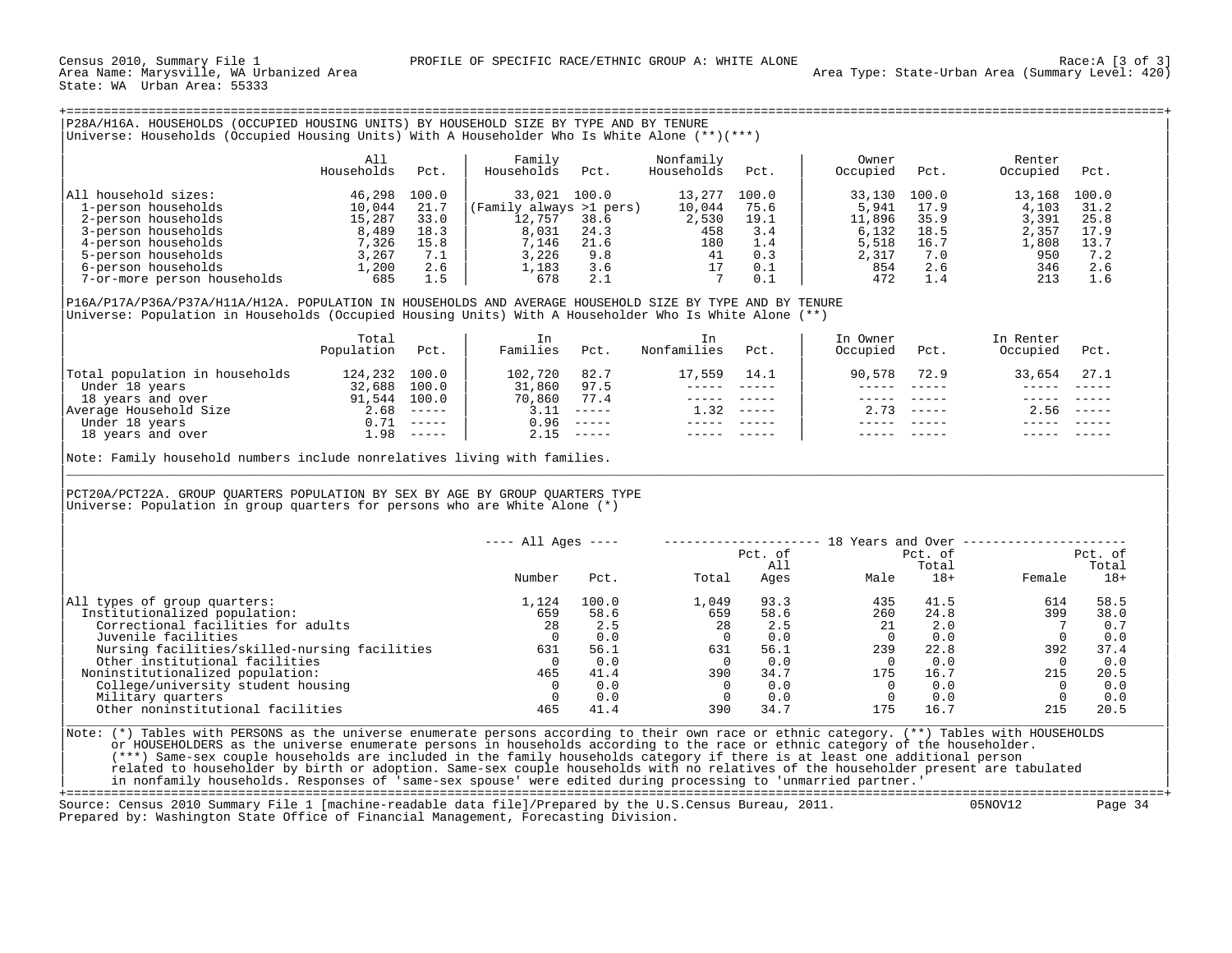Census 2010, Summary File 1 — PROFILE OF SPECIFIC RACE/ETHNIC GROUP A: WHITE ALONE — Race:A [3 of 3]

Area Name: Marysville, WA Urbanized Area — Area Type: State-Urban Area (Summary Level: 420)

State: WA Urban Area: 55333

## P28A/H16A. HOUSEHOLDS (OCCUPIED HOUSING UNITS) BY HOUSEHOLD SIZE BY TYPE AND BY TENURE

Universe: Households (Occupied Housing Units) With A Householder Who Is White Alone (**)(***)

| | All Households | Pct. | Family Households | Pct. | Nonfamily Households | Pct. | Owner Occupied | Pct. | Renter Occupied | Pct. |
|---|---|---|---|---|---|---|---|---|---|---|
| All household sizes: | 46,298 | 100.0 | 33,021 | 100.0 | 13,277 | 100.0 | 33,130 | 100.0 | 13,168 | 100.0 |
| 1-person households | 10,044 | 21.7 | (Family always >1 pers) | | 10,044 | 75.6 | 5,941 | 17.9 | 4,103 | 31.2 |
| 2-person households | 15,287 | 33.0 | 12,757 | 38.6 | 2,530 | 19.1 | 11,896 | 35.9 | 3,391 | 25.8 |
| 3-person households | 8,489 | 18.3 | 8,031 | 24.3 | 458 | 3.4 | 6,132 | 18.5 | 2,357 | 17.9 |
| 4-person households | 7,326 | 15.8 | 7,146 | 21.6 | 180 | 1.4 | 5,518 | 16.7 | 1,808 | 13.7 |
| 5-person households | 3,267 | 7.1 | 3,226 | 9.8 | 41 | 0.3 | 2,317 | 7.0 | 950 | 7.2 |
| 6-person households | 1,200 | 2.6 | 1,183 | 3.6 | 17 | 0.1 | 854 | 2.6 | 346 | 2.6 |
| 7-or-more person households | 685 | 1.5 | 678 | 2.1 | 7 | 0.1 | 472 | 1.4 | 213 | 1.6 |

## P16A/P17A/P36A/P37A/H11A/H12A. POPULATION IN HOUSEHOLDS AND AVERAGE HOUSEHOLD SIZE BY TYPE AND BY TENURE

Universe: Population in Households (Occupied Housing Units) With A Householder Who Is White Alone (**)

| | Total Population | Pct. | In Families | Pct. | In Nonfamilies | Pct. | In Owner Occupied | Pct. | In Renter Occupied | Pct. |
|---|---|---|---|---|---|---|---|---|---|---|
| Total population in households | 124,232 | 100.0 | 102,720 | 82.7 | 17,559 | 14.1 | 90,578 | 72.9 | 33,654 | 27.1 |
| Under 18 years | 32,688 | 100.0 | 31,860 | 97.5 | ----- | ----- | ----- | ----- | ----- | ----- |
| 18 years and over | 91,544 | 100.0 | 70,860 | 77.4 | ----- | ----- | ----- | ----- | ----- | ----- |
| Average Household Size | 2.68 | ----- | 3.11 | ----- | 1.32 | ----- | 2.73 | ----- | 2.56 | ----- |
| Under 18 years | 0.71 | ----- | 0.96 | ----- | ----- | ----- | ----- | ----- | ----- | ----- |
| 18 years and over | 1.98 | ----- | 2.15 | ----- | ----- | ----- | ----- | ----- | ----- | ----- |

Note: Family household numbers include nonrelatives living with families.

## PCT20A/PCT22A. GROUP QUARTERS POPULATION BY SEX BY AGE BY GROUP QUARTERS TYPE

Universe: Population in group quarters for persons who are White Alone (*)

| | All Ages | | 18 Years and Over | | | | | |
|---|---|---|---|---|---|---|---|---|
| | Number | Pct. | Total | Pct. of All Ages | Male | Pct. of Total 18+ | Female | Pct. of Total 18+ |
| All types of group quarters: | 1,124 | 100.0 | 1,049 | 93.3 | 435 | 41.5 | 614 | 58.5 |
| Institutionalized population: | 659 | 58.6 | 659 | 58.6 | 260 | 24.8 | 399 | 38.0 |
| Correctional facilities for adults | 28 | 2.5 | 28 | 2.5 | 21 | 2.0 | 7 | 0.7 |
| Juvenile facilities | 0 | 0.0 | 0 | 0.0 | 0 | 0.0 | 0 | 0.0 |
| Nursing facilities/skilled-nursing facilities | 631 | 56.1 | 631 | 56.1 | 239 | 22.8 | 392 | 37.4 |
| Other institutional facilities | 0 | 0.0 | 0 | 0.0 | 0 | 0.0 | 0 | 0.0 |
| Noninstitutionalized population: | 465 | 41.4 | 390 | 34.7 | 175 | 16.7 | 215 | 20.5 |
| College/university student housing | 0 | 0.0 | 0 | 0.0 | 0 | 0.0 | 0 | 0.0 |
| Military quarters | 0 | 0.0 | 0 | 0.0 | 0 | 0.0 | 0 | 0.0 |
| Other noninstitutional facilities | 465 | 41.4 | 390 | 34.7 | 175 | 16.7 | 215 | 20.5 |

Note: (*) Tables with PERSONS as the universe enumerate persons according to their own race or ethnic category. (**) Tables with HOUSEHOLDS or HOUSEHOLDERS as the universe enumerate persons in households according to the race or ethnic category of the householder.
(***) Same-sex couple households are included in the family households category if there is at least one additional person related to householder by birth or adoption. Same-sex couple households with no relatives of the householder present are tabulated in nonfamily households. Responses of 'same-sex spouse' were edited during processing to 'unmarried partner.'

Source: Census 2010 Summary File 1 [machine-readable data file]/Prepared by the U.S.Census Bureau, 2011. 05NOV12

Prepared by: Washington State Office of Financial Management, Forecasting Division.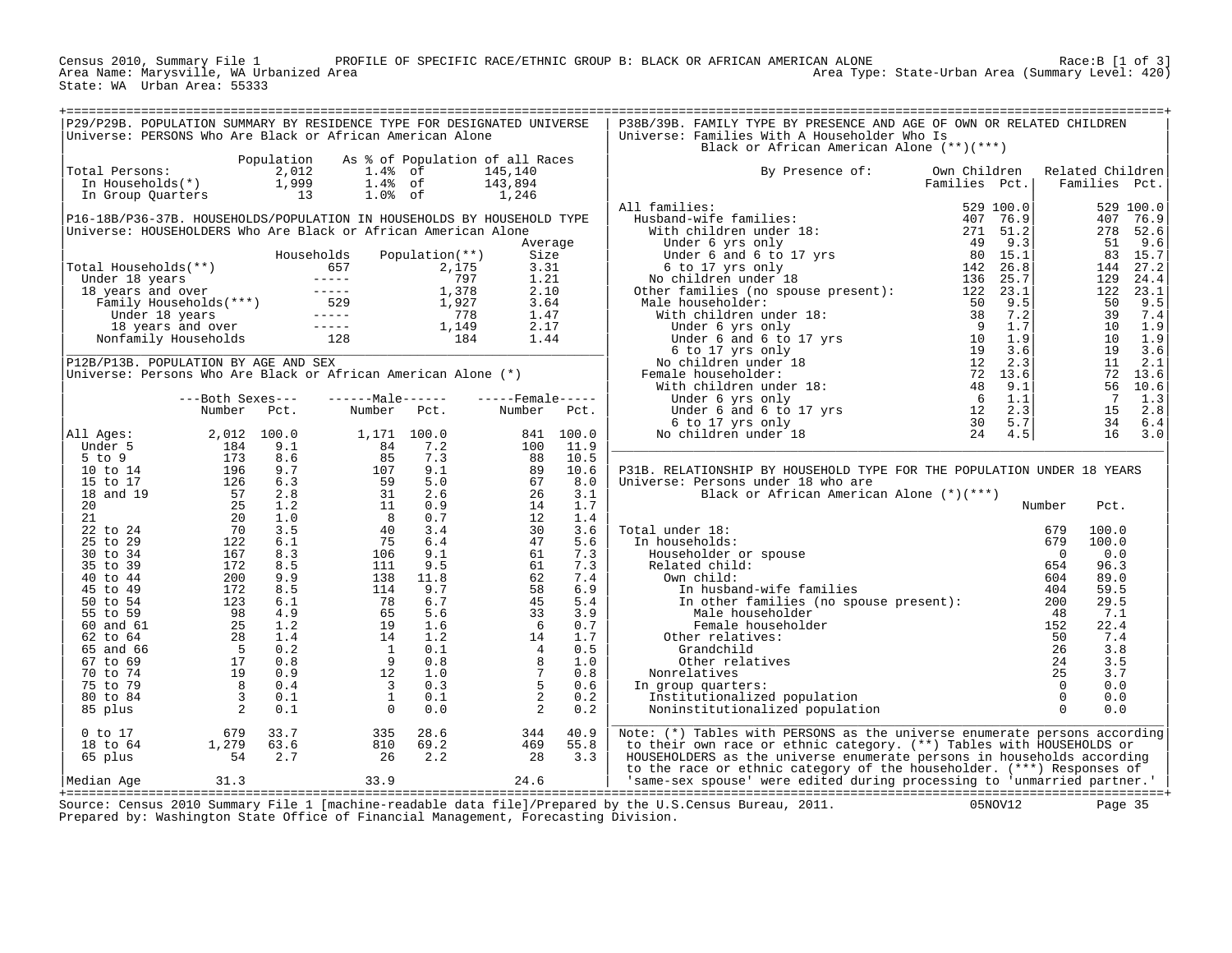Census 2010, Summary File 1 PROFILE OF SPECIFIC RACE/ETHNIC GROUP B: BLACK OR AFRICAN AMERICAN ALONE Race:B [1 of 3]
Area Name: Marysville, WA Urbanized Area Area Type: State-Urban Area (Summary Level: 420)
State: WA Urban Area: 55333

## P29/P29B. POPULATION SUMMARY BY RESIDENCE TYPE FOR DESIGNATED UNIVERSE

Universe: PERSONS Who Are Black or African American Alone

| | Population | As % of Population of all Races | |
|---|---|---|---|
| Total Persons: | 2,012 | 1.4% of | 145,140 |
| In Households(*) | 1,999 | 1.4% of | 143,894 |
| In Group Quarters | 13 | 1.0% of | 1,246 |

## P16-18B/P36-37B. HOUSEHOLDS/POPULATION IN HOUSEHOLDS BY HOUSEHOLD TYPE

Universe: HOUSEHOLDERS Who Are Black or African American Alone

| | Households | Population(**) | Average Size |
|---|---|---|---|
| Total Households(**) | 657 | 2,175 | 3.31 |
| Under 18 years | ----- | 797 | 1.21 |
| 18 years and over | ----- | 1,378 | 2.10 |
| Family Households(***) | 529 | 1,927 | 3.64 |
| Under 18 years | ----- | 778 | 1.47 |
| 18 years and over | ----- | 1,149 | 2.17 |
| Nonfamily Households | 128 | 184 | 1.44 |

## P12B/P13B. POPULATION BY AGE AND SEX

Universe: Persons Who Are Black or African American Alone (*)

| | Both Sexes Number | Both Sexes Pct. | Male Number | Male Pct. | Female Number | Female Pct. |
|---|---|---|---|---|---|---|
| All Ages: | 2,012 | 100.0 | 1,171 | 100.0 | 841 | 100.0 |
| Under 5 | 184 | 9.1 | 84 | 7.2 | 100 | 11.9 |
| 5 to 9 | 173 | 8.6 | 85 | 7.3 | 88 | 10.5 |
| 10 to 14 | 196 | 9.7 | 107 | 9.1 | 89 | 10.6 |
| 15 to 17 | 126 | 6.3 | 59 | 5.0 | 67 | 8.0 |
| 18 and 19 | 57 | 2.8 | 31 | 2.6 | 26 | 3.1 |
| 20 | 25 | 1.2 | 11 | 0.9 | 14 | 1.7 |
| 21 | 20 | 1.0 | 8 | 0.7 | 12 | 1.4 |
| 22 to 24 | 70 | 3.5 | 40 | 3.4 | 30 | 3.6 |
| 25 to 29 | 122 | 6.1 | 75 | 6.4 | 47 | 5.6 |
| 30 to 34 | 167 | 8.3 | 106 | 9.1 | 61 | 7.3 |
| 35 to 39 | 172 | 8.5 | 111 | 9.5 | 61 | 7.3 |
| 40 to 44 | 200 | 9.9 | 138 | 11.8 | 62 | 7.4 |
| 45 to 49 | 172 | 8.5 | 114 | 9.7 | 58 | 6.9 |
| 50 to 54 | 123 | 6.1 | 78 | 6.7 | 45 | 5.4 |
| 55 to 59 | 98 | 4.9 | 65 | 5.6 | 33 | 3.9 |
| 60 and 61 | 25 | 1.2 | 19 | 1.6 | 6 | 0.7 |
| 62 to 64 | 28 | 1.4 | 14 | 1.2 | 14 | 1.7 |
| 65 and 66 | 5 | 0.2 | 1 | 0.1 | 4 | 0.5 |
| 67 to 69 | 17 | 0.8 | 9 | 0.8 | 8 | 1.0 |
| 70 to 74 | 19 | 0.9 | 12 | 1.0 | 7 | 0.8 |
| 75 to 79 | 8 | 0.4 | 3 | 0.3 | 5 | 0.6 |
| 80 to 84 | 3 | 0.1 | 1 | 0.1 | 2 | 0.2 |
| 85 plus | 2 | 0.1 | 0 | 0.0 | 2 | 0.2 |
| 0 to 17 | 679 | 33.7 | 335 | 28.6 | 344 | 40.9 |
| 18 to 64 | 1,279 | 63.6 | 810 | 69.2 | 469 | 55.8 |
| 65 plus | 54 | 2.7 | 26 | 2.2 | 28 | 3.3 |
| Median Age | 31.3 | | 33.9 | | 24.6 | |

## P38B/39B. FAMILY TYPE BY PRESENCE AND AGE OF OWN OR RELATED CHILDREN

Universe: Families With A Householder Who Is Black or African American Alone (**)(***)

| By Presence of: | Own Children Families | Own Children Pct. | Related Children Families | Related Children Pct. |
|---|---|---|---|---|
| All families: | 529 | 100.0 | 529 | 100.0 |
| Husband-wife families: | 407 | 76.9 | 407 | 76.9 |
| With children under 18: | 271 | 51.2 | 278 | 52.6 |
| Under 6 yrs only | 49 | 9.3 | 51 | 9.6 |
| Under 6 and 6 to 17 yrs | 80 | 15.1 | 83 | 15.7 |
| 6 to 17 yrs only | 142 | 26.8 | 144 | 27.2 |
| No children under 18 | 136 | 25.7 | 129 | 24.4 |
| Other families (no spouse present): | 122 | 23.1 | 122 | 23.1 |
| Male householder: | 50 | 9.5 | 50 | 9.5 |
| With children under 18: | 38 | 7.2 | 39 | 7.4 |
| Under 6 yrs only | 9 | 1.7 | 10 | 1.9 |
| Under 6 and 6 to 17 yrs | 10 | 1.9 | 10 | 1.9 |
| 6 to 17 yrs only | 19 | 3.6 | 19 | 3.6 |
| No children under 18 | 12 | 2.3 | 11 | 2.1 |
| Female householder: | 72 | 13.6 | 72 | 13.6 |
| With children under 18: | 48 | 9.1 | 56 | 10.6 |
| Under 6 yrs only | 6 | 1.1 | 7 | 1.3 |
| Under 6 and 6 to 17 yrs | 12 | 2.3 | 15 | 2.8 |
| 6 to 17 yrs only | 30 | 5.7 | 34 | 6.4 |
| No children under 18 | 24 | 4.5 | 16 | 3.0 |

## P31B. RELATIONSHIP BY HOUSEHOLD TYPE FOR THE POPULATION UNDER 18 YEARS

Universe: Persons under 18 who are Black or African American Alone (*)(***)

| | Number | Pct. |
|---|---|---|
| Total under 18: | 679 | 100.0 |
| In households: | 679 | 100.0 |
| Householder or spouse | 0 | 0.0 |
| Related child: | 654 | 96.3 |
| Own child: | 604 | 89.0 |
| In husband-wife families | 404 | 59.5 |
| In other families (no spouse present): | 200 | 29.5 |
| Male householder | 48 | 7.1 |
| Female householder | 152 | 22.4 |
| Other relatives: | 50 | 7.4 |
| Grandchild | 26 | 3.8 |
| Other relatives | 24 | 3.5 |
| Nonrelatives | 25 | 3.7 |
| In group quarters: | 0 | 0.0 |
| Institutionalized population | 0 | 0.0 |
| Noninstitutionalized population | 0 | 0.0 |

Note: (*) Tables with PERSONS as the universe enumerate persons according to their own race or ethnic category. (**) Tables with HOUSEHOLDS or HOUSEHOLDERS as the universe enumerate persons in households according to the race or ethnic category of the householder. (***) Responses of 'same-sex spouse' were edited during processing to 'unmarried partner.'

Source: Census 2010 Summary File 1 [machine-readable data file]/Prepared by the U.S.Census Bureau, 2011. 05NOV12
Prepared by: Washington State Office of Financial Management, Forecasting Division.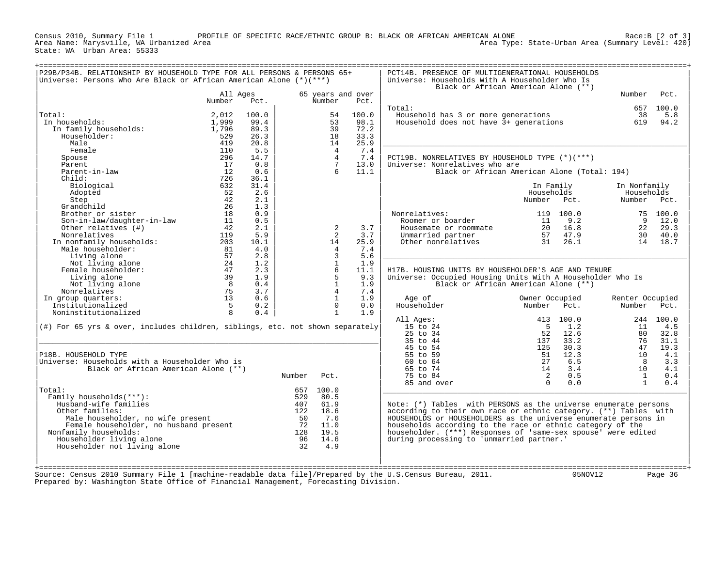Census 2010, Summary File 1 PROFILE OF SPECIFIC RACE/ETHNIC GROUP B: BLACK OR AFRICAN AMERICAN ALONE Race:B [2 of 3]
Area Name: Marysville, WA Urbanized Area Area Type: State-Urban Area (Summary Level: 420)
State: WA Urban Area: 55333

## P29B/P34B. RELATIONSHIP BY HOUSEHOLD TYPE FOR ALL PERSONS & PERSONS 65+

Universe: Persons Who Are Black or African American Alone (*)(***)

| | All Ages Number | All Ages Pct. | 65 years and over Number | 65 years and over Pct. |
|---|---|---|---|---|
| Total: | 2,012 | 100.0 | 54 | 100.0 |
| In households: | 1,999 | 99.4 | 53 | 98.1 |
| In family households: | 1,796 | 89.3 | 39 | 72.2 |
| Householder: | 529 | 26.3 | 18 | 33.3 |
| Male | 419 | 20.8 | 14 | 25.9 |
| Female | 110 | 5.5 | 4 | 7.4 |
| Spouse | 296 | 14.7 | 4 | 7.4 |
| Parent | 17 | 0.8 | 7 | 13.0 |
| Parent-in-law | 12 | 0.6 | 6 | 11.1 |
| Child: | 726 | 36.1 | | |
| Biological | 632 | 31.4 | | |
| Adopted | 52 | 2.6 | | |
| Step | 42 | 2.1 | | |
| Grandchild | 26 | 1.3 | | |
| Brother or sister | 18 | 0.9 | | |
| Son-in-law/daughter-in-law | 11 | 0.5 | | |
| Other relatives (#) | 42 | 2.1 | 2 | 3.7 |
| Nonrelatives | 119 | 5.9 | 2 | 3.7 |
| In nonfamily households: | 203 | 10.1 | 14 | 25.9 |
| Male householder: | 81 | 4.0 | 4 | 7.4 |
| Living alone | 57 | 2.8 | 3 | 5.6 |
| Not living alone | 24 | 1.2 | 1 | 1.9 |
| Female householder: | 47 | 2.3 | 6 | 11.1 |
| Living alone | 39 | 1.9 | 5 | 9.3 |
| Not living alone | 8 | 0.4 | 1 | 1.9 |
| Nonrelatives | 75 | 3.7 | 4 | 7.4 |
| In group quarters: | 13 | 0.6 | 1 | 1.9 |
| Institutionalized | 5 | 0.2 | 0 | 0.0 |
| Noninstitutionalized | 8 | 0.4 | 1 | 1.9 |

(#) For 65 yrs & over, includes children, siblings, etc. not shown separately

## P18B. HOUSEHOLD TYPE

Universe: Households with a Householder Who is Black or African American Alone (**)

| | Number | Pct. |
|---|---|---|
| Total: | 657 | 100.0 |
| Family households(***): | 529 | 80.5 |
| Husband-wife families | 407 | 61.9 |
| Other families: | 122 | 18.6 |
| Male householder, no wife present | 50 | 7.6 |
| Female householder, no husband present | 72 | 11.0 |
| Nonfamily households: | 128 | 19.5 |
| Householder living alone | 96 | 14.6 |
| Householder not living alone | 32 | 4.9 |

## PCT14B. PRESENCE OF MULTIGENERATIONAL HOUSEHOLDS

Universe: Households With A Householder Who Is Black or African American Alone (**)

| | Number | Pct. |
|---|---|---|
| Total: | 657 | 100.0 |
| Household has 3 or more generations | 38 | 5.8 |
| Household does not have 3+ generations | 619 | 94.2 |

## PCT19B. NONRELATIVES BY HOUSEHOLD TYPE (*)(***)

Universe: Nonrelatives who are Black or African American Alone (Total: 194)

| | In Family Households Number | In Family Households Pct. | In Nonfamily Households Number | In Nonfamily Households Pct. |
|---|---|---|---|---|
| Nonrelatives: | 119 | 100.0 | 75 | 100.0 |
| Roomer or boarder | 11 | 9.2 | 9 | 12.0 |
| Housemate or roommate | 20 | 16.8 | 22 | 29.3 |
| Unmarried partner | 57 | 47.9 | 30 | 40.0 |
| Other nonrelatives | 31 | 26.1 | 14 | 18.7 |

## H17B. HOUSING UNITS BY HOUSEHOLDER'S AGE AND TENURE

Universe: Occupied Housing Units With A Householder Who Is Black or African American Alone (**)

| Age of Householder | Owner Occupied Number | Owner Occupied Pct. | Renter Occupied Number | Renter Occupied Pct. |
|---|---|---|---|---|
| All Ages: | 413 | 100.0 | 244 | 100.0 |
| 15 to 24 | 5 | 1.2 | 11 | 4.5 |
| 25 to 34 | 52 | 12.6 | 80 | 32.8 |
| 35 to 44 | 137 | 33.2 | 76 | 31.1 |
| 45 to 54 | 125 | 30.3 | 47 | 19.3 |
| 55 to 59 | 51 | 12.3 | 10 | 4.1 |
| 60 to 64 | 27 | 6.5 | 8 | 3.3 |
| 65 to 74 | 14 | 3.4 | 10 | 4.1 |
| 75 to 84 | 2 | 0.5 | 1 | 0.4 |
| 85 and over | 0 | 0.0 | 1 | 0.4 |

Note: (*) Tables with PERSONS as the universe enumerate persons according to their own race or ethnic category. (**) Tables with HOUSEHOLDS or HOUSEHOLDERS as the universe enumerate persons in households according to the race or ethnic category of the householder. (***) Responses of 'same-sex spouse' were edited during processing to 'unmarried partner.'

Source: Census 2010 Summary File 1 [machine-readable data file]/Prepared by the U.S.Census Bureau, 2011. 05NOV12
Prepared by: Washington State Office of Financial Management, Forecasting Division.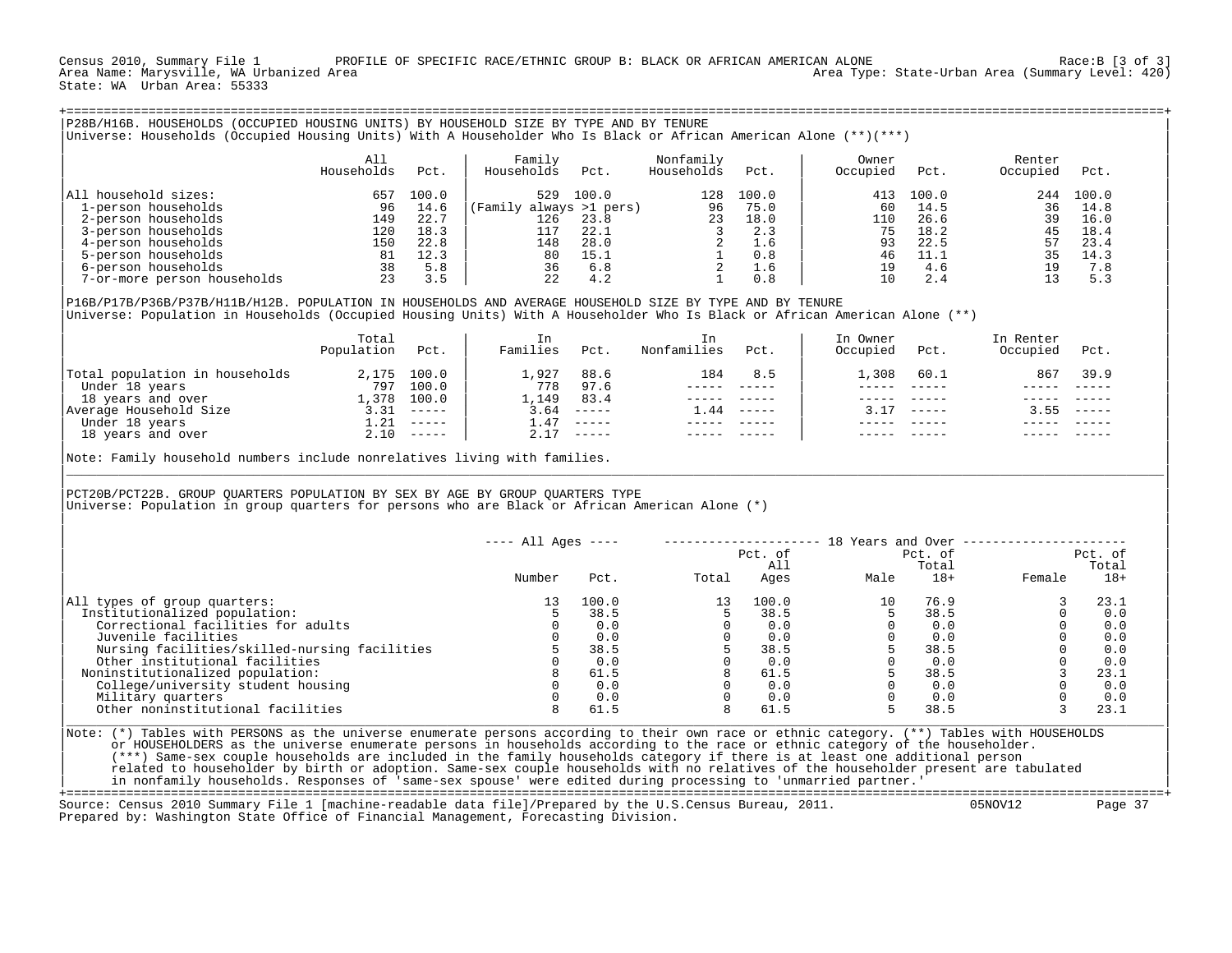Census 2010, Summary File 1 PROFILE OF SPECIFIC RACE/ETHNIC GROUP B: BLACK OR AFRICAN AMERICAN ALONE Race:B [3 of 3]
Area Name: Marysville, WA Urbanized Area Area Type: State-Urban Area (Summary Level: 420)
State: WA Urban Area: 55333

## P28B/H16B. HOUSEHOLDS (OCCUPIED HOUSING UNITS) BY HOUSEHOLD SIZE BY TYPE AND BY TENURE

Universe: Households (Occupied Housing Units) With A Householder Who Is Black or African American Alone (**)(***)

| | All Households | Pct. | Family Households | Pct. | Nonfamily Households | Pct. | Owner Occupied | Pct. | Renter Occupied | Pct. |
|---|---|---|---|---|---|---|---|---|---|---|
| All household sizes: | 657 | 100.0 | 529 | 100.0 | 128 | 100.0 | 413 | 100.0 | 244 | 100.0 |
| 1-person households | 96 | 14.6 | (Family always >1 pers) | | 96 | 75.0 | 60 | 14.5 | 36 | 14.8 |
| 2-person households | 149 | 22.7 | 126 | 23.8 | 23 | 18.0 | 110 | 26.6 | 39 | 16.0 |
| 3-person households | 120 | 18.3 | 117 | 22.1 | 3 | 2.3 | 75 | 18.2 | 45 | 18.4 |
| 4-person households | 150 | 22.8 | 148 | 28.0 | 2 | 1.6 | 93 | 22.5 | 57 | 23.4 |
| 5-person households | 81 | 12.3 | 80 | 15.1 | 1 | 0.8 | 46 | 11.1 | 35 | 14.3 |
| 6-person households | 38 | 5.8 | 36 | 6.8 | 2 | 1.6 | 19 | 4.6 | 19 | 7.8 |
| 7-or-more person households | 23 | 3.5 | 22 | 4.2 | 1 | 0.8 | 10 | 2.4 | 13 | 5.3 |

## P16B/P17B/P36B/P37B/H11B/H12B. POPULATION IN HOUSEHOLDS AND AVERAGE HOUSEHOLD SIZE BY TYPE AND BY TENURE

Universe: Population in Households (Occupied Housing Units) With A Householder Who Is Black or African American Alone (**)

| | Total Population | Pct. | In Families | Pct. | In Nonfamilies | Pct. | In Owner Occupied | Pct. | In Renter Occupied | Pct. |
|---|---|---|---|---|---|---|---|---|---|---|
| Total population in households | 2,175 | 100.0 | 1,927 | 88.6 | 184 | 8.5 | 1,308 | 60.1 | 867 | 39.9 |
| Under 18 years | 797 | 100.0 | 778 | 97.6 | ----- | ----- | ----- | ----- | ----- | ----- |
| 18 years and over | 1,378 | 100.0 | 1,149 | 83.4 | ----- | ----- | ----- | ----- | ----- | ----- |
| Average Household Size | 3.31 | ----- | 3.64 | ----- | 1.44 | ----- | 3.17 | ----- | 3.55 | ----- |
| Under 18 years | 1.21 | ----- | 1.47 | ----- | ----- | ----- | ----- | ----- | ----- | ----- |
| 18 years and over | 2.10 | ----- | 2.17 | ----- | ----- | ----- | ----- | ----- | ----- | ----- |

Note: Family household numbers include nonrelatives living with families.

## PCT20B/PCT22B. GROUP QUARTERS POPULATION BY SEX BY AGE BY GROUP QUARTERS TYPE

Universe: Population in group quarters for persons who are Black or African American Alone (*)

| | All Ages | | 18 Years and Over | | | | | |
|---|---|---|---|---|---|---|---|---|
| | Number | Pct. | Total | Pct. of All Ages | Male | Pct. of Total 18+ | Female | Pct. of Total 18+ |
| All types of group quarters: | 13 | 100.0 | 13 | 100.0 | 10 | 76.9 | 3 | 23.1 |
| Institutionalized population: | 5 | 38.5 | 5 | 38.5 | 5 | 38.5 | 0 | 0.0 |
| Correctional facilities for adults | 0 | 0.0 | 0 | 0.0 | 0 | 0.0 | 0 | 0.0 |
| Juvenile facilities | 0 | 0.0 | 0 | 0.0 | 0 | 0.0 | 0 | 0.0 |
| Nursing facilities/skilled-nursing facilities | 5 | 38.5 | 5 | 38.5 | 5 | 38.5 | 0 | 0.0 |
| Other institutional facilities | 0 | 0.0 | 0 | 0.0 | 0 | 0.0 | 0 | 0.0 |
| Noninstitutionalized population: | 8 | 61.5 | 8 | 61.5 | 5 | 38.5 | 3 | 23.1 |
| College/university student housing | 0 | 0.0 | 0 | 0.0 | 0 | 0.0 | 0 | 0.0 |
| Military quarters | 0 | 0.0 | 0 | 0.0 | 0 | 0.0 | 0 | 0.0 |
| Other noninstitutional facilities | 8 | 61.5 | 8 | 61.5 | 5 | 38.5 | 3 | 23.1 |

Note: (*) Tables with PERSONS as the universe enumerate persons according to their own race or ethnic category. (**) Tables with HOUSEHOLDS or HOUSEHOLDERS as the universe enumerate persons in households according to the race or ethnic category of the householder. (***) Same-sex couple households are included in the family households category if there is at least one additional person related to householder by birth or adoption. Same-sex couple households with no relatives of the householder present are tabulated in nonfamily households. Responses of 'same-sex spouse' were edited during processing to 'unmarried partner.'

Source: Census 2010 Summary File 1 [machine-readable data file]/Prepared by the U.S.Census Bureau, 2011. 05NOV12
Prepared by: Washington State Office of Financial Management, Forecasting Division.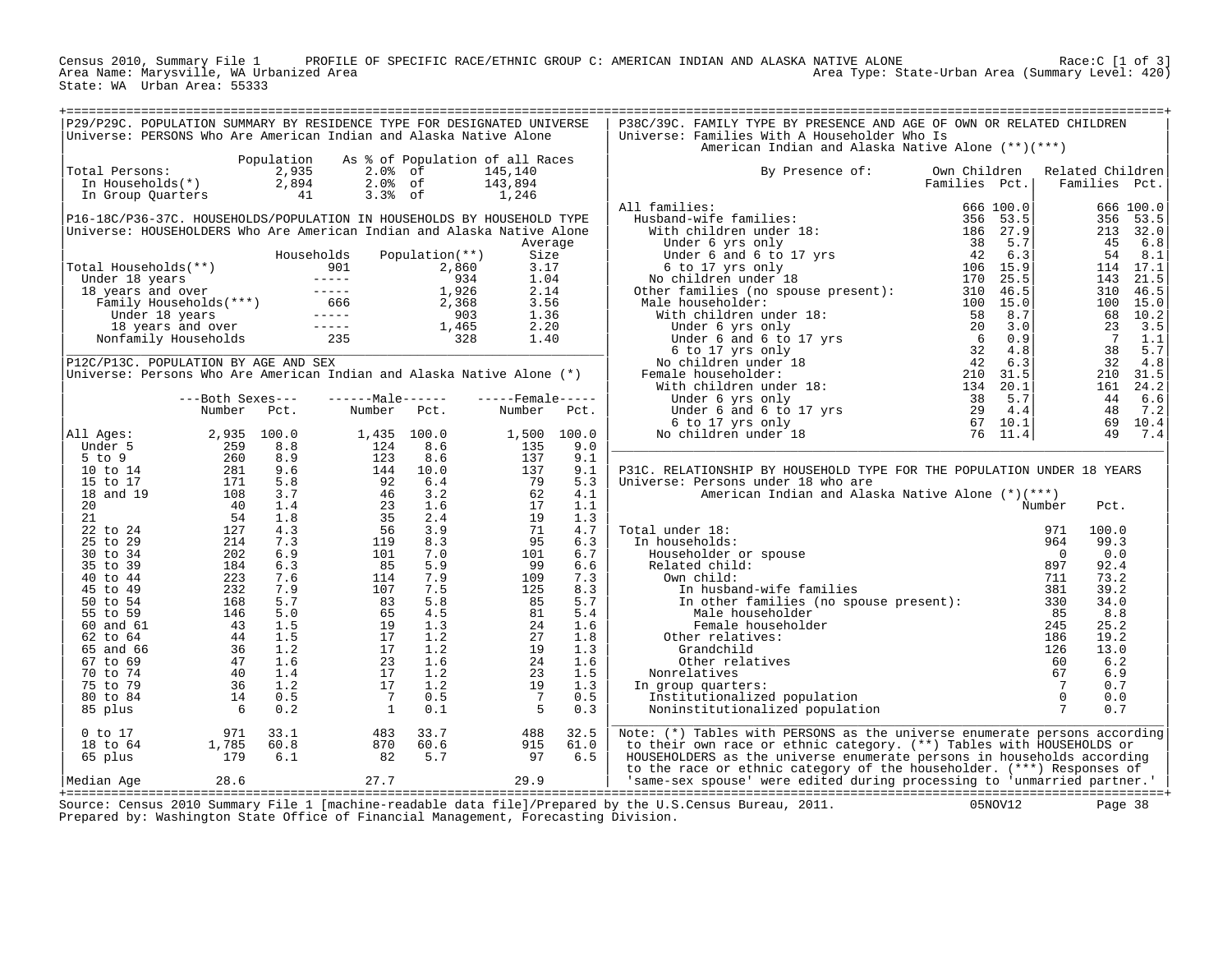Census 2010, Summary File 1 — PROFILE OF SPECIFIC RACE/ETHNIC GROUP C: AMERICAN INDIAN AND ALASKA NATIVE ALONE — Race:C [1 of 3]
Area Name: Marysville, WA Urbanized Area — Area Type: State-Urban Area (Summary Level: 420)
State: WA Urban Area: 55333

## P29/P29C. POPULATION SUMMARY BY RESIDENCE TYPE FOR DESIGNATED UNIVERSE

Universe: PERSONS Who Are American Indian and Alaska Native Alone

| | Population | As % of Population of all Races | |
|---|---|---|---|
| Total Persons: | 2,935 | 2.0% of | 145,140 |
| In Households(*) | 2,894 | 2.0% of | 143,894 |
| In Group Quarters | 41 | 3.3% of | 1,246 |

## P16-18C/P36-37C. HOUSEHOLDS/POPULATION IN HOUSEHOLDS BY HOUSEHOLD TYPE

Universe: HOUSEHOLDERS Who Are American Indian and Alaska Native Alone

| | Households | Population(**) | Average Size |
|---|---|---|---|
| Total Households(**) | 901 | 2,860 | 3.17 |
| Under 18 years | ----- | 934 | 1.04 |
| 18 years and over | ----- | 1,926 | 2.14 |
| Family Households(***) | 666 | 2,368 | 3.56 |
| Under 18 years | ----- | 903 | 1.36 |
| 18 years and over | ----- | 1,465 | 2.20 |
| Nonfamily Households | 235 | 328 | 1.40 |

## P12C/P13C. POPULATION BY AGE AND SEX

Universe: Persons Who Are American Indian and Alaska Native Alone (*)

| | Both Sexes Number | Both Sexes Pct. | Male Number | Male Pct. | Female Number | Female Pct. |
|---|---|---|---|---|---|---|
| All Ages: | 2,935 | 100.0 | 1,435 | 100.0 | 1,500 | 100.0 |
| Under 5 | 259 | 8.8 | 124 | 8.6 | 135 | 9.0 |
| 5 to 9 | 260 | 8.9 | 123 | 8.6 | 137 | 9.1 |
| 10 to 14 | 281 | 9.6 | 144 | 10.0 | 137 | 9.1 |
| 15 to 17 | 171 | 5.8 | 92 | 6.4 | 79 | 5.3 |
| 18 and 19 | 108 | 3.7 | 46 | 3.2 | 62 | 4.1 |
| 20 | 40 | 1.4 | 23 | 1.6 | 17 | 1.1 |
| 21 | 54 | 1.8 | 35 | 2.4 | 19 | 1.3 |
| 22 to 24 | 127 | 4.3 | 56 | 3.9 | 71 | 4.7 |
| 25 to 29 | 214 | 7.3 | 119 | 8.3 | 95 | 6.3 |
| 30 to 34 | 202 | 6.9 | 101 | 7.0 | 101 | 6.7 |
| 35 to 39 | 184 | 6.3 | 85 | 5.9 | 99 | 6.6 |
| 40 to 44 | 223 | 7.6 | 114 | 7.9 | 109 | 7.3 |
| 45 to 49 | 232 | 7.9 | 107 | 7.5 | 125 | 8.3 |
| 50 to 54 | 168 | 5.7 | 83 | 5.8 | 85 | 5.7 |
| 55 to 59 | 146 | 5.0 | 65 | 4.5 | 81 | 5.4 |
| 60 and 61 | 43 | 1.5 | 19 | 1.3 | 24 | 1.6 |
| 62 to 64 | 44 | 1.5 | 17 | 1.2 | 27 | 1.8 |
| 65 and 66 | 36 | 1.2 | 17 | 1.2 | 19 | 1.3 |
| 67 to 69 | 47 | 1.6 | 23 | 1.6 | 24 | 1.6 |
| 70 to 74 | 40 | 1.4 | 17 | 1.2 | 23 | 1.5 |
| 75 to 79 | 36 | 1.2 | 17 | 1.2 | 19 | 1.3 |
| 80 to 84 | 14 | 0.5 | 7 | 0.5 | 7 | 0.5 |
| 85 plus | 6 | 0.2 | 1 | 0.1 | 5 | 0.3 |
| 0 to 17 | 971 | 33.1 | 483 | 33.7 | 488 | 32.5 |
| 18 to 64 | 1,785 | 60.8 | 870 | 60.6 | 915 | 61.0 |
| 65 plus | 179 | 6.1 | 82 | 5.7 | 97 | 6.5 |
| Median Age | 28.6 | | 27.7 | | 29.9 | |

## P38C/39C. FAMILY TYPE BY PRESENCE AND AGE OF OWN OR RELATED CHILDREN

Universe: Families With A Householder Who Is American Indian and Alaska Native Alone (**)(***)

| By Presence of: | Own Children Families | Own Children Pct. | Related Children Families | Related Children Pct. |
|---|---|---|---|---|
| All families: | 666 | 100.0 | 666 | 100.0 |
| Husband-wife families: | 356 | 53.5 | 356 | 53.5 |
| With children under 18: | 186 | 27.9 | 213 | 32.0 |
| Under 6 yrs only | 38 | 5.7 | 45 | 6.8 |
| Under 6 and 6 to 17 yrs | 42 | 6.3 | 54 | 8.1 |
| 6 to 17 yrs only | 106 | 15.9 | 114 | 17.1 |
| No children under 18 | 170 | 25.5 | 143 | 21.5 |
| Other families (no spouse present): | 310 | 46.5 | 310 | 46.5 |
| Male householder: | 100 | 15.0 | 100 | 15.0 |
| With children under 18: | 58 | 8.7 | 68 | 10.2 |
| Under 6 yrs only | 20 | 3.0 | 23 | 3.5 |
| Under 6 and 6 to 17 yrs | 6 | 0.9 | 7 | 1.1 |
| 6 to 17 yrs only | 32 | 4.8 | 38 | 5.7 |
| No children under 18 | 42 | 6.3 | 32 | 4.8 |
| Female householder: | 210 | 31.5 | 210 | 31.5 |
| With children under 18: | 134 | 20.1 | 161 | 24.2 |
| Under 6 yrs only | 38 | 5.7 | 44 | 6.6 |
| Under 6 and 6 to 17 yrs | 29 | 4.4 | 48 | 7.2 |
| 6 to 17 yrs only | 67 | 10.1 | 69 | 10.4 |
| No children under 18 | 76 | 11.4 | 49 | 7.4 |

## P31C. RELATIONSHIP BY HOUSEHOLD TYPE FOR THE POPULATION UNDER 18 YEARS

Universe: Persons under 18 who are American Indian and Alaska Native Alone (*)(***)

| | Number | Pct. |
|---|---|---|
| Total under 18: | 971 | 100.0 |
| In households: | 964 | 99.3 |
| Householder or spouse | 0 | 0.0 |
| Related child: | 897 | 92.4 |
| Own child: | 711 | 73.2 |
| In husband-wife families | 381 | 39.2 |
| In other families (no spouse present): | 330 | 34.0 |
| Male householder | 85 | 8.8 |
| Female householder | 245 | 25.2 |
| Other relatives: | 186 | 19.2 |
| Grandchild | 126 | 13.0 |
| Other relatives | 60 | 6.2 |
| Nonrelatives | 67 | 6.9 |
| In group quarters: | 7 | 0.7 |
| Institutionalized population | 0 | 0.0 |
| Noninstitutionalized population | 7 | 0.7 |

Note: (*) Tables with PERSONS as the universe enumerate persons according to their own race or ethnic category. (**) Tables with HOUSEHOLDS or HOUSEHOLDERS as the universe enumerate persons in households according to the race or ethnic category of the householder. (***) Responses of 'same-sex spouse' were edited during processing to 'unmarried partner.'

Source: Census 2010 Summary File 1 [machine-readable data file]/Prepared by the U.S.Census Bureau, 2011. 05NOV12
Prepared by: Washington State Office of Financial Management, Forecasting Division.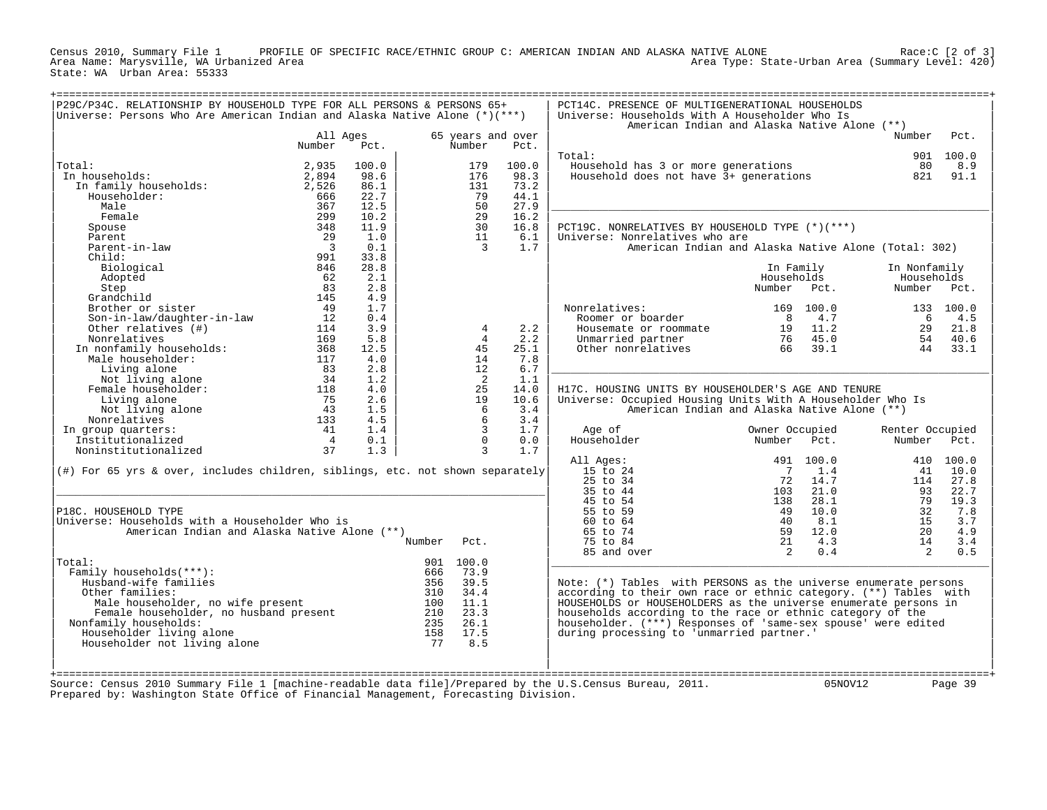Census 2010, Summary File 1 PROFILE OF SPECIFIC RACE/ETHNIC GROUP C: AMERICAN INDIAN AND ALASKA NATIVE ALONE Race:C [2 of 3]
Area Name: Marysville, WA Urbanized Area Area Type: State-Urban Area (Summary Level: 420)
State: WA Urban Area: 55333

## P29C/P34C. RELATIONSHIP BY HOUSEHOLD TYPE FOR ALL PERSONS & PERSONS 65+

Universe: Persons Who Are American Indian and Alaska Native Alone (*)(***)

| | All Ages Number | All Ages Pct. | 65 years and over Number | 65 years and over Pct. |
|---|---|---|---|---|
| Total: | 2,935 | 100.0 | 179 | 100.0 |
| In households: | 2,894 | 98.6 | 176 | 98.3 |
| In family households: | 2,526 | 86.1 | 131 | 73.2 |
| Householder: | 666 | 22.7 | 79 | 44.1 |
| Male | 367 | 12.5 | 50 | 27.9 |
| Female | 299 | 10.2 | 29 | 16.2 |
| Spouse | 348 | 11.9 | 30 | 16.8 |
| Parent | 29 | 1.0 | 11 | 6.1 |
| Parent-in-law | 3 | 0.1 | 3 | 1.7 |
| Child: | 991 | 33.8 | | |
| Biological | 846 | 28.8 | | |
| Adopted | 62 | 2.1 | | |
| Step | 83 | 2.8 | | |
| Grandchild | 145 | 4.9 | | |
| Brother or sister | 49 | 1.7 | | |
| Son-in-law/daughter-in-law | 12 | 0.4 | | |
| Other relatives (#) | 114 | 3.9 | 4 | 2.2 |
| Nonrelatives | 169 | 5.8 | 4 | 2.2 |
| In nonfamily households: | 368 | 12.5 | 45 | 25.1 |
| Male householder: | 117 | 4.0 | 14 | 7.8 |
| Living alone | 83 | 2.8 | 12 | 6.7 |
| Not living alone | 34 | 1.2 | 2 | 1.1 |
| Female householder: | 118 | 4.0 | 25 | 14.0 |
| Living alone | 75 | 2.6 | 19 | 10.6 |
| Not living alone | 43 | 1.5 | 6 | 3.4 |
| Nonrelatives | 133 | 4.5 | 6 | 3.4 |
| In group quarters: | 41 | 1.4 | 3 | 1.7 |
| Institutionalized | 4 | 0.1 | 0 | 0.0 |
| Noninstitutionalized | 37 | 1.3 | 3 | 1.7 |

(#) For 65 yrs & over, includes children, siblings, etc. not shown separately

## P18C. HOUSEHOLD TYPE

Universe: Households with a Householder Who is American Indian and Alaska Native Alone (**)

| | Number | Pct. |
|---|---|---|
| Total: | 901 | 100.0 |
| Family households(***): | 666 | 73.9 |
| Husband-wife families | 356 | 39.5 |
| Other families: | 310 | 34.4 |
| Male householder, no wife present | 100 | 11.1 |
| Female householder, no husband present | 210 | 23.3 |
| Nonfamily households: | 235 | 26.1 |
| Householder living alone | 158 | 17.5 |
| Householder not living alone | 77 | 8.5 |

## PCT14C. PRESENCE OF MULTIGENERATIONAL HOUSEHOLDS

Universe: Households With A Householder Who Is American Indian and Alaska Native Alone (**)

| | Number | Pct. |
|---|---|---|
| Total: | 901 | 100.0 |
| Household has 3 or more generations | 80 | 8.9 |
| Household does not have 3+ generations | 821 | 91.1 |

## PCT19C. NONRELATIVES BY HOUSEHOLD TYPE (*)(***)

Universe: Nonrelatives who are American Indian and Alaska Native Alone (Total: 302)

| | In Family Households Number | In Family Households Pct. | In Nonfamily Households Number | In Nonfamily Households Pct. |
|---|---|---|---|---|
| Nonrelatives: | 169 | 100.0 | 133 | 100.0 |
| Roomer or boarder | 8 | 4.7 | 6 | 4.5 |
| Housemate or roommate | 19 | 11.2 | 29 | 21.8 |
| Unmarried partner | 76 | 45.0 | 54 | 40.6 |
| Other nonrelatives | 66 | 39.1 | 44 | 33.1 |

## H17C. HOUSING UNITS BY HOUSEHOLDER'S AGE AND TENURE

Universe: Occupied Housing Units With A Householder Who Is American Indian and Alaska Native Alone (**)

| Age of Householder | Owner Occupied Number | Owner Occupied Pct. | Renter Occupied Number | Renter Occupied Pct. |
|---|---|---|---|---|
| All Ages: | 491 | 100.0 | 410 | 100.0 |
| 15 to 24 | 7 | 1.4 | 41 | 10.0 |
| 25 to 34 | 72 | 14.7 | 114 | 27.8 |
| 35 to 44 | 103 | 21.0 | 93 | 22.7 |
| 45 to 54 | 138 | 28.1 | 79 | 19.3 |
| 55 to 59 | 49 | 10.0 | 32 | 7.8 |
| 60 to 64 | 40 | 8.1 | 15 | 3.7 |
| 65 to 74 | 59 | 12.0 | 20 | 4.9 |
| 75 to 84 | 21 | 4.3 | 14 | 3.4 |
| 85 and over | 2 | 0.4 | 2 | 0.5 |

Note: (*) Tables with PERSONS as the universe enumerate persons according to their own race or ethnic category. (**) Tables with HOUSEHOLDS or HOUSEHOLDERS as the universe enumerate persons in households according to the race or ethnic category of the householder. (***) Responses of 'same-sex spouse' were edited during processing to 'unmarried partner.'

Source: Census 2010 Summary File 1 [machine-readable data file]/Prepared by the U.S.Census Bureau, 2011. 05NOV12
Prepared by: Washington State Office of Financial Management, Forecasting Division.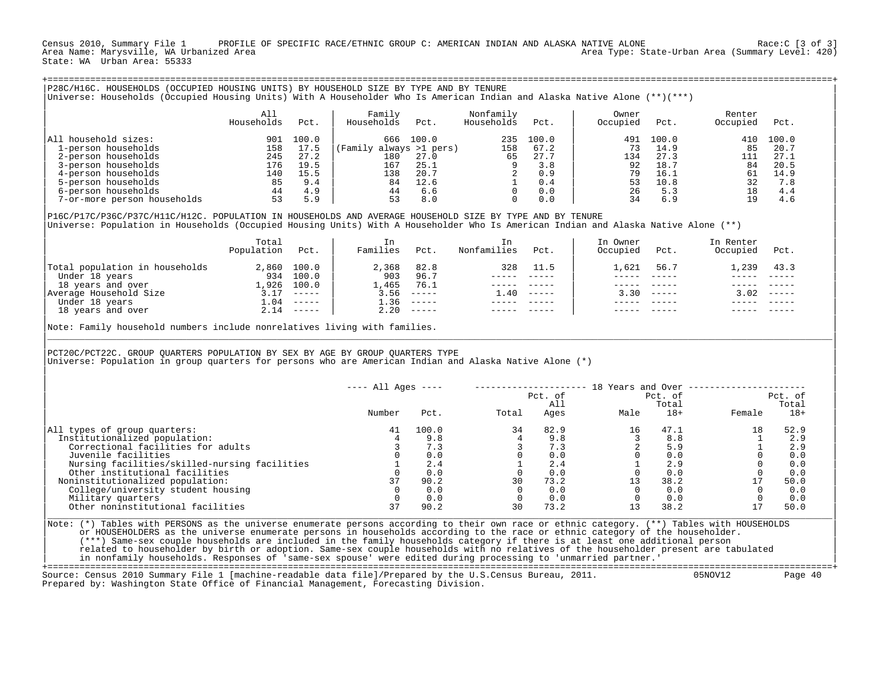Census 2010, Summary File 1 PROFILE OF SPECIFIC RACE/ETHNIC GROUP C: AMERICAN INDIAN AND ALASKA NATIVE ALONE Race:C [3 of 3]
Area Name: Marysville, WA Urbanized Area Area Type: State-Urban Area (Summary Level: 420)
State: WA Urban Area: 55333

## P28C/H16C. HOUSEHOLDS (OCCUPIED HOUSING UNITS) BY HOUSEHOLD SIZE BY TYPE AND BY TENURE

Universe: Households (Occupied Housing Units) With A Householder Who Is American Indian and Alaska Native Alone (**)(***)

| | All Households | Pct. | Family Households | Pct. | Nonfamily Households | Pct. | Owner Occupied | Pct. | Renter Occupied | Pct. |
|---|---|---|---|---|---|---|---|---|---|---|
| All household sizes: | 901 | 100.0 | 666 | 100.0 | 235 | 100.0 | 491 | 100.0 | 410 | 100.0 |
| 1-person households | 158 | 17.5 | (Family always >1 pers) | | 158 | 67.2 | 73 | 14.9 | 85 | 20.7 |
| 2-person households | 245 | 27.2 | 180 | 27.0 | 65 | 27.7 | 134 | 27.3 | 111 | 27.1 |
| 3-person households | 176 | 19.5 | 167 | 25.1 | 9 | 3.8 | 92 | 18.7 | 84 | 20.5 |
| 4-person households | 140 | 15.5 | 138 | 20.7 | 2 | 0.9 | 79 | 16.1 | 61 | 14.9 |
| 5-person households | 85 | 9.4 | 84 | 12.6 | 1 | 0.4 | 53 | 10.8 | 32 | 7.8 |
| 6-person households | 44 | 4.9 | 44 | 6.6 | 0 | 0.0 | 26 | 5.3 | 18 | 4.4 |
| 7-or-more person households | 53 | 5.9 | 53 | 8.0 | 0 | 0.0 | 34 | 6.9 | 19 | 4.6 |

## P16C/P17C/P36C/P37C/H11C/H12C. POPULATION IN HOUSEHOLDS AND AVERAGE HOUSEHOLD SIZE BY TYPE AND BY TENURE

Universe: Population in Households (Occupied Housing Units) With A Householder Who Is American Indian and Alaska Native Alone (**)

| | Total Population | Pct. | In Families | Pct. | In Nonfamilies | Pct. | In Owner Occupied | Pct. | In Renter Occupied | Pct. |
|---|---|---|---|---|---|---|---|---|---|---|
| Total population in households | 2,860 | 100.0 | 2,368 | 82.8 | 328 | 11.5 | 1,621 | 56.7 | 1,239 | 43.3 |
| Under 18 years | 934 | 100.0 | 903 | 96.7 | ----- | ----- | ----- | ----- | ----- | ----- |
| 18 years and over | 1,926 | 100.0 | 1,465 | 76.1 | ----- | ----- | ----- | ----- | ----- | ----- |
| Average Household Size | 3.17 | ----- | 3.56 | ----- | 1.40 | ----- | 3.30 | ----- | 3.02 | ----- |
| Under 18 years | 1.04 | ----- | 1.36 | ----- | ----- | ----- | ----- | ----- | ----- | ----- |
| 18 years and over | 2.14 | ----- | 2.20 | ----- | ----- | ----- | ----- | ----- | ----- | ----- |

Note: Family household numbers include nonrelatives living with families.

## PCT20C/PCT22C. GROUP QUARTERS POPULATION BY SEX BY AGE BY GROUP QUARTERS TYPE

Universe: Population in group quarters for persons who are American Indian and Alaska Native Alone (*)

| | All Ages | | 18 Years and Over | | | | | |
|---|---|---|---|---|---|---|---|---|
| | Number | Pct. | Total | Pct. of All Ages | Male | Pct. of Total 18+ | Female | Pct. of Total 18+ |
| All types of group quarters: | 41 | 100.0 | 34 | 82.9 | 16 | 47.1 | 18 | 52.9 |
| Institutionalized population: | 4 | 9.8 | 4 | 9.8 | 3 | 8.8 | 1 | 2.9 |
| Correctional facilities for adults | 3 | 7.3 | 3 | 7.3 | 2 | 5.9 | 1 | 2.9 |
| Juvenile facilities | 0 | 0.0 | 0 | 0.0 | 0 | 0.0 | 0 | 0.0 |
| Nursing facilities/skilled-nursing facilities | 1 | 2.4 | 1 | 2.4 | 1 | 2.9 | 0 | 0.0 |
| Other institutional facilities | 0 | 0.0 | 0 | 0.0 | 0 | 0.0 | 0 | 0.0 |
| Noninstitutionalized population: | 37 | 90.2 | 30 | 73.2 | 13 | 38.2 | 17 | 50.0 |
| College/university student housing | 0 | 0.0 | 0 | 0.0 | 0 | 0.0 | 0 | 0.0 |
| Military quarters | 0 | 0.0 | 0 | 0.0 | 0 | 0.0 | 0 | 0.0 |
| Other noninstitutional facilities | 37 | 90.2 | 30 | 73.2 | 13 | 38.2 | 17 | 50.0 |

Note: (*) Tables with PERSONS as the universe enumerate persons according to their own race or ethnic category. (**) Tables with HOUSEHOLDS or HOUSEHOLDERS as the universe enumerate persons in households according to the race or ethnic category of the householder. (***) Same-sex couple households are included in the family households category if there is at least one additional person related to householder by birth or adoption. Same-sex couple households with no relatives of the householder present are tabulated in nonfamily households. Responses of 'same-sex spouse' were edited during processing to 'unmarried partner.'

Source: Census 2010 Summary File 1 [machine-readable data file]/Prepared by the U.S.Census Bureau, 2011. 05NOV12
Prepared by: Washington State Office of Financial Management, Forecasting Division.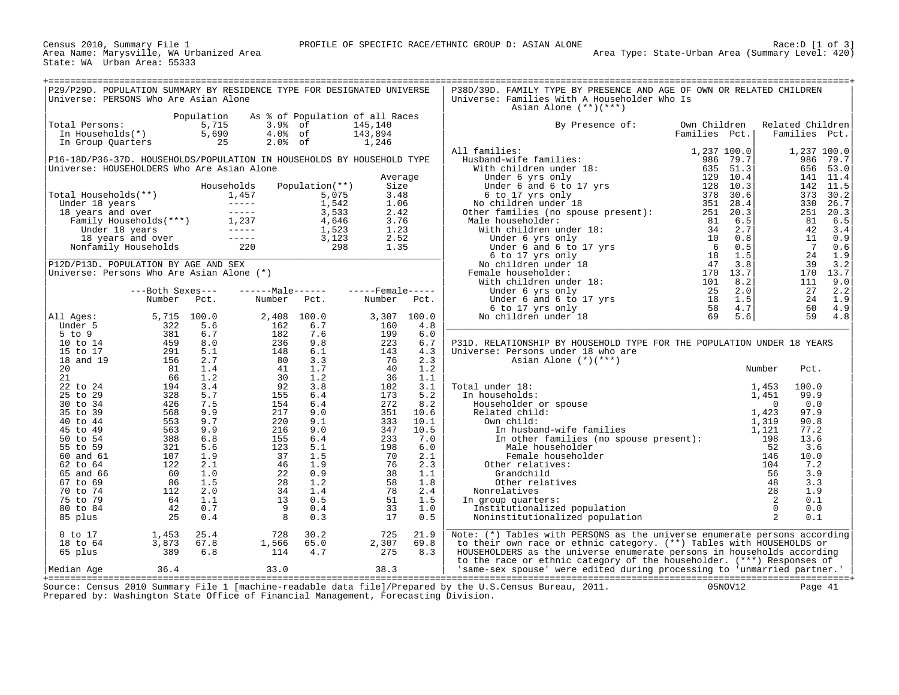Census 2010, Summary File 1 — PROFILE OF SPECIFIC RACE/ETHNIC GROUP D: ASIAN ALONE — Race:D [1 of 3]
Area Name: Marysville, WA Urbanized Area — Area Type: State-Urban Area (Summary Level: 420)
State: WA Urban Area: 55333

## P29/P29D. POPULATION SUMMARY BY RESIDENCE TYPE FOR DESIGNATED UNIVERSE

Universe: PERSONS Who Are Asian Alone

| | Population | As % of Population of all Races | |
|---|---|---|---|
| Total Persons: | 5,715 | 3.9% of | 145,140 |
| In Households(*) | 5,690 | 4.0% of | 143,894 |
| In Group Quarters | 25 | 2.0% of | 1,246 |

## P16-18D/P36-37D. HOUSEHOLDS/POPULATION IN HOUSEHOLDS BY HOUSEHOLD TYPE

Universe: HOUSEHOLDERS Who Are Asian Alone

| | Households | Population(**) | Average Size |
|---|---|---|---|
| Total Households(**) | 1,457 | 5,075 | 3.48 |
| Under 18 years | ----- | 1,542 | 1.06 |
| 18 years and over | ----- | 3,533 | 2.42 |
| Family Households(***) | 1,237 | 4,646 | 3.76 |
| Under 18 years | ----- | 1,523 | 1.23 |
| 18 years and over | ----- | 3,123 | 2.52 |
| Nonfamily Households | 220 | 298 | 1.35 |

## P12D/P13D. POPULATION BY AGE AND SEX

Universe: Persons Who Are Asian Alone (*)

| | Both Sexes Number | Both Sexes Pct. | Male Number | Male Pct. | Female Number | Female Pct. |
|---|---|---|---|---|---|---|
| All Ages: | 5,715 | 100.0 | 2,408 | 100.0 | 3,307 | 100.0 |
| Under 5 | 322 | 5.6 | 162 | 6.7 | 160 | 4.8 |
| 5 to 9 | 381 | 6.7 | 182 | 7.6 | 199 | 6.0 |
| 10 to 14 | 459 | 8.0 | 236 | 9.8 | 223 | 6.7 |
| 15 to 17 | 291 | 5.1 | 148 | 6.1 | 143 | 4.3 |
| 18 and 19 | 156 | 2.7 | 80 | 3.3 | 76 | 2.3 |
| 20 | 81 | 1.4 | 41 | 1.7 | 40 | 1.2 |
| 21 | 66 | 1.2 | 30 | 1.2 | 36 | 1.1 |
| 22 to 24 | 194 | 3.4 | 92 | 3.8 | 102 | 3.1 |
| 25 to 29 | 328 | 5.7 | 155 | 6.4 | 173 | 5.2 |
| 30 to 34 | 426 | 7.5 | 154 | 6.4 | 272 | 8.2 |
| 35 to 39 | 568 | 9.9 | 217 | 9.0 | 351 | 10.6 |
| 40 to 44 | 553 | 9.7 | 220 | 9.1 | 333 | 10.1 |
| 45 to 49 | 563 | 9.9 | 216 | 9.0 | 347 | 10.5 |
| 50 to 54 | 388 | 6.8 | 155 | 6.4 | 233 | 7.0 |
| 55 to 59 | 321 | 5.6 | 123 | 5.1 | 198 | 6.0 |
| 60 and 61 | 107 | 1.9 | 37 | 1.5 | 70 | 2.1 |
| 62 to 64 | 122 | 2.1 | 46 | 1.9 | 76 | 2.3 |
| 65 and 66 | 60 | 1.0 | 22 | 0.9 | 38 | 1.1 |
| 67 to 69 | 86 | 1.5 | 28 | 1.2 | 58 | 1.8 |
| 70 to 74 | 112 | 2.0 | 34 | 1.4 | 78 | 2.4 |
| 75 to 79 | 64 | 1.1 | 13 | 0.5 | 51 | 1.5 |
| 80 to 84 | 42 | 0.7 | 9 | 0.4 | 33 | 1.0 |
| 85 plus | 25 | 0.4 | 8 | 0.3 | 17 | 0.5 |
| 0 to 17 | 1,453 | 25.4 | 728 | 30.2 | 725 | 21.9 |
| 18 to 64 | 3,873 | 67.8 | 1,566 | 65.0 | 2,307 | 69.8 |
| 65 plus | 389 | 6.8 | 114 | 4.7 | 275 | 8.3 |
| Median Age | 36.4 | | 33.0 | | 38.3 | |

## P38D/39D. FAMILY TYPE BY PRESENCE AND AGE OF OWN OR RELATED CHILDREN

Universe: Families With A Householder Who Is Asian Alone (**)(***)

| By Presence of: | Own Children Families | Own Children Pct. | Related Children Families | Related Children Pct. |
|---|---|---|---|---|
| All families: | 1,237 | 100.0 | 1,237 | 100.0 |
| Husband-wife families: | 986 | 79.7 | 986 | 79.7 |
| With children under 18: | 635 | 51.3 | 656 | 53.0 |
| Under 6 yrs only | 129 | 10.4 | 141 | 11.4 |
| Under 6 and 6 to 17 yrs | 128 | 10.3 | 142 | 11.5 |
| 6 to 17 yrs only | 378 | 30.6 | 373 | 30.2 |
| No children under 18 | 351 | 28.4 | 330 | 26.7 |
| Other families (no spouse present): | 251 | 20.3 | 251 | 20.3 |
| Male householder: | 81 | 6.5 | 81 | 6.5 |
| With children under 18: | 34 | 2.7 | 42 | 3.4 |
| Under 6 yrs only | 10 | 0.8 | 11 | 0.9 |
| Under 6 and 6 to 17 yrs | 6 | 0.5 | 7 | 0.6 |
| 6 to 17 yrs only | 18 | 1.5 | 24 | 1.9 |
| No children under 18 | 47 | 3.8 | 39 | 3.2 |
| Female householder: | 170 | 13.7 | 170 | 13.7 |
| With children under 18: | 101 | 8.2 | 111 | 9.0 |
| Under 6 yrs only | 25 | 2.0 | 27 | 2.2 |
| Under 6 and 6 to 17 yrs | 18 | 1.5 | 24 | 1.9 |
| 6 to 17 yrs only | 58 | 4.7 | 60 | 4.9 |
| No children under 18 | 69 | 5.6 | 59 | 4.8 |

## P31D. RELATIONSHIP BY HOUSEHOLD TYPE FOR THE POPULATION UNDER 18 YEARS

Universe: Persons under 18 who are Asian Alone (*)(***)

| | Number | Pct. |
|---|---|---|
| Total under 18: | 1,453 | 100.0 |
| In households: | 1,451 | 99.9 |
| Householder or spouse | 0 | 0.0 |
| Related child: | 1,423 | 97.9 |
| Own child: | 1,319 | 90.8 |
| In husband-wife families | 1,121 | 77.2 |
| In other families (no spouse present): | 198 | 13.6 |
| Male householder | 52 | 3.6 |
| Female householder | 146 | 10.0 |
| Other relatives: | 104 | 7.2 |
| Grandchild | 56 | 3.9 |
| Other relatives | 48 | 3.3 |
| Nonrelatives | 28 | 1.9 |
| In group quarters: | 2 | 0.1 |
| Institutionalized population | 0 | 0.0 |
| Noninstitutionalized population | 2 | 0.1 |

Note: (*) Tables with PERSONS as the universe enumerate persons according to their own race or ethnic category. (**) Tables with HOUSEHOLDS or HOUSEHOLDERS as the universe enumerate persons in households according to the race or ethnic category of the householder. (***) Responses of 'same-sex spouse' were edited during processing to 'unmarried partner.'

Source: Census 2010 Summary File 1 [machine-readable data file]/Prepared by the U.S.Census Bureau, 2011. 05NOV12
Prepared by: Washington State Office of Financial Management, Forecasting Division.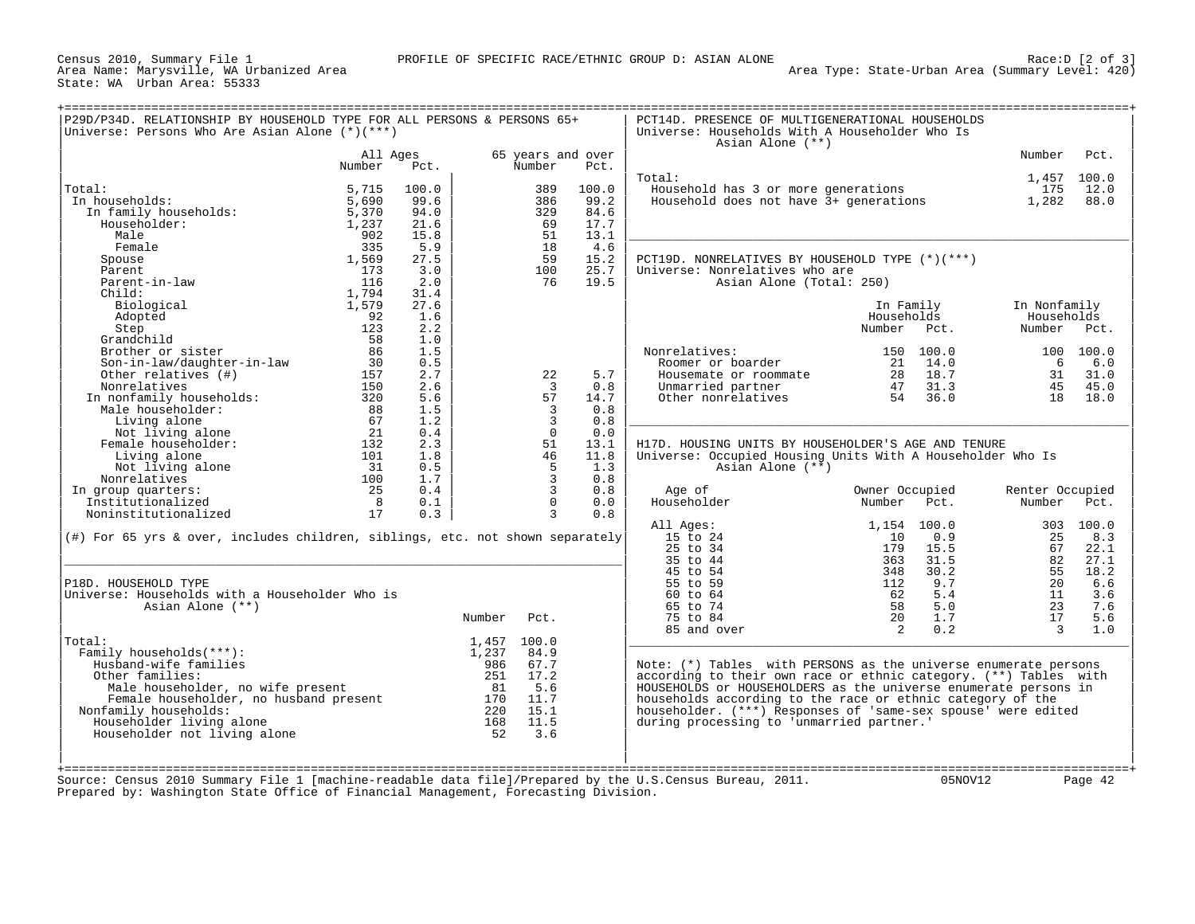Census 2010, Summary File 1 — PROFILE OF SPECIFIC RACE/ETHNIC GROUP D: ASIAN ALONE — Race:D [2 of 3]
Area Name: Marysville, WA Urbanized Area — Area Type: State-Urban Area (Summary Level: 420)
State: WA Urban Area: 55333

## P29D/P34D. RELATIONSHIP BY HOUSEHOLD TYPE FOR ALL PERSONS & PERSONS 65+

Universe: Persons Who Are Asian Alone (*)(***)

| | All Ages Number | All Ages Pct. | 65 years and over Number | 65 years and over Pct. |
|---|---|---|---|---|
| Total: | 5,715 | 100.0 | 389 | 100.0 |
| In households: | 5,690 | 99.6 | 386 | 99.2 |
| In family households: | 5,370 | 94.0 | 329 | 84.6 |
| Householder: | 1,237 | 21.6 | 69 | 17.7 |
| Male | 902 | 15.8 | 51 | 13.1 |
| Female | 335 | 5.9 | 18 | 4.6 |
| Spouse | 1,569 | 27.5 | 59 | 15.2 |
| Parent | 173 | 3.0 | 100 | 25.7 |
| Parent-in-law | 116 | 2.0 | 76 | 19.5 |
| Child: | 1,794 | 31.4 | | |
| Biological | 1,579 | 27.6 | | |
| Adopted | 92 | 1.6 | | |
| Step | 123 | 2.2 | | |
| Grandchild | 58 | 1.0 | | |
| Brother or sister | 86 | 1.5 | | |
| Son-in-law/daughter-in-law | 30 | 0.5 | | |
| Other relatives (#) | 157 | 2.7 | 22 | 5.7 |
| Nonrelatives | 150 | 2.6 | 3 | 0.8 |
| In nonfamily households: | 320 | 5.6 | 57 | 14.7 |
| Male householder: | 88 | 1.5 | 3 | 0.8 |
| Living alone | 67 | 1.2 | 3 | 0.8 |
| Not living alone | 21 | 0.4 | 0 | 0.0 |
| Female householder: | 132 | 2.3 | 51 | 13.1 |
| Living alone | 101 | 1.8 | 46 | 11.8 |
| Not living alone | 31 | 0.5 | 5 | 1.3 |
| Nonrelatives | 100 | 1.7 | 3 | 0.8 |
| In group quarters: | 25 | 0.4 | 3 | 0.8 |
| Institutionalized | 8 | 0.1 | 0 | 0.0 |
| Noninstitutionalized | 17 | 0.3 | 3 | 0.8 |

(#) For 65 yrs & over, includes children, siblings, etc. not shown separately

## P18D. HOUSEHOLD TYPE

Universe: Households with a Householder Who is Asian Alone (**)

| | Number | Pct. |
|---|---|---|
| Total: | 1,457 | 100.0 |
| Family households(***): | 1,237 | 84.9 |
| Husband-wife families | 986 | 67.7 |
| Other families: | 251 | 17.2 |
| Male householder, no wife present | 81 | 5.6 |
| Female householder, no husband present | 170 | 11.7 |
| Nonfamily households: | 220 | 15.1 |
| Householder living alone | 168 | 11.5 |
| Householder not living alone | 52 | 3.6 |

## PCT14D. PRESENCE OF MULTIGENERATIONAL HOUSEHOLDS

Universe: Households With A Householder Who Is Asian Alone (**)

| | Number | Pct. |
|---|---|---|
| Total: | 1,457 | 100.0 |
| Household has 3 or more generations | 175 | 12.0 |
| Household does not have 3+ generations | 1,282 | 88.0 |

## PCT19D. NONRELATIVES BY HOUSEHOLD TYPE (*)(***)

Universe: Nonrelatives who are Asian Alone (Total: 250)

| | In Family Households Number | In Family Households Pct. | In Nonfamily Households Number | In Nonfamily Households Pct. |
|---|---|---|---|---|
| Nonrelatives: | 150 | 100.0 | 100 | 100.0 |
| Roomer or boarder | 21 | 14.0 | 6 | 6.0 |
| Housemate or roommate | 28 | 18.7 | 31 | 31.0 |
| Unmarried partner | 47 | 31.3 | 45 | 45.0 |
| Other nonrelatives | 54 | 36.0 | 18 | 18.0 |

## H17D. HOUSING UNITS BY HOUSEHOLDER'S AGE AND TENURE

Universe: Occupied Housing Units With A Householder Who Is Asian Alone (**)

| Age of Householder | Owner Occupied Number | Owner Occupied Pct. | Renter Occupied Number | Renter Occupied Pct. |
|---|---|---|---|---|
| All Ages: | 1,154 | 100.0 | 303 | 100.0 |
| 15 to 24 | 10 | 0.9 | 25 | 8.3 |
| 25 to 34 | 179 | 15.5 | 67 | 22.1 |
| 35 to 44 | 363 | 31.5 | 82 | 27.1 |
| 45 to 54 | 348 | 30.2 | 55 | 18.2 |
| 55 to 59 | 112 | 9.7 | 20 | 6.6 |
| 60 to 64 | 62 | 5.4 | 11 | 3.6 |
| 65 to 74 | 58 | 5.0 | 23 | 7.6 |
| 75 to 84 | 20 | 1.7 | 17 | 5.6 |
| 85 and over | 2 | 0.2 | 3 | 1.0 |

Note: (*) Tables with PERSONS as the universe enumerate persons according to their own race or ethnic category. (**) Tables with HOUSEHOLDS or HOUSEHOLDERS as the universe enumerate persons in households according to the race or ethnic category of the householder. (***) Responses of 'same-sex spouse' were edited during processing to 'unmarried partner.'

Source: Census 2010 Summary File 1 [machine-readable data file]/Prepared by the U.S.Census Bureau, 2011. 05NOV12
Prepared by: Washington State Office of Financial Management, Forecasting Division.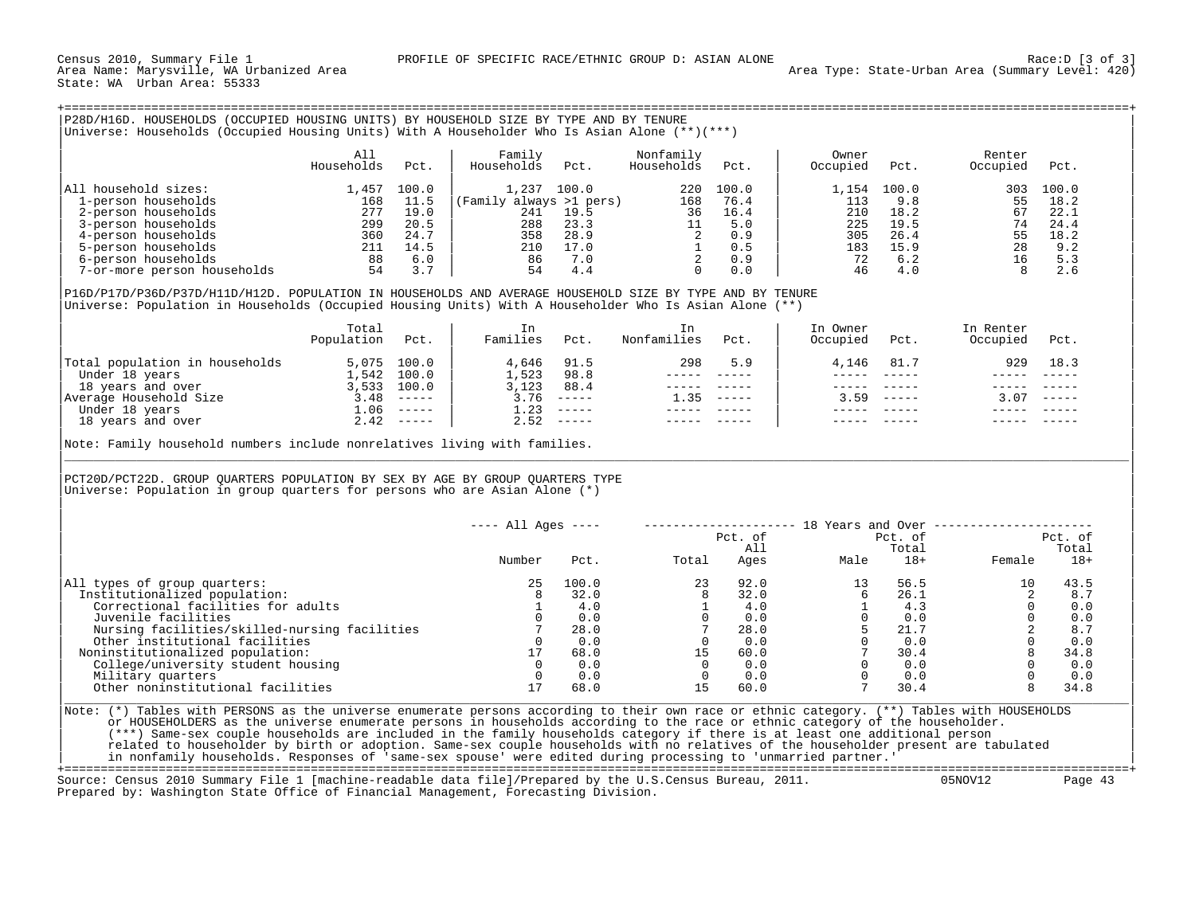Census 2010, Summary File 1 PROFILE OF SPECIFIC RACE/ETHNIC GROUP D: ASIAN ALONE Race:D [3 of 3]
Area Name: Marysville, WA Urbanized Area Area Type: State-Urban Area (Summary Level: 420)
State: WA Urban Area: 55333

## P28D/H16D. HOUSEHOLDS (OCCUPIED HOUSING UNITS) BY HOUSEHOLD SIZE BY TYPE AND BY TENURE

Universe: Households (Occupied Housing Units) With A Householder Who Is Asian Alone (**)(***)

| | All Households | Pct. | Family Households | Pct. | Nonfamily Households | Pct. | Owner Occupied | Pct. | Renter Occupied | Pct. |
|---|---|---|---|---|---|---|---|---|---|---|
| All household sizes: | 1,457 | 100.0 | 1,237 | 100.0 | 220 | 100.0 | 1,154 | 100.0 | 303 | 100.0 |
| 1-person households | 168 | 11.5 | (Family always >1 pers) | | 168 | 76.4 | 113 | 9.8 | 55 | 18.2 |
| 2-person households | 277 | 19.0 | 241 | 19.5 | 36 | 16.4 | 210 | 18.2 | 67 | 22.1 |
| 3-person households | 299 | 20.5 | 288 | 23.3 | 11 | 5.0 | 225 | 19.5 | 74 | 24.4 |
| 4-person households | 360 | 24.7 | 358 | 28.9 | 2 | 0.9 | 305 | 26.4 | 55 | 18.2 |
| 5-person households | 211 | 14.5 | 210 | 17.0 | 1 | 0.5 | 183 | 15.9 | 28 | 9.2 |
| 6-person households | 88 | 6.0 | 86 | 7.0 | 2 | 0.9 | 72 | 6.2 | 16 | 5.3 |
| 7-or-more person households | 54 | 3.7 | 54 | 4.4 | 0 | 0.0 | 46 | 4.0 | 8 | 2.6 |

## P16D/P17D/P36D/P37D/H11D/H12D. POPULATION IN HOUSEHOLDS AND AVERAGE HOUSEHOLD SIZE BY TYPE AND BY TENURE

Universe: Population in Households (Occupied Housing Units) With A Householder Who Is Asian Alone (**)

| | Total Population | Pct. | In Families | Pct. | In Nonfamilies | Pct. | In Owner Occupied | Pct. | In Renter Occupied | Pct. |
|---|---|---|---|---|---|---|---|---|---|---|
| Total population in households | 5,075 | 100.0 | 4,646 | 91.5 | 298 | 5.9 | 4,146 | 81.7 | 929 | 18.3 |
| Under 18 years | 1,542 | 100.0 | 1,523 | 98.8 | ----- | ----- | ----- | ----- | ----- | ----- |
| 18 years and over | 3,533 | 100.0 | 3,123 | 88.4 | ----- | ----- | ----- | ----- | ----- | ----- |
| Average Household Size | 3.48 | ----- | 3.76 | ----- | 1.35 | ----- | 3.59 | ----- | 3.07 | ----- |
| Under 18 years | 1.06 | ----- | 1.23 | ----- | ----- | ----- | ----- | ----- | ----- | ----- |
| 18 years and over | 2.42 | ----- | 2.52 | ----- | ----- | ----- | ----- | ----- | ----- | ----- |

Note: Family household numbers include nonrelatives living with families.

## PCT20D/PCT22D. GROUP QUARTERS POPULATION BY SEX BY AGE BY GROUP QUARTERS TYPE

Universe: Population in group quarters for persons who are Asian Alone (*)

| | All Ages | | 18 Years and Over | | | | | |
|---|---|---|---|---|---|---|---|---|
| | Number | Pct. | Total | Pct. of All Ages | Male | Pct. of Total 18+ | Female | Pct. of Total 18+ |
| All types of group quarters: | 25 | 100.0 | 23 | 92.0 | 13 | 56.5 | 10 | 43.5 |
| Institutionalized population: | 8 | 32.0 | 8 | 32.0 | 6 | 26.1 | 2 | 8.7 |
| Correctional facilities for adults | 1 | 4.0 | 1 | 4.0 | 1 | 4.3 | 0 | 0.0 |
| Juvenile facilities | 0 | 0.0 | 0 | 0.0 | 0 | 0.0 | 0 | 0.0 |
| Nursing facilities/skilled-nursing facilities | 7 | 28.0 | 7 | 28.0 | 5 | 21.7 | 2 | 8.7 |
| Other institutional facilities | 0 | 0.0 | 0 | 0.0 | 0 | 0.0 | 0 | 0.0 |
| Noninstitutionalized population: | 17 | 68.0 | 15 | 60.0 | 7 | 30.4 | 8 | 34.8 |
| College/university student housing | 0 | 0.0 | 0 | 0.0 | 0 | 0.0 | 0 | 0.0 |
| Military quarters | 0 | 0.0 | 0 | 0.0 | 0 | 0.0 | 0 | 0.0 |
| Other noninstitutional facilities | 17 | 68.0 | 15 | 60.0 | 7 | 30.4 | 8 | 34.8 |

Note: (*) Tables with PERSONS as the universe enumerate persons according to their own race or ethnic category. (**) Tables with HOUSEHOLDS or HOUSEHOLDERS as the universe enumerate persons in households according to the race or ethnic category of the householder. (***) Same-sex couple households are included in the family households category if there is at least one additional person related to householder by birth or adoption. Same-sex couple households with no relatives of the householder present are tabulated in nonfamily households. Responses of 'same-sex spouse' were edited during processing to 'unmarried partner.'

Source: Census 2010 Summary File 1 [machine-readable data file]/Prepared by the U.S.Census Bureau, 2011. 05NOV12
Prepared by: Washington State Office of Financial Management, Forecasting Division.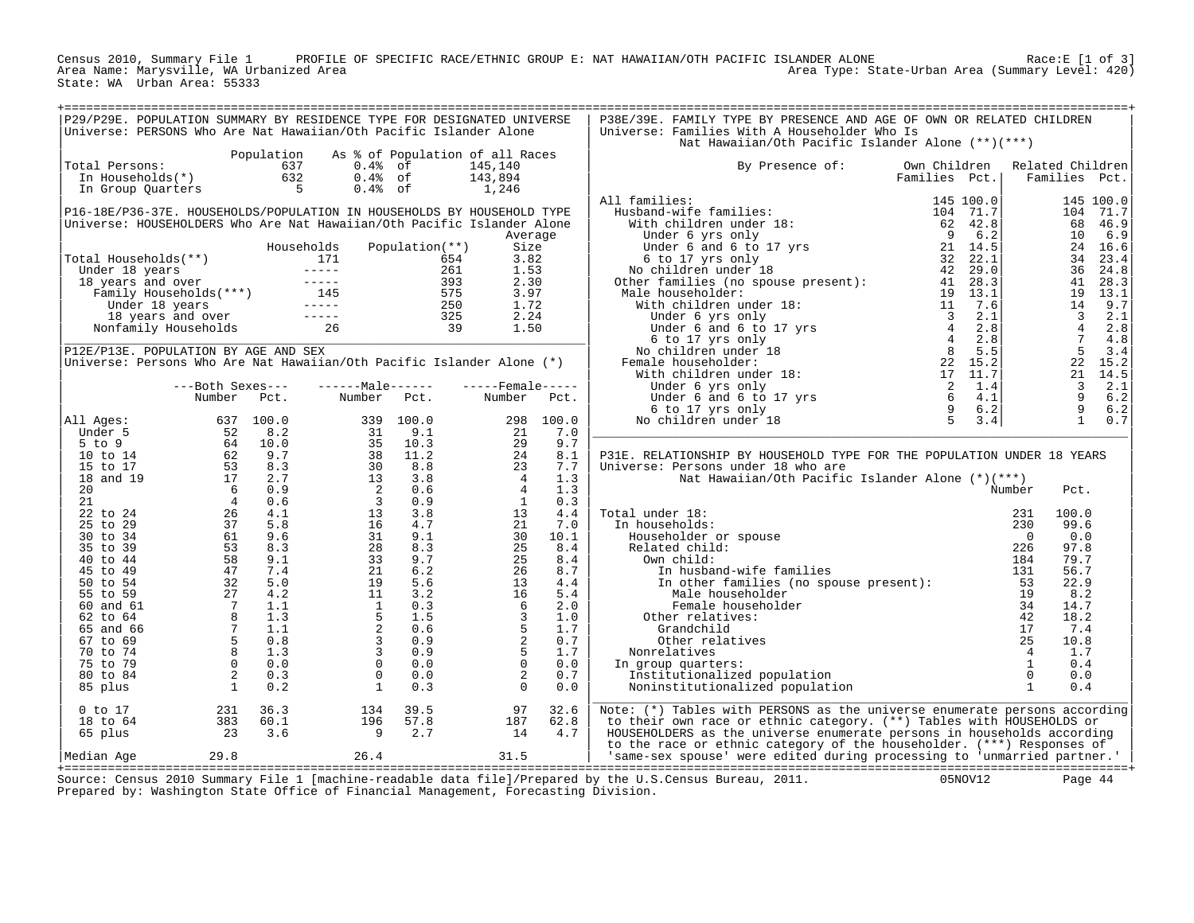Census 2010, Summary File 1 PROFILE OF SPECIFIC RACE/ETHNIC GROUP E: NAT HAWAIIAN/OTH PACIFIC ISLANDER ALONE Race:E [1 of 3]
Area Name: Marysville, WA Urbanized Area Area Type: State-Urban Area (Summary Level: 420)
State: WA Urban Area: 55333

## P29/P29E. POPULATION SUMMARY BY RESIDENCE TYPE FOR DESIGNATED UNIVERSE

Universe: PERSONS Who Are Nat Hawaiian/Oth Pacific Islander Alone

| | Population | As % of Population of all Races | |
|---|---|---|---|
| Total Persons: | 637 | 0.4% of | 145,140 |
| In Households(*) | 632 | 0.4% of | 143,894 |
| In Group Quarters | 5 | 0.4% of | 1,246 |

## P16-18E/P36-37E. HOUSEHOLDS/POPULATION IN HOUSEHOLDS BY HOUSEHOLD TYPE

Universe: HOUSEHOLDERS Who Are Nat Hawaiian/Oth Pacific Islander Alone

| | Households | Population(**) | Average Size |
|---|---|---|---|
| Total Households(**) | 171 | 654 | 3.82 |
| Under 18 years | ----- | 261 | 1.53 |
| 18 years and over | ----- | 393 | 2.30 |
| Family Households(***) | 145 | 575 | 3.97 |
| Under 18 years | ----- | 250 | 1.72 |
| 18 years and over | ----- | 325 | 2.24 |
| Nonfamily Households | 26 | 39 | 1.50 |

## P12E/P13E. POPULATION BY AGE AND SEX

Universe: Persons Who Are Nat Hawaiian/Oth Pacific Islander Alone (*)

| | Both Sexes Number | Both Sexes Pct. | Male Number | Male Pct. | Female Number | Female Pct. |
|---|---|---|---|---|---|---|
| All Ages: | 637 | 100.0 | 339 | 100.0 | 298 | 100.0 |
| Under 5 | 52 | 8.2 | 31 | 9.1 | 21 | 7.0 |
| 5 to 9 | 64 | 10.0 | 35 | 10.3 | 29 | 9.7 |
| 10 to 14 | 62 | 9.7 | 38 | 11.2 | 24 | 8.1 |
| 15 to 17 | 53 | 8.3 | 30 | 8.8 | 23 | 7.7 |
| 18 and 19 | 17 | 2.7 | 13 | 3.8 | 4 | 1.3 |
| 20 | 6 | 0.9 | 2 | 0.6 | 4 | 1.3 |
| 21 | 4 | 0.6 | 3 | 0.9 | 1 | 0.3 |
| 22 to 24 | 26 | 4.1 | 13 | 3.8 | 13 | 4.4 |
| 25 to 29 | 37 | 5.8 | 16 | 4.7 | 21 | 7.0 |
| 30 to 34 | 61 | 9.6 | 31 | 9.1 | 30 | 10.1 |
| 35 to 39 | 53 | 8.3 | 28 | 8.3 | 25 | 8.4 |
| 40 to 44 | 58 | 9.1 | 33 | 9.7 | 25 | 8.4 |
| 45 to 49 | 47 | 7.4 | 21 | 6.2 | 26 | 8.7 |
| 50 to 54 | 32 | 5.0 | 19 | 5.6 | 13 | 4.4 |
| 55 to 59 | 27 | 4.2 | 11 | 3.2 | 16 | 5.4 |
| 60 and 61 | 7 | 1.1 | 1 | 0.3 | 6 | 2.0 |
| 62 to 64 | 8 | 1.3 | 5 | 1.5 | 3 | 1.0 |
| 65 and 66 | 7 | 1.1 | 2 | 0.6 | 5 | 1.7 |
| 67 to 69 | 5 | 0.8 | 3 | 0.9 | 2 | 0.7 |
| 70 to 74 | 8 | 1.3 | 3 | 0.9 | 5 | 1.7 |
| 75 to 79 | 0 | 0.0 | 0 | 0.0 | 0 | 0.0 |
| 80 to 84 | 2 | 0.3 | 0 | 0.0 | 2 | 0.7 |
| 85 plus | 1 | 0.2 | 1 | 0.3 | 0 | 0.0 |
| 0 to 17 | 231 | 36.3 | 134 | 39.5 | 97 | 32.6 |
| 18 to 64 | 383 | 60.1 | 196 | 57.8 | 187 | 62.8 |
| 65 plus | 23 | 3.6 | 9 | 2.7 | 14 | 4.7 |
| Median Age | 29.8 | | 26.4 | | 31.5 | |

## P38E/39E. FAMILY TYPE BY PRESENCE AND AGE OF OWN OR RELATED CHILDREN

Universe: Families With A Householder Who Is Nat Hawaiian/Oth Pacific Islander Alone (**)(***)

| By Presence of: | Own Children Families | Own Children Pct. | Related Children Families | Related Children Pct. |
|---|---|---|---|---|
| All families: | 145 | 100.0 | 145 | 100.0 |
| Husband-wife families: | 104 | 71.7 | 104 | 71.7 |
| With children under 18: | 62 | 42.8 | 68 | 46.9 |
| Under 6 yrs only | 9 | 6.2 | 10 | 6.9 |
| Under 6 and 6 to 17 yrs | 21 | 14.5 | 24 | 16.6 |
| 6 to 17 yrs only | 32 | 22.1 | 34 | 23.4 |
| No children under 18 | 42 | 29.0 | 36 | 24.8 |
| Other families (no spouse present): | 41 | 28.3 | 41 | 28.3 |
| Male householder: | 19 | 13.1 | 19 | 13.1 |
| With children under 18: | 11 | 7.6 | 14 | 9.7 |
| Under 6 yrs only | 3 | 2.1 | 3 | 2.1 |
| Under 6 and 6 to 17 yrs | 4 | 2.8 | 4 | 2.8 |
| 6 to 17 yrs only | 4 | 2.8 | 7 | 4.8 |
| No children under 18 | 8 | 5.5 | 5 | 3.4 |
| Female householder: | 22 | 15.2 | 22 | 15.2 |
| With children under 18: | 17 | 11.7 | 21 | 14.5 |
| Under 6 yrs only | 2 | 1.4 | 3 | 2.1 |
| Under 6 and 6 to 17 yrs | 6 | 4.1 | 9 | 6.2 |
| 6 to 17 yrs only | 9 | 6.2 | 9 | 6.2 |
| No children under 18 | 5 | 3.4 | 1 | 0.7 |

## P31E. RELATIONSHIP BY HOUSEHOLD TYPE FOR THE POPULATION UNDER 18 YEARS

Universe: Persons under 18 who are Nat Hawaiian/Oth Pacific Islander Alone (*)(***)

| | Number | Pct. |
|---|---|---|
| Total under 18: | 231 | 100.0 |
| In households: | 230 | 99.6 |
| Householder or spouse | 0 | 0.0 |
| Related child: | 226 | 97.8 |
| Own child: | 184 | 79.7 |
| In husband-wife families | 131 | 56.7 |
| In other families (no spouse present): | 53 | 22.9 |
| Male householder | 19 | 8.2 |
| Female householder | 34 | 14.7 |
| Other relatives: | 42 | 18.2 |
| Grandchild | 17 | 7.4 |
| Other relatives | 25 | 10.8 |
| Nonrelatives | 4 | 1.7 |
| In group quarters: | 1 | 0.4 |
| Institutionalized population | 0 | 0.0 |
| Noninstitutionalized population | 1 | 0.4 |

Note: (*) Tables with PERSONS as the universe enumerate persons according to their own race or ethnic category. (**) Tables with HOUSEHOLDS or HOUSEHOLDERS as the universe enumerate persons in households according to the race or ethnic category of the householder. (***) Responses of 'same-sex spouse' were edited during processing to 'unmarried partner.'

Source: Census 2010 Summary File 1 [machine-readable data file]/Prepared by the U.S.Census Bureau, 2011. 05NOV12
Prepared by: Washington State Office of Financial Management, Forecasting Division.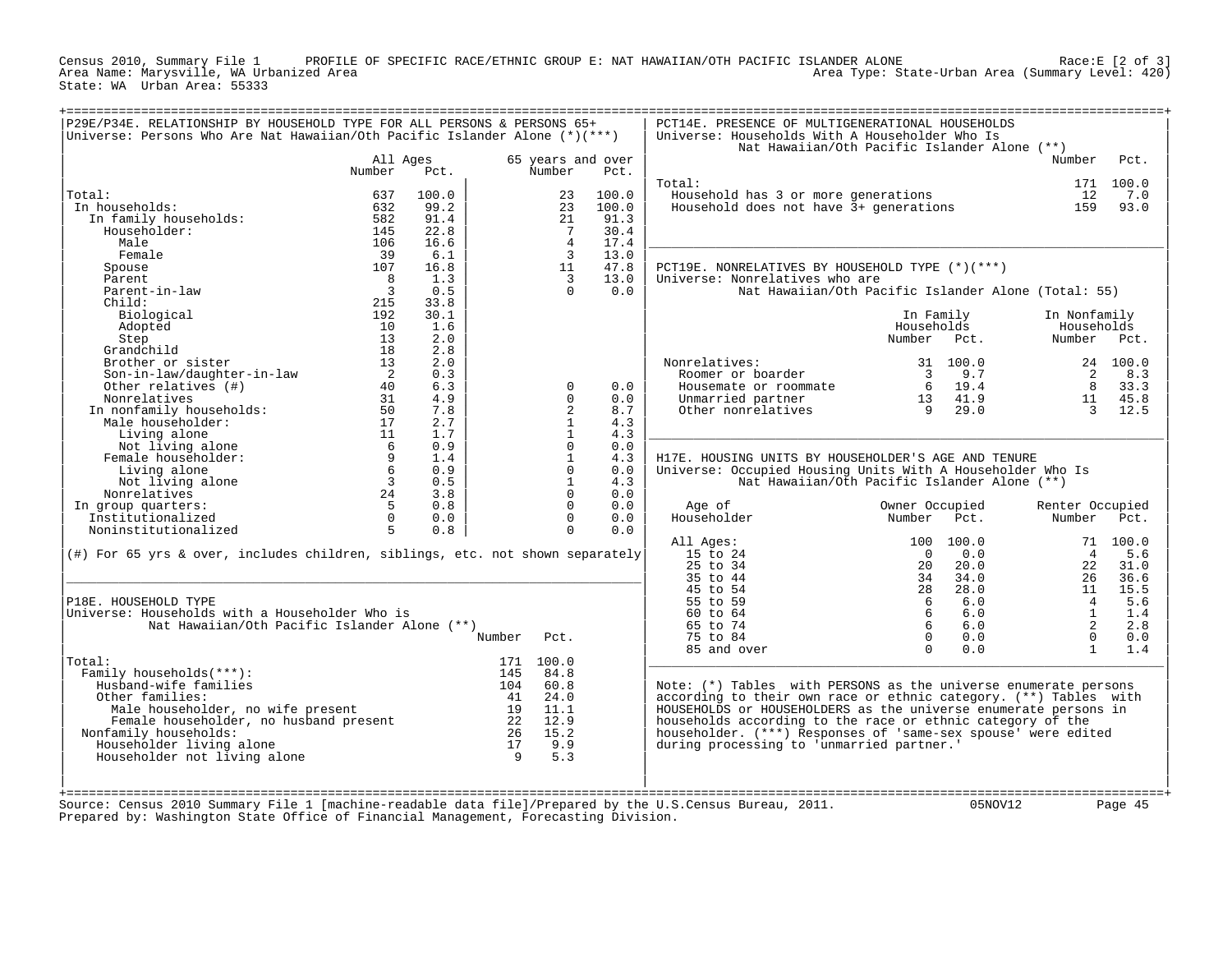Census 2010, Summary File 1 PROFILE OF SPECIFIC RACE/ETHNIC GROUP E: NAT HAWAIIAN/OTH PACIFIC ISLANDER ALONE Race:E [2 of 3]
Area Name: Marysville, WA Urbanized Area Area Type: State-Urban Area (Summary Level: 420)
State: WA Urban Area: 55333

## P29E/P34E. RELATIONSHIP BY HOUSEHOLD TYPE FOR ALL PERSONS & PERSONS 65+

Universe: Persons Who Are Nat Hawaiian/Oth Pacific Islander Alone (*)(***)

| | All Ages Number | All Ages Pct. | 65 years and over Number | 65 years and over Pct. |
|---|---|---|---|---|
| Total: | 637 | 100.0 | 23 | 100.0 |
| In households: | 632 | 99.2 | 23 | 100.0 |
| In family households: | 582 | 91.4 | 21 | 91.3 |
| Householder: | 145 | 22.8 | 7 | 30.4 |
| Male | 106 | 16.6 | 4 | 17.4 |
| Female | 39 | 6.1 | 3 | 13.0 |
| Spouse | 107 | 16.8 | 11 | 47.8 |
| Parent | 8 | 1.3 | 3 | 13.0 |
| Parent-in-law | 3 | 0.5 | 0 | 0.0 |
| Child: | 215 | 33.8 | | |
| Biological | 192 | 30.1 | | |
| Adopted | 10 | 1.6 | | |
| Step | 13 | 2.0 | | |
| Grandchild | 18 | 2.8 | | |
| Brother or sister | 13 | 2.0 | | |
| Son-in-law/daughter-in-law | 2 | 0.3 | | |
| Other relatives (#) | 40 | 6.3 | 0 | 0.0 |
| Nonrelatives | 31 | 4.9 | 0 | 0.0 |
| In nonfamily households: | 50 | 7.8 | 2 | 8.7 |
| Male householder: | 17 | 2.7 | 1 | 4.3 |
| Living alone | 11 | 1.7 | 1 | 4.3 |
| Not living alone | 6 | 0.9 | 0 | 0.0 |
| Female householder: | 9 | 1.4 | 1 | 4.3 |
| Living alone | 6 | 0.9 | 0 | 0.0 |
| Not living alone | 3 | 0.5 | 1 | 4.3 |
| Nonrelatives | 24 | 3.8 | 0 | 0.0 |
| In group quarters: | 5 | 0.8 | 0 | 0.0 |
| Institutionalized | 0 | 0.0 | 0 | 0.0 |
| Noninstitutionalized | 5 | 0.8 | 0 | 0.0 |

(#) For 65 yrs & over, includes children, siblings, etc. not shown separately

## P18E. HOUSEHOLD TYPE

Universe: Households with a Householder Who is Nat Hawaiian/Oth Pacific Islander Alone (**)

| | Number | Pct. |
|---|---|---|
| Total: | 171 | 100.0 |
| Family households(***): | 145 | 84.8 |
| Husband-wife families | 104 | 60.8 |
| Other families: | 41 | 24.0 |
| Male householder, no wife present | 19 | 11.1 |
| Female householder, no husband present | 22 | 12.9 |
| Nonfamily households: | 26 | 15.2 |
| Householder living alone | 17 | 9.9 |
| Householder not living alone | 9 | 5.3 |

## PCT14E. PRESENCE OF MULTIGENERATIONAL HOUSEHOLDS

Universe: Households With A Householder Who Is Nat Hawaiian/Oth Pacific Islander Alone (**)

| | Number | Pct. |
|---|---|---|
| Total: | 171 | 100.0 |
| Household has 3 or more generations | 12 | 7.0 |
| Household does not have 3+ generations | 159 | 93.0 |

## PCT19E. NONRELATIVES BY HOUSEHOLD TYPE (*)(***)

Universe: Nonrelatives who are Nat Hawaiian/Oth Pacific Islander Alone (Total: 55)

| | In Family Households Number | In Family Households Pct. | In Nonfamily Households Number | In Nonfamily Households Pct. |
|---|---|---|---|---|
| Nonrelatives: | 31 | 100.0 | 24 | 100.0 |
| Roomer or boarder | 3 | 9.7 | 2 | 8.3 |
| Housemate or roommate | 6 | 19.4 | 8 | 33.3 |
| Unmarried partner | 13 | 41.9 | 11 | 45.8 |
| Other nonrelatives | 9 | 29.0 | 3 | 12.5 |

## H17E. HOUSING UNITS BY HOUSEHOLDER'S AGE AND TENURE

Universe: Occupied Housing Units With A Householder Who Is Nat Hawaiian/Oth Pacific Islander Alone (**)

| Age of Householder | Owner Occupied Number | Owner Occupied Pct. | Renter Occupied Number | Renter Occupied Pct. |
|---|---|---|---|---|
| All Ages: | 100 | 100.0 | 71 | 100.0 |
| 15 to 24 | 0 | 0.0 | 4 | 5.6 |
| 25 to 34 | 20 | 20.0 | 22 | 31.0 |
| 35 to 44 | 34 | 34.0 | 26 | 36.6 |
| 45 to 54 | 28 | 28.0 | 11 | 15.5 |
| 55 to 59 | 6 | 6.0 | 4 | 5.6 |
| 60 to 64 | 6 | 6.0 | 1 | 1.4 |
| 65 to 74 | 6 | 6.0 | 2 | 2.8 |
| 75 to 84 | 0 | 0.0 | 0 | 0.0 |
| 85 and over | 0 | 0.0 | 1 | 1.4 |

Note: (*) Tables with PERSONS as the universe enumerate persons according to their own race or ethnic category. (**) Tables with HOUSEHOLDS or HOUSEHOLDERS as the universe enumerate persons in households according to the race or ethnic category of the householder. (***) Responses of 'same-sex spouse' were edited during processing to 'unmarried partner.'

Source: Census 2010 Summary File 1 [machine-readable data file]/Prepared by the U.S.Census Bureau, 2011. 05NOV12
Prepared by: Washington State Office of Financial Management, Forecasting Division.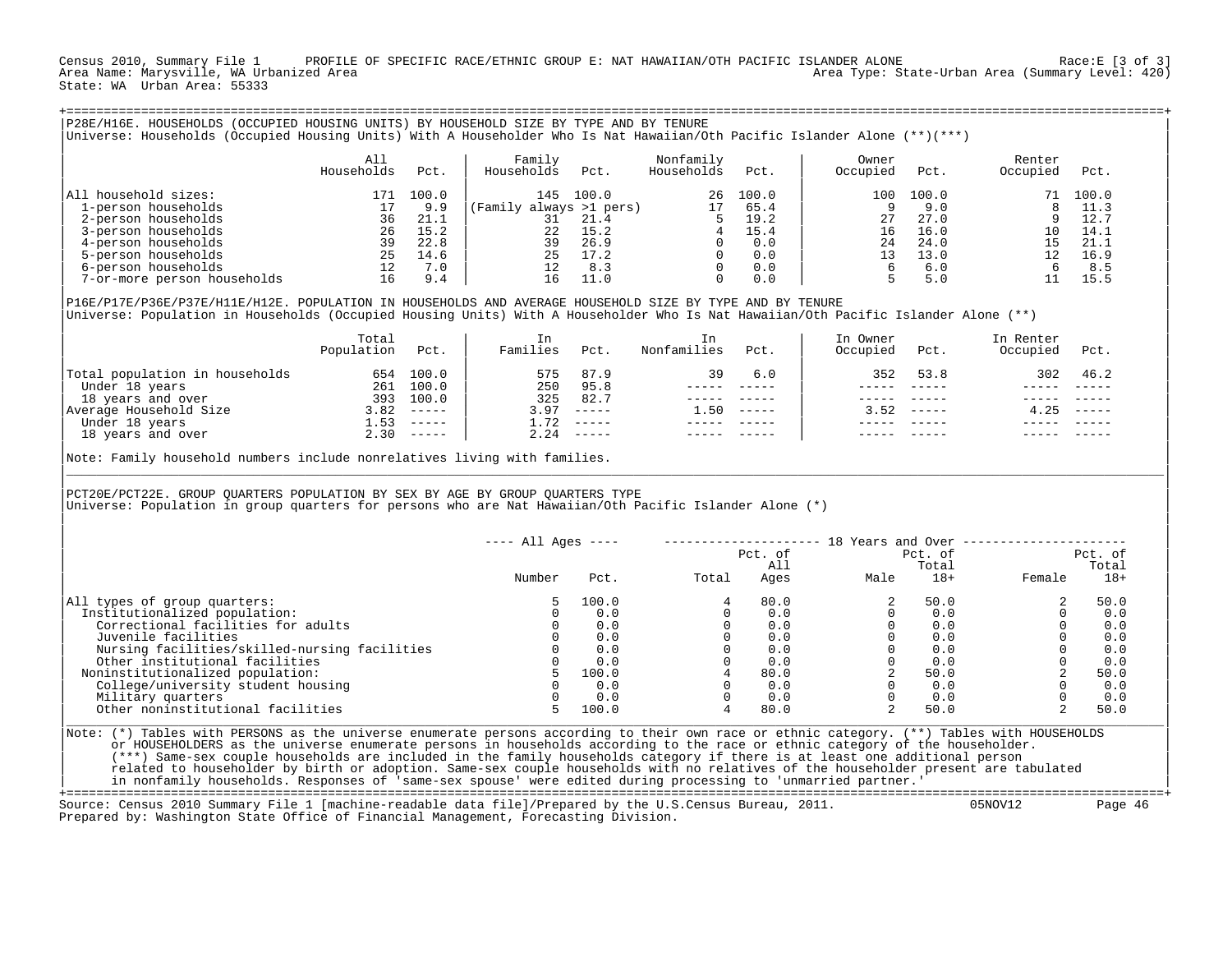Census 2010, Summary File 1 PROFILE OF SPECIFIC RACE/ETHNIC GROUP E: NAT HAWAIIAN/OTH PACIFIC ISLANDER ALONE Race:E [3 of 3]
Area Name: Marysville, WA Urbanized Area — Area Type: State-Urban Area (Summary Level: 420)
State: WA Urban Area: 55333

## P28E/H16E. HOUSEHOLDS (OCCUPIED HOUSING UNITS) BY HOUSEHOLD SIZE BY TYPE AND BY TENURE

Universe: Households (Occupied Housing Units) With A Householder Who Is Nat Hawaiian/Oth Pacific Islander Alone (**)(***)

| | All Households | Pct. | Family Households | Pct. | Nonfamily Households | Pct. | Owner Occupied | Pct. | Renter Occupied | Pct. |
|---|---|---|---|---|---|---|---|---|---|---|
| All household sizes: | 171 | 100.0 | 145 | 100.0 | 26 | 100.0 | 100 | 100.0 | 71 | 100.0 |
| 1-person households | 17 | 9.9 | (Family always >1 pers) | | 17 | 65.4 | 9 | 9.0 | 8 | 11.3 |
| 2-person households | 36 | 21.1 | 31 | 21.4 | 5 | 19.2 | 27 | 27.0 | 9 | 12.7 |
| 3-person households | 26 | 15.2 | 22 | 15.2 | 4 | 15.4 | 16 | 16.0 | 10 | 14.1 |
| 4-person households | 39 | 22.8 | 39 | 26.9 | 0 | 0.0 | 24 | 24.0 | 15 | 21.1 |
| 5-person households | 25 | 14.6 | 25 | 17.2 | 0 | 0.0 | 13 | 13.0 | 12 | 16.9 |
| 6-person households | 12 | 7.0 | 12 | 8.3 | 0 | 0.0 | 6 | 6.0 | 6 | 8.5 |
| 7-or-more person households | 16 | 9.4 | 16 | 11.0 | 0 | 0.0 | 5 | 5.0 | 11 | 15.5 |

## P16E/P17E/P36E/P37E/H11E/H12E. POPULATION IN HOUSEHOLDS AND AVERAGE HOUSEHOLD SIZE BY TYPE AND BY TENURE

Universe: Population in Households (Occupied Housing Units) With A Householder Who Is Nat Hawaiian/Oth Pacific Islander Alone (**)

| | Total Population | Pct. | In Families | Pct. | In Nonfamilies | Pct. | In Owner Occupied | Pct. | In Renter Occupied | Pct. |
|---|---|---|---|---|---|---|---|---|---|---|
| Total population in households | 654 | 100.0 | 575 | 87.9 | 39 | 6.0 | 352 | 53.8 | 302 | 46.2 |
| Under 18 years | 261 | 100.0 | 250 | 95.8 | ----- | ----- | ----- | ----- | ----- | ----- |
| 18 years and over | 393 | 100.0 | 325 | 82.7 | ----- | ----- | ----- | ----- | ----- | ----- |
| Average Household Size | 3.82 | ----- | 3.97 | ----- | 1.50 | ----- | 3.52 | ----- | 4.25 | ----- |
| Under 18 years | 1.53 | ----- | 1.72 | ----- | ----- | ----- | ----- | ----- | ----- | ----- |
| 18 years and over | 2.30 | ----- | 2.24 | ----- | ----- | ----- | ----- | ----- | ----- | ----- |

Note: Family household numbers include nonrelatives living with families.

## PCT20E/PCT22E. GROUP QUARTERS POPULATION BY SEX BY AGE BY GROUP QUARTERS TYPE

Universe: Population in group quarters for persons who are Nat Hawaiian/Oth Pacific Islander Alone (*)

| | All Ages | | 18 Years and Over | | | | | |
|---|---|---|---|---|---|---|---|---|
| | Number | Pct. | Total | Pct. of All Ages | Male | Pct. of Total 18+ | Female | Pct. of Total 18+ |
| All types of group quarters: | 5 | 100.0 | 4 | 80.0 | 2 | 50.0 | 2 | 50.0 |
| Institutionalized population: | 0 | 0.0 | 0 | 0.0 | 0 | 0.0 | 0 | 0.0 |
| Correctional facilities for adults | 0 | 0.0 | 0 | 0.0 | 0 | 0.0 | 0 | 0.0 |
| Juvenile facilities | 0 | 0.0 | 0 | 0.0 | 0 | 0.0 | 0 | 0.0 |
| Nursing facilities/skilled-nursing facilities | 0 | 0.0 | 0 | 0.0 | 0 | 0.0 | 0 | 0.0 |
| Other institutional facilities | 0 | 0.0 | 0 | 0.0 | 0 | 0.0 | 0 | 0.0 |
| Noninstitutionalized population: | 5 | 100.0 | 4 | 80.0 | 2 | 50.0 | 2 | 50.0 |
| College/university student housing | 0 | 0.0 | 0 | 0.0 | 0 | 0.0 | 0 | 0.0 |
| Military quarters | 0 | 0.0 | 0 | 0.0 | 0 | 0.0 | 0 | 0.0 |
| Other noninstitutional facilities | 5 | 100.0 | 4 | 80.0 | 2 | 50.0 | 2 | 50.0 |

Note: (*) Tables with PERSONS as the universe enumerate persons according to their own race or ethnic category. (**) Tables with HOUSEHOLDS or HOUSEHOLDERS as the universe enumerate persons in households according to the race or ethnic category of the householder. (***) Same-sex couple households are included in the family households category if there is at least one additional person related to householder by birth or adoption. Same-sex couple households with no relatives of the householder present are tabulated in nonfamily households. Responses of 'same-sex spouse' were edited during processing to 'unmarried partner.'

Source: Census 2010 Summary File 1 [machine-readable data file]/Prepared by the U.S.Census Bureau, 2011. 05NOV12
Prepared by: Washington State Office of Financial Management, Forecasting Division.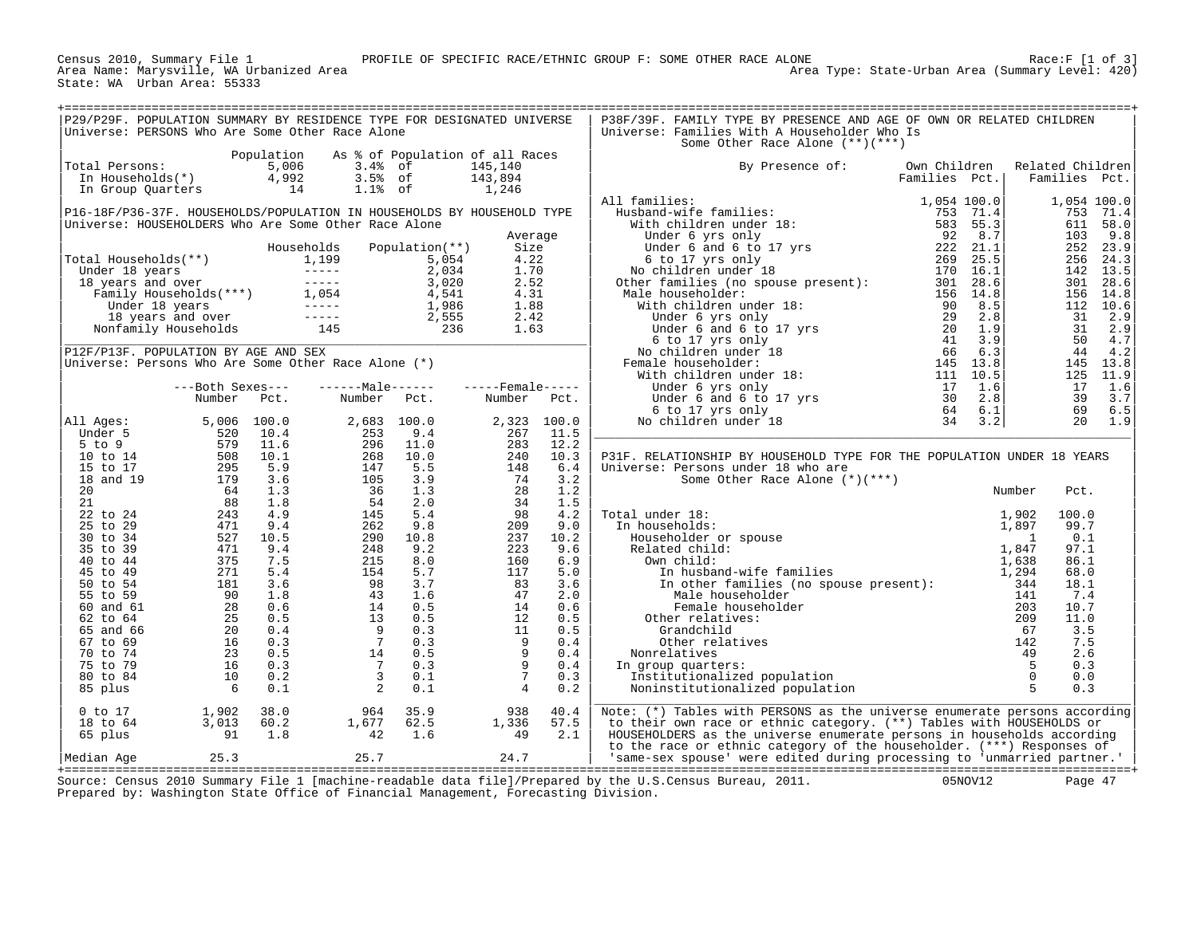Census 2010, Summary File 1 — PROFILE OF SPECIFIC RACE/ETHNIC GROUP F: SOME OTHER RACE ALONE — Race:F [1 of 3]

Area Name: Marysville, WA Urbanized Area — Area Type: State-Urban Area (Summary Level: 420)

State: WA Urban Area: 55333

## P29/P29F. POPULATION SUMMARY BY RESIDENCE TYPE FOR DESIGNATED UNIVERSE

Universe: PERSONS Who Are Some Other Race Alone

| | Population | As % of Population of all Races | |
|---|---|---|---|
| Total Persons: | 5,006 | 3.4% of | 145,140 |
| In Households(*) | 4,992 | 3.5% of | 143,894 |
| In Group Quarters | 14 | 1.1% of | 1,246 |

## P16-18F/P36-37F. HOUSEHOLDS/POPULATION IN HOUSEHOLDS BY HOUSEHOLD TYPE

Universe: HOUSEHOLDERS Who Are Some Other Race Alone

| | Households | Population(**) | Average Size |
|---|---|---|---|
| Total Households(**) | 1,199 | 5,054 | 4.22 |
| Under 18 years | ----- | 2,034 | 1.70 |
| 18 years and over | ----- | 3,020 | 2.52 |
| Family Households(***) | 1,054 | 4,541 | 4.31 |
| Under 18 years | ----- | 1,986 | 1.88 |
| 18 years and over | ----- | 2,555 | 2.42 |
| Nonfamily Households | 145 | 236 | 1.63 |

## P12F/P13F. POPULATION BY AGE AND SEX

Universe: Persons Who Are Some Other Race Alone (*)

| | Both Sexes Number | Both Sexes Pct. | Male Number | Male Pct. | Female Number | Female Pct. |
|---|---|---|---|---|---|---|
| All Ages: | 5,006 | 100.0 | 2,683 | 100.0 | 2,323 | 100.0 |
| Under 5 | 520 | 10.4 | 253 | 9.4 | 267 | 11.5 |
| 5 to 9 | 579 | 11.6 | 296 | 11.0 | 283 | 12.2 |
| 10 to 14 | 508 | 10.1 | 268 | 10.0 | 240 | 10.3 |
| 15 to 17 | 295 | 5.9 | 147 | 5.5 | 148 | 6.4 |
| 18 and 19 | 179 | 3.6 | 105 | 3.9 | 74 | 3.2 |
| 20 | 64 | 1.3 | 36 | 1.3 | 28 | 1.2 |
| 21 | 88 | 1.8 | 54 | 2.0 | 34 | 1.5 |
| 22 to 24 | 243 | 4.9 | 145 | 5.4 | 98 | 4.2 |
| 25 to 29 | 471 | 9.4 | 262 | 9.8 | 209 | 9.0 |
| 30 to 34 | 527 | 10.5 | 290 | 10.8 | 237 | 10.2 |
| 35 to 39 | 471 | 9.4 | 248 | 9.2 | 223 | 9.6 |
| 40 to 44 | 375 | 7.5 | 215 | 8.0 | 160 | 6.9 |
| 45 to 49 | 271 | 5.4 | 154 | 5.7 | 117 | 5.0 |
| 50 to 54 | 181 | 3.6 | 98 | 3.7 | 83 | 3.6 |
| 55 to 59 | 90 | 1.8 | 43 | 1.6 | 47 | 2.0 |
| 60 and 61 | 28 | 0.6 | 14 | 0.5 | 14 | 0.6 |
| 62 to 64 | 25 | 0.5 | 13 | 0.5 | 12 | 0.5 |
| 65 and 66 | 20 | 0.4 | 9 | 0.3 | 11 | 0.5 |
| 67 to 69 | 16 | 0.3 | 7 | 0.3 | 9 | 0.4 |
| 70 to 74 | 23 | 0.5 | 14 | 0.5 | 9 | 0.4 |
| 75 to 79 | 16 | 0.3 | 7 | 0.3 | 9 | 0.4 |
| 80 to 84 | 10 | 0.2 | 3 | 0.1 | 7 | 0.3 |
| 85 plus | 6 | 0.1 | 2 | 0.1 | 4 | 0.2 |
| 0 to 17 | 1,902 | 38.0 | 964 | 35.9 | 938 | 40.4 |
| 18 to 64 | 3,013 | 60.2 | 1,677 | 62.5 | 1,336 | 57.5 |
| 65 plus | 91 | 1.8 | 42 | 1.6 | 49 | 2.1 |
| Median Age | 25.3 | | 25.7 | | 24.7 | |

## P38F/39F. FAMILY TYPE BY PRESENCE AND AGE OF OWN OR RELATED CHILDREN

Universe: Families With A Householder Who Is Some Other Race Alone (**)(***)

| By Presence of: | Own Children Families | Own Children Pct. | Related Children Families | Related Children Pct. |
|---|---|---|---|---|
| All families: | 1,054 | 100.0 | 1,054 | 100.0 |
| Husband-wife families: | 753 | 71.4 | 753 | 71.4 |
| With children under 18: | 583 | 55.3 | 611 | 58.0 |
| Under 6 yrs only | 92 | 8.7 | 103 | 9.8 |
| Under 6 and 6 to 17 yrs | 222 | 21.1 | 252 | 23.9 |
| 6 to 17 yrs only | 269 | 25.5 | 256 | 24.3 |
| No children under 18 | 170 | 16.1 | 142 | 13.5 |
| Other families (no spouse present): | 301 | 28.6 | 301 | 28.6 |
| Male householder: | 156 | 14.8 | 156 | 14.8 |
| With children under 18: | 90 | 8.5 | 112 | 10.6 |
| Under 6 yrs only | 29 | 2.8 | 31 | 2.9 |
| Under 6 and 6 to 17 yrs | 20 | 1.9 | 31 | 2.9 |
| 6 to 17 yrs only | 41 | 3.9 | 50 | 4.7 |
| No children under 18 | 66 | 6.3 | 44 | 4.2 |
| Female householder: | 145 | 13.8 | 145 | 13.8 |
| With children under 18: | 111 | 10.5 | 125 | 11.9 |
| Under 6 yrs only | 17 | 1.6 | 17 | 1.6 |
| Under 6 and 6 to 17 yrs | 30 | 2.8 | 39 | 3.7 |
| 6 to 17 yrs only | 64 | 6.1 | 69 | 6.5 |
| No children under 18 | 34 | 3.2 | 20 | 1.9 |

## P31F. RELATIONSHIP BY HOUSEHOLD TYPE FOR THE POPULATION UNDER 18 YEARS

Universe: Persons under 18 who are Some Other Race Alone (*)(***)

| | Number | Pct. |
|---|---|---|
| Total under 18: | 1,902 | 100.0 |
| In households: | 1,897 | 99.7 |
| Householder or spouse | 1 | 0.1 |
| Related child: | 1,847 | 97.1 |
| Own child: | 1,638 | 86.1 |
| In husband-wife families | 1,294 | 68.0 |
| In other families (no spouse present): | 344 | 18.1 |
| Male householder | 141 | 7.4 |
| Female householder | 203 | 10.7 |
| Other relatives: | 209 | 11.0 |
| Grandchild | 67 | 3.5 |
| Other relatives | 142 | 7.5 |
| Nonrelatives | 49 | 2.6 |
| In group quarters: | 5 | 0.3 |
| Institutionalized population | 0 | 0.0 |
| Noninstitutionalized population | 5 | 0.3 |

Note: (*) Tables with PERSONS as the universe enumerate persons according to their own race or ethnic category. (**) Tables with HOUSEHOLDS or HOUSEHOLDERS as the universe enumerate persons in households according to the race or ethnic category of the householder. (***) Responses of 'same-sex spouse' were edited during processing to 'unmarried partner.'

Source: Census 2010 Summary File 1 [machine-readable data file]/Prepared by the U.S.Census Bureau, 2011. 05NOV12

Prepared by: Washington State Office of Financial Management, Forecasting Division.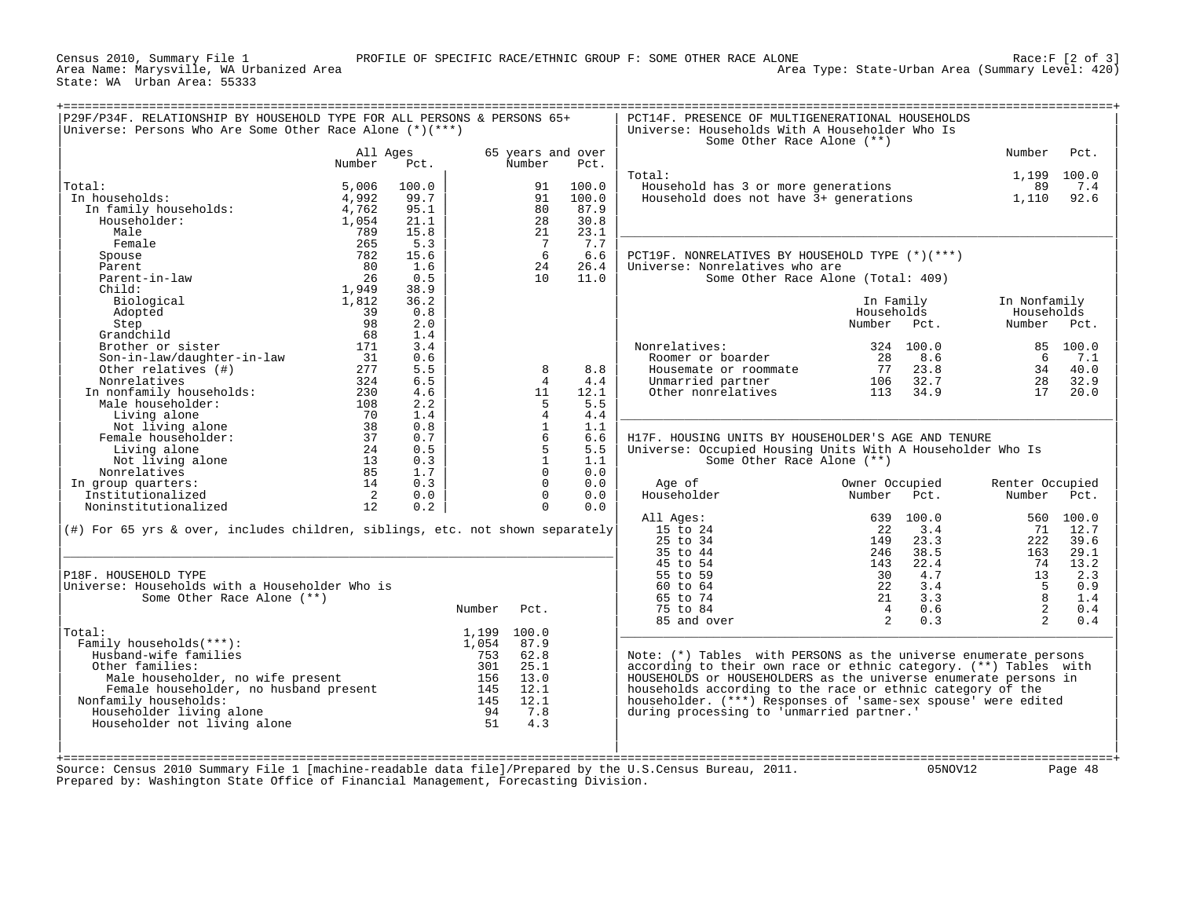Census 2010, Summary File 1 — PROFILE OF SPECIFIC RACE/ETHNIC GROUP F: SOME OTHER RACE ALONE — Race:F [2 of 3]
Area Name: Marysville, WA Urbanized Area — Area Type: State-Urban Area (Summary Level: 420)
State: WA Urban Area: 55333

## P29F/P34F. RELATIONSHIP BY HOUSEHOLD TYPE FOR ALL PERSONS & PERSONS 65+

Universe: Persons Who Are Some Other Race Alone (*)(***)

| | All Ages Number | All Ages Pct. | 65 years and over Number | 65 years and over Pct. |
|---|---|---|---|---|
| Total: | 5,006 | 100.0 | 91 | 100.0 |
| In households: | 4,992 | 99.7 | 91 | 100.0 |
| In family households: | 4,762 | 95.1 | 80 | 87.9 |
| Householder: | 1,054 | 21.1 | 28 | 30.8 |
| Male | 789 | 15.8 | 21 | 23.1 |
| Female | 265 | 5.3 | 7 | 7.7 |
| Spouse | 782 | 15.6 | 6 | 6.6 |
| Parent | 80 | 1.6 | 24 | 26.4 |
| Parent-in-law | 26 | 0.5 | 10 | 11.0 |
| Child: | 1,949 | 38.9 | | |
| Biological | 1,812 | 36.2 | | |
| Adopted | 39 | 0.8 | | |
| Step | 98 | 2.0 | | |
| Grandchild | 68 | 1.4 | | |
| Brother or sister | 171 | 3.4 | | |
| Son-in-law/daughter-in-law | 31 | 0.6 | | |
| Other relatives (#) | 277 | 5.5 | 8 | 8.8 |
| Nonrelatives | 324 | 6.5 | 4 | 4.4 |
| In nonfamily households: | 230 | 4.6 | 11 | 12.1 |
| Male householder: | 108 | 2.2 | 5 | 5.5 |
| Living alone | 70 | 1.4 | 4 | 4.4 |
| Not living alone | 38 | 0.8 | 1 | 1.1 |
| Female householder: | 37 | 0.7 | 6 | 6.6 |
| Living alone | 24 | 0.5 | 5 | 5.5 |
| Not living alone | 13 | 0.3 | 1 | 1.1 |
| Nonrelatives | 85 | 1.7 | 0 | 0.0 |
| In group quarters: | 14 | 0.3 | 0 | 0.0 |
| Institutionalized | 2 | 0.0 | 0 | 0.0 |
| Noninstitutionalized | 12 | 0.2 | 0 | 0.0 |

(#) For 65 yrs & over, includes children, siblings, etc. not shown separately

## P18F. HOUSEHOLD TYPE

Universe: Households with a Householder Who is Some Other Race Alone (**)

| | Number | Pct. |
|---|---|---|
| Total: | 1,199 | 100.0 |
| Family households(***): | 1,054 | 87.9 |
| Husband-wife families | 753 | 62.8 |
| Other families: | 301 | 25.1 |
| Male householder, no wife present | 156 | 13.0 |
| Female householder, no husband present | 145 | 12.1 |
| Nonfamily households: | 145 | 12.1 |
| Householder living alone | 94 | 7.8 |
| Householder not living alone | 51 | 4.3 |

## PCT14F. PRESENCE OF MULTIGENERATIONAL HOUSEHOLDS

Universe: Households With A Householder Who Is Some Other Race Alone (**)

| | Number | Pct. |
|---|---|---|
| Total: | 1,199 | 100.0 |
| Household has 3 or more generations | 89 | 7.4 |
| Household does not have 3+ generations | 1,110 | 92.6 |

## PCT19F. NONRELATIVES BY HOUSEHOLD TYPE (*)(***)

Universe: Nonrelatives who are Some Other Race Alone (Total: 409)

| | In Family Households Number | In Family Households Pct. | In Nonfamily Households Number | In Nonfamily Households Pct. |
|---|---|---|---|---|
| Nonrelatives: | 324 | 100.0 | 85 | 100.0 |
| Roomer or boarder | 28 | 8.6 | 6 | 7.1 |
| Housemate or roommate | 77 | 23.8 | 34 | 40.0 |
| Unmarried partner | 106 | 32.7 | 28 | 32.9 |
| Other nonrelatives | 113 | 34.9 | 17 | 20.0 |

## H17F. HOUSING UNITS BY HOUSEHOLDER'S AGE AND TENURE

Universe: Occupied Housing Units With A Householder Who Is Some Other Race Alone (**)

| Age of Householder | Owner Occupied Number | Owner Occupied Pct. | Renter Occupied Number | Renter Occupied Pct. |
|---|---|---|---|---|
| All Ages: | 639 | 100.0 | 560 | 100.0 |
| 15 to 24 | 22 | 3.4 | 71 | 12.7 |
| 25 to 34 | 149 | 23.3 | 222 | 39.6 |
| 35 to 44 | 246 | 38.5 | 163 | 29.1 |
| 45 to 54 | 143 | 22.4 | 74 | 13.2 |
| 55 to 59 | 30 | 4.7 | 13 | 2.3 |
| 60 to 64 | 22 | 3.4 | 5 | 0.9 |
| 65 to 74 | 21 | 3.3 | 8 | 1.4 |
| 75 to 84 | 4 | 0.6 | 2 | 0.4 |
| 85 and over | 2 | 0.3 | 2 | 0.4 |

Note: (*) Tables with PERSONS as the universe enumerate persons according to their own race or ethnic category. (**) Tables with HOUSEHOLDS or HOUSEHOLDERS as the universe enumerate persons in households according to the race or ethnic category of the householder. (***) Responses of 'same-sex spouse' were edited during processing to 'unmarried partner.'

Source: Census 2010 Summary File 1 [machine-readable data file]/Prepared by the U.S.Census Bureau, 2011. 05NOV12
Prepared by: Washington State Office of Financial Management, Forecasting Division.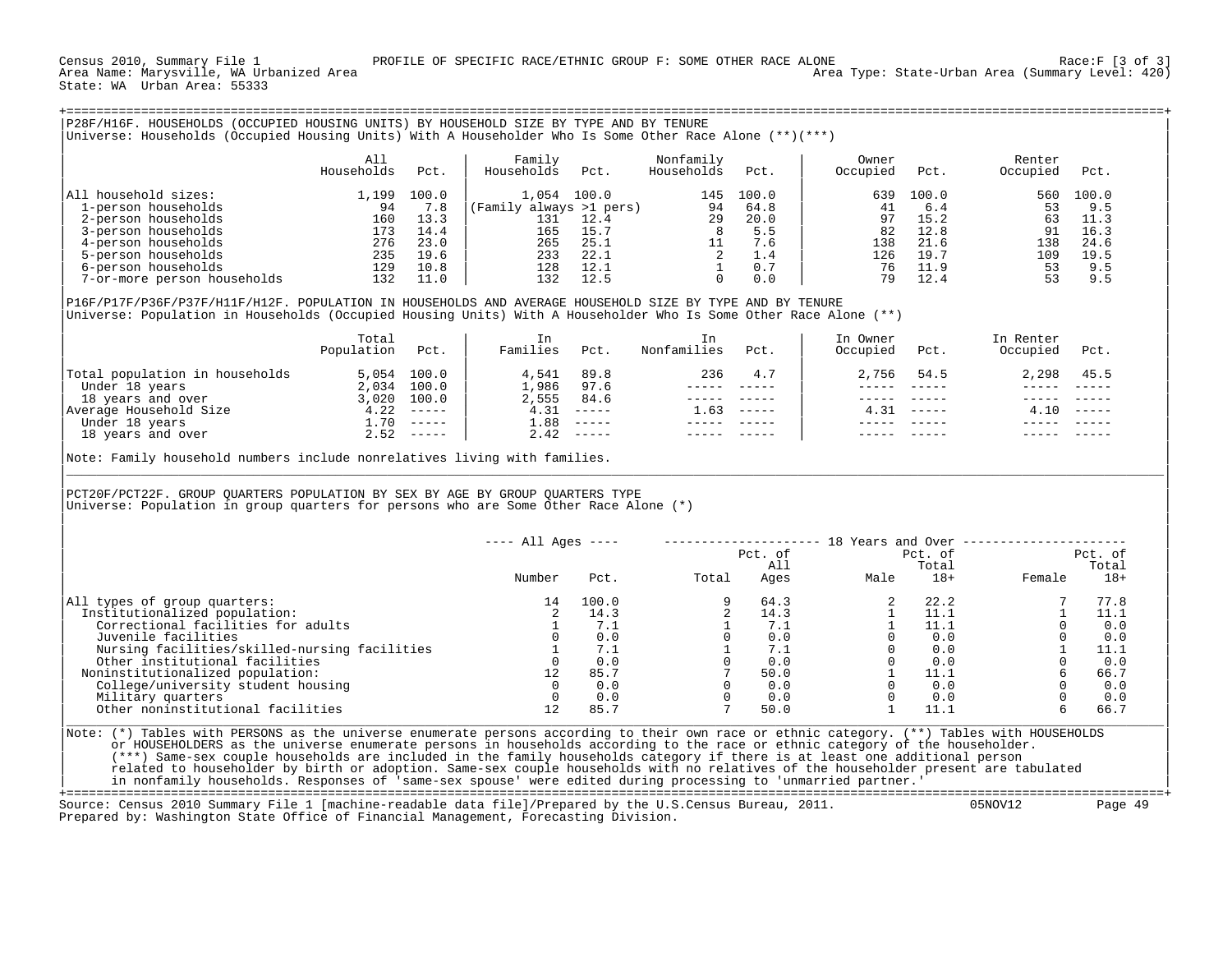Census 2010, Summary File 1 PROFILE OF SPECIFIC RACE/ETHNIC GROUP F: SOME OTHER RACE ALONE Race:F [3 of 3]
Area Name: Marysville, WA Urbanized Area Area Type: State-Urban Area (Summary Level: 420)
State: WA Urban Area: 55333

## P28F/H16F. HOUSEHOLDS (OCCUPIED HOUSING UNITS) BY HOUSEHOLD SIZE BY TYPE AND BY TENURE

Universe: Households (Occupied Housing Units) With A Householder Who Is Some Other Race Alone (**)(***)

| | All Households | Pct. | Family Households | Pct. | Nonfamily Households | Pct. | Owner Occupied | Pct. | Renter Occupied | Pct. |
|---|---|---|---|---|---|---|---|---|---|---|
| All household sizes: | 1,199 | 100.0 | 1,054 | 100.0 | 145 | 100.0 | 639 | 100.0 | 560 | 100.0 |
| 1-person households | 94 | 7.8 | (Family always >1 pers) | | 94 | 64.8 | 41 | 6.4 | 53 | 9.5 |
| 2-person households | 160 | 13.3 | 131 | 12.4 | 29 | 20.0 | 97 | 15.2 | 63 | 11.3 |
| 3-person households | 173 | 14.4 | 165 | 15.7 | 8 | 5.5 | 82 | 12.8 | 91 | 16.3 |
| 4-person households | 276 | 23.0 | 265 | 25.1 | 11 | 7.6 | 138 | 21.6 | 138 | 24.6 |
| 5-person households | 235 | 19.6 | 233 | 22.1 | 2 | 1.4 | 126 | 19.7 | 109 | 19.5 |
| 6-person households | 129 | 10.8 | 128 | 12.1 | 1 | 0.7 | 76 | 11.9 | 53 | 9.5 |
| 7-or-more person households | 132 | 11.0 | 132 | 12.5 | 0 | 0.0 | 79 | 12.4 | 53 | 9.5 |

## P16F/P17F/P36F/P37F/H11F/H12F. POPULATION IN HOUSEHOLDS AND AVERAGE HOUSEHOLD SIZE BY TYPE AND BY TENURE

Universe: Population in Households (Occupied Housing Units) With A Householder Who Is Some Other Race Alone (**)

| | Total Population | Pct. | In Families | Pct. | In Nonfamilies | Pct. | In Owner Occupied | Pct. | In Renter Occupied | Pct. |
|---|---|---|---|---|---|---|---|---|---|---|
| Total population in households | 5,054 | 100.0 | 4,541 | 89.8 | 236 | 4.7 | 2,756 | 54.5 | 2,298 | 45.5 |
| Under 18 years | 2,034 | 100.0 | 1,986 | 97.6 | ----- | ----- | ----- | ----- | ----- | ----- |
| 18 years and over | 3,020 | 100.0 | 2,555 | 84.6 | ----- | ----- | ----- | ----- | ----- | ----- |
| Average Household Size | 4.22 | ----- | 4.31 | ----- | 1.63 | ----- | 4.31 | ----- | 4.10 | ----- |
| Under 18 years | 1.70 | ----- | 1.88 | ----- | ----- | ----- | ----- | ----- | ----- | ----- |
| 18 years and over | 2.52 | ----- | 2.42 | ----- | ----- | ----- | ----- | ----- | ----- | ----- |

Note: Family household numbers include nonrelatives living with families.

## PCT20F/PCT22F. GROUP QUARTERS POPULATION BY SEX BY AGE BY GROUP QUARTERS TYPE

Universe: Population in group quarters for persons who are Some Other Race Alone (*)

| | All Ages | | 18 Years and Over | | | | | |
|---|---|---|---|---|---|---|---|---|
| | Number | Pct. | Total | Pct. of All Ages | Male | Pct. of Total 18+ | Female | Pct. of Total 18+ |
| All types of group quarters: | 14 | 100.0 | 9 | 64.3 | 2 | 22.2 | 7 | 77.8 |
| Institutionalized population: | 2 | 14.3 | 2 | 14.3 | 1 | 11.1 | 1 | 11.1 |
| Correctional facilities for adults | 1 | 7.1 | 1 | 7.1 | 1 | 11.1 | 0 | 0.0 |
| Juvenile facilities | 0 | 0.0 | 0 | 0.0 | 0 | 0.0 | 0 | 0.0 |
| Nursing facilities/skilled-nursing facilities | 1 | 7.1 | 1 | 7.1 | 0 | 0.0 | 1 | 11.1 |
| Other institutional facilities | 0 | 0.0 | 0 | 0.0 | 0 | 0.0 | 0 | 0.0 |
| Noninstitutionalized population: | 12 | 85.7 | 7 | 50.0 | 1 | 11.1 | 6 | 66.7 |
| College/university student housing | 0 | 0.0 | 0 | 0.0 | 0 | 0.0 | 0 | 0.0 |
| Military quarters | 0 | 0.0 | 0 | 0.0 | 0 | 0.0 | 0 | 0.0 |
| Other noninstitutional facilities | 12 | 85.7 | 7 | 50.0 | 1 | 11.1 | 6 | 66.7 |

Note: (*) Tables with PERSONS as the universe enumerate persons according to their own race or ethnic category. (**) Tables with HOUSEHOLDS or HOUSEHOLDERS as the universe enumerate persons in households according to the race or ethnic category of the householder. (***) Same-sex couple households are included in the family households category if there is at least one additional person related to householder by birth or adoption. Same-sex couple households with no relatives of the householder present are tabulated in nonfamily households. Responses of 'same-sex spouse' were edited during processing to 'unmarried partner.'

Source: Census 2010 Summary File 1 [machine-readable data file]/Prepared by the U.S.Census Bureau, 2011. 05NOV12
Prepared by: Washington State Office of Financial Management, Forecasting Division.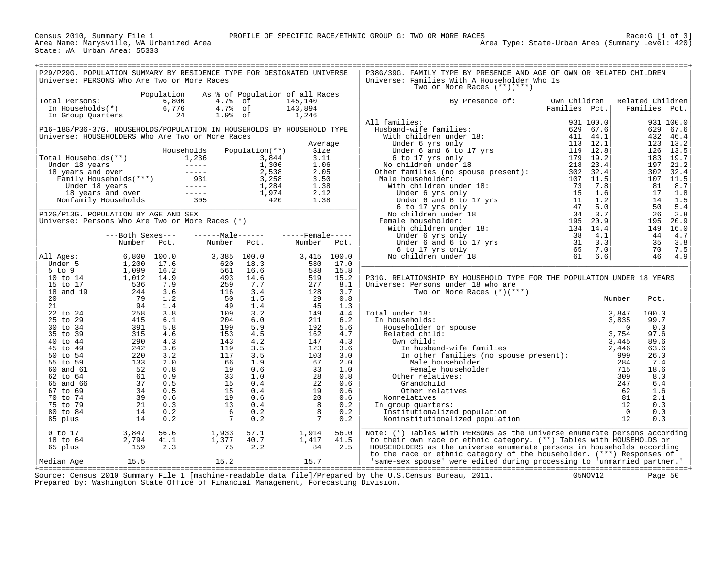Census 2010, Summary File 1 — PROFILE OF SPECIFIC RACE/ETHNIC GROUP G: TWO OR MORE RACES — Race:G [1 of 3]
Area Name: Marysville, WA Urbanized Area — Area Type: State-Urban Area (Summary Level: 420)
State: WA Urban Area: 55333

## P29/P29G. POPULATION SUMMARY BY RESIDENCE TYPE FOR DESIGNATED UNIVERSE

Universe: PERSONS Who Are Two or More Races

| | Population | As % of Population of all Races | | |
|---|---|---|---|---|
| Total Persons: | 6,800 | 4.7% | of | 145,140 |
| In Households(*) | 6,776 | 4.7% | of | 143,894 |
| In Group Quarters | 24 | 1.9% | of | 1,246 |

## P16-18G/P36-37G. HOUSEHOLDS/POPULATION IN HOUSEHOLDS BY HOUSEHOLD TYPE

Universe: HOUSEHOLDERS Who Are Two or More Races

| | Households | Population(**) | Average Size |
|---|---|---|---|
| Total Households(**) | 1,236 | 3,844 | 3.11 |
| Under 18 years | ----- | 1,306 | 1.06 |
| 18 years and over | ----- | 2,538 | 2.05 |
| Family Households(***) | 931 | 3,258 | 3.50 |
| Under 18 years | ----- | 1,284 | 1.38 |
| 18 years and over | ----- | 1,974 | 2.12 |
| Nonfamily Households | 305 | 420 | 1.38 |

## P12G/P13G. POPULATION BY AGE AND SEX

Universe: Persons Who Are Two or More Races (*)

| | Both Sexes Number | Both Sexes Pct. | Male Number | Male Pct. | Female Number | Female Pct. |
|---|---|---|---|---|---|---|
| All Ages: | 6,800 | 100.0 | 3,385 | 100.0 | 3,415 | 100.0 |
| Under 5 | 1,200 | 17.6 | 620 | 18.3 | 580 | 17.0 |
| 5 to 9 | 1,099 | 16.2 | 561 | 16.6 | 538 | 15.8 |
| 10 to 14 | 1,012 | 14.9 | 493 | 14.6 | 519 | 15.2 |
| 15 to 17 | 536 | 7.9 | 259 | 7.7 | 277 | 8.1 |
| 18 and 19 | 244 | 3.6 | 116 | 3.4 | 128 | 3.7 |
| 20 | 79 | 1.2 | 50 | 1.5 | 29 | 0.8 |
| 21 | 94 | 1.4 | 49 | 1.4 | 45 | 1.3 |
| 22 to 24 | 258 | 3.8 | 109 | 3.2 | 149 | 4.4 |
| 25 to 29 | 415 | 6.1 | 204 | 6.0 | 211 | 6.2 |
| 30 to 34 | 391 | 5.8 | 199 | 5.9 | 192 | 5.6 |
| 35 to 39 | 315 | 4.6 | 153 | 4.5 | 162 | 4.7 |
| 40 to 44 | 290 | 4.3 | 143 | 4.2 | 147 | 4.3 |
| 45 to 49 | 242 | 3.6 | 119 | 3.5 | 123 | 3.6 |
| 50 to 54 | 220 | 3.2 | 117 | 3.5 | 103 | 3.0 |
| 55 to 59 | 133 | 2.0 | 66 | 1.9 | 67 | 2.0 |
| 60 and 61 | 52 | 0.8 | 19 | 0.6 | 33 | 1.0 |
| 62 to 64 | 61 | 0.9 | 33 | 1.0 | 28 | 0.8 |
| 65 and 66 | 37 | 0.5 | 15 | 0.4 | 22 | 0.6 |
| 67 to 69 | 34 | 0.5 | 15 | 0.4 | 19 | 0.6 |
| 70 to 74 | 39 | 0.6 | 19 | 0.6 | 20 | 0.6 |
| 75 to 79 | 21 | 0.3 | 13 | 0.4 | 8 | 0.2 |
| 80 to 84 | 14 | 0.2 | 6 | 0.2 | 8 | 0.2 |
| 85 plus | 14 | 0.2 | 7 | 0.2 | 7 | 0.2 |
| 0 to 17 | 3,847 | 56.6 | 1,933 | 57.1 | 1,914 | 56.0 |
| 18 to 64 | 2,794 | 41.1 | 1,377 | 40.7 | 1,417 | 41.5 |
| 65 plus | 159 | 2.3 | 75 | 2.2 | 84 | 2.5 |
| Median Age | 15.5 | | 15.2 | | 15.7 | |

## P38G/39G. FAMILY TYPE BY PRESENCE AND AGE OF OWN OR RELATED CHILDREN

Universe: Families With A Householder Who Is Two or More Races (**)(***)

| By Presence of: | Own Children Families | Own Children Pct. | Related Children Families | Related Children Pct. |
|---|---|---|---|---|
| All families: | 931 | 100.0 | 931 | 100.0 |
| Husband-wife families: | 629 | 67.6 | 629 | 67.6 |
| With children under 18: | 411 | 44.1 | 432 | 46.4 |
| Under 6 yrs only | 113 | 12.1 | 123 | 13.2 |
| Under 6 and 6 to 17 yrs | 119 | 12.8 | 126 | 13.5 |
| 6 to 17 yrs only | 179 | 19.2 | 183 | 19.7 |
| No children under 18 | 218 | 23.4 | 197 | 21.2 |
| Other families (no spouse present): | 302 | 32.4 | 302 | 32.4 |
| Male householder: | 107 | 11.5 | 107 | 11.5 |
| With children under 18: | 73 | 7.8 | 81 | 8.7 |
| Under 6 yrs only | 15 | 1.6 | 17 | 1.8 |
| Under 6 and 6 to 17 yrs | 11 | 1.2 | 14 | 1.5 |
| 6 to 17 yrs only | 47 | 5.0 | 50 | 5.4 |
| No children under 18 | 34 | 3.7 | 26 | 2.8 |
| Female householder: | 195 | 20.9 | 195 | 20.9 |
| With children under 18: | 134 | 14.4 | 149 | 16.0 |
| Under 6 yrs only | 38 | 4.1 | 44 | 4.7 |
| Under 6 and 6 to 17 yrs | 31 | 3.3 | 35 | 3.8 |
| 6 to 17 yrs only | 65 | 7.0 | 70 | 7.5 |
| No children under 18 | 61 | 6.6 | 46 | 4.9 |

## P31G. RELATIONSHIP BY HOUSEHOLD TYPE FOR THE POPULATION UNDER 18 YEARS

Universe: Persons under 18 who are Two or More Races (*)(***)

| | Number | Pct. |
|---|---|---|
| Total under 18: | 3,847 | 100.0 |
| In households: | 3,835 | 99.7 |
| Householder or spouse | 0 | 0.0 |
| Related child: | 3,754 | 97.6 |
| Own child: | 3,445 | 89.6 |
| In husband-wife families | 2,446 | 63.6 |
| In other families (no spouse present): | 999 | 26.0 |
| Male householder | 284 | 7.4 |
| Female householder | 715 | 18.6 |
| Other relatives: | 309 | 8.0 |
| Grandchild | 247 | 6.4 |
| Other relatives | 62 | 1.6 |
| Nonrelatives | 81 | 2.1 |
| In group quarters: | 12 | 0.3 |
| Institutionalized population | 0 | 0.0 |
| Noninstitutionalized population | 12 | 0.3 |

Note: (*) Tables with PERSONS as the universe enumerate persons according to their own race or ethnic category. (**) Tables with HOUSEHOLDS or HOUSEHOLDERS as the universe enumerate persons in households according to the race or ethnic category of the householder. (***) Responses of 'same-sex spouse' were edited during processing to 'unmarried partner.'

Source: Census 2010 Summary File 1 [machine-readable data file]/Prepared by the U.S.Census Bureau, 2011. 05NOV12
Prepared by: Washington State Office of Financial Management, Forecasting Division.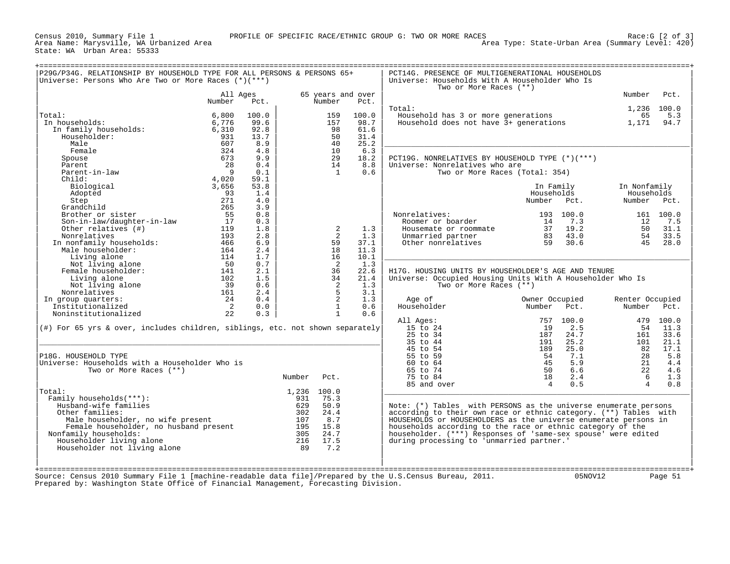Census 2010, Summary File 1 — PROFILE OF SPECIFIC RACE/ETHNIC GROUP G: TWO OR MORE RACES — Race:G [2 of 3]

Area Name: Marysville, WA Urbanized Area — Area Type: State-Urban Area (Summary Level: 420)

State: WA Urban Area: 55333

## P29G/P34G. RELATIONSHIP BY HOUSEHOLD TYPE FOR ALL PERSONS & PERSONS 65+

Universe: Persons Who Are Two or More Races (*)(***)

| | All Ages Number | All Ages Pct. | 65 years and over Number | 65 years and over Pct. |
|---|---|---|---|---|
| Total: | 6,800 | 100.0 | 159 | 100.0 |
| In households: | 6,776 | 99.6 | 157 | 98.7 |
| In family households: | 6,310 | 92.8 | 98 | 61.6 |
| Householder: | 931 | 13.7 | 50 | 31.4 |
| Male | 607 | 8.9 | 40 | 25.2 |
| Female | 324 | 4.8 | 10 | 6.3 |
| Spouse | 673 | 9.9 | 29 | 18.2 |
| Parent | 28 | 0.4 | 14 | 8.8 |
| Parent-in-law | 9 | 0.1 | 1 | 0.6 |
| Child: | 4,020 | 59.1 | | |
| Biological | 3,656 | 53.8 | | |
| Adopted | 93 | 1.4 | | |
| Step | 271 | 4.0 | | |
| Grandchild | 265 | 3.9 | | |
| Brother or sister | 55 | 0.8 | | |
| Son-in-law/daughter-in-law | 17 | 0.3 | | |
| Other relatives (#) | 119 | 1.8 | 2 | 1.3 |
| Nonrelatives | 193 | 2.8 | 2 | 1.3 |
| In nonfamily households: | 466 | 6.9 | 59 | 37.1 |
| Male householder: | 164 | 2.4 | 18 | 11.3 |
| Living alone | 114 | 1.7 | 16 | 10.1 |
| Not living alone | 50 | 0.7 | 2 | 1.3 |
| Female householder: | 141 | 2.1 | 36 | 22.6 |
| Living alone | 102 | 1.5 | 34 | 21.4 |
| Not living alone | 39 | 0.6 | 2 | 1.3 |
| Nonrelatives | 161 | 2.4 | 5 | 3.1 |
| In group quarters: | 24 | 0.4 | 2 | 1.3 |
| Institutionalized | 2 | 0.0 | 1 | 0.6 |
| Noninstitutionalized | 22 | 0.3 | 1 | 0.6 |

(#) For 65 yrs & over, includes children, siblings, etc. not shown separately

## P18G. HOUSEHOLD TYPE

Universe: Households with a Householder Who is Two or More Races (**)

| | Number | Pct. |
|---|---|---|
| Total: | 1,236 | 100.0 |
| Family households(***): | 931 | 75.3 |
| Husband-wife families | 629 | 50.9 |
| Other families: | 302 | 24.4 |
| Male householder, no wife present | 107 | 8.7 |
| Female householder, no husband present | 195 | 15.8 |
| Nonfamily households: | 305 | 24.7 |
| Householder living alone | 216 | 17.5 |
| Householder not living alone | 89 | 7.2 |

## PCT14G. PRESENCE OF MULTIGENERATIONAL HOUSEHOLDS

Universe: Households With A Householder Who Is Two or More Races (**)

| | Number | Pct. |
|---|---|---|
| Total: | 1,236 | 100.0 |
| Household has 3 or more generations | 65 | 5.3 |
| Household does not have 3+ generations | 1,171 | 94.7 |

## PCT19G. NONRELATIVES BY HOUSEHOLD TYPE (*)(***)

Universe: Nonrelatives who are Two or More Races (Total: 354)

| | In Family Households Number | In Family Households Pct. | In Nonfamily Households Number | In Nonfamily Households Pct. |
|---|---|---|---|---|
| Nonrelatives: | 193 | 100.0 | 161 | 100.0 |
| Roomer or boarder | 14 | 7.3 | 12 | 7.5 |
| Housemate or roommate | 37 | 19.2 | 50 | 31.1 |
| Unmarried partner | 83 | 43.0 | 54 | 33.5 |
| Other nonrelatives | 59 | 30.6 | 45 | 28.0 |

## H17G. HOUSING UNITS BY HOUSEHOLDER'S AGE AND TENURE

Universe: Occupied Housing Units With A Householder Who Is Two or More Races (**)

| Age of Householder | Owner Occupied Number | Owner Occupied Pct. | Renter Occupied Number | Renter Occupied Pct. |
|---|---|---|---|---|
| All Ages: | 757 | 100.0 | 479 | 100.0 |
| 15 to 24 | 19 | 2.5 | 54 | 11.3 |
| 25 to 34 | 187 | 24.7 | 161 | 33.6 |
| 35 to 44 | 191 | 25.2 | 101 | 21.1 |
| 45 to 54 | 189 | 25.0 | 82 | 17.1 |
| 55 to 59 | 54 | 7.1 | 28 | 5.8 |
| 60 to 64 | 45 | 5.9 | 21 | 4.4 |
| 65 to 74 | 50 | 6.6 | 22 | 4.6 |
| 75 to 84 | 18 | 2.4 | 6 | 1.3 |
| 85 and over | 4 | 0.5 | 4 | 0.8 |

Note: (*) Tables with PERSONS as the universe enumerate persons according to their own race or ethnic category. (**) Tables with HOUSEHOLDS or HOUSEHOLDERS as the universe enumerate persons in households according to the race or ethnic category of the householder. (***) Responses of 'same-sex spouse' were edited during processing to 'unmarried partner.'

Source: Census 2010 Summary File 1 [machine-readable data file]/Prepared by the U.S.Census Bureau, 2011. 05NOV12

Prepared by: Washington State Office of Financial Management, Forecasting Division.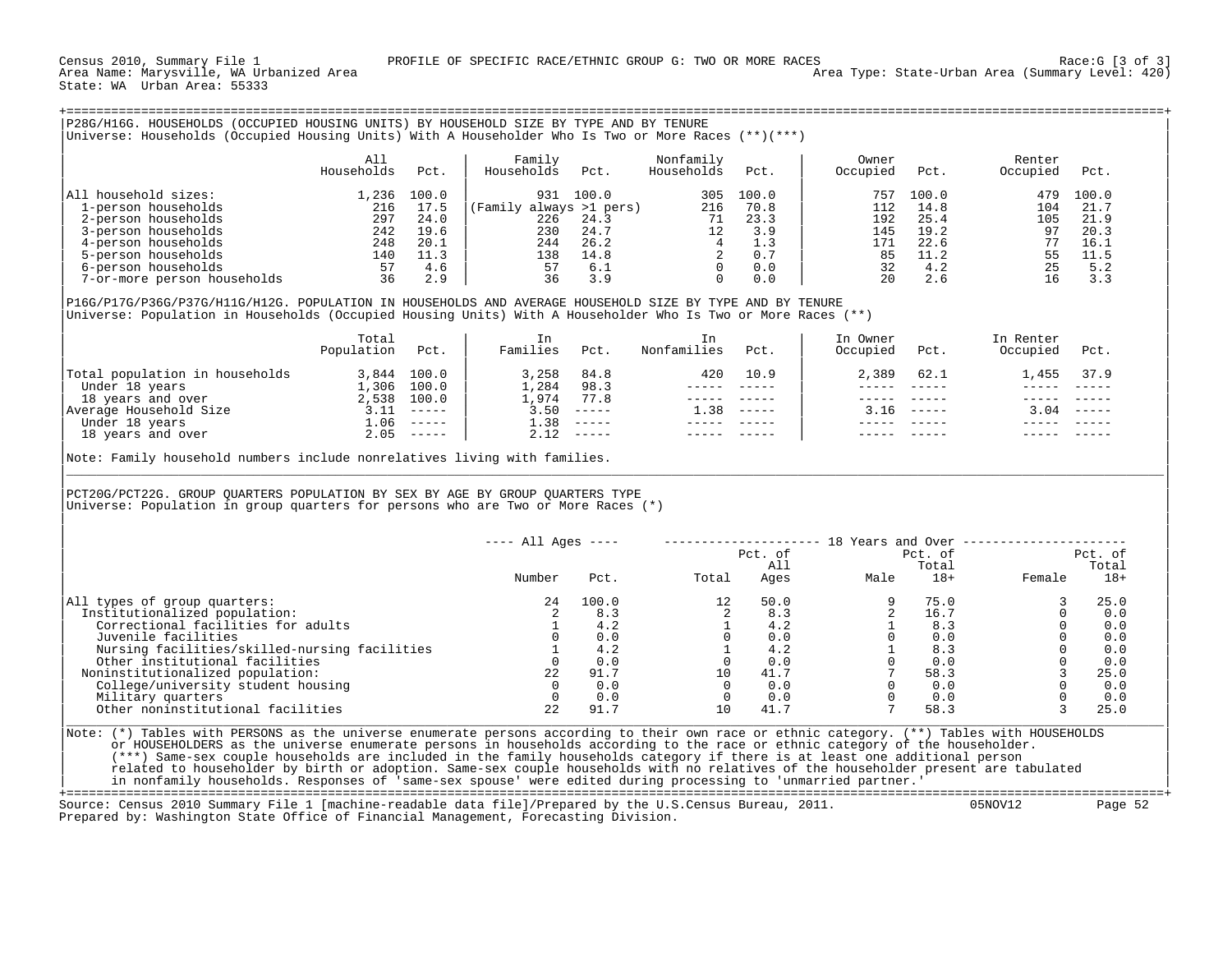Census 2010, Summary File 1 PROFILE OF SPECIFIC RACE/ETHNIC GROUP G: TWO OR MORE RACES Race:G [3 of 3]
Area Name: Marysville, WA Urbanized Area Area Type: State-Urban Area (Summary Level: 420)
State: WA Urban Area: 55333

## P28G/H16G. HOUSEHOLDS (OCCUPIED HOUSING UNITS) BY HOUSEHOLD SIZE BY TYPE AND BY TENURE

Universe: Households (Occupied Housing Units) With A Householder Who Is Two or More Races (**)(***)

| | All Households | Pct. | Family Households | Pct. | Nonfamily Households | Pct. | Owner Occupied | Pct. | Renter Occupied | Pct. |
|---|---|---|---|---|---|---|---|---|---|---|
| All household sizes: | 1,236 | 100.0 | 931 | 100.0 | 305 | 100.0 | 757 | 100.0 | 479 | 100.0 |
| 1-person households | 216 | 17.5 | (Family always >1 pers) | | 216 | 70.8 | 112 | 14.8 | 104 | 21.7 |
| 2-person households | 297 | 24.0 | 226 | 24.3 | 71 | 23.3 | 192 | 25.4 | 105 | 21.9 |
| 3-person households | 242 | 19.6 | 230 | 24.7 | 12 | 3.9 | 145 | 19.2 | 97 | 20.3 |
| 4-person households | 248 | 20.1 | 244 | 26.2 | 4 | 1.3 | 171 | 22.6 | 77 | 16.1 |
| 5-person households | 140 | 11.3 | 138 | 14.8 | 2 | 0.7 | 85 | 11.2 | 55 | 11.5 |
| 6-person households | 57 | 4.6 | 57 | 6.1 | 0 | 0.0 | 32 | 4.2 | 25 | 5.2 |
| 7-or-more person households | 36 | 2.9 | 36 | 3.9 | 0 | 0.0 | 20 | 2.6 | 16 | 3.3 |

## P16G/P17G/P36G/P37G/H11G/H12G. POPULATION IN HOUSEHOLDS AND AVERAGE HOUSEHOLD SIZE BY TYPE AND BY TENURE

Universe: Population in Households (Occupied Housing Units) With A Householder Who Is Two or More Races (**)

| | Total Population | Pct. | In Families | Pct. | In Nonfamilies | Pct. | In Owner Occupied | Pct. | In Renter Occupied | Pct. |
|---|---|---|---|---|---|---|---|---|---|---|
| Total population in households | 3,844 | 100.0 | 3,258 | 84.8 | 420 | 10.9 | 2,389 | 62.1 | 1,455 | 37.9 |
| Under 18 years | 1,306 | 100.0 | 1,284 | 98.3 | ----- | ----- | ----- | ----- | ----- | ----- |
| 18 years and over | 2,538 | 100.0 | 1,974 | 77.8 | ----- | ----- | ----- | ----- | ----- | ----- |
| Average Household Size | 3.11 | ----- | 3.50 | ----- | 1.38 | ----- | 3.16 | ----- | 3.04 | ----- |
| Under 18 years | 1.06 | ----- | 1.38 | ----- | ----- | ----- | ----- | ----- | ----- | ----- |
| 18 years and over | 2.05 | ----- | 2.12 | ----- | ----- | ----- | ----- | ----- | ----- | ----- |

Note: Family household numbers include nonrelatives living with families.

## PCT20G/PCT22G. GROUP QUARTERS POPULATION BY SEX BY AGE BY GROUP QUARTERS TYPE

Universe: Population in group quarters for persons who are Two or More Races (*)

| | All Ages | | 18 Years and Over | | | | | |
|---|---|---|---|---|---|---|---|---|
| | Number | Pct. | Total | Pct. of All Ages | Male | Pct. of Total 18+ | Female | Pct. of Total 18+ |
| All types of group quarters: | 24 | 100.0 | 12 | 50.0 | 9 | 75.0 | 3 | 25.0 |
| Institutionalized population: | 2 | 8.3 | 2 | 8.3 | 2 | 16.7 | 0 | 0.0 |
| Correctional facilities for adults | 1 | 4.2 | 1 | 4.2 | 1 | 8.3 | 0 | 0.0 |
| Juvenile facilities | 0 | 0.0 | 0 | 0.0 | 0 | 0.0 | 0 | 0.0 |
| Nursing facilities/skilled-nursing facilities | 1 | 4.2 | 1 | 4.2 | 1 | 8.3 | 0 | 0.0 |
| Other institutional facilities | 0 | 0.0 | 0 | 0.0 | 0 | 0.0 | 0 | 0.0 |
| Noninstitutionalized population: | 22 | 91.7 | 10 | 41.7 | 7 | 58.3 | 3 | 25.0 |
| College/university student housing | 0 | 0.0 | 0 | 0.0 | 0 | 0.0 | 0 | 0.0 |
| Military quarters | 0 | 0.0 | 0 | 0.0 | 0 | 0.0 | 0 | 0.0 |
| Other noninstitutional facilities | 22 | 91.7 | 10 | 41.7 | 7 | 58.3 | 3 | 25.0 |

Note: (*) Tables with PERSONS as the universe enumerate persons according to their own race or ethnic category. (**) Tables with HOUSEHOLDS or HOUSEHOLDERS as the universe enumerate persons in households according to the race or ethnic category of the householder. (***) Same-sex couple households are included in the family households category if there is at least one additional person related to householder by birth or adoption. Same-sex couple households with no relatives of the householder present are tabulated in nonfamily households. Responses of 'same-sex spouse' were edited during processing to 'unmarried partner.'

Source: Census 2010 Summary File 1 [machine-readable data file]/Prepared by the U.S.Census Bureau, 2011. 05NOV12
Prepared by: Washington State Office of Financial Management, Forecasting Division.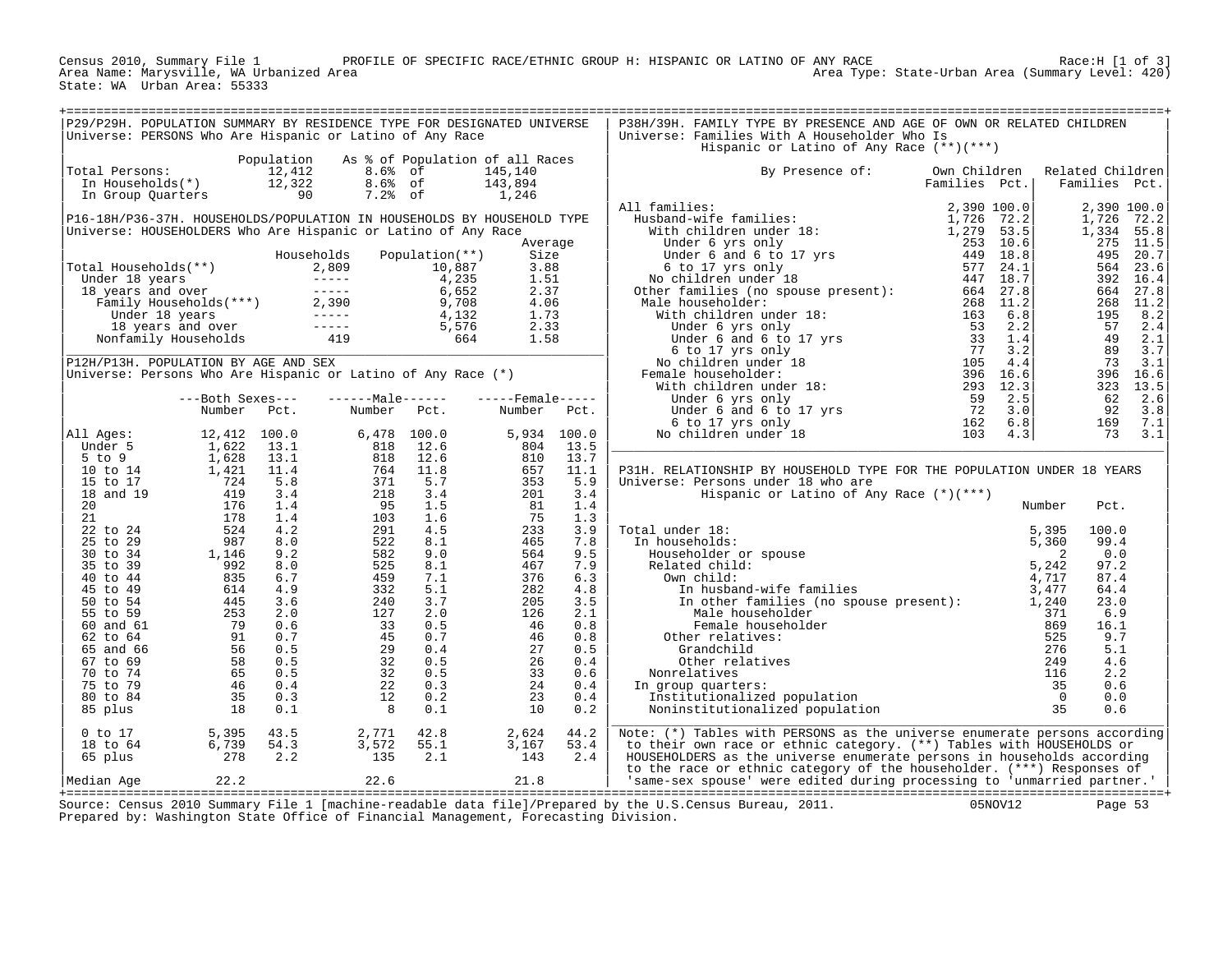Census 2010, Summary File 1 — PROFILE OF SPECIFIC RACE/ETHNIC GROUP H: HISPANIC OR LATINO OF ANY RACE — Race:H [1 of 3]
Area Name: Marysville, WA Urbanized Area — Area Type: State-Urban Area (Summary Level: 420)
State: WA Urban Area: 55333

## P29/P29H. POPULATION SUMMARY BY RESIDENCE TYPE FOR DESIGNATED UNIVERSE

Universe: PERSONS Who Are Hispanic or Latino of Any Race

| | Population | As % of Population of all Races | |
|---|---|---|---|
| Total Persons: | 12,412 | 8.6% of | 145,140 |
| In Households(*) | 12,322 | 8.6% of | 143,894 |
| In Group Quarters | 90 | 7.2% of | 1,246 |

## P16-18H/P36-37H. HOUSEHOLDS/POPULATION IN HOUSEHOLDS BY HOUSEHOLD TYPE

Universe: HOUSEHOLDERS Who Are Hispanic or Latino of Any Race

| | Households | Population(**) | Average Size |
|---|---|---|---|
| Total Households(**) | 2,809 | 10,887 | 3.88 |
| Under 18 years | ----- | 4,235 | 1.51 |
| 18 years and over | ----- | 6,652 | 2.37 |
| Family Households(***) | 2,390 | 9,708 | 4.06 |
| Under 18 years | ----- | 4,132 | 1.73 |
| 18 years and over | ----- | 5,576 | 2.33 |
| Nonfamily Households | 419 | 664 | 1.58 |

## P12H/P13H. POPULATION BY AGE AND SEX

Universe: Persons Who Are Hispanic or Latino of Any Race (*)

| | Both Sexes Number | Both Sexes Pct. | Male Number | Male Pct. | Female Number | Female Pct. |
|---|---|---|---|---|---|---|
| All Ages: | 12,412 | 100.0 | 6,478 | 100.0 | 5,934 | 100.0 |
| Under 5 | 1,622 | 13.1 | 818 | 12.6 | 804 | 13.5 |
| 5 to 9 | 1,628 | 13.1 | 818 | 12.6 | 810 | 13.7 |
| 10 to 14 | 1,421 | 11.4 | 764 | 11.8 | 657 | 11.1 |
| 15 to 17 | 724 | 5.8 | 371 | 5.7 | 353 | 5.9 |
| 18 and 19 | 419 | 3.4 | 218 | 3.4 | 201 | 3.4 |
| 20 | 176 | 1.4 | 95 | 1.5 | 81 | 1.4 |
| 21 | 178 | 1.4 | 103 | 1.6 | 75 | 1.3 |
| 22 to 24 | 524 | 4.2 | 291 | 4.5 | 233 | 3.9 |
| 25 to 29 | 987 | 8.0 | 522 | 8.1 | 465 | 7.8 |
| 30 to 34 | 1,146 | 9.2 | 582 | 9.0 | 564 | 9.5 |
| 35 to 39 | 992 | 8.0 | 525 | 8.1 | 467 | 7.9 |
| 40 to 44 | 835 | 6.7 | 459 | 7.1 | 376 | 6.3 |
| 45 to 49 | 614 | 4.9 | 332 | 5.1 | 282 | 4.8 |
| 50 to 54 | 445 | 3.6 | 240 | 3.7 | 205 | 3.5 |
| 55 to 59 | 253 | 2.0 | 127 | 2.0 | 126 | 2.1 |
| 60 and 61 | 79 | 0.6 | 33 | 0.5 | 46 | 0.8 |
| 62 to 64 | 91 | 0.7 | 45 | 0.7 | 46 | 0.8 |
| 65 and 66 | 56 | 0.5 | 29 | 0.4 | 27 | 0.5 |
| 67 to 69 | 58 | 0.5 | 32 | 0.5 | 26 | 0.4 |
| 70 to 74 | 65 | 0.5 | 32 | 0.5 | 33 | 0.6 |
| 75 to 79 | 46 | 0.4 | 22 | 0.3 | 24 | 0.4 |
| 80 to 84 | 35 | 0.3 | 12 | 0.2 | 23 | 0.4 |
| 85 plus | 18 | 0.1 | 8 | 0.1 | 10 | 0.2 |
| 0 to 17 | 5,395 | 43.5 | 2,771 | 42.8 | 2,624 | 44.2 |
| 18 to 64 | 6,739 | 54.3 | 3,572 | 55.1 | 3,167 | 53.4 |
| 65 plus | 278 | 2.2 | 135 | 2.1 | 143 | 2.4 |
| Median Age | 22.2 | | 22.6 | | 21.8 | |

## P38H/39H. FAMILY TYPE BY PRESENCE AND AGE OF OWN OR RELATED CHILDREN

Universe: Families With A Householder Who Is Hispanic or Latino of Any Race (**)(***)

| By Presence of: | Own Children Families | Own Children Pct. | Related Children Families | Related Children Pct. |
|---|---|---|---|---|
| All families: | 2,390 | 100.0 | 2,390 | 100.0 |
| Husband-wife families: | 1,726 | 72.2 | 1,726 | 72.2 |
| With children under 18: | 1,279 | 53.5 | 1,334 | 55.8 |
| Under 6 yrs only | 253 | 10.6 | 275 | 11.5 |
| Under 6 and 6 to 17 yrs | 449 | 18.8 | 495 | 20.7 |
| 6 to 17 yrs only | 577 | 24.1 | 564 | 23.6 |
| No children under 18 | 447 | 18.7 | 392 | 16.4 |
| Other families (no spouse present): | 664 | 27.8 | 664 | 27.8 |
| Male householder: | 268 | 11.2 | 268 | 11.2 |
| With children under 18: | 163 | 6.8 | 195 | 8.2 |
| Under 6 yrs only | 53 | 2.2 | 57 | 2.4 |
| Under 6 and 6 to 17 yrs | 33 | 1.4 | 49 | 2.1 |
| 6 to 17 yrs only | 77 | 3.2 | 89 | 3.7 |
| No children under 18 | 105 | 4.4 | 73 | 3.1 |
| Female householder: | 396 | 16.6 | 396 | 16.6 |
| With children under 18: | 293 | 12.3 | 323 | 13.5 |
| Under 6 yrs only | 59 | 2.5 | 62 | 2.6 |
| Under 6 and 6 to 17 yrs | 72 | 3.0 | 92 | 3.8 |
| 6 to 17 yrs only | 162 | 6.8 | 169 | 7.1 |
| No children under 18 | 103 | 4.3 | 73 | 3.1 |

## P31H. RELATIONSHIP BY HOUSEHOLD TYPE FOR THE POPULATION UNDER 18 YEARS

Universe: Persons under 18 who are Hispanic or Latino of Any Race (*)(***)

| | Number | Pct. |
|---|---|---|
| Total under 18: | 5,395 | 100.0 |
| In households: | 5,360 | 99.4 |
| Householder or spouse | 2 | 0.0 |
| Related child: | 5,242 | 97.2 |
| Own child: | 4,717 | 87.4 |
| In husband-wife families | 3,477 | 64.4 |
| In other families (no spouse present): | 1,240 | 23.0 |
| Male householder | 371 | 6.9 |
| Female householder | 869 | 16.1 |
| Other relatives: | 525 | 9.7 |
| Grandchild | 276 | 5.1 |
| Other relatives | 249 | 4.6 |
| Nonrelatives | 116 | 2.2 |
| In group quarters: | 35 | 0.6 |
| Institutionalized population | 0 | 0.0 |
| Noninstitutionalized population | 35 | 0.6 |

Note: (*) Tables with PERSONS as the universe enumerate persons according to their own race or ethnic category. (**) Tables with HOUSEHOLDS or HOUSEHOLDERS as the universe enumerate persons in households according to the race or ethnic category of the householder. (***) Responses of 'same-sex spouse' were edited during processing to 'unmarried partner.'

Source: Census 2010 Summary File 1 [machine-readable data file]/Prepared by the U.S.Census Bureau, 2011. 05NOV12
Prepared by: Washington State Office of Financial Management, Forecasting Division.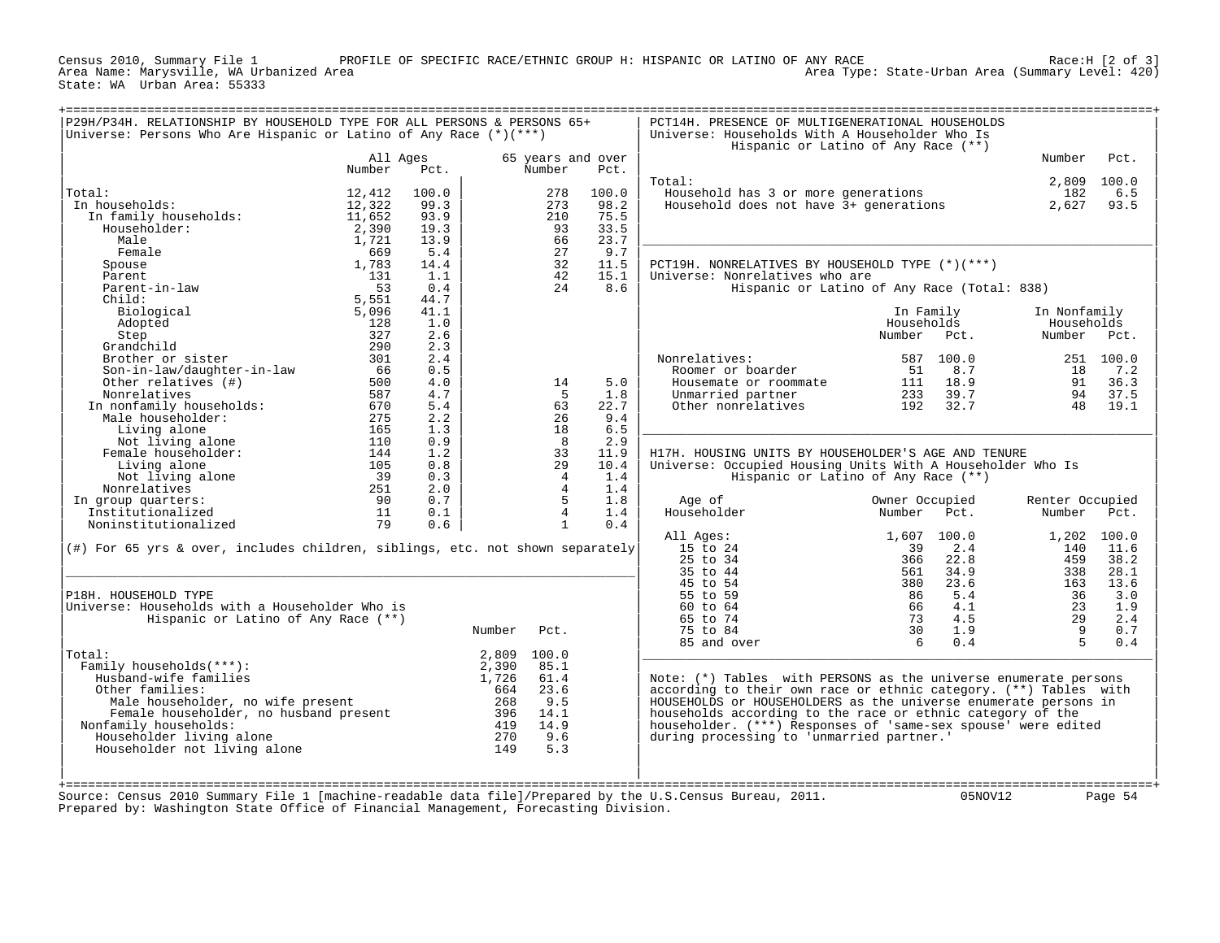Census 2010, Summary File 1 PROFILE OF SPECIFIC RACE/ETHNIC GROUP H: HISPANIC OR LATINO OF ANY RACE Race:H [2 of 3]
Area Name: Marysville, WA Urbanized Area Area Type: State-Urban Area (Summary Level: 420)
State: WA Urban Area: 55333

## P29H/P34H. RELATIONSHIP BY HOUSEHOLD TYPE FOR ALL PERSONS & PERSONS 65+

Universe: Persons Who Are Hispanic or Latino of Any Race (*)(***)

| | All Ages Number | All Ages Pct. | 65 years and over Number | 65 years and over Pct. |
|---|---|---|---|---|
| Total: | 12,412 | 100.0 | 278 | 100.0 |
| In households: | 12,322 | 99.3 | 273 | 98.2 |
| In family households: | 11,652 | 93.9 | 210 | 75.5 |
| Householder: | 2,390 | 19.3 | 93 | 33.5 |
| Male | 1,721 | 13.9 | 66 | 23.7 |
| Female | 669 | 5.4 | 27 | 9.7 |
| Spouse | 1,783 | 14.4 | 32 | 11.5 |
| Parent | 131 | 1.1 | 42 | 15.1 |
| Parent-in-law | 53 | 0.4 | 24 | 8.6 |
| Child: | 5,551 | 44.7 | | |
| Biological | 5,096 | 41.1 | | |
| Adopted | 128 | 1.0 | | |
| Step | 327 | 2.6 | | |
| Grandchild | 290 | 2.3 | | |
| Brother or sister | 301 | 2.4 | | |
| Son-in-law/daughter-in-law | 66 | 0.5 | | |
| Other relatives (#) | 500 | 4.0 | 14 | 5.0 |
| Nonrelatives | 587 | 4.7 | 5 | 1.8 |
| In nonfamily households: | 670 | 5.4 | 63 | 22.7 |
| Male householder: | 275 | 2.2 | 26 | 9.4 |
| Living alone | 165 | 1.3 | 18 | 6.5 |
| Not living alone | 110 | 0.9 | 8 | 2.9 |
| Female householder: | 144 | 1.2 | 33 | 11.9 |
| Living alone | 105 | 0.8 | 29 | 10.4 |
| Not living alone | 39 | 0.3 | 4 | 1.4 |
| Nonrelatives | 251 | 2.0 | 4 | 1.4 |
| In group quarters: | 90 | 0.7 | 5 | 1.8 |
| Institutionalized | 11 | 0.1 | 4 | 1.4 |
| Noninstitutionalized | 79 | 0.6 | 1 | 0.4 |

(#) For 65 yrs & over, includes children, siblings, etc. not shown separately

## P18H. HOUSEHOLD TYPE

Universe: Households with a Householder Who is Hispanic or Latino of Any Race (**)

| | Number | Pct. |
|---|---|---|
| Total: | 2,809 | 100.0 |
| Family households(***): | 2,390 | 85.1 |
| Husband-wife families | 1,726 | 61.4 |
| Other families: | 664 | 23.6 |
| Male householder, no wife present | 268 | 9.5 |
| Female householder, no husband present | 396 | 14.1 |
| Nonfamily households: | 419 | 14.9 |
| Householder living alone | 270 | 9.6 |
| Householder not living alone | 149 | 5.3 |

## PCT14H. PRESENCE OF MULTIGENERATIONAL HOUSEHOLDS

Universe: Households With A Householder Who Is Hispanic or Latino of Any Race (**)

| | Number | Pct. |
|---|---|---|
| Total: | 2,809 | 100.0 |
| Household has 3 or more generations | 182 | 6.5 |
| Household does not have 3+ generations | 2,627 | 93.5 |

## PCT19H. NONRELATIVES BY HOUSEHOLD TYPE (*)(***)

Universe: Nonrelatives who are Hispanic or Latino of Any Race (Total: 838)

| | In Family Households Number | In Family Households Pct. | In Nonfamily Households Number | In Nonfamily Households Pct. |
|---|---|---|---|---|
| Nonrelatives: | 587 | 100.0 | 251 | 100.0 |
| Roomer or boarder | 51 | 8.7 | 18 | 7.2 |
| Housemate or roommate | 111 | 18.9 | 91 | 36.3 |
| Unmarried partner | 233 | 39.7 | 94 | 37.5 |
| Other nonrelatives | 192 | 32.7 | 48 | 19.1 |

## H17H. HOUSING UNITS BY HOUSEHOLDER'S AGE AND TENURE

Universe: Occupied Housing Units With A Householder Who Is Hispanic or Latino of Any Race (**)

| Age of Householder | Owner Occupied Number | Owner Occupied Pct. | Renter Occupied Number | Renter Occupied Pct. |
|---|---|---|---|---|
| All Ages: | 1,607 | 100.0 | 1,202 | 100.0 |
| 15 to 24 | 39 | 2.4 | 140 | 11.6 |
| 25 to 34 | 366 | 22.8 | 459 | 38.2 |
| 35 to 44 | 561 | 34.9 | 338 | 28.1 |
| 45 to 54 | 380 | 23.6 | 163 | 13.6 |
| 55 to 59 | 86 | 5.4 | 36 | 3.0 |
| 60 to 64 | 66 | 4.1 | 23 | 1.9 |
| 65 to 74 | 73 | 4.5 | 29 | 2.4 |
| 75 to 84 | 30 | 1.9 | 9 | 0.7 |
| 85 and over | 6 | 0.4 | 5 | 0.4 |

Note: (*) Tables with PERSONS as the universe enumerate persons according to their own race or ethnic category. (**) Tables with HOUSEHOLDS or HOUSEHOLDERS as the universe enumerate persons in households according to the race or ethnic category of the householder. (***) Responses of 'same-sex spouse' were edited during processing to 'unmarried partner.'

Source: Census 2010 Summary File 1 [machine-readable data file]/Prepared by the U.S.Census Bureau, 2011. 05NOV12
Prepared by: Washington State Office of Financial Management, Forecasting Division.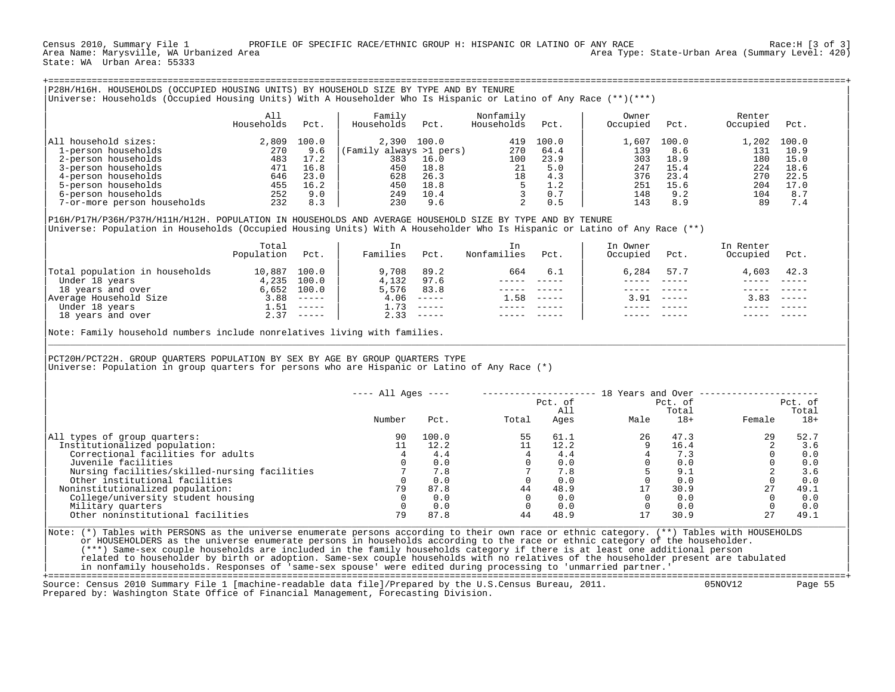Census 2010, Summary File 1 — PROFILE OF SPECIFIC RACE/ETHNIC GROUP H: HISPANIC OR LATINO OF ANY RACE — Race:H [3 of 3]
Area Name: Marysville, WA Urbanized Area — Area Type: State-Urban Area (Summary Level: 420)
State: WA Urban Area: 55333

## P28H/H16H. HOUSEHOLDS (OCCUPIED HOUSING UNITS) BY HOUSEHOLD SIZE BY TYPE AND BY TENURE

Universe: Households (Occupied Housing Units) With A Householder Who Is Hispanic or Latino of Any Race (**)(***)

| | All Households | Pct. | Family Households | Pct. | Nonfamily Households | Pct. | Owner Occupied | Pct. | Renter Occupied | Pct. |
|---|---|---|---|---|---|---|---|---|---|---|
| All household sizes: | 2,809 | 100.0 | 2,390 | 100.0 | 419 | 100.0 | 1,607 | 100.0 | 1,202 | 100.0 |
| 1-person households | 270 | 9.6 | (Family always >1 pers) | | 270 | 64.4 | 139 | 8.6 | 131 | 10.9 |
| 2-person households | 483 | 17.2 | 383 | 16.0 | 100 | 23.9 | 303 | 18.9 | 180 | 15.0 |
| 3-person households | 471 | 16.8 | 450 | 18.8 | 21 | 5.0 | 247 | 15.4 | 224 | 18.6 |
| 4-person households | 646 | 23.0 | 628 | 26.3 | 18 | 4.3 | 376 | 23.4 | 270 | 22.5 |
| 5-person households | 455 | 16.2 | 450 | 18.8 | 5 | 1.2 | 251 | 15.6 | 204 | 17.0 |
| 6-person households | 252 | 9.0 | 249 | 10.4 | 3 | 0.7 | 148 | 9.2 | 104 | 8.7 |
| 7-or-more person households | 232 | 8.3 | 230 | 9.6 | 2 | 0.5 | 143 | 8.9 | 89 | 7.4 |

## P16H/P17H/P36H/P37H/H11H/H12H. POPULATION IN HOUSEHOLDS AND AVERAGE HOUSEHOLD SIZE BY TYPE AND BY TENURE

Universe: Population in Households (Occupied Housing Units) With A Householder Who Is Hispanic or Latino of Any Race (**)

| | Total Population | Pct. | In Families | Pct. | In Nonfamilies | Pct. | In Owner Occupied | Pct. | In Renter Occupied | Pct. |
|---|---|---|---|---|---|---|---|---|---|---|
| Total population in households | 10,887 | 100.0 | 9,708 | 89.2 | 664 | 6.1 | 6,284 | 57.7 | 4,603 | 42.3 |
| Under 18 years | 4,235 | 100.0 | 4,132 | 97.6 | ----- | ----- | ----- | ----- | ----- | ----- |
| 18 years and over | 6,652 | 100.0 | 5,576 | 83.8 | ----- | ----- | ----- | ----- | ----- | ----- |
| Average Household Size | 3.88 | ----- | 4.06 | ----- | 1.58 | ----- | 3.91 | ----- | 3.83 | ----- |
| Under 18 years | 1.51 | ----- | 1.73 | ----- | ----- | ----- | ----- | ----- | ----- | ----- |
| 18 years and over | 2.37 | ----- | 2.33 | ----- | ----- | ----- | ----- | ----- | ----- | ----- |

Note: Family household numbers include nonrelatives living with families.

## PCT20H/PCT22H. GROUP QUARTERS POPULATION BY SEX BY AGE BY GROUP QUARTERS TYPE

Universe: Population in group quarters for persons who are Hispanic or Latino of Any Race (*)

| | All Ages | | 18 Years and Over | | | | | |
|---|---|---|---|---|---|---|---|---|
| | Number | Pct. | Total | Pct. of All Ages | Male | Pct. of Total 18+ | Female | Pct. of Total 18+ |
| All types of group quarters: | 90 | 100.0 | 55 | 61.1 | 26 | 47.3 | 29 | 52.7 |
| Institutionalized population: | 11 | 12.2 | 11 | 12.2 | 9 | 16.4 | 2 | 3.6 |
| Correctional facilities for adults | 4 | 4.4 | 4 | 4.4 | 4 | 7.3 | 0 | 0.0 |
| Juvenile facilities | 0 | 0.0 | 0 | 0.0 | 0 | 0.0 | 0 | 0.0 |
| Nursing facilities/skilled-nursing facilities | 7 | 7.8 | 7 | 7.8 | 5 | 9.1 | 2 | 3.6 |
| Other institutional facilities | 0 | 0.0 | 0 | 0.0 | 0 | 0.0 | 0 | 0.0 |
| Noninstitutionalized population: | 79 | 87.8 | 44 | 48.9 | 17 | 30.9 | 27 | 49.1 |
| College/university student housing | 0 | 0.0 | 0 | 0.0 | 0 | 0.0 | 0 | 0.0 |
| Military quarters | 0 | 0.0 | 0 | 0.0 | 0 | 0.0 | 0 | 0.0 |
| Other noninstitutional facilities | 79 | 87.8 | 44 | 48.9 | 17 | 30.9 | 27 | 49.1 |

Note: (*) Tables with PERSONS as the universe enumerate persons according to their own race or ethnic category. (**) Tables with HOUSEHOLDS or HOUSEHOLDERS as the universe enumerate persons in households according to the race or ethnic category of the householder. (***) Same-sex couple households are included in the family households category if there is at least one additional person related to householder by birth or adoption. Same-sex couple households with no relatives of the householder present are tabulated in nonfamily households. Responses of 'same-sex spouse' were edited during processing to 'unmarried partner.'

Source: Census 2010 Summary File 1 [machine-readable data file]/Prepared by the U.S.Census Bureau, 2011. 05NOV12
Prepared by: Washington State Office of Financial Management, Forecasting Division.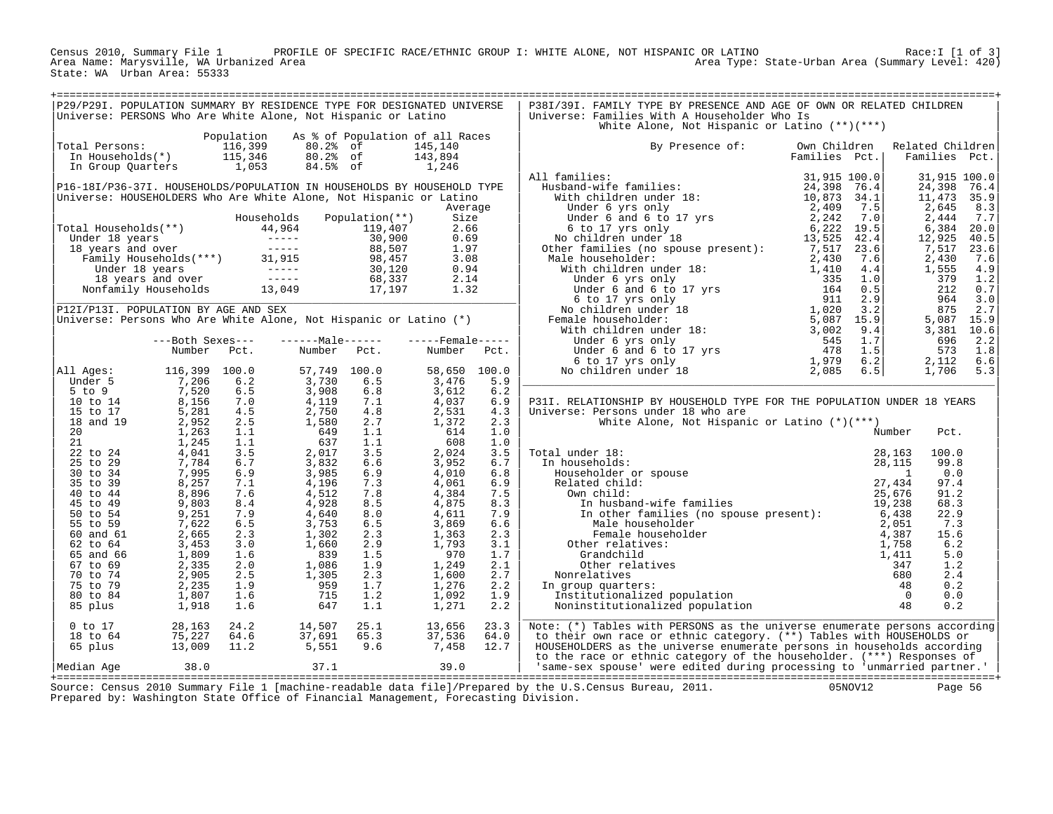Census 2010, Summary File 1 PROFILE OF SPECIFIC RACE/ETHNIC GROUP I: WHITE ALONE, NOT HISPANIC OR LATINO Race:I [1 of 3]
Area Name: Marysville, WA Urbanized Area Area Type: State-Urban Area (Summary Level: 420)
State: WA Urban Area: 55333

## P29/P29I. POPULATION SUMMARY BY RESIDENCE TYPE FOR DESIGNATED UNIVERSE

Universe: PERSONS Who Are White Alone, Not Hispanic or Latino

| | Population | As % of Population of all Races | | |
|---|---|---|---|---|
| Total Persons: | 116,399 | 80.2% | of | 145,140 |
| In Households(*) | 115,346 | 80.2% | of | 143,894 |
| In Group Quarters | 1,053 | 84.5% | of | 1,246 |

## P16-18I/P36-37I. HOUSEHOLDS/POPULATION IN HOUSEHOLDS BY HOUSEHOLD TYPE

Universe: HOUSEHOLDERS Who Are White Alone, Not Hispanic or Latino

| | Households | Population(**) | Average Size |
|---|---|---|---|
| Total Households(**) | 44,964 | 119,407 | 2.66 |
| Under 18 years | ----- | 30,900 | 0.69 |
| 18 years and over | ----- | 88,507 | 1.97 |
| Family Households(***) | 31,915 | 98,457 | 3.08 |
| Under 18 years | ----- | 30,120 | 0.94 |
| 18 years and over | ----- | 68,337 | 2.14 |
| Nonfamily Households | 13,049 | 17,197 | 1.32 |

## P12I/P13I. POPULATION BY AGE AND SEX

Universe: Persons Who Are White Alone, Not Hispanic or Latino (*)

| | Both Sexes Number | Both Sexes Pct. | Male Number | Male Pct. | Female Number | Female Pct. |
|---|---|---|---|---|---|---|
| All Ages: | 116,399 | 100.0 | 57,749 | 100.0 | 58,650 | 100.0 |
| Under 5 | 7,206 | 6.2 | 3,730 | 6.5 | 3,476 | 5.9 |
| 5 to 9 | 7,520 | 6.5 | 3,908 | 6.8 | 3,612 | 6.2 |
| 10 to 14 | 8,156 | 7.0 | 4,119 | 7.1 | 4,037 | 6.9 |
| 15 to 17 | 5,281 | 4.5 | 2,750 | 4.8 | 2,531 | 4.3 |
| 18 and 19 | 2,952 | 2.5 | 1,580 | 2.7 | 1,372 | 2.3 |
| 20 | 1,263 | 1.1 | 649 | 1.1 | 614 | 1.0 |
| 21 | 1,245 | 1.1 | 637 | 1.1 | 608 | 1.0 |
| 22 to 24 | 4,041 | 3.5 | 2,017 | 3.5 | 2,024 | 3.5 |
| 25 to 29 | 7,784 | 6.7 | 3,832 | 6.6 | 3,952 | 6.7 |
| 30 to 34 | 7,995 | 6.9 | 3,985 | 6.9 | 4,010 | 6.8 |
| 35 to 39 | 8,257 | 7.1 | 4,196 | 7.3 | 4,061 | 6.9 |
| 40 to 44 | 8,896 | 7.6 | 4,512 | 7.8 | 4,384 | 7.5 |
| 45 to 49 | 9,803 | 8.4 | 4,928 | 8.5 | 4,875 | 8.3 |
| 50 to 54 | 9,251 | 7.9 | 4,640 | 8.0 | 4,611 | 7.9 |
| 55 to 59 | 7,622 | 6.5 | 3,753 | 6.5 | 3,869 | 6.6 |
| 60 and 61 | 2,665 | 2.3 | 1,302 | 2.3 | 1,363 | 2.3 |
| 62 to 64 | 3,453 | 3.0 | 1,660 | 2.9 | 1,793 | 3.1 |
| 65 and 66 | 1,809 | 1.6 | 839 | 1.5 | 970 | 1.7 |
| 67 to 69 | 2,335 | 2.0 | 1,086 | 1.9 | 1,249 | 2.1 |
| 70 to 74 | 2,905 | 2.5 | 1,305 | 2.3 | 1,600 | 2.7 |
| 75 to 79 | 2,235 | 1.9 | 959 | 1.7 | 1,276 | 2.2 |
| 80 to 84 | 1,807 | 1.6 | 715 | 1.2 | 1,092 | 1.9 |
| 85 plus | 1,918 | 1.6 | 647 | 1.1 | 1,271 | 2.2 |
| 0 to 17 | 28,163 | 24.2 | 14,507 | 25.1 | 13,656 | 23.3 |
| 18 to 64 | 75,227 | 64.6 | 37,691 | 65.3 | 37,536 | 64.0 |
| 65 plus | 13,009 | 11.2 | 5,551 | 9.6 | 7,458 | 12.7 |
| Median Age | 38.0 | | 37.1 | | 39.0 | |

## P38I/39I. FAMILY TYPE BY PRESENCE AND AGE OF OWN OR RELATED CHILDREN

Universe: Families With A Householder Who Is White Alone, Not Hispanic or Latino (**)(***)

| By Presence of: | Own Children Families | Own Children Pct. | Related Children Families | Related Children Pct. |
|---|---|---|---|---|
| All families: | 31,915 | 100.0 | 31,915 | 100.0 |
| Husband-wife families: | 24,398 | 76.4 | 24,398 | 76.4 |
| With children under 18: | 10,873 | 34.1 | 11,473 | 35.9 |
| Under 6 yrs only | 2,409 | 7.5 | 2,645 | 8.3 |
| Under 6 and 6 to 17 yrs | 2,242 | 7.0 | 2,444 | 7.7 |
| 6 to 17 yrs only | 6,222 | 19.5 | 6,384 | 20.0 |
| No children under 18 | 13,525 | 42.4 | 12,925 | 40.5 |
| Other families (no spouse present): | 7,517 | 23.6 | 7,517 | 23.6 |
| Male householder: | 2,430 | 7.6 | 2,430 | 7.6 |
| With children under 18: | 1,410 | 4.4 | 1,555 | 4.9 |
| Under 6 yrs only | 335 | 1.0 | 379 | 1.2 |
| Under 6 and 6 to 17 yrs | 164 | 0.5 | 212 | 0.7 |
| 6 to 17 yrs only | 911 | 2.9 | 964 | 3.0 |
| No children under 18 | 1,020 | 3.2 | 875 | 2.7 |
| Female householder: | 5,087 | 15.9 | 5,087 | 15.9 |
| With children under 18: | 3,002 | 9.4 | 3,381 | 10.6 |
| Under 6 yrs only | 545 | 1.7 | 696 | 2.2 |
| Under 6 and 6 to 17 yrs | 478 | 1.5 | 573 | 1.8 |
| 6 to 17 yrs only | 1,979 | 6.2 | 2,112 | 6.6 |
| No children under 18 | 2,085 | 6.5 | 1,706 | 5.3 |

## P31I. RELATIONSHIP BY HOUSEHOLD TYPE FOR THE POPULATION UNDER 18 YEARS

Universe: Persons under 18 who are White Alone, Not Hispanic or Latino (*)(***)

| | Number | Pct. |
|---|---|---|
| Total under 18: | 28,163 | 100.0 |
| In households: | 28,115 | 99.8 |
| Householder or spouse | 1 | 0.0 |
| Related child: | 27,434 | 97.4 |
| Own child: | 25,676 | 91.2 |
| In husband-wife families | 19,238 | 68.3 |
| In other families (no spouse present): | 6,438 | 22.9 |
| Male householder | 2,051 | 7.3 |
| Female householder | 4,387 | 15.6 |
| Other relatives: | 1,758 | 6.2 |
| Grandchild | 1,411 | 5.0 |
| Other relatives | 347 | 1.2 |
| Nonrelatives | 680 | 2.4 |
| In group quarters: | 48 | 0.2 |
| Institutionalized population | 0 | 0.0 |
| Noninstitutionalized population | 48 | 0.2 |

Note: (*) Tables with PERSONS as the universe enumerate persons according to their own race or ethnic category. (**) Tables with HOUSEHOLDS or HOUSEHOLDERS as the universe enumerate persons in households according to the race or ethnic category of the householder. (***) Responses of 'same-sex spouse' were edited during processing to 'unmarried partner.'

Source: Census 2010 Summary File 1 [machine-readable data file]/Prepared by the U.S.Census Bureau, 2011. 05NOV12
Prepared by: Washington State Office of Financial Management, Forecasting Division.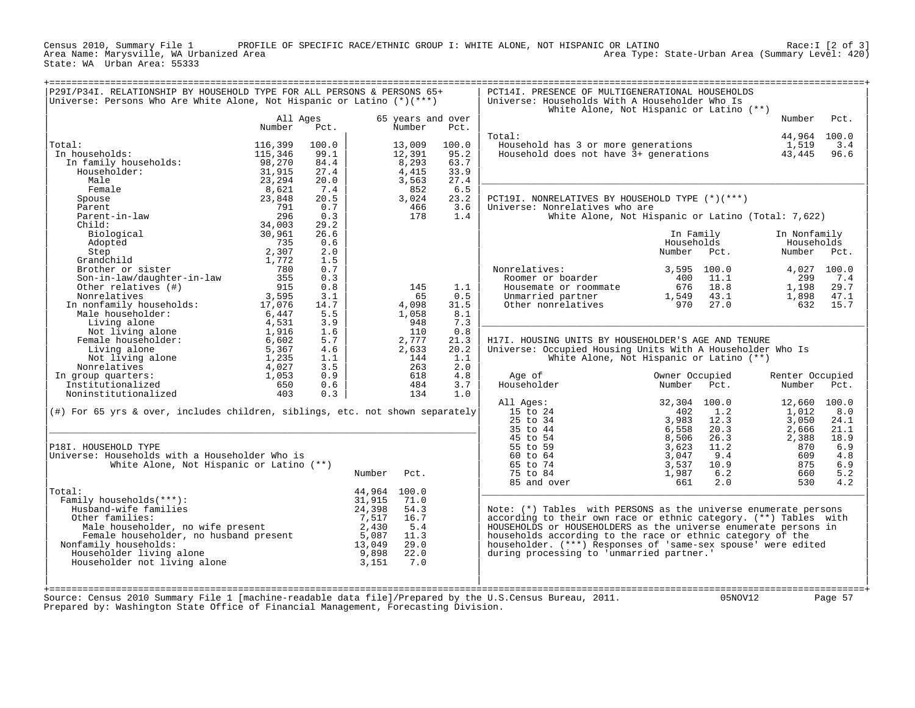Census 2010, Summary File 1 PROFILE OF SPECIFIC RACE/ETHNIC GROUP I: WHITE ALONE, NOT HISPANIC OR LATINO Race:I [2 of 3]
Area Name: Marysville, WA Urbanized Area Area Type: State-Urban Area (Summary Level: 420)
State: WA Urban Area: 55333

## P29I/P34I. RELATIONSHIP BY HOUSEHOLD TYPE FOR ALL PERSONS & PERSONS 65+

Universe: Persons Who Are White Alone, Not Hispanic or Latino (*)(***)

| | All Ages Number | All Ages Pct. | 65 years and over Number | 65 years and over Pct. |
|---|---|---|---|---|
| Total: | 116,399 | 100.0 | 13,009 | 100.0 |
| In households: | 115,346 | 99.1 | 12,391 | 95.2 |
| In family households: | 98,270 | 84.4 | 8,293 | 63.7 |
| Householder: | 31,915 | 27.4 | 4,415 | 33.9 |
| Male | 23,294 | 20.0 | 3,563 | 27.4 |
| Female | 8,621 | 7.4 | 852 | 6.5 |
| Spouse | 23,848 | 20.5 | 3,024 | 23.2 |
| Parent | 791 | 0.7 | 466 | 3.6 |
| Parent-in-law | 296 | 0.3 | 178 | 1.4 |
| Child: | 34,003 | 29.2 | | |
| Biological | 30,961 | 26.6 | | |
| Adopted | 735 | 0.6 | | |
| Step | 2,307 | 2.0 | | |
| Grandchild | 1,772 | 1.5 | | |
| Brother or sister | 780 | 0.7 | | |
| Son-in-law/daughter-in-law | 355 | 0.3 | | |
| Other relatives (#) | 915 | 0.8 | 145 | 1.1 |
| Nonrelatives | 3,595 | 3.1 | 65 | 0.5 |
| In nonfamily households: | 17,076 | 14.7 | 4,098 | 31.5 |
| Male householder: | 6,447 | 5.5 | 1,058 | 8.1 |
| Living alone | 4,531 | 3.9 | 948 | 7.3 |
| Not living alone | 1,916 | 1.6 | 110 | 0.8 |
| Female householder: | 6,602 | 5.7 | 2,777 | 21.3 |
| Living alone | 5,367 | 4.6 | 2,633 | 20.2 |
| Not living alone | 1,235 | 1.1 | 144 | 1.1 |
| Nonrelatives | 4,027 | 3.5 | 263 | 2.0 |
| In group quarters: | 1,053 | 0.9 | 618 | 4.8 |
| Institutionalized | 650 | 0.6 | 484 | 3.7 |
| Noninstitutionalized | 403 | 0.3 | 134 | 1.0 |

(#) For 65 yrs & over, includes children, siblings, etc. not shown separately

## P18I. HOUSEHOLD TYPE

Universe: Households with a Householder Who is White Alone, Not Hispanic or Latino (**)

| | Number | Pct. |
|---|---|---|
| Total: | 44,964 | 100.0 |
| Family households(***): | 31,915 | 71.0 |
| Husband-wife families | 24,398 | 54.3 |
| Other families: | 7,517 | 16.7 |
| Male householder, no wife present | 2,430 | 5.4 |
| Female householder, no husband present | 5,087 | 11.3 |
| Nonfamily households: | 13,049 | 29.0 |
| Householder living alone | 9,898 | 22.0 |
| Householder not living alone | 3,151 | 7.0 |

## PCT14I. PRESENCE OF MULTIGENERATIONAL HOUSEHOLDS

Universe: Households With A Householder Who Is White Alone, Not Hispanic or Latino (**)

| | Number | Pct. |
|---|---|---|
| Total: | 44,964 | 100.0 |
| Household has 3 or more generations | 1,519 | 3.4 |
| Household does not have 3+ generations | 43,445 | 96.6 |

## PCT19I. NONRELATIVES BY HOUSEHOLD TYPE (*)(***)

Universe: Nonrelatives who are White Alone, Not Hispanic or Latino (Total: 7,622)

| | In Family Households Number | In Family Households Pct. | In Nonfamily Households Number | In Nonfamily Households Pct. |
|---|---|---|---|---|
| Nonrelatives: | 3,595 | 100.0 | 4,027 | 100.0 |
| Roomer or boarder | 400 | 11.1 | 299 | 7.4 |
| Housemate or roommate | 676 | 18.8 | 1,198 | 29.7 |
| Unmarried partner | 1,549 | 43.1 | 1,898 | 47.1 |
| Other nonrelatives | 970 | 27.0 | 632 | 15.7 |

## H17I. HOUSING UNITS BY HOUSEHOLDER'S AGE AND TENURE

Universe: Occupied Housing Units With A Householder Who Is White Alone, Not Hispanic or Latino (**)

| Age of Householder | Owner Occupied Number | Owner Occupied Pct. | Renter Occupied Number | Renter Occupied Pct. |
|---|---|---|---|---|
| All Ages: | 32,304 | 100.0 | 12,660 | 100.0 |
| 15 to 24 | 402 | 1.2 | 1,012 | 8.0 |
| 25 to 34 | 3,983 | 12.3 | 3,050 | 24.1 |
| 35 to 44 | 6,558 | 20.3 | 2,666 | 21.1 |
| 45 to 54 | 8,506 | 26.3 | 2,388 | 18.9 |
| 55 to 59 | 3,623 | 11.2 | 870 | 6.9 |
| 60 to 64 | 3,047 | 9.4 | 609 | 4.8 |
| 65 to 74 | 3,537 | 10.9 | 875 | 6.9 |
| 75 to 84 | 1,987 | 6.2 | 660 | 5.2 |
| 85 and over | 661 | 2.0 | 530 | 4.2 |

Note: (*) Tables with PERSONS as the universe enumerate persons according to their own race or ethnic category. (**) Tables with HOUSEHOLDS or HOUSEHOLDERS as the universe enumerate persons in households according to the race or ethnic category of the householder. (***) Responses of 'same-sex spouse' were edited during processing to 'unmarried partner.'

Source: Census 2010 Summary File 1 [machine-readable data file]/Prepared by the U.S.Census Bureau, 2011. 05NOV12
Prepared by: Washington State Office of Financial Management, Forecasting Division.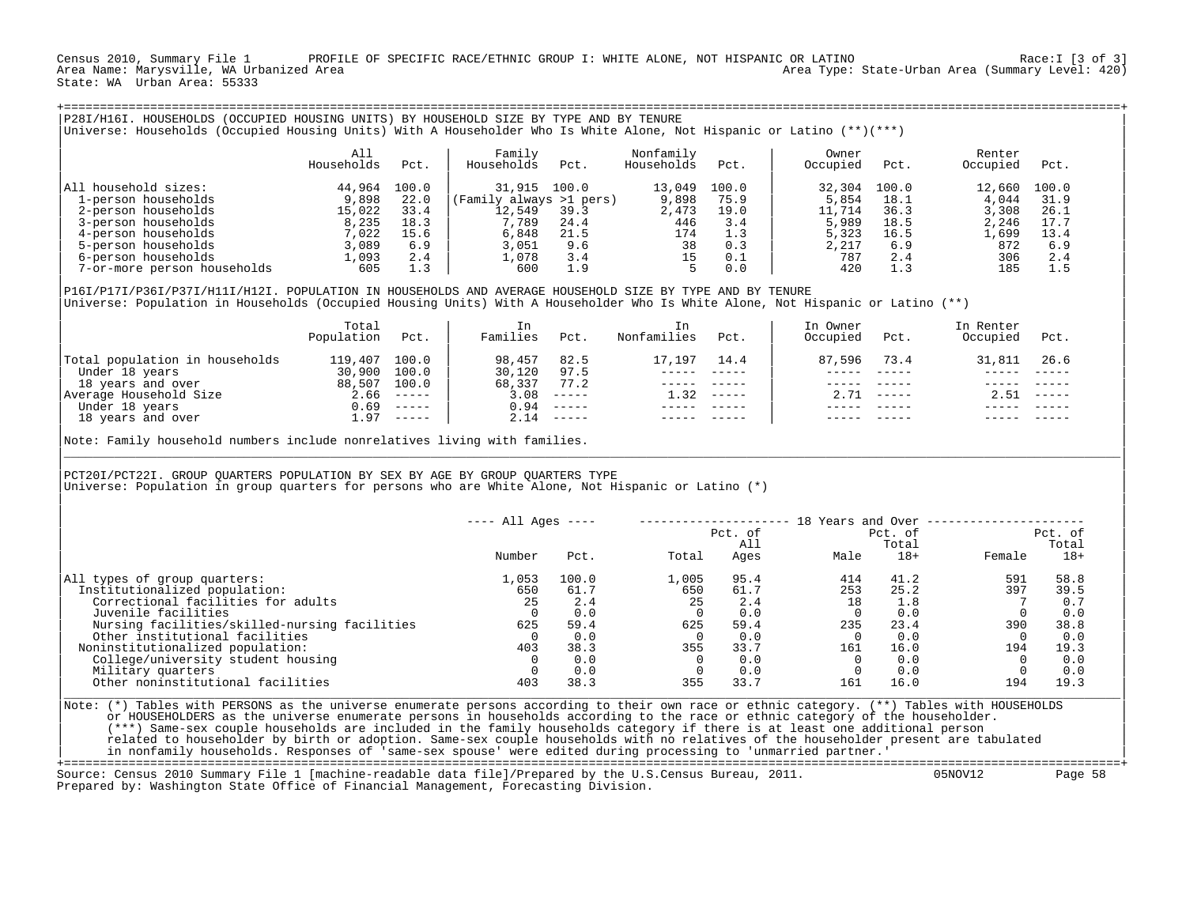Census 2010, Summary File 1 PROFILE OF SPECIFIC RACE/ETHNIC GROUP I: WHITE ALONE, NOT HISPANIC OR LATINO Race:I [3 of 3]
Area Name: Marysville, WA Urbanized Area Area Type: State-Urban Area (Summary Level: 420)
State: WA Urban Area: 55333

## P28I/H16I. HOUSEHOLDS (OCCUPIED HOUSING UNITS) BY HOUSEHOLD SIZE BY TYPE AND BY TENURE

Universe: Households (Occupied Housing Units) With A Householder Who Is White Alone, Not Hispanic or Latino (**)(***)

| | All Households | Pct. | Family Households | Pct. | Nonfamily Households | Pct. | Owner Occupied | Pct. | Renter Occupied | Pct. |
|---|---|---|---|---|---|---|---|---|---|---|
| All household sizes: | 44,964 | 100.0 | 31,915 | 100.0 | 13,049 | 100.0 | 32,304 | 100.0 | 12,660 | 100.0 |
| 1-person households | 9,898 | 22.0 | (Family always >1 pers) | | 9,898 | 75.9 | 5,854 | 18.1 | 4,044 | 31.9 |
| 2-person households | 15,022 | 33.4 | 12,549 | 39.3 | 2,473 | 19.0 | 11,714 | 36.3 | 3,308 | 26.1 |
| 3-person households | 8,235 | 18.3 | 7,789 | 24.4 | 446 | 3.4 | 5,989 | 18.5 | 2,246 | 17.7 |
| 4-person households | 7,022 | 15.6 | 6,848 | 21.5 | 174 | 1.3 | 5,323 | 16.5 | 1,699 | 13.4 |
| 5-person households | 3,089 | 6.9 | 3,051 | 9.6 | 38 | 0.3 | 2,217 | 6.9 | 872 | 6.9 |
| 6-person households | 1,093 | 2.4 | 1,078 | 3.4 | 15 | 0.1 | 787 | 2.4 | 306 | 2.4 |
| 7-or-more person households | 605 | 1.3 | 600 | 1.9 | 5 | 0.0 | 420 | 1.3 | 185 | 1.5 |

## P16I/P17I/P36I/P37I/H11I/H12I. POPULATION IN HOUSEHOLDS AND AVERAGE HOUSEHOLD SIZE BY TYPE AND BY TENURE

Universe: Population in Households (Occupied Housing Units) With A Householder Who Is White Alone, Not Hispanic or Latino (**)

| | Total Population | Pct. | In Families | Pct. | In Nonfamilies | Pct. | In Owner Occupied | Pct. | In Renter Occupied | Pct. |
|---|---|---|---|---|---|---|---|---|---|---|
| Total population in households | 119,407 | 100.0 | 98,457 | 82.5 | 17,197 | 14.4 | 87,596 | 73.4 | 31,811 | 26.6 |
| Under 18 years | 30,900 | 100.0 | 30,120 | 97.5 | ----- | ----- | ----- | ----- | ----- | ----- |
| 18 years and over | 88,507 | 100.0 | 68,337 | 77.2 | ----- | ----- | ----- | ----- | ----- | ----- |
| Average Household Size | 2.66 | ----- | 3.08 | ----- | 1.32 | ----- | 2.71 | ----- | 2.51 | ----- |
| Under 18 years | 0.69 | ----- | 0.94 | ----- | ----- | ----- | ----- | ----- | ----- | ----- |
| 18 years and over | 1.97 | ----- | 2.14 | ----- | ----- | ----- | ----- | ----- | ----- | ----- |

Note: Family household numbers include nonrelatives living with families.

## PCT20I/PCT22I. GROUP QUARTERS POPULATION BY SEX BY AGE BY GROUP QUARTERS TYPE

Universe: Population in group quarters for persons who are White Alone, Not Hispanic or Latino (*)

| | All Ages | | 18 Years and Over | | | | | |
|---|---|---|---|---|---|---|---|---|
| | Number | Pct. | Total | Pct. of All Ages | Male | Pct. of Total 18+ | Female | Pct. of Total 18+ |
| All types of group quarters: | 1,053 | 100.0 | 1,005 | 95.4 | 414 | 41.2 | 591 | 58.8 |
| Institutionalized population: | 650 | 61.7 | 650 | 61.7 | 253 | 25.2 | 397 | 39.5 |
| Correctional facilities for adults | 25 | 2.4 | 25 | 2.4 | 18 | 1.8 | 7 | 0.7 |
| Juvenile facilities | 0 | 0.0 | 0 | 0.0 | 0 | 0.0 | 0 | 0.0 |
| Nursing facilities/skilled-nursing facilities | 625 | 59.4 | 625 | 59.4 | 235 | 23.4 | 390 | 38.8 |
| Other institutional facilities | 0 | 0.0 | 0 | 0.0 | 0 | 0.0 | 0 | 0.0 |
| Noninstitutionalized population: | 403 | 38.3 | 355 | 33.7 | 161 | 16.0 | 194 | 19.3 |
| College/university student housing | 0 | 0.0 | 0 | 0.0 | 0 | 0.0 | 0 | 0.0 |
| Military quarters | 0 | 0.0 | 0 | 0.0 | 0 | 0.0 | 0 | 0.0 |
| Other noninstitutional facilities | 403 | 38.3 | 355 | 33.7 | 161 | 16.0 | 194 | 19.3 |

Note: (*) Tables with PERSONS as the universe enumerate persons according to their own race or ethnic category. (**) Tables with HOUSEHOLDS or HOUSEHOLDERS as the universe enumerate persons in households according to the race or ethnic category of the householder. (***) Same-sex couple households are included in the family households category if there is at least one additional person related to householder by birth or adoption. Same-sex couple households with no relatives of the householder present are tabulated in nonfamily households. Responses of 'same-sex spouse' were edited during processing to 'unmarried partner.'

Source: Census 2010 Summary File 1 [machine-readable data file]/Prepared by the U.S.Census Bureau, 2011. 05NOV12
Prepared by: Washington State Office of Financial Management, Forecasting Division.